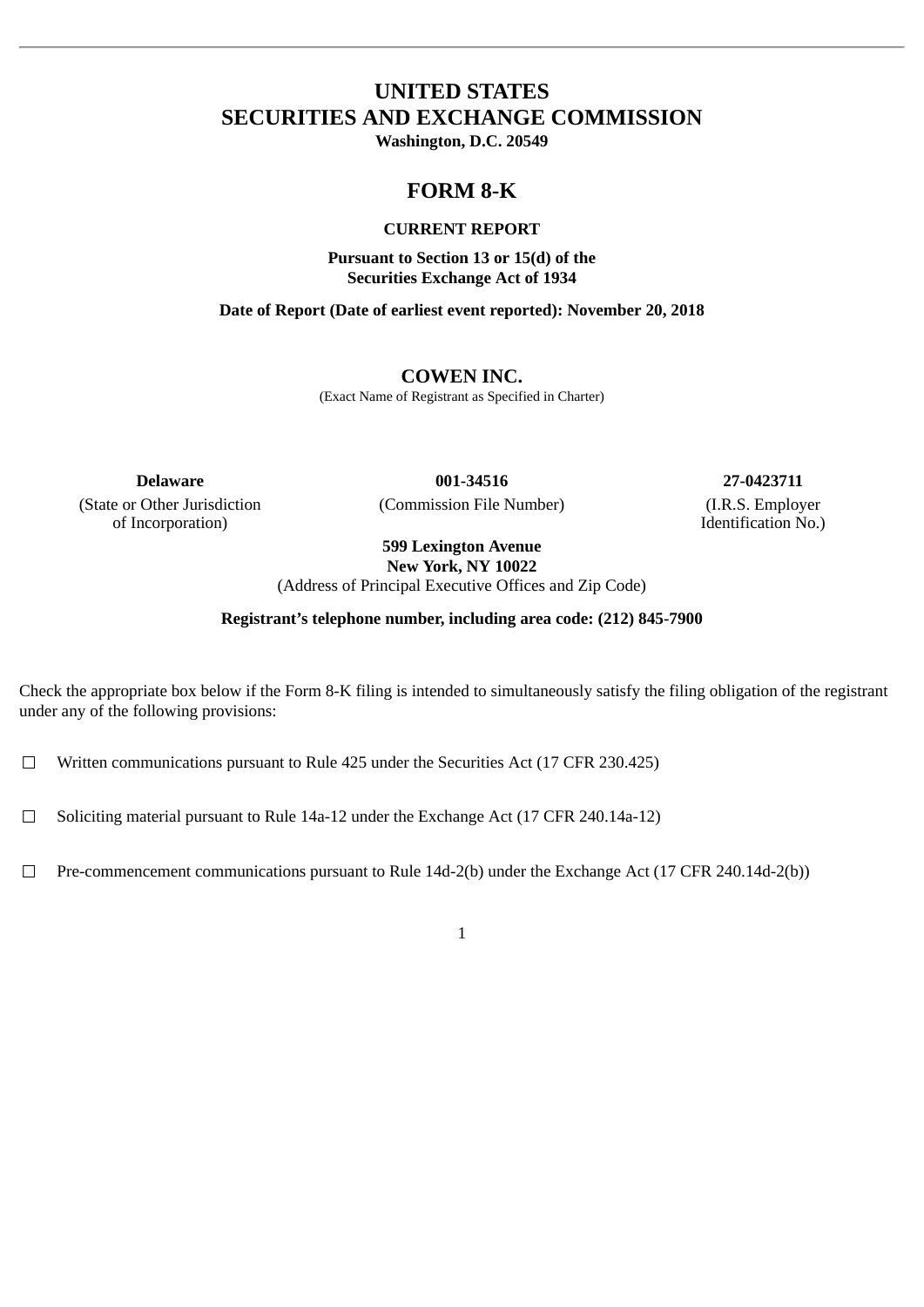# UNITED STATES
# SECURITIES AND EXCHANGE COMMISSION

**Washington, D.C. 20549**

## FORM 8-K

**CURRENT REPORT**

**Pursuant to Section 13 or 15(d) of the Securities Exchange Act of 1934**

**Date of Report (Date of earliest event reported): November 20, 2018**

**COWEN INC.**

(Exact Name of Registrant as Specified in Charter)

| **Delaware** | **001-34516** | **27-0423711** |
|---|---|---|
| (State or Other Jurisdiction of Incorporation) | (Commission File Number) | (I.R.S. Employer Identification No.) |

**599 Lexington Avenue**
**New York, NY 10022**
(Address of Principal Executive Offices and Zip Code)

**Registrant's telephone number, including area code: (212) 845-7900**

Check the appropriate box below if the Form 8-K filing is intended to simultaneously satisfy the filing obligation of the registrant under any of the following provisions:

☐ Written communications pursuant to Rule 425 under the Securities Act (17 CFR 230.425)

☐ Soliciting material pursuant to Rule 14a-12 under the Exchange Act (17 CFR 240.14a-12)

☐ Pre-commencement communications pursuant to Rule 14d-2(b) under the Exchange Act (17 CFR 240.14d-2(b))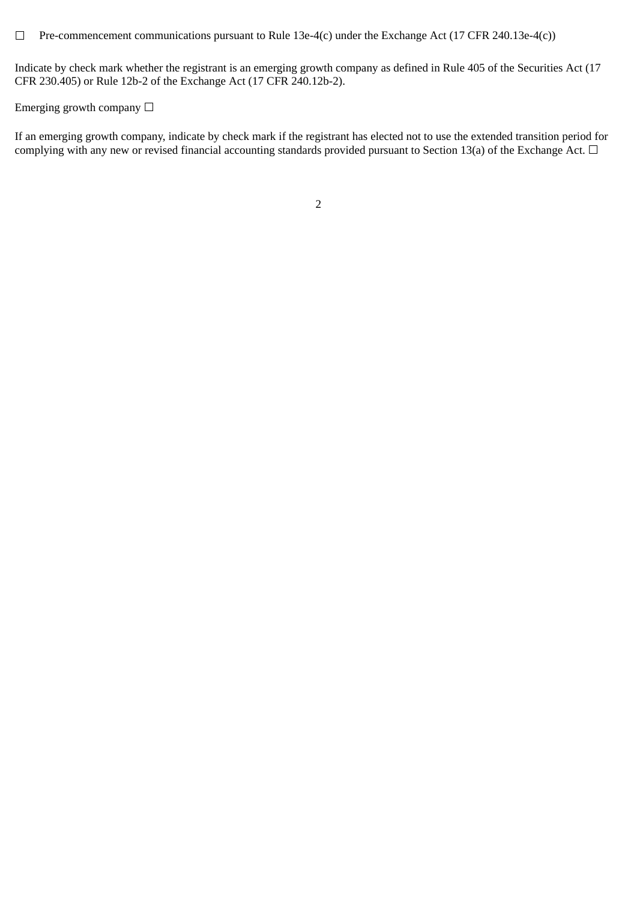☐ Pre-commencement communications pursuant to Rule 13e-4(c) under the Exchange Act (17 CFR 240.13e-4(c))

Indicate by check mark whether the registrant is an emerging growth company as defined in Rule 405 of the Securities Act (17 CFR 230.405) or Rule 12b-2 of the Exchange Act (17 CFR 240.12b-2).

Emerging growth company ☐

If an emerging growth company, indicate by check mark if the registrant has elected not to use the extended transition period for complying with any new or revised financial accounting standards provided pursuant to Section 13(a) of the Exchange Act. ☐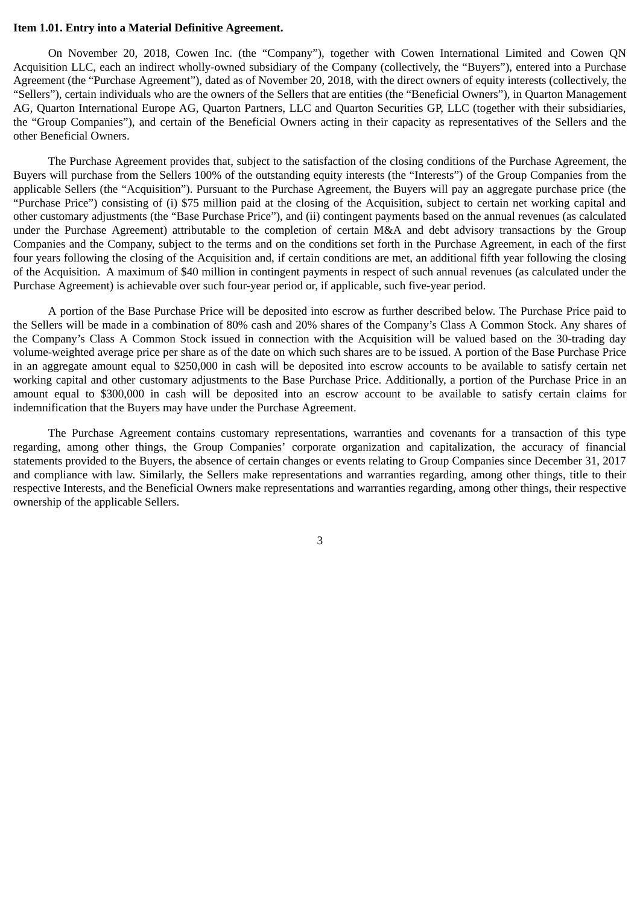**Item 1.01. Entry into a Material Definitive Agreement.**

On November 20, 2018, Cowen Inc. (the "Company"), together with Cowen International Limited and Cowen QN Acquisition LLC, each an indirect wholly-owned subsidiary of the Company (collectively, the "Buyers"), entered into a Purchase Agreement (the "Purchase Agreement"), dated as of November 20, 2018, with the direct owners of equity interests (collectively, the "Sellers"), certain individuals who are the owners of the Sellers that are entities (the "Beneficial Owners"), in Quarton Management AG, Quarton International Europe AG, Quarton Partners, LLC and Quarton Securities GP, LLC (together with their subsidiaries, the "Group Companies"), and certain of the Beneficial Owners acting in their capacity as representatives of the Sellers and the other Beneficial Owners.

The Purchase Agreement provides that, subject to the satisfaction of the closing conditions of the Purchase Agreement, the Buyers will purchase from the Sellers 100% of the outstanding equity interests (the "Interests") of the Group Companies from the applicable Sellers (the "Acquisition"). Pursuant to the Purchase Agreement, the Buyers will pay an aggregate purchase price (the "Purchase Price") consisting of (i) $75 million paid at the closing of the Acquisition, subject to certain net working capital and other customary adjustments (the "Base Purchase Price"), and (ii) contingent payments based on the annual revenues (as calculated under the Purchase Agreement) attributable to the completion of certain M&A and debt advisory transactions by the Group Companies and the Company, subject to the terms and on the conditions set forth in the Purchase Agreement, in each of the first four years following the closing of the Acquisition and, if certain conditions are met, an additional fifth year following the closing of the Acquisition. A maximum of $40 million in contingent payments in respect of such annual revenues (as calculated under the Purchase Agreement) is achievable over such four-year period or, if applicable, such five-year period.

A portion of the Base Purchase Price will be deposited into escrow as further described below. The Purchase Price paid to the Sellers will be made in a combination of 80% cash and 20% shares of the Company's Class A Common Stock. Any shares of the Company's Class A Common Stock issued in connection with the Acquisition will be valued based on the 30-trading day volume-weighted average price per share as of the date on which such shares are to be issued. A portion of the Base Purchase Price in an aggregate amount equal to $250,000 in cash will be deposited into escrow accounts to be available to satisfy certain net working capital and other customary adjustments to the Base Purchase Price. Additionally, a portion of the Purchase Price in an amount equal to $300,000 in cash will be deposited into an escrow account to be available to satisfy certain claims for indemnification that the Buyers may have under the Purchase Agreement.

The Purchase Agreement contains customary representations, warranties and covenants for a transaction of this type regarding, among other things, the Group Companies' corporate organization and capitalization, the accuracy of financial statements provided to the Buyers, the absence of certain changes or events relating to Group Companies since December 31, 2017 and compliance with law. Similarly, the Sellers make representations and warranties regarding, among other things, title to their respective Interests, and the Beneficial Owners make representations and warranties regarding, among other things, their respective ownership of the applicable Sellers.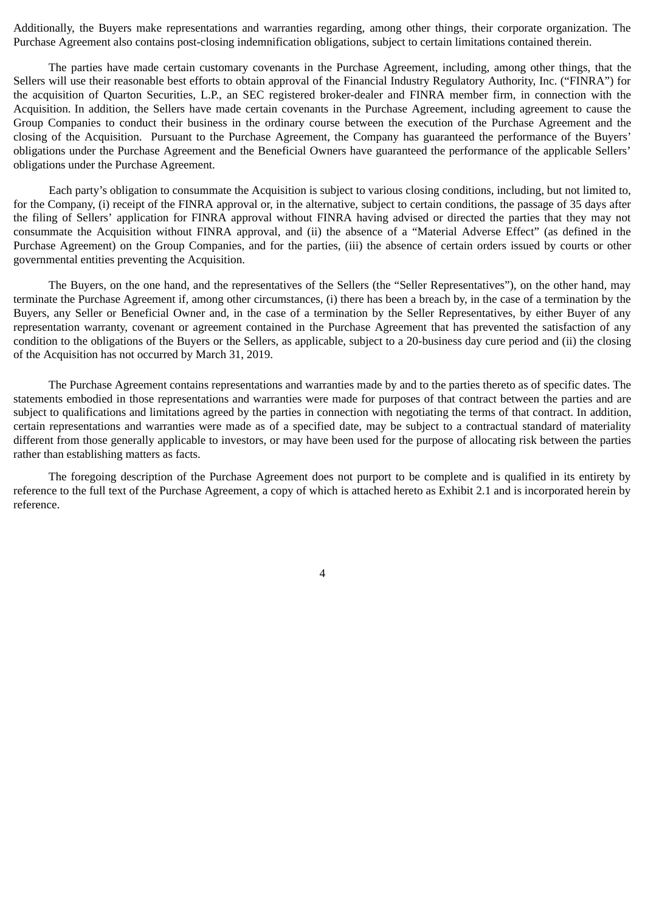Additionally, the Buyers make representations and warranties regarding, among other things, their corporate organization. The Purchase Agreement also contains post-closing indemnification obligations, subject to certain limitations contained therein.

The parties have made certain customary covenants in the Purchase Agreement, including, among other things, that the Sellers will use their reasonable best efforts to obtain approval of the Financial Industry Regulatory Authority, Inc. ("FINRA") for the acquisition of Quarton Securities, L.P., an SEC registered broker-dealer and FINRA member firm, in connection with the Acquisition. In addition, the Sellers have made certain covenants in the Purchase Agreement, including agreement to cause the Group Companies to conduct their business in the ordinary course between the execution of the Purchase Agreement and the closing of the Acquisition. Pursuant to the Purchase Agreement, the Company has guaranteed the performance of the Buyers' obligations under the Purchase Agreement and the Beneficial Owners have guaranteed the performance of the applicable Sellers' obligations under the Purchase Agreement.

Each party's obligation to consummate the Acquisition is subject to various closing conditions, including, but not limited to, for the Company, (i) receipt of the FINRA approval or, in the alternative, subject to certain conditions, the passage of 35 days after the filing of Sellers' application for FINRA approval without FINRA having advised or directed the parties that they may not consummate the Acquisition without FINRA approval, and (ii) the absence of a "Material Adverse Effect" (as defined in the Purchase Agreement) on the Group Companies, and for the parties, (iii) the absence of certain orders issued by courts or other governmental entities preventing the Acquisition.

The Buyers, on the one hand, and the representatives of the Sellers (the "Seller Representatives"), on the other hand, may terminate the Purchase Agreement if, among other circumstances, (i) there has been a breach by, in the case of a termination by the Buyers, any Seller or Beneficial Owner and, in the case of a termination by the Seller Representatives, by either Buyer of any representation warranty, covenant or agreement contained in the Purchase Agreement that has prevented the satisfaction of any condition to the obligations of the Buyers or the Sellers, as applicable, subject to a 20-business day cure period and (ii) the closing of the Acquisition has not occurred by March 31, 2019.

The Purchase Agreement contains representations and warranties made by and to the parties thereto as of specific dates. The statements embodied in those representations and warranties were made for purposes of that contract between the parties and are subject to qualifications and limitations agreed by the parties in connection with negotiating the terms of that contract. In addition, certain representations and warranties were made as of a specified date, may be subject to a contractual standard of materiality different from those generally applicable to investors, or may have been used for the purpose of allocating risk between the parties rather than establishing matters as facts.

The foregoing description of the Purchase Agreement does not purport to be complete and is qualified in its entirety by reference to the full text of the Purchase Agreement, a copy of which is attached hereto as Exhibit 2.1 and is incorporated herein by reference.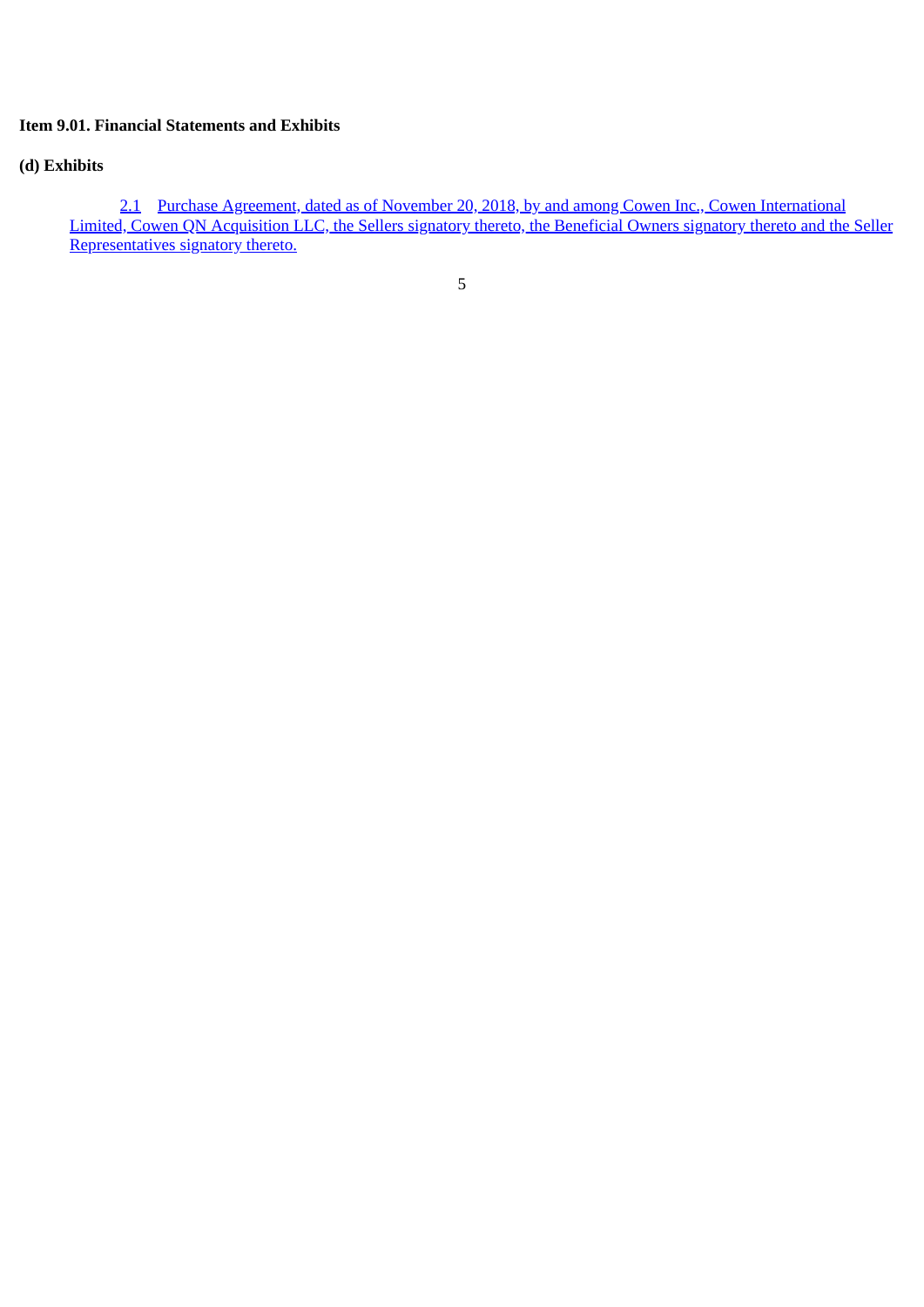**Item 9.01. Financial Statements and Exhibits**

**(d) Exhibits**

2.1 Purchase Agreement, dated as of November 20, 2018, by and among Cowen Inc., Cowen International Limited, Cowen QN Acquisition LLC, the Sellers signatory thereto, the Beneficial Owners signatory thereto and the Seller Representatives signatory thereto.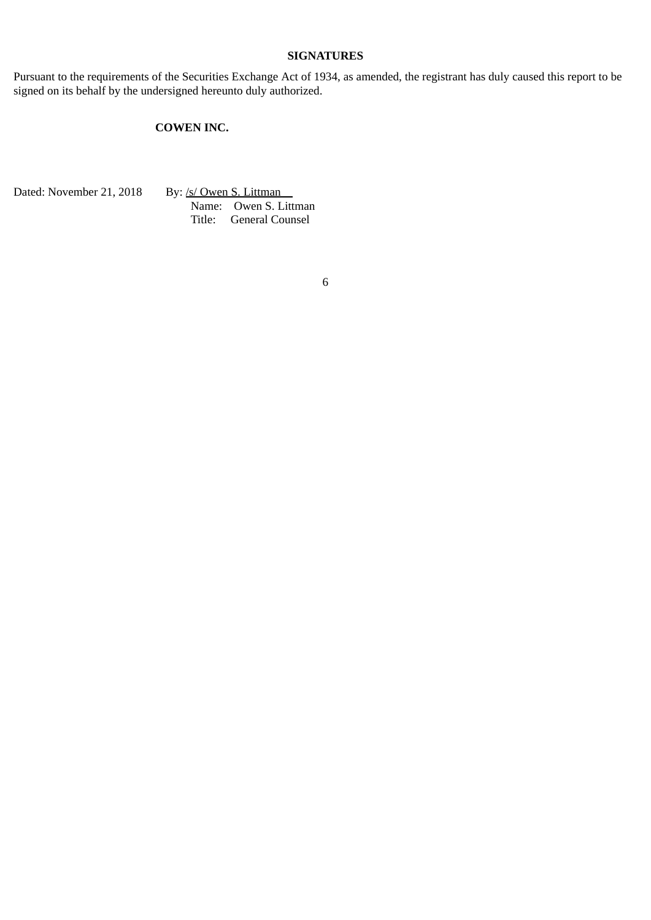**SIGNATURES**

Pursuant to the requirements of the Securities Exchange Act of 1934, as amended, the registrant has duly caused this report to be signed on its behalf by the undersigned hereunto duly authorized.

**COWEN INC.**

Dated: November 21, 2018     By: /s/ Owen S. Littman  
Name: Owen S. Littman  
Title: General Counsel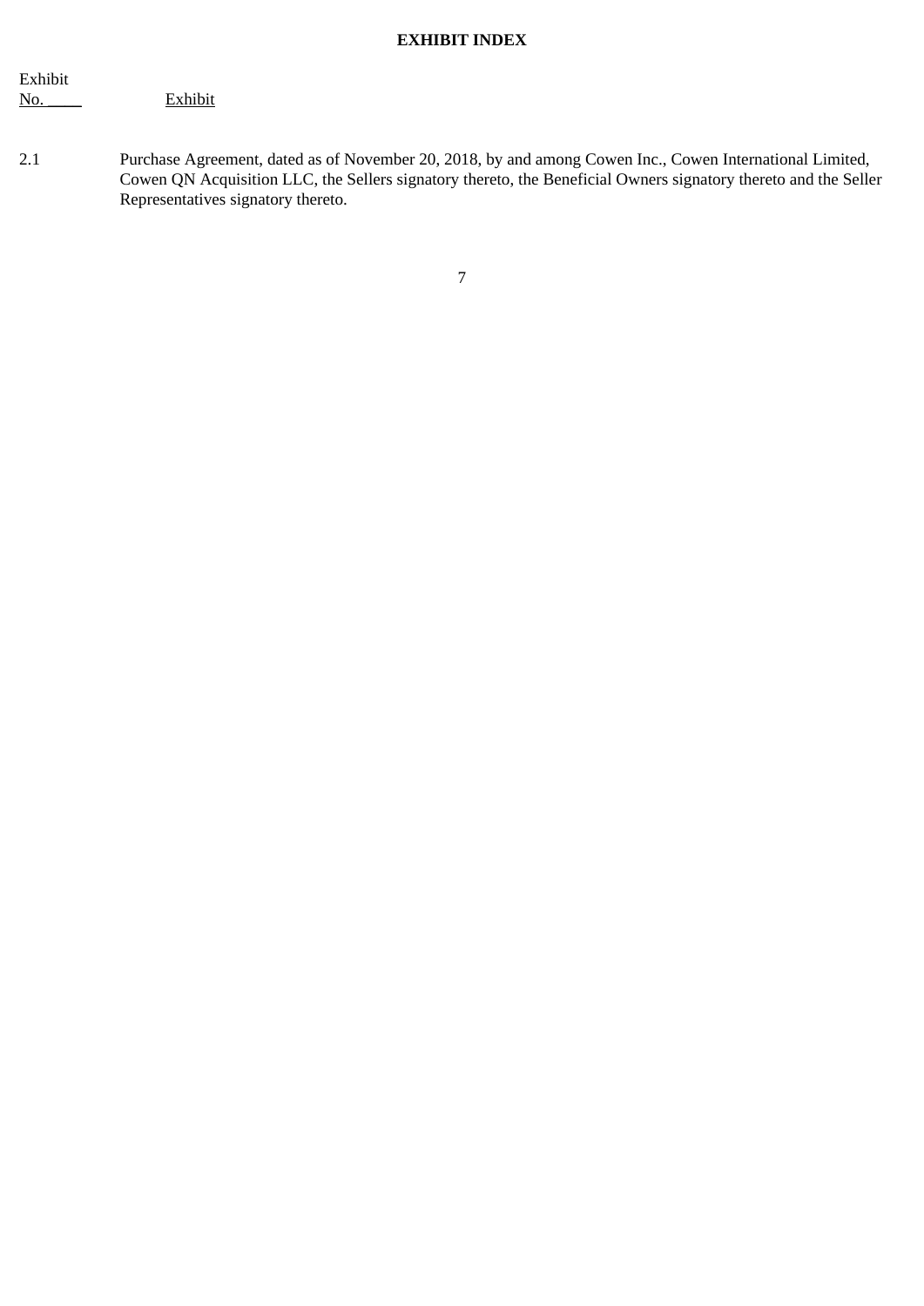**EXHIBIT INDEX**

| Exhibit No. | Exhibit |
| --- | --- |
| 2.1 | Purchase Agreement, dated as of November 20, 2018, by and among Cowen Inc., Cowen International Limited, Cowen QN Acquisition LLC, the Sellers signatory thereto, the Beneficial Owners signatory thereto and the Seller Representatives signatory thereto. |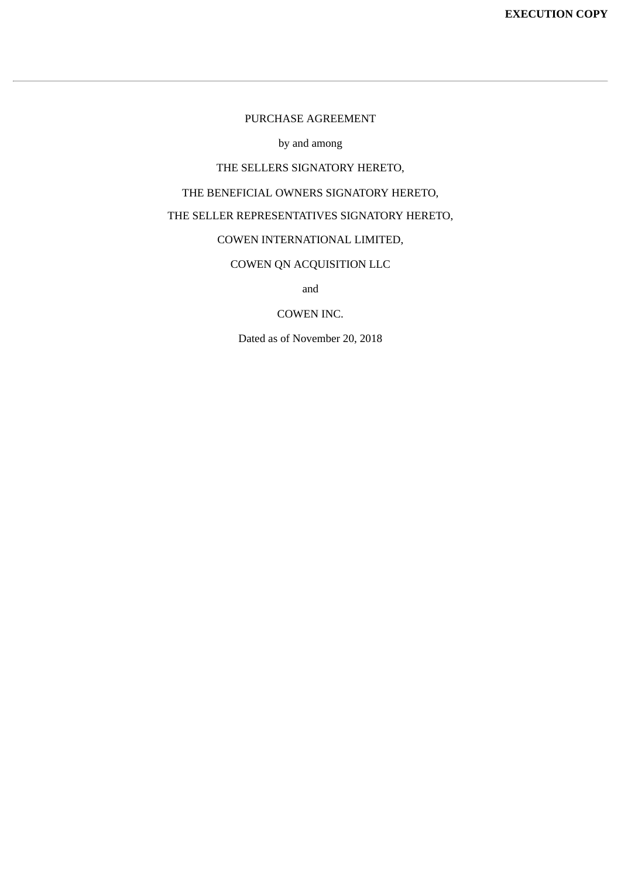**EXECUTION COPY**

---

PURCHASE AGREEMENT

by and among

THE SELLERS SIGNATORY HERETO,

THE BENEFICIAL OWNERS SIGNATORY HERETO,

THE SELLER REPRESENTATIVES SIGNATORY HERETO,

COWEN INTERNATIONAL LIMITED,

COWEN QN ACQUISITION LLC

and

COWEN INC.

Dated as of November 20, 2018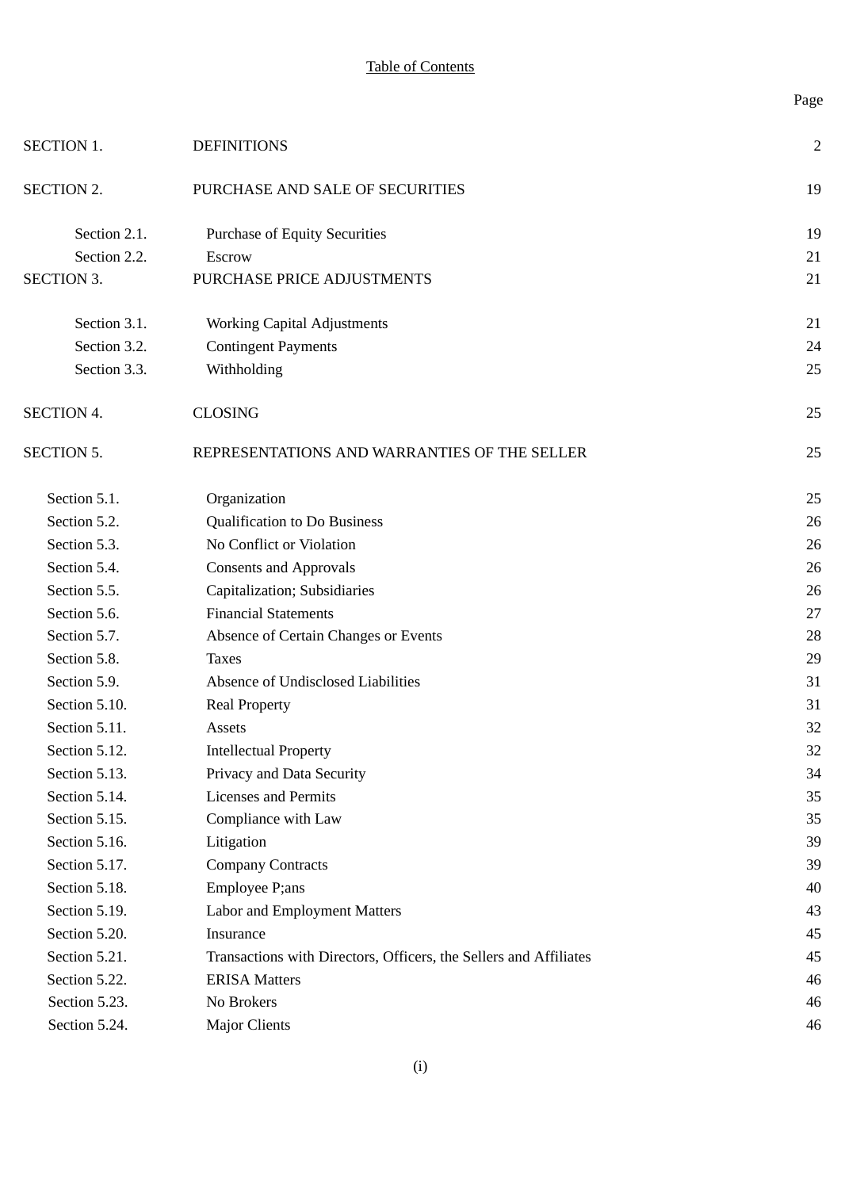Table of Contents

| | | Page |
|---|---|---|
| SECTION 1. | DEFINITIONS | 2 |
| SECTION 2. | PURCHASE AND SALE OF SECURITIES | 19 |
| Section 2.1. | Purchase of Equity Securities | 19 |
| Section 2.2. | Escrow | 21 |
| SECTION 3. | PURCHASE PRICE ADJUSTMENTS | 21 |
| Section 3.1. | Working Capital Adjustments | 21 |
| Section 3.2. | Contingent Payments | 24 |
| Section 3.3. | Withholding | 25 |
| SECTION 4. | CLOSING | 25 |
| SECTION 5. | REPRESENTATIONS AND WARRANTIES OF THE SELLER | 25 |
| Section 5.1. | Organization | 25 |
| Section 5.2. | Qualification to Do Business | 26 |
| Section 5.3. | No Conflict or Violation | 26 |
| Section 5.4. | Consents and Approvals | 26 |
| Section 5.5. | Capitalization; Subsidiaries | 26 |
| Section 5.6. | Financial Statements | 27 |
| Section 5.7. | Absence of Certain Changes or Events | 28 |
| Section 5.8. | Taxes | 29 |
| Section 5.9. | Absence of Undisclosed Liabilities | 31 |
| Section 5.10. | Real Property | 31 |
| Section 5.11. | Assets | 32 |
| Section 5.12. | Intellectual Property | 32 |
| Section 5.13. | Privacy and Data Security | 34 |
| Section 5.14. | Licenses and Permits | 35 |
| Section 5.15. | Compliance with Law | 35 |
| Section 5.16. | Litigation | 39 |
| Section 5.17. | Company Contracts | 39 |
| Section 5.18. | Employee P;ans | 40 |
| Section 5.19. | Labor and Employment Matters | 43 |
| Section 5.20. | Insurance | 45 |
| Section 5.21. | Transactions with Directors, Officers, the Sellers and Affiliates | 45 |
| Section 5.22. | ERISA Matters | 46 |
| Section 5.23. | No Brokers | 46 |
| Section 5.24. | Major Clients | 46 |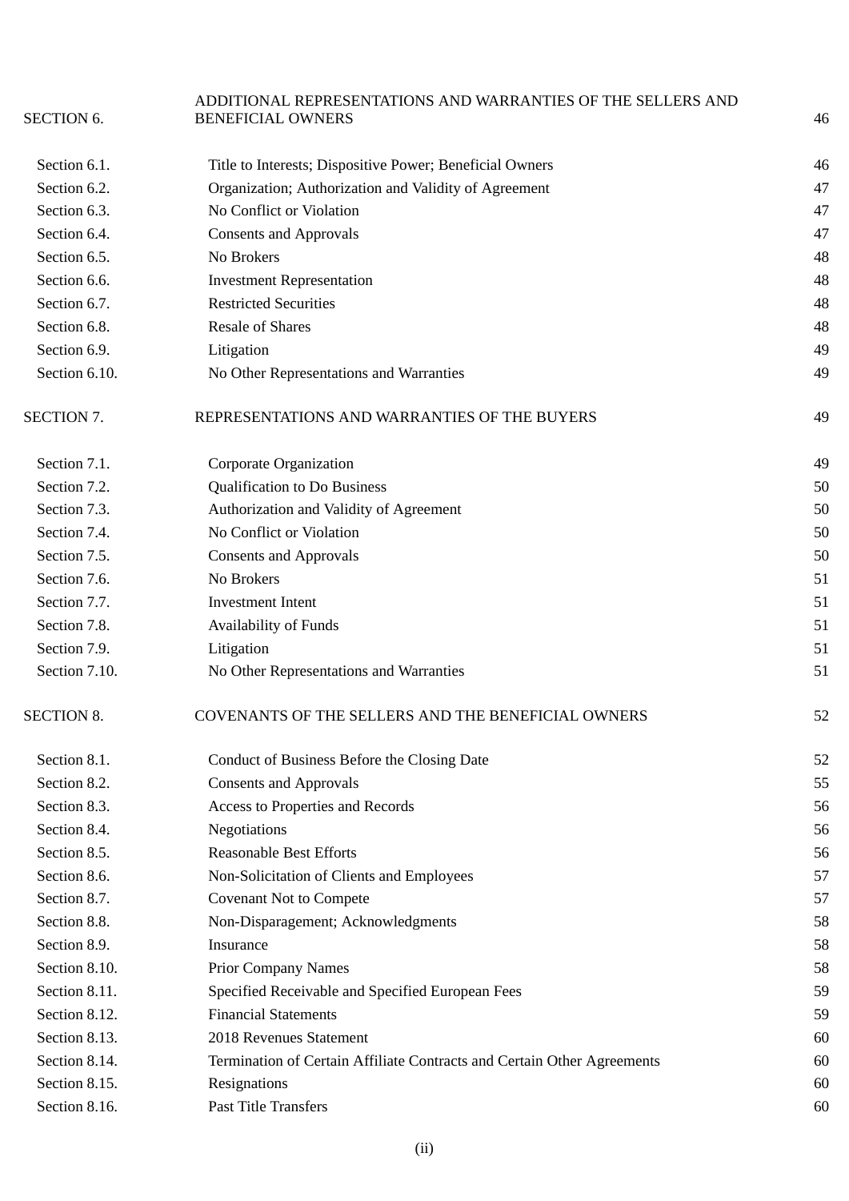| | | |
|---|---|---|
| SECTION 6. | ADDITIONAL REPRESENTATIONS AND WARRANTIES OF THE SELLERS AND BENEFICIAL OWNERS | 46 |
| Section 6.1. | Title to Interests; Dispositive Power; Beneficial Owners | 46 |
| Section 6.2. | Organization; Authorization and Validity of Agreement | 47 |
| Section 6.3. | No Conflict or Violation | 47 |
| Section 6.4. | Consents and Approvals | 47 |
| Section 6.5. | No Brokers | 48 |
| Section 6.6. | Investment Representation | 48 |
| Section 6.7. | Restricted Securities | 48 |
| Section 6.8. | Resale of Shares | 48 |
| Section 6.9. | Litigation | 49 |
| Section 6.10. | No Other Representations and Warranties | 49 |
| SECTION 7. | REPRESENTATIONS AND WARRANTIES OF THE BUYERS | 49 |
| Section 7.1. | Corporate Organization | 49 |
| Section 7.2. | Qualification to Do Business | 50 |
| Section 7.3. | Authorization and Validity of Agreement | 50 |
| Section 7.4. | No Conflict or Violation | 50 |
| Section 7.5. | Consents and Approvals | 50 |
| Section 7.6. | No Brokers | 51 |
| Section 7.7. | Investment Intent | 51 |
| Section 7.8. | Availability of Funds | 51 |
| Section 7.9. | Litigation | 51 |
| Section 7.10. | No Other Representations and Warranties | 51 |
| SECTION 8. | COVENANTS OF THE SELLERS AND THE BENEFICIAL OWNERS | 52 |
| Section 8.1. | Conduct of Business Before the Closing Date | 52 |
| Section 8.2. | Consents and Approvals | 55 |
| Section 8.3. | Access to Properties and Records | 56 |
| Section 8.4. | Negotiations | 56 |
| Section 8.5. | Reasonable Best Efforts | 56 |
| Section 8.6. | Non-Solicitation of Clients and Employees | 57 |
| Section 8.7. | Covenant Not to Compete | 57 |
| Section 8.8. | Non-Disparagement; Acknowledgments | 58 |
| Section 8.9. | Insurance | 58 |
| Section 8.10. | Prior Company Names | 58 |
| Section 8.11. | Specified Receivable and Specified European Fees | 59 |
| Section 8.12. | Financial Statements | 59 |
| Section 8.13. | 2018 Revenues Statement | 60 |
| Section 8.14. | Termination of Certain Affiliate Contracts and Certain Other Agreements | 60 |
| Section 8.15. | Resignations | 60 |
| Section 8.16. | Past Title Transfers | 60 |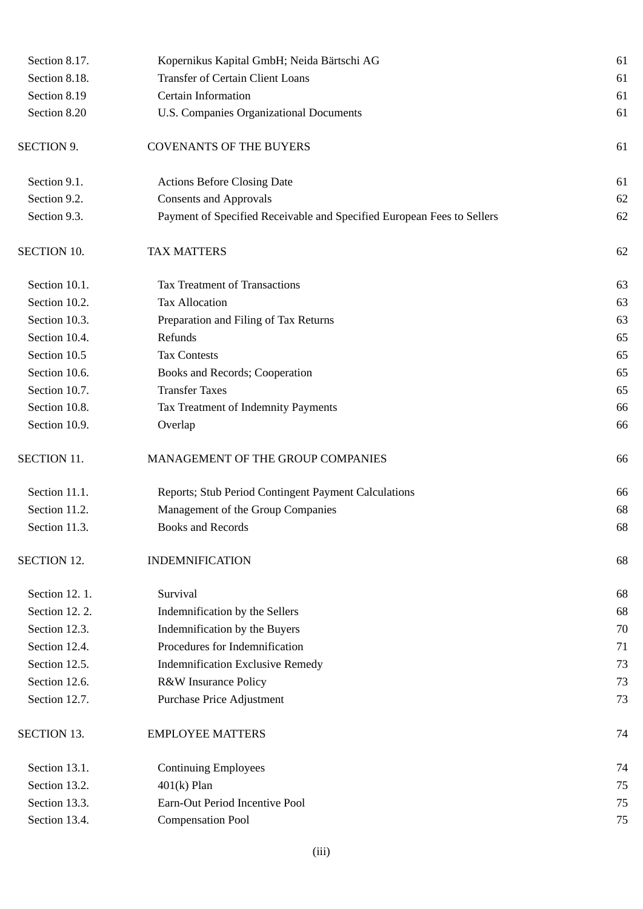| | | |
|---|---|---|
| Section 8.17. | Kopernikus Kapital GmbH; Neida Bärtschi AG | 61 |
| Section 8.18. | Transfer of Certain Client Loans | 61 |
| Section 8.19 | Certain Information | 61 |
| Section 8.20 | U.S. Companies Organizational Documents | 61 |
| SECTION 9. | COVENANTS OF THE BUYERS | 61 |
| Section 9.1. | Actions Before Closing Date | 61 |
| Section 9.2. | Consents and Approvals | 62 |
| Section 9.3. | Payment of Specified Receivable and Specified European Fees to Sellers | 62 |
| SECTION 10. | TAX MATTERS | 62 |
| Section 10.1. | Tax Treatment of Transactions | 63 |
| Section 10.2. | Tax Allocation | 63 |
| Section 10.3. | Preparation and Filing of Tax Returns | 63 |
| Section 10.4. | Refunds | 65 |
| Section 10.5 | Tax Contests | 65 |
| Section 10.6. | Books and Records; Cooperation | 65 |
| Section 10.7. | Transfer Taxes | 65 |
| Section 10.8. | Tax Treatment of Indemnity Payments | 66 |
| Section 10.9. | Overlap | 66 |
| SECTION 11. | MANAGEMENT OF THE GROUP COMPANIES | 66 |
| Section 11.1. | Reports; Stub Period Contingent Payment Calculations | 66 |
| Section 11.2. | Management of the Group Companies | 68 |
| Section 11.3. | Books and Records | 68 |
| SECTION 12. | INDEMNIFICATION | 68 |
| Section 12. 1. | Survival | 68 |
| Section 12. 2. | Indemnification by the Sellers | 68 |
| Section 12.3. | Indemnification by the Buyers | 70 |
| Section 12.4. | Procedures for Indemnification | 71 |
| Section 12.5. | Indemnification Exclusive Remedy | 73 |
| Section 12.6. | R&W Insurance Policy | 73 |
| Section 12.7. | Purchase Price Adjustment | 73 |
| SECTION 13. | EMPLOYEE MATTERS | 74 |
| Section 13.1. | Continuing Employees | 74 |
| Section 13.2. | 401(k) Plan | 75 |
| Section 13.3. | Earn-Out Period Incentive Pool | 75 |
| Section 13.4. | Compensation Pool | 75 |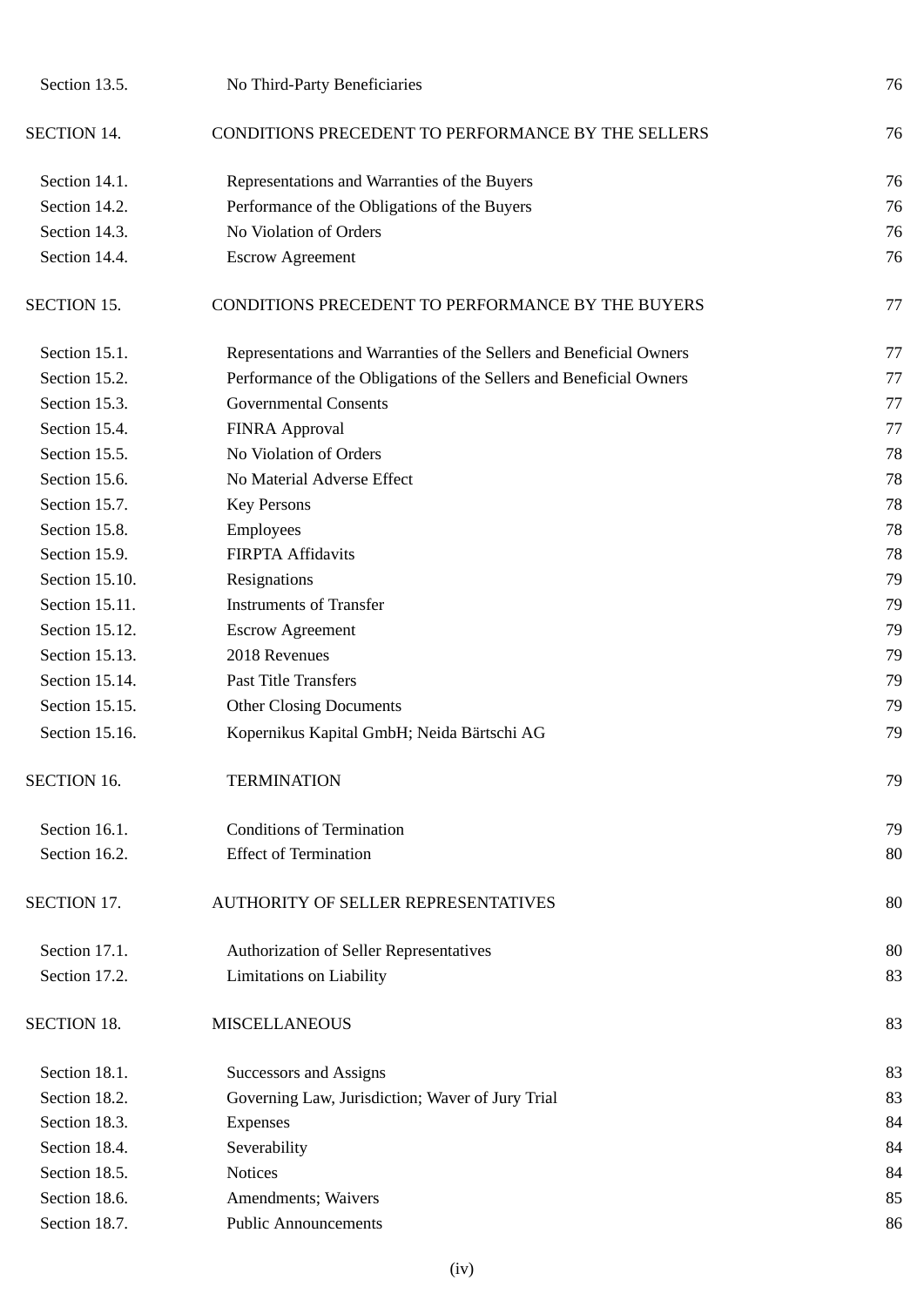| | | |
|---|---|---|
| Section 13.5. | No Third-Party Beneficiaries | 76 |
| SECTION 14. | CONDITIONS PRECEDENT TO PERFORMANCE BY THE SELLERS | 76 |
| Section 14.1. | Representations and Warranties of the Buyers | 76 |
| Section 14.2. | Performance of the Obligations of the Buyers | 76 |
| Section 14.3. | No Violation of Orders | 76 |
| Section 14.4. | Escrow Agreement | 76 |
| SECTION 15. | CONDITIONS PRECEDENT TO PERFORMANCE BY THE BUYERS | 77 |
| Section 15.1. | Representations and Warranties of the Sellers and Beneficial Owners | 77 |
| Section 15.2. | Performance of the Obligations of the Sellers and Beneficial Owners | 77 |
| Section 15.3. | Governmental Consents | 77 |
| Section 15.4. | FINRA Approval | 77 |
| Section 15.5. | No Violation of Orders | 78 |
| Section 15.6. | No Material Adverse Effect | 78 |
| Section 15.7. | Key Persons | 78 |
| Section 15.8. | Employees | 78 |
| Section 15.9. | FIRPTA Affidavits | 78 |
| Section 15.10. | Resignations | 79 |
| Section 15.11. | Instruments of Transfer | 79 |
| Section 15.12. | Escrow Agreement | 79 |
| Section 15.13. | 2018 Revenues | 79 |
| Section 15.14. | Past Title Transfers | 79 |
| Section 15.15. | Other Closing Documents | 79 |
| Section 15.16. | Kopernikus Kapital GmbH; Neida Bärtschi AG | 79 |
| SECTION 16. | TERMINATION | 79 |
| Section 16.1. | Conditions of Termination | 79 |
| Section 16.2. | Effect of Termination | 80 |
| SECTION 17. | AUTHORITY OF SELLER REPRESENTATIVES | 80 |
| Section 17.1. | Authorization of Seller Representatives | 80 |
| Section 17.2. | Limitations on Liability | 83 |
| SECTION 18. | MISCELLANEOUS | 83 |
| Section 18.1. | Successors and Assigns | 83 |
| Section 18.2. | Governing Law, Jurisdiction; Waver of Jury Trial | 83 |
| Section 18.3. | Expenses | 84 |
| Section 18.4. | Severability | 84 |
| Section 18.5. | Notices | 84 |
| Section 18.6. | Amendments; Waivers | 85 |
| Section 18.7. | Public Announcements | 86 |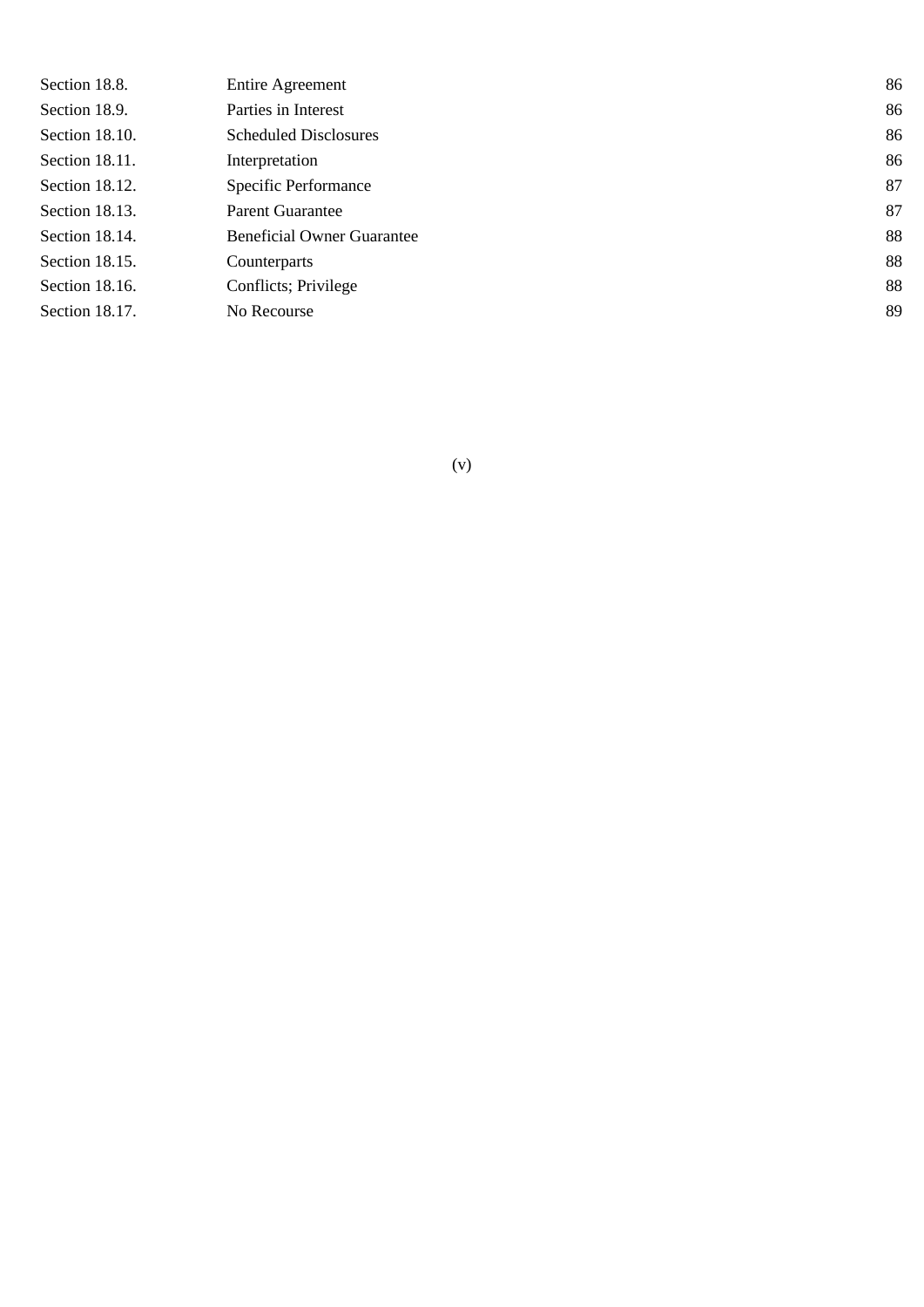| | | |
|---|---|---|
| Section 18.8. | Entire Agreement | 86 |
| Section 18.9. | Parties in Interest | 86 |
| Section 18.10. | Scheduled Disclosures | 86 |
| Section 18.11. | Interpretation | 86 |
| Section 18.12. | Specific Performance | 87 |
| Section 18.13. | Parent Guarantee | 87 |
| Section 18.14. | Beneficial Owner Guarantee | 88 |
| Section 18.15. | Counterparts | 88 |
| Section 18.16. | Conflicts; Privilege | 88 |
| Section 18.17. | No Recourse | 89 |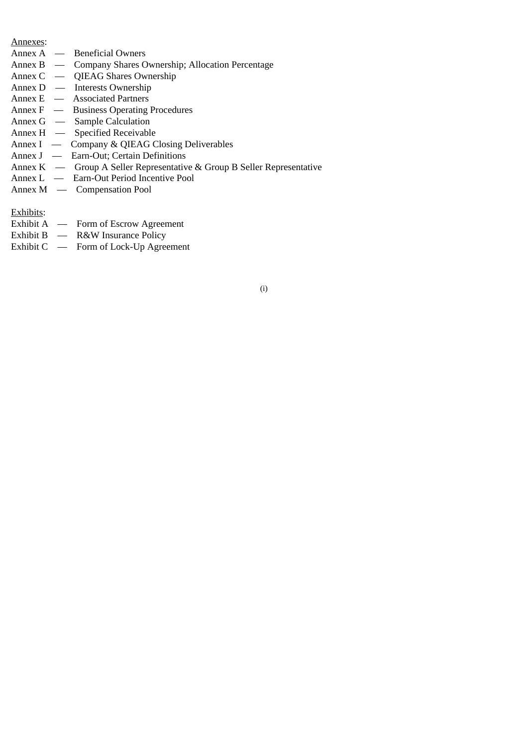<u>Annexes</u>:

Annex A — Beneficial Owners
Annex B — Company Shares Ownership; Allocation Percentage
Annex C — QIEAG Shares Ownership
Annex D — Interests Ownership
Annex E — Associated Partners
Annex F — Business Operating Procedures
Annex G — Sample Calculation
Annex H — Specified Receivable
Annex I — Company & QIEAG Closing Deliverables
Annex J — Earn-Out; Certain Definitions
Annex K — Group A Seller Representative & Group B Seller Representative
Annex L — Earn-Out Period Incentive Pool
Annex M — Compensation Pool

<u>Exhibits</u>:

Exhibit A — Form of Escrow Agreement
Exhibit B — R&W Insurance Policy
Exhibit C — Form of Lock-Up Agreement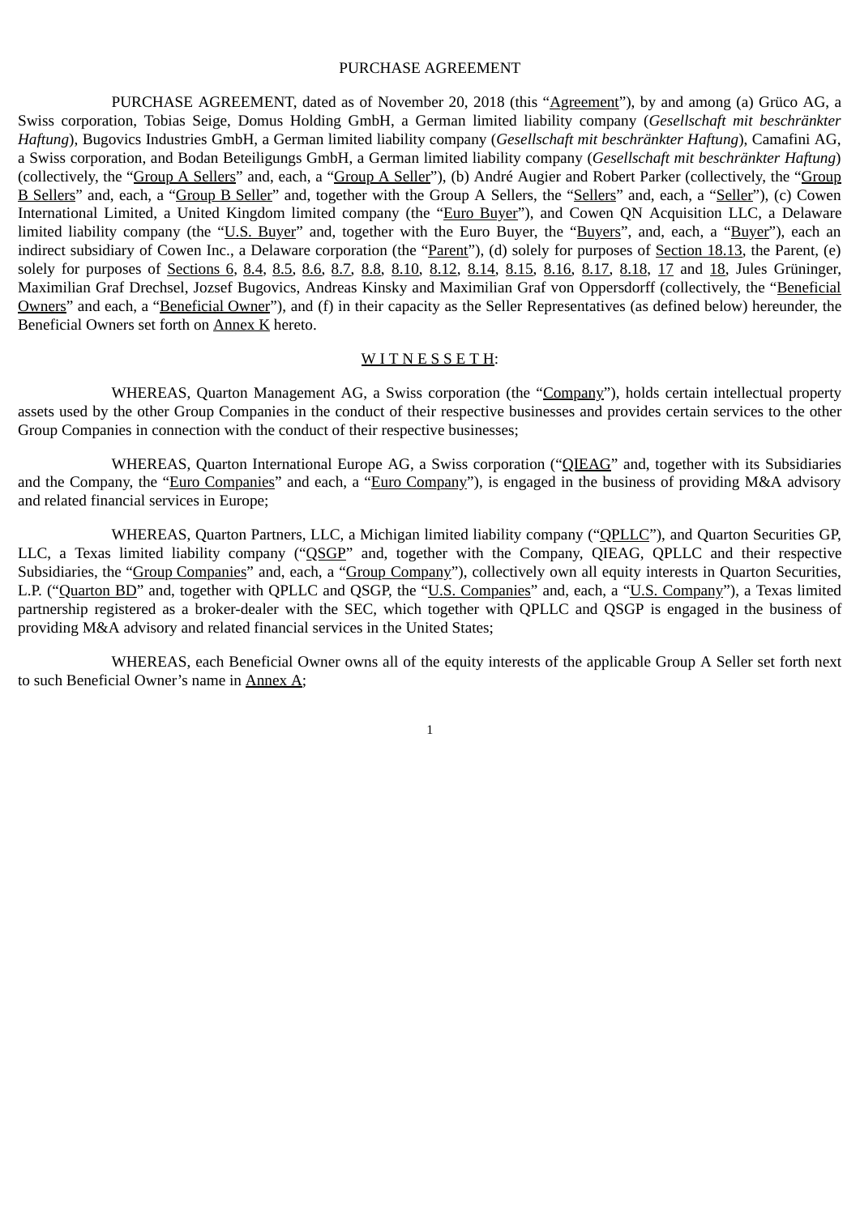PURCHASE AGREEMENT

PURCHASE AGREEMENT, dated as of November 20, 2018 (this "Agreement"), by and among (a) Grüco AG, a Swiss corporation, Tobias Seige, Domus Holding GmbH, a German limited liability company (*Gesellschaft mit beschränkter Haftung*), Bugovics Industries GmbH, a German limited liability company (*Gesellschaft mit beschränkter Haftung*), Camafini AG, a Swiss corporation, and Bodan Beteiligungs GmbH, a German limited liability company (*Gesellschaft mit beschränkter Haftung*) (collectively, the "Group A Sellers" and, each, a "Group A Seller"), (b) André Augier and Robert Parker (collectively, the "Group B Sellers" and, each, a "Group B Seller" and, together with the Group A Sellers, the "Sellers" and, each, a "Seller"), (c) Cowen International Limited, a United Kingdom limited company (the "Euro Buyer"), and Cowen QN Acquisition LLC, a Delaware limited liability company (the "U.S. Buyer" and, together with the Euro Buyer, the "Buyers", and, each, a "Buyer"), each an indirect subsidiary of Cowen Inc., a Delaware corporation (the "Parent"), (d) solely for purposes of Section 18.13, the Parent, (e) solely for purposes of Sections 6, 8.4, 8.5, 8.6, 8.7, 8.8, 8.10, 8.12, 8.14, 8.15, 8.16, 8.17, 8.18, 17 and 18, Jules Grüninger, Maximilian Graf Drechsel, Jozsef Bugovics, Andreas Kinsky and Maximilian Graf von Oppersdorff (collectively, the "Beneficial Owners" and each, a "Beneficial Owner"), and (f) in their capacity as the Seller Representatives (as defined below) hereunder, the Beneficial Owners set forth on Annex K hereto.

W I T N E S S E T H:

WHEREAS, Quarton Management AG, a Swiss corporation (the "Company"), holds certain intellectual property assets used by the other Group Companies in the conduct of their respective businesses and provides certain services to the other Group Companies in connection with the conduct of their respective businesses;

WHEREAS, Quarton International Europe AG, a Swiss corporation ("QIEAG" and, together with its Subsidiaries and the Company, the "Euro Companies" and each, a "Euro Company"), is engaged in the business of providing M&A advisory and related financial services in Europe;

WHEREAS, Quarton Partners, LLC, a Michigan limited liability company ("QPLLC"), and Quarton Securities GP, LLC, a Texas limited liability company ("QSGP" and, together with the Company, QIEAG, QPLLC and their respective Subsidiaries, the "Group Companies" and, each, a "Group Company"), collectively own all equity interests in Quarton Securities, L.P. ("Quarton BD" and, together with QPLLC and QSGP, the "U.S. Companies" and, each, a "U.S. Company"), a Texas limited partnership registered as a broker-dealer with the SEC, which together with QPLLC and QSGP is engaged in the business of providing M&A advisory and related financial services in the United States;

WHEREAS, each Beneficial Owner owns all of the equity interests of the applicable Group A Seller set forth next to such Beneficial Owner's name in Annex A;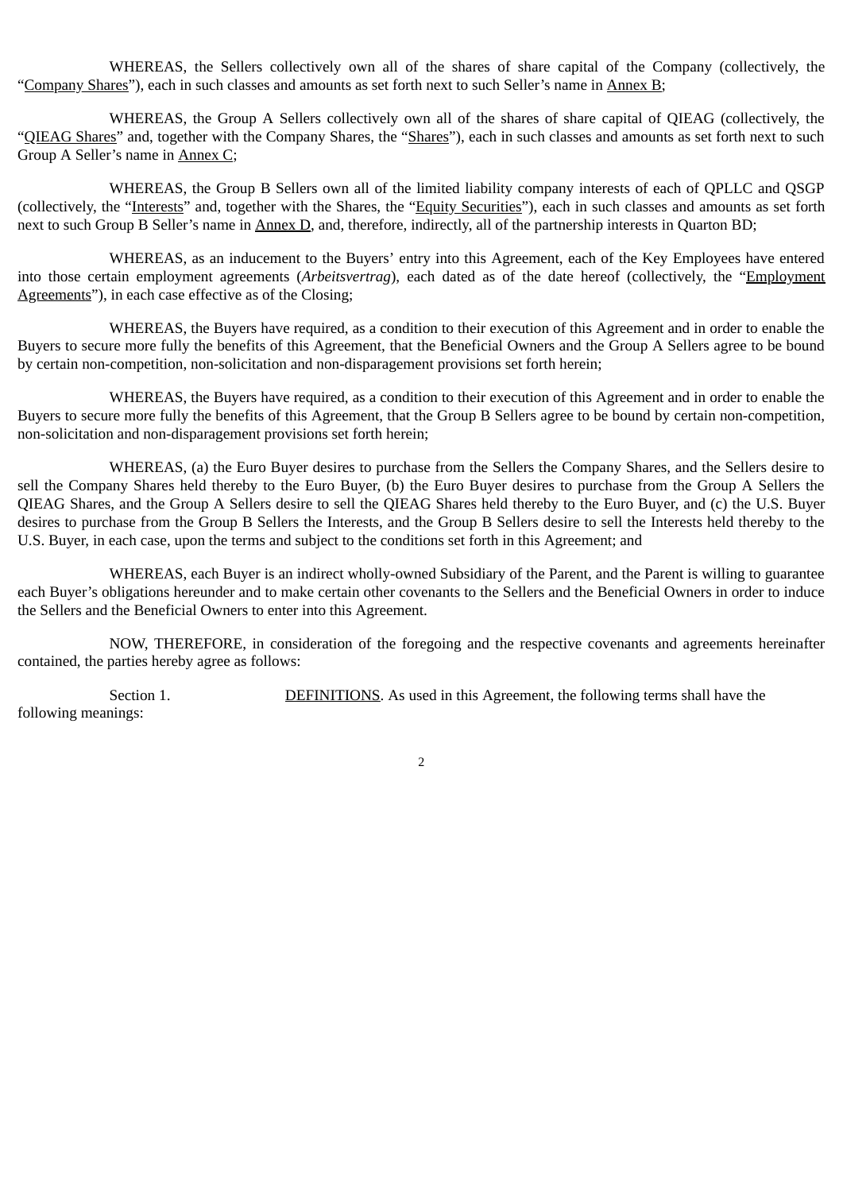WHEREAS, the Sellers collectively own all of the shares of share capital of the Company (collectively, the "Company Shares"), each in such classes and amounts as set forth next to such Seller's name in Annex B;

WHEREAS, the Group A Sellers collectively own all of the shares of share capital of QIEAG (collectively, the "QIEAG Shares" and, together with the Company Shares, the "Shares"), each in such classes and amounts as set forth next to such Group A Seller's name in Annex C;

WHEREAS, the Group B Sellers own all of the limited liability company interests of each of QPLLC and QSGP (collectively, the "Interests" and, together with the Shares, the "Equity Securities"), each in such classes and amounts as set forth next to such Group B Seller's name in Annex D, and, therefore, indirectly, all of the partnership interests in Quarton BD;

WHEREAS, as an inducement to the Buyers' entry into this Agreement, each of the Key Employees have entered into those certain employment agreements (*Arbeitsvertrag*), each dated as of the date hereof (collectively, the "Employment Agreements"), in each case effective as of the Closing;

WHEREAS, the Buyers have required, as a condition to their execution of this Agreement and in order to enable the Buyers to secure more fully the benefits of this Agreement, that the Beneficial Owners and the Group A Sellers agree to be bound by certain non-competition, non-solicitation and non-disparagement provisions set forth herein;

WHEREAS, the Buyers have required, as a condition to their execution of this Agreement and in order to enable the Buyers to secure more fully the benefits of this Agreement, that the Group B Sellers agree to be bound by certain non-competition, non-solicitation and non-disparagement provisions set forth herein;

WHEREAS, (a) the Euro Buyer desires to purchase from the Sellers the Company Shares, and the Sellers desire to sell the Company Shares held thereby to the Euro Buyer, (b) the Euro Buyer desires to purchase from the Group A Sellers the QIEAG Shares, and the Group A Sellers desire to sell the QIEAG Shares held thereby to the Euro Buyer, and (c) the U.S. Buyer desires to purchase from the Group B Sellers the Interests, and the Group B Sellers desire to sell the Interests held thereby to the U.S. Buyer, in each case, upon the terms and subject to the conditions set forth in this Agreement; and

WHEREAS, each Buyer is an indirect wholly-owned Subsidiary of the Parent, and the Parent is willing to guarantee each Buyer's obligations hereunder and to make certain other covenants to the Sellers and the Beneficial Owners in order to induce the Sellers and the Beneficial Owners to enter into this Agreement.

NOW, THEREFORE, in consideration of the foregoing and the respective covenants and agreements hereinafter contained, the parties hereby agree as follows:

Section 1. DEFINITIONS. As used in this Agreement, the following terms shall have the following meanings: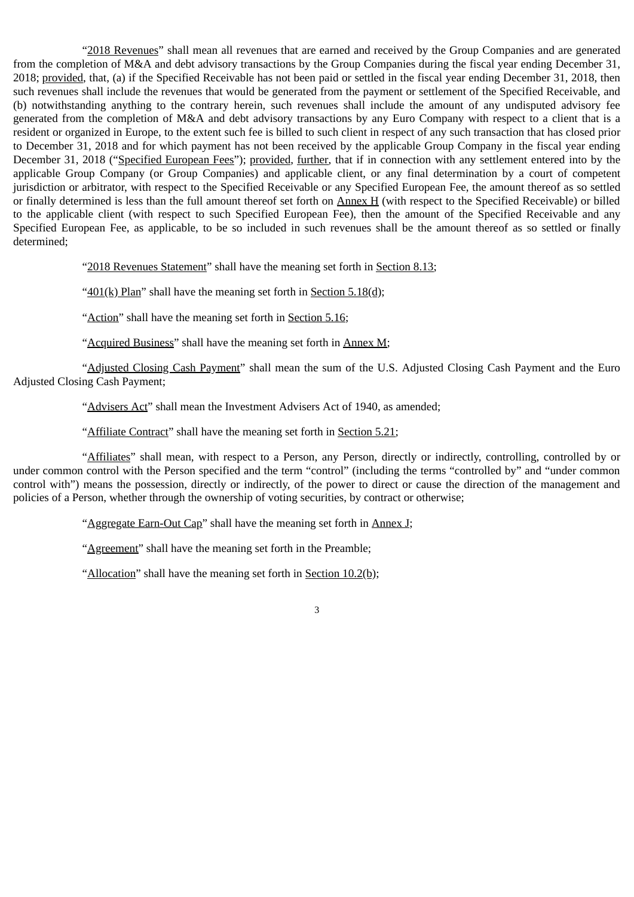"2018 Revenues" shall mean all revenues that are earned and received by the Group Companies and are generated from the completion of M&A and debt advisory transactions by the Group Companies during the fiscal year ending December 31, 2018; provided, that, (a) if the Specified Receivable has not been paid or settled in the fiscal year ending December 31, 2018, then such revenues shall include the revenues that would be generated from the payment or settlement of the Specified Receivable, and (b) notwithstanding anything to the contrary herein, such revenues shall include the amount of any undisputed advisory fee generated from the completion of M&A and debt advisory transactions by any Euro Company with respect to a client that is a resident or organized in Europe, to the extent such fee is billed to such client in respect of any such transaction that has closed prior to December 31, 2018 and for which payment has not been received by the applicable Group Company in the fiscal year ending December 31, 2018 ("Specified European Fees"); provided, further, that if in connection with any settlement entered into by the applicable Group Company (or Group Companies) and applicable client, or any final determination by a court of competent jurisdiction or arbitrator, with respect to the Specified Receivable or any Specified European Fee, the amount thereof as so settled or finally determined is less than the full amount thereof set forth on Annex H (with respect to the Specified Receivable) or billed to the applicable client (with respect to such Specified European Fee), then the amount of the Specified Receivable and any Specified European Fee, as applicable, to be so included in such revenues shall be the amount thereof as so settled or finally determined;

"2018 Revenues Statement" shall have the meaning set forth in Section 8.13;

"401(k) Plan" shall have the meaning set forth in Section 5.18(d);

"Action" shall have the meaning set forth in Section 5.16;

"Acquired Business" shall have the meaning set forth in Annex M;

"Adjusted Closing Cash Payment" shall mean the sum of the U.S. Adjusted Closing Cash Payment and the Euro Adjusted Closing Cash Payment;

"Advisers Act" shall mean the Investment Advisers Act of 1940, as amended;

"Affiliate Contract" shall have the meaning set forth in Section 5.21;

"Affiliates" shall mean, with respect to a Person, any Person, directly or indirectly, controlling, controlled by or under common control with the Person specified and the term "control" (including the terms "controlled by" and "under common control with") means the possession, directly or indirectly, of the power to direct or cause the direction of the management and policies of a Person, whether through the ownership of voting securities, by contract or otherwise;

"Aggregate Earn-Out Cap" shall have the meaning set forth in Annex J;

"Agreement" shall have the meaning set forth in the Preamble;

"Allocation" shall have the meaning set forth in Section 10.2(b);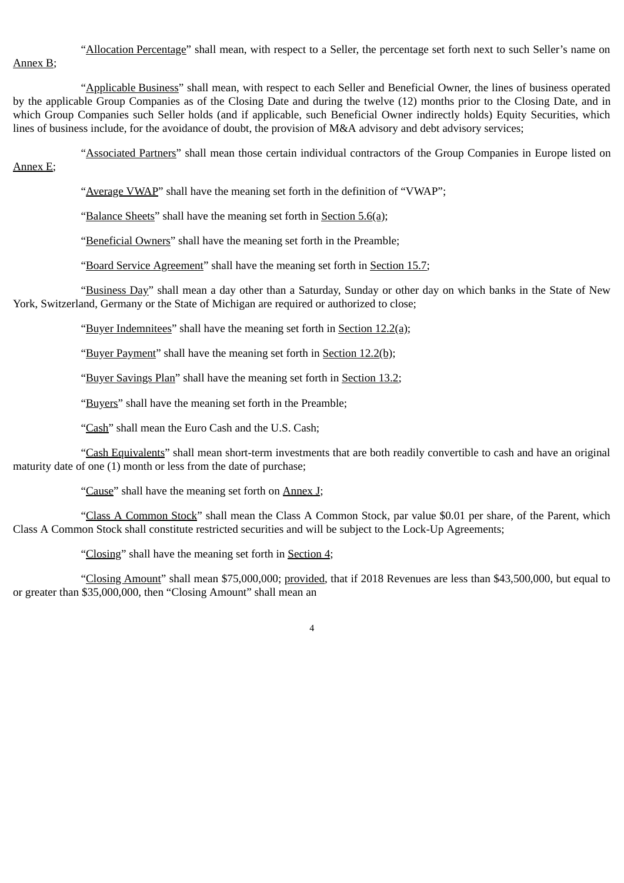"Allocation Percentage" shall mean, with respect to a Seller, the percentage set forth next to such Seller's name on Annex B;

"Applicable Business" shall mean, with respect to each Seller and Beneficial Owner, the lines of business operated by the applicable Group Companies as of the Closing Date and during the twelve (12) months prior to the Closing Date, and in which Group Companies such Seller holds (and if applicable, such Beneficial Owner indirectly holds) Equity Securities, which lines of business include, for the avoidance of doubt, the provision of M&A advisory and debt advisory services;

"Associated Partners" shall mean those certain individual contractors of the Group Companies in Europe listed on Annex E;

"Average VWAP" shall have the meaning set forth in the definition of "VWAP";

"Balance Sheets" shall have the meaning set forth in Section 5.6(a);

"Beneficial Owners" shall have the meaning set forth in the Preamble;

"Board Service Agreement" shall have the meaning set forth in Section 15.7;

"Business Day" shall mean a day other than a Saturday, Sunday or other day on which banks in the State of New York, Switzerland, Germany or the State of Michigan are required or authorized to close;

"Buyer Indemnitees" shall have the meaning set forth in Section 12.2(a);

"Buyer Payment" shall have the meaning set forth in Section 12.2(b);

"Buyer Savings Plan" shall have the meaning set forth in Section 13.2;

"Buyers" shall have the meaning set forth in the Preamble;

"Cash" shall mean the Euro Cash and the U.S. Cash;

"Cash Equivalents" shall mean short-term investments that are both readily convertible to cash and have an original maturity date of one (1) month or less from the date of purchase;

"Cause" shall have the meaning set forth on Annex J;

"Class A Common Stock" shall mean the Class A Common Stock, par value $0.01 per share, of the Parent, which Class A Common Stock shall constitute restricted securities and will be subject to the Lock-Up Agreements;

"Closing" shall have the meaning set forth in Section 4;

"Closing Amount" shall mean $75,000,000; provided, that if 2018 Revenues are less than $43,500,000, but equal to or greater than $35,000,000, then "Closing Amount" shall mean an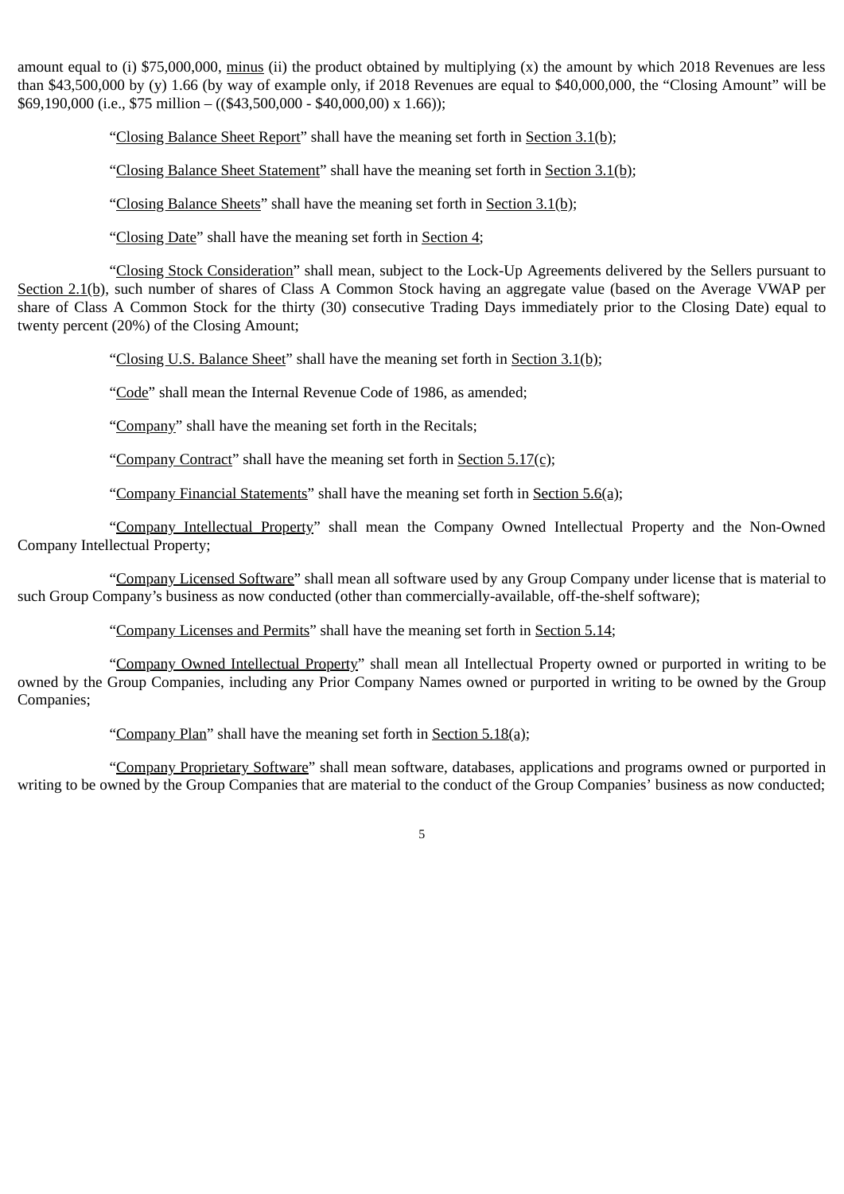amount equal to (i) $75,000,000, minus (ii) the product obtained by multiplying (x) the amount by which 2018 Revenues are less than $43,500,000 by (y) 1.66 (by way of example only, if 2018 Revenues are equal to $40,000,000, the "Closing Amount" will be $69,190,000 (i.e., $75 million – (($43,500,000 - $40,000,00) x 1.66));

"Closing Balance Sheet Report" shall have the meaning set forth in Section 3.1(b);

"Closing Balance Sheet Statement" shall have the meaning set forth in Section 3.1(b);

"Closing Balance Sheets" shall have the meaning set forth in Section 3.1(b);

"Closing Date" shall have the meaning set forth in Section 4;

"Closing Stock Consideration" shall mean, subject to the Lock-Up Agreements delivered by the Sellers pursuant to Section 2.1(b), such number of shares of Class A Common Stock having an aggregate value (based on the Average VWAP per share of Class A Common Stock for the thirty (30) consecutive Trading Days immediately prior to the Closing Date) equal to twenty percent (20%) of the Closing Amount;

"Closing U.S. Balance Sheet" shall have the meaning set forth in Section 3.1(b);

"Code" shall mean the Internal Revenue Code of 1986, as amended;

"Company" shall have the meaning set forth in the Recitals;

"Company Contract" shall have the meaning set forth in Section 5.17(c);

"Company Financial Statements" shall have the meaning set forth in Section 5.6(a);

"Company Intellectual Property" shall mean the Company Owned Intellectual Property and the Non-Owned Company Intellectual Property;

"Company Licensed Software" shall mean all software used by any Group Company under license that is material to such Group Company's business as now conducted (other than commercially-available, off-the-shelf software);

"Company Licenses and Permits" shall have the meaning set forth in Section 5.14;

"Company Owned Intellectual Property" shall mean all Intellectual Property owned or purported in writing to be owned by the Group Companies, including any Prior Company Names owned or purported in writing to be owned by the Group Companies;

"Company Plan" shall have the meaning set forth in Section 5.18(a);

"Company Proprietary Software" shall mean software, databases, applications and programs owned or purported in writing to be owned by the Group Companies that are material to the conduct of the Group Companies' business as now conducted;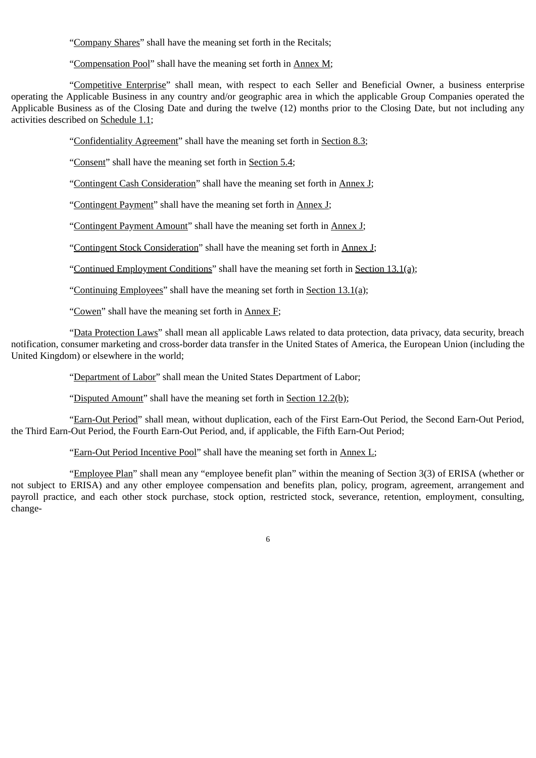"Company Shares" shall have the meaning set forth in the Recitals;

"Compensation Pool" shall have the meaning set forth in Annex M;

"Competitive Enterprise" shall mean, with respect to each Seller and Beneficial Owner, a business enterprise operating the Applicable Business in any country and/or geographic area in which the applicable Group Companies operated the Applicable Business as of the Closing Date and during the twelve (12) months prior to the Closing Date, but not including any activities described on Schedule 1.1;

"Confidentiality Agreement" shall have the meaning set forth in Section 8.3;

"Consent" shall have the meaning set forth in Section 5.4;

"Contingent Cash Consideration" shall have the meaning set forth in Annex J;

"Contingent Payment" shall have the meaning set forth in Annex J;

"Contingent Payment Amount" shall have the meaning set forth in Annex J;

"Contingent Stock Consideration" shall have the meaning set forth in Annex J;

"Continued Employment Conditions" shall have the meaning set forth in Section 13.1(a);

"Continuing Employees" shall have the meaning set forth in Section 13.1(a);

"Cowen" shall have the meaning set forth in Annex F;

"Data Protection Laws" shall mean all applicable Laws related to data protection, data privacy, data security, breach notification, consumer marketing and cross-border data transfer in the United States of America, the European Union (including the United Kingdom) or elsewhere in the world;

"Department of Labor" shall mean the United States Department of Labor;

"Disputed Amount" shall have the meaning set forth in Section 12.2(b);

"Earn-Out Period" shall mean, without duplication, each of the First Earn-Out Period, the Second Earn-Out Period, the Third Earn-Out Period, the Fourth Earn-Out Period, and, if applicable, the Fifth Earn-Out Period;

"Earn-Out Period Incentive Pool" shall have the meaning set forth in Annex L;

"Employee Plan" shall mean any "employee benefit plan" within the meaning of Section 3(3) of ERISA (whether or not subject to ERISA) and any other employee compensation and benefits plan, policy, program, agreement, arrangement and payroll practice, and each other stock purchase, stock option, restricted stock, severance, retention, employment, consulting, change-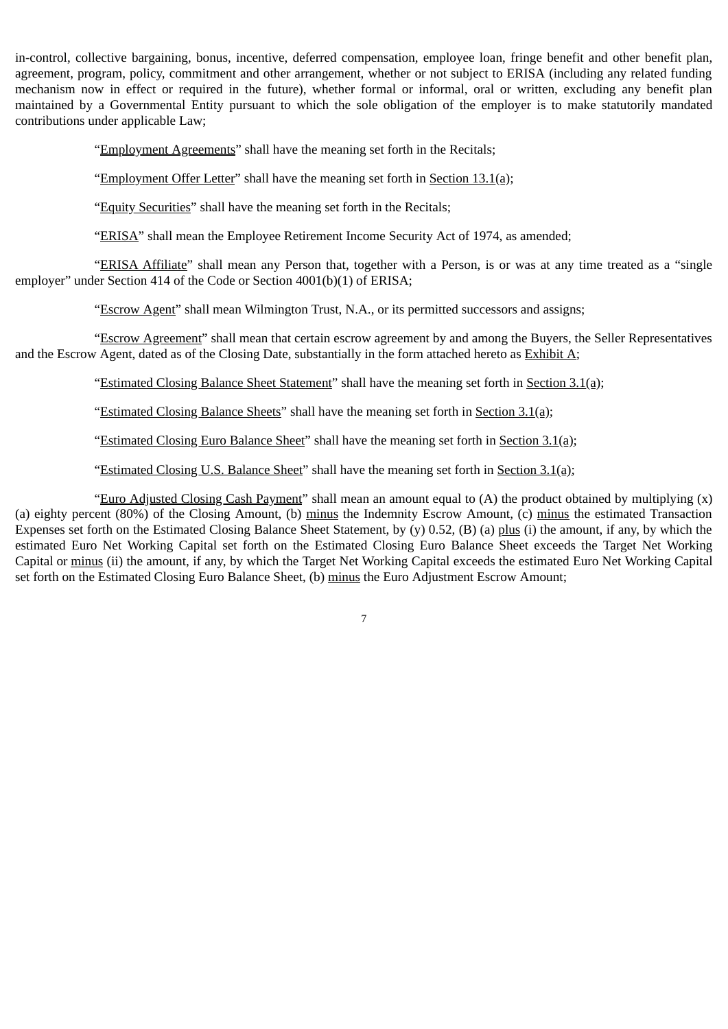in-control, collective bargaining, bonus, incentive, deferred compensation, employee loan, fringe benefit and other benefit plan, agreement, program, policy, commitment and other arrangement, whether or not subject to ERISA (including any related funding mechanism now in effect or required in the future), whether formal or informal, oral or written, excluding any benefit plan maintained by a Governmental Entity pursuant to which the sole obligation of the employer is to make statutorily mandated contributions under applicable Law;

"Employment Agreements" shall have the meaning set forth in the Recitals;

"Employment Offer Letter" shall have the meaning set forth in Section 13.1(a);

"Equity Securities" shall have the meaning set forth in the Recitals;

"ERISA" shall mean the Employee Retirement Income Security Act of 1974, as amended;

"ERISA Affiliate" shall mean any Person that, together with a Person, is or was at any time treated as a "single employer" under Section 414 of the Code or Section 4001(b)(1) of ERISA;

"Escrow Agent" shall mean Wilmington Trust, N.A., or its permitted successors and assigns;

"Escrow Agreement" shall mean that certain escrow agreement by and among the Buyers, the Seller Representatives and the Escrow Agent, dated as of the Closing Date, substantially in the form attached hereto as Exhibit A;

"Estimated Closing Balance Sheet Statement" shall have the meaning set forth in Section 3.1(a);

"Estimated Closing Balance Sheets" shall have the meaning set forth in Section 3.1(a);

"Estimated Closing Euro Balance Sheet" shall have the meaning set forth in Section 3.1(a);

"Estimated Closing U.S. Balance Sheet" shall have the meaning set forth in Section 3.1(a);

"Euro Adjusted Closing Cash Payment" shall mean an amount equal to (A) the product obtained by multiplying (x) (a) eighty percent (80%) of the Closing Amount, (b) minus the Indemnity Escrow Amount, (c) minus the estimated Transaction Expenses set forth on the Estimated Closing Balance Sheet Statement, by (y) 0.52, (B) (a) plus (i) the amount, if any, by which the estimated Euro Net Working Capital set forth on the Estimated Closing Euro Balance Sheet exceeds the Target Net Working Capital or minus (ii) the amount, if any, by which the Target Net Working Capital exceeds the estimated Euro Net Working Capital set forth on the Estimated Closing Euro Balance Sheet, (b) minus the Euro Adjustment Escrow Amount;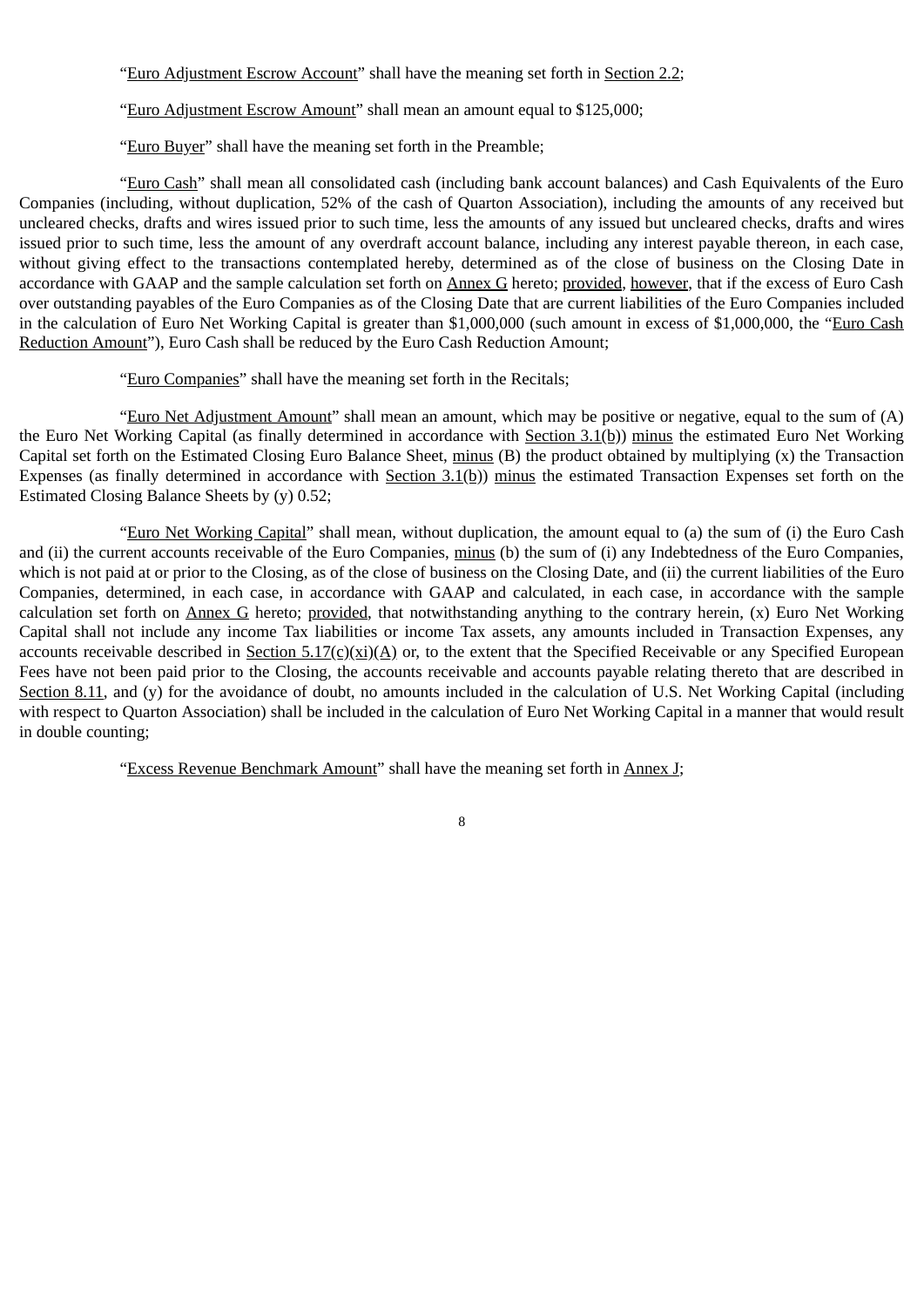"Euro Adjustment Escrow Account" shall have the meaning set forth in Section 2.2;

"Euro Adjustment Escrow Amount" shall mean an amount equal to $125,000;

"Euro Buyer" shall have the meaning set forth in the Preamble;

"Euro Cash" shall mean all consolidated cash (including bank account balances) and Cash Equivalents of the Euro Companies (including, without duplication, 52% of the cash of Quarton Association), including the amounts of any received but uncleared checks, drafts and wires issued prior to such time, less the amounts of any issued but uncleared checks, drafts and wires issued prior to such time, less the amount of any overdraft account balance, including any interest payable thereon, in each case, without giving effect to the transactions contemplated hereby, determined as of the close of business on the Closing Date in accordance with GAAP and the sample calculation set forth on Annex G hereto; provided, however, that if the excess of Euro Cash over outstanding payables of the Euro Companies as of the Closing Date that are current liabilities of the Euro Companies included in the calculation of Euro Net Working Capital is greater than $1,000,000 (such amount in excess of $1,000,000, the "Euro Cash Reduction Amount"), Euro Cash shall be reduced by the Euro Cash Reduction Amount;

"Euro Companies" shall have the meaning set forth in the Recitals;

"Euro Net Adjustment Amount" shall mean an amount, which may be positive or negative, equal to the sum of (A) the Euro Net Working Capital (as finally determined in accordance with Section 3.1(b)) minus the estimated Euro Net Working Capital set forth on the Estimated Closing Euro Balance Sheet, minus (B) the product obtained by multiplying (x) the Transaction Expenses (as finally determined in accordance with Section 3.1(b)) minus the estimated Transaction Expenses set forth on the Estimated Closing Balance Sheets by (y) 0.52;

"Euro Net Working Capital" shall mean, without duplication, the amount equal to (a) the sum of (i) the Euro Cash and (ii) the current accounts receivable of the Euro Companies, minus (b) the sum of (i) any Indebtedness of the Euro Companies, which is not paid at or prior to the Closing, as of the close of business on the Closing Date, and (ii) the current liabilities of the Euro Companies, determined, in each case, in accordance with GAAP and calculated, in each case, in accordance with the sample calculation set forth on Annex G hereto; provided, that notwithstanding anything to the contrary herein, (x) Euro Net Working Capital shall not include any income Tax liabilities or income Tax assets, any amounts included in Transaction Expenses, any accounts receivable described in Section 5.17(c)(xi)(A) or, to the extent that the Specified Receivable or any Specified European Fees have not been paid prior to the Closing, the accounts receivable and accounts payable relating thereto that are described in Section 8.11, and (y) for the avoidance of doubt, no amounts included in the calculation of U.S. Net Working Capital (including with respect to Quarton Association) shall be included in the calculation of Euro Net Working Capital in a manner that would result in double counting;

"Excess Revenue Benchmark Amount" shall have the meaning set forth in Annex J;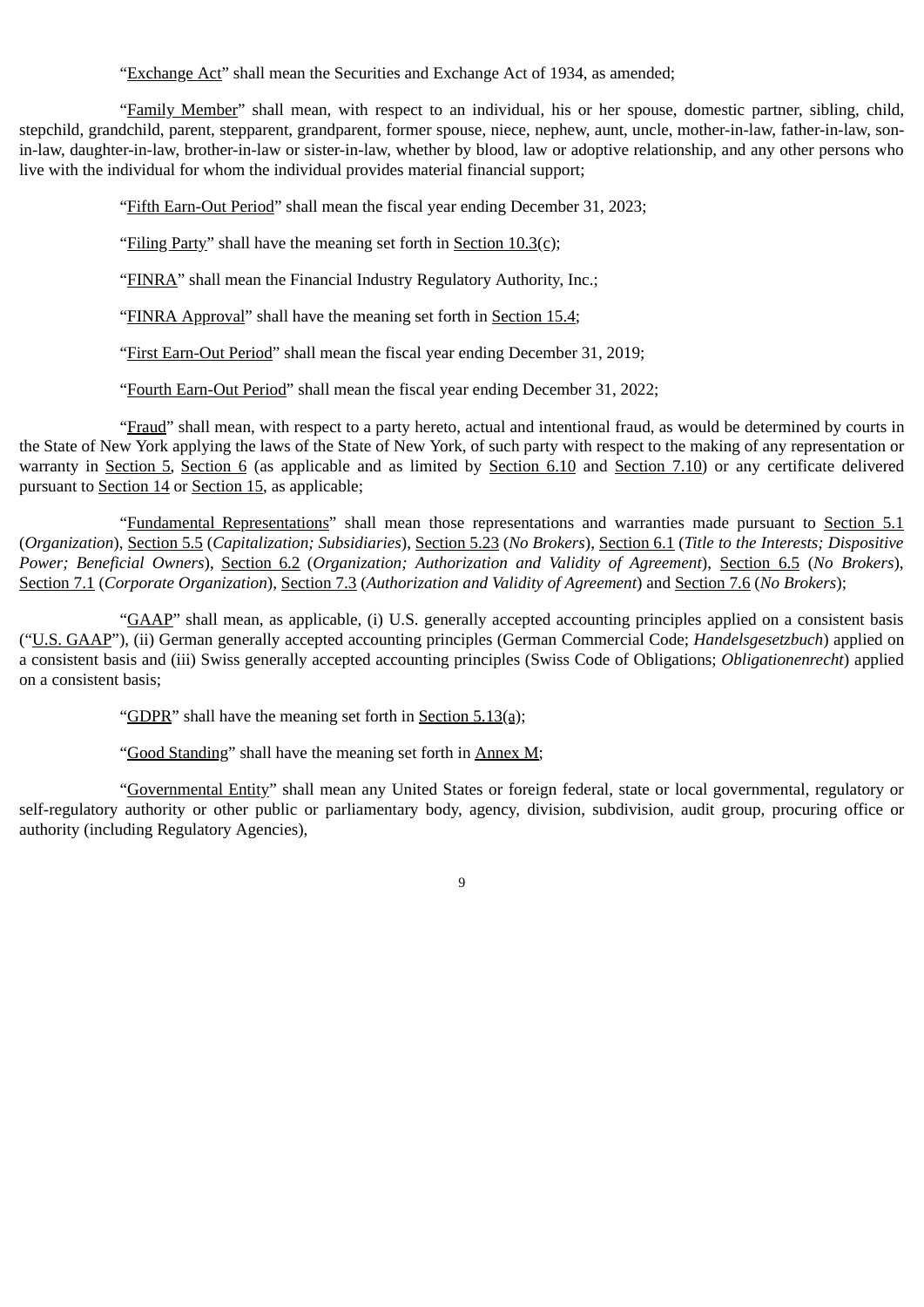"Exchange Act" shall mean the Securities and Exchange Act of 1934, as amended;

"Family Member" shall mean, with respect to an individual, his or her spouse, domestic partner, sibling, child, stepchild, grandchild, parent, stepparent, grandparent, former spouse, niece, nephew, aunt, uncle, mother-in-law, father-in-law, son-in-law, daughter-in-law, brother-in-law or sister-in-law, whether by blood, law or adoptive relationship, and any other persons who live with the individual for whom the individual provides material financial support;

"Fifth Earn-Out Period" shall mean the fiscal year ending December 31, 2023;

"Filing Party" shall have the meaning set forth in Section 10.3(c);

"FINRA" shall mean the Financial Industry Regulatory Authority, Inc.;

"FINRA Approval" shall have the meaning set forth in Section 15.4;

"First Earn-Out Period" shall mean the fiscal year ending December 31, 2019;

"Fourth Earn-Out Period" shall mean the fiscal year ending December 31, 2022;

"Fraud" shall mean, with respect to a party hereto, actual and intentional fraud, as would be determined by courts in the State of New York applying the laws of the State of New York, of such party with respect to the making of any representation or warranty in Section 5, Section 6 (as applicable and as limited by Section 6.10 and Section 7.10) or any certificate delivered pursuant to Section 14 or Section 15, as applicable;

"Fundamental Representations" shall mean those representations and warranties made pursuant to Section 5.1 (*Organization*), Section 5.5 (*Capitalization; Subsidiaries*), Section 5.23 (*No Brokers*), Section 6.1 (*Title to the Interests; Dispositive Power; Beneficial Owners*), Section 6.2 (*Organization; Authorization and Validity of Agreement*), Section 6.5 (*No Brokers*), Section 7.1 (*Corporate Organization*), Section 7.3 (*Authorization and Validity of Agreement*) and Section 7.6 (*No Brokers*);

"GAAP" shall mean, as applicable, (i) U.S. generally accepted accounting principles applied on a consistent basis ("U.S. GAAP"), (ii) German generally accepted accounting principles (German Commercial Code; *Handelsgesetzbuch*) applied on a consistent basis and (iii) Swiss generally accepted accounting principles (Swiss Code of Obligations; *Obligationenrecht*) applied on a consistent basis;

"GDPR" shall have the meaning set forth in Section 5.13(a);

"Good Standing" shall have the meaning set forth in Annex M;

"Governmental Entity" shall mean any United States or foreign federal, state or local governmental, regulatory or self-regulatory authority or other public or parliamentary body, agency, division, subdivision, audit group, procuring office or authority (including Regulatory Agencies),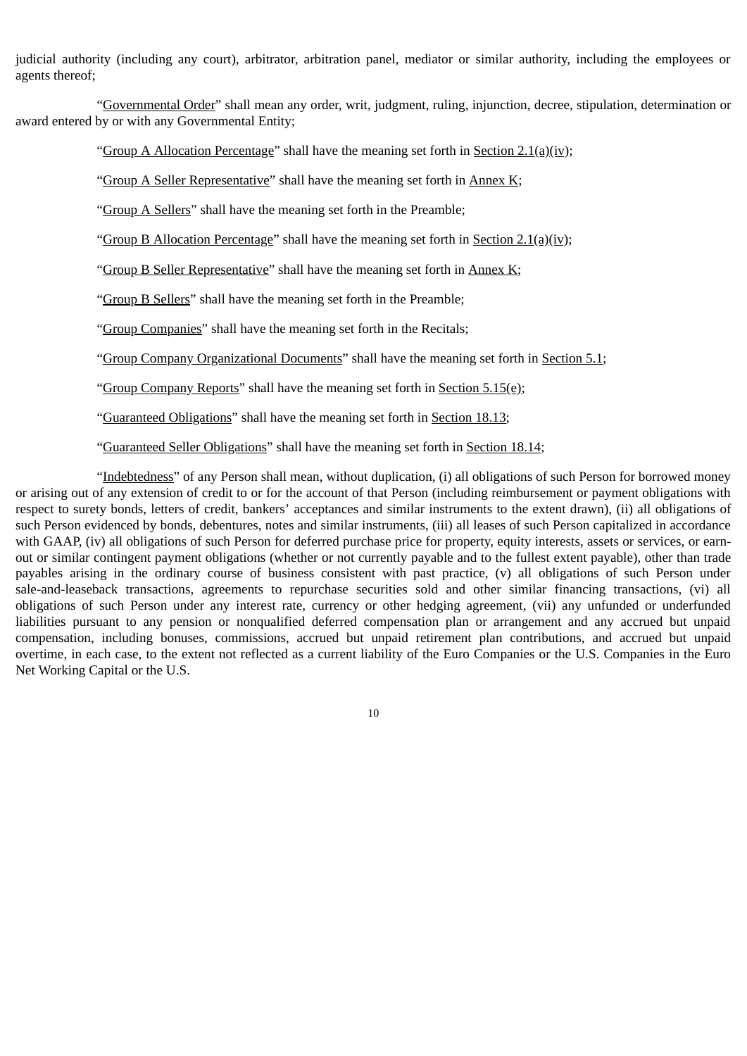judicial authority (including any court), arbitrator, arbitration panel, mediator or similar authority, including the employees or agents thereof;

"Governmental Order" shall mean any order, writ, judgment, ruling, injunction, decree, stipulation, determination or award entered by or with any Governmental Entity;

"Group A Allocation Percentage" shall have the meaning set forth in Section 2.1(a)(iv);

"Group A Seller Representative" shall have the meaning set forth in Annex K;

"Group A Sellers" shall have the meaning set forth in the Preamble;

"Group B Allocation Percentage" shall have the meaning set forth in Section 2.1(a)(iv);

"Group B Seller Representative" shall have the meaning set forth in Annex K;

"Group B Sellers" shall have the meaning set forth in the Preamble;

"Group Companies" shall have the meaning set forth in the Recitals;

"Group Company Organizational Documents" shall have the meaning set forth in Section 5.1;

"Group Company Reports" shall have the meaning set forth in Section 5.15(e);

"Guaranteed Obligations" shall have the meaning set forth in Section 18.13;

"Guaranteed Seller Obligations" shall have the meaning set forth in Section 18.14;

"Indebtedness" of any Person shall mean, without duplication, (i) all obligations of such Person for borrowed money or arising out of any extension of credit to or for the account of that Person (including reimbursement or payment obligations with respect to surety bonds, letters of credit, bankers' acceptances and similar instruments to the extent drawn), (ii) all obligations of such Person evidenced by bonds, debentures, notes and similar instruments, (iii) all leases of such Person capitalized in accordance with GAAP, (iv) all obligations of such Person for deferred purchase price for property, equity interests, assets or services, or earn-out or similar contingent payment obligations (whether or not currently payable and to the fullest extent payable), other than trade payables arising in the ordinary course of business consistent with past practice, (v) all obligations of such Person under sale-and-leaseback transactions, agreements to repurchase securities sold and other similar financing transactions, (vi) all obligations of such Person under any interest rate, currency or other hedging agreement, (vii) any unfunded or underfunded liabilities pursuant to any pension or nonqualified deferred compensation plan or arrangement and any accrued but unpaid compensation, including bonuses, commissions, accrued but unpaid retirement plan contributions, and accrued but unpaid overtime, in each case, to the extent not reflected as a current liability of the Euro Companies or the U.S. Companies in the Euro Net Working Capital or the U.S.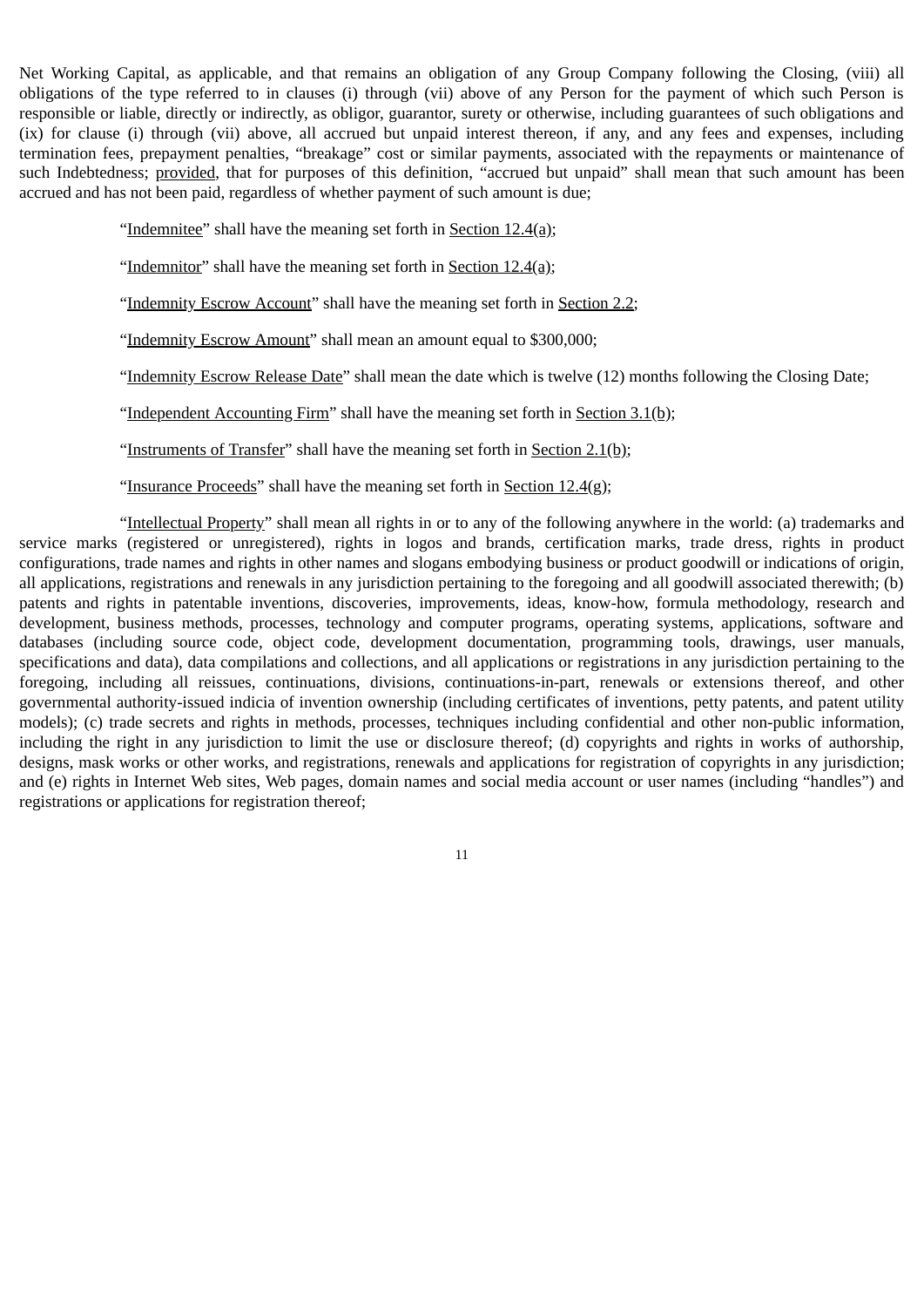Net Working Capital, as applicable, and that remains an obligation of any Group Company following the Closing, (viii) all obligations of the type referred to in clauses (i) through (vii) above of any Person for the payment of which such Person is responsible or liable, directly or indirectly, as obligor, guarantor, surety or otherwise, including guarantees of such obligations and (ix) for clause (i) through (vii) above, all accrued but unpaid interest thereon, if any, and any fees and expenses, including termination fees, prepayment penalties, "breakage" cost or similar payments, associated with the repayments or maintenance of such Indebtedness; provided, that for purposes of this definition, "accrued but unpaid" shall mean that such amount has been accrued and has not been paid, regardless of whether payment of such amount is due;

"Indemnitee" shall have the meaning set forth in Section 12.4(a);

"Indemnitor" shall have the meaning set forth in Section 12.4(a);

"Indemnity Escrow Account" shall have the meaning set forth in Section 2.2;

"Indemnity Escrow Amount" shall mean an amount equal to $300,000;

"Indemnity Escrow Release Date" shall mean the date which is twelve (12) months following the Closing Date;

"Independent Accounting Firm" shall have the meaning set forth in Section 3.1(b);

"Instruments of Transfer" shall have the meaning set forth in Section 2.1(b);

"Insurance Proceeds" shall have the meaning set forth in Section 12.4(g);

"Intellectual Property" shall mean all rights in or to any of the following anywhere in the world: (a) trademarks and service marks (registered or unregistered), rights in logos and brands, certification marks, trade dress, rights in product configurations, trade names and rights in other names and slogans embodying business or product goodwill or indications of origin, all applications, registrations and renewals in any jurisdiction pertaining to the foregoing and all goodwill associated therewith; (b) patents and rights in patentable inventions, discoveries, improvements, ideas, know-how, formula methodology, research and development, business methods, processes, technology and computer programs, operating systems, applications, software and databases (including source code, object code, development documentation, programming tools, drawings, user manuals, specifications and data), data compilations and collections, and all applications or registrations in any jurisdiction pertaining to the foregoing, including all reissues, continuations, divisions, continuations-in-part, renewals or extensions thereof, and other governmental authority-issued indicia of invention ownership (including certificates of inventions, petty patents, and patent utility models); (c) trade secrets and rights in methods, processes, techniques including confidential and other non-public information, including the right in any jurisdiction to limit the use or disclosure thereof; (d) copyrights and rights in works of authorship, designs, mask works or other works, and registrations, renewals and applications for registration of copyrights in any jurisdiction; and (e) rights in Internet Web sites, Web pages, domain names and social media account or user names (including "handles") and registrations or applications for registration thereof;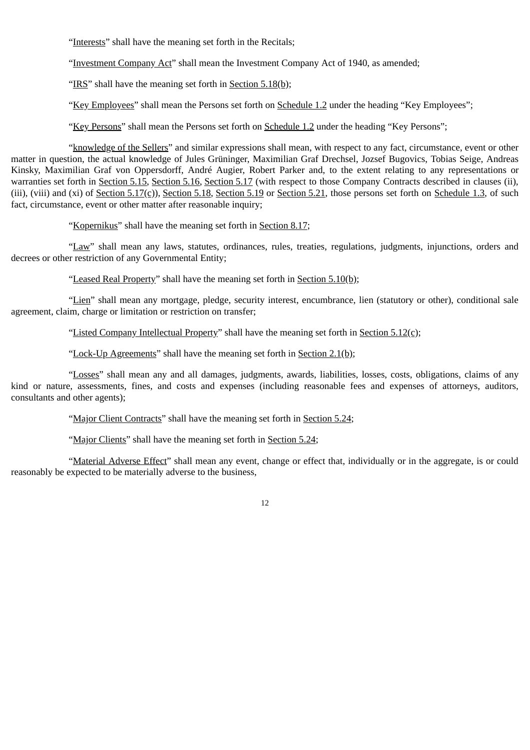"Interests" shall have the meaning set forth in the Recitals;

"Investment Company Act" shall mean the Investment Company Act of 1940, as amended;

"IRS" shall have the meaning set forth in Section 5.18(b);

"Key Employees" shall mean the Persons set forth on Schedule 1.2 under the heading "Key Employees";

"Key Persons" shall mean the Persons set forth on Schedule 1.2 under the heading "Key Persons";

"knowledge of the Sellers" and similar expressions shall mean, with respect to any fact, circumstance, event or other matter in question, the actual knowledge of Jules Grüninger, Maximilian Graf Drechsel, Jozsef Bugovics, Tobias Seige, Andreas Kinsky, Maximilian Graf von Oppersdorff, André Augier, Robert Parker and, to the extent relating to any representations or warranties set forth in Section 5.15, Section 5.16, Section 5.17 (with respect to those Company Contracts described in clauses (ii), (iii), (viii) and (xi) of Section 5.17(c)), Section 5.18, Section 5.19 or Section 5.21, those persons set forth on Schedule 1.3, of such fact, circumstance, event or other matter after reasonable inquiry;

"Kopernikus" shall have the meaning set forth in Section 8.17;

"Law" shall mean any laws, statutes, ordinances, rules, treaties, regulations, judgments, injunctions, orders and decrees or other restriction of any Governmental Entity;

"Leased Real Property" shall have the meaning set forth in Section 5.10(b);

"Lien" shall mean any mortgage, pledge, security interest, encumbrance, lien (statutory or other), conditional sale agreement, claim, charge or limitation or restriction on transfer;

"Listed Company Intellectual Property" shall have the meaning set forth in Section 5.12(c);

"Lock-Up Agreements" shall have the meaning set forth in Section 2.1(b);

"Losses" shall mean any and all damages, judgments, awards, liabilities, losses, costs, obligations, claims of any kind or nature, assessments, fines, and costs and expenses (including reasonable fees and expenses of attorneys, auditors, consultants and other agents);

"Major Client Contracts" shall have the meaning set forth in Section 5.24;

"Major Clients" shall have the meaning set forth in Section 5.24;

"Material Adverse Effect" shall mean any event, change or effect that, individually or in the aggregate, is or could reasonably be expected to be materially adverse to the business,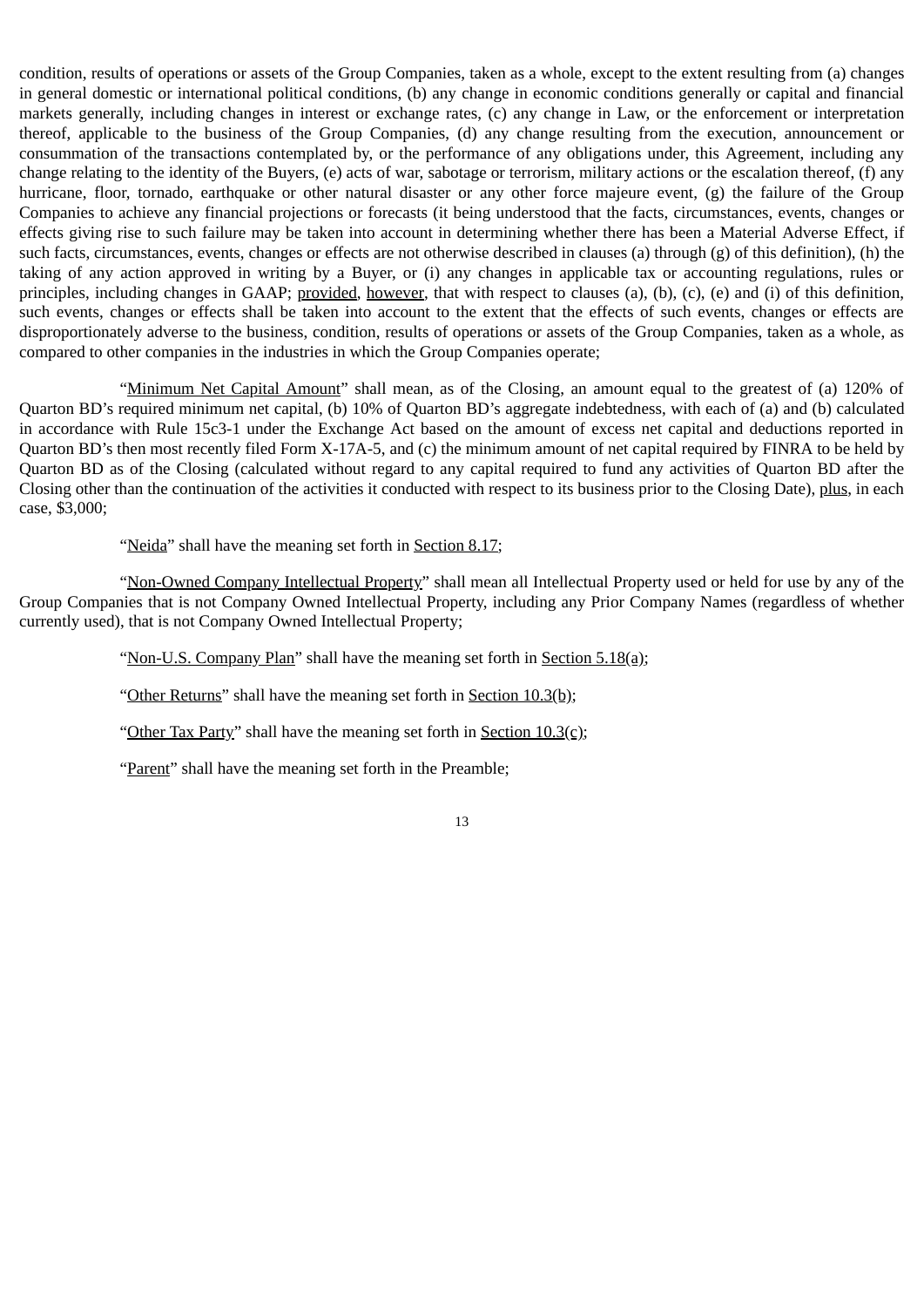condition, results of operations or assets of the Group Companies, taken as a whole, except to the extent resulting from (a) changes in general domestic or international political conditions, (b) any change in economic conditions generally or capital and financial markets generally, including changes in interest or exchange rates, (c) any change in Law, or the enforcement or interpretation thereof, applicable to the business of the Group Companies, (d) any change resulting from the execution, announcement or consummation of the transactions contemplated by, or the performance of any obligations under, this Agreement, including any change relating to the identity of the Buyers, (e) acts of war, sabotage or terrorism, military actions or the escalation thereof, (f) any hurricane, floor, tornado, earthquake or other natural disaster or any other force majeure event, (g) the failure of the Group Companies to achieve any financial projections or forecasts (it being understood that the facts, circumstances, events, changes or effects giving rise to such failure may be taken into account in determining whether there has been a Material Adverse Effect, if such facts, circumstances, events, changes or effects are not otherwise described in clauses (a) through (g) of this definition), (h) the taking of any action approved in writing by a Buyer, or (i) any changes in applicable tax or accounting regulations, rules or principles, including changes in GAAP; provided, however, that with respect to clauses (a), (b), (c), (e) and (i) of this definition, such events, changes or effects shall be taken into account to the extent that the effects of such events, changes or effects are disproportionately adverse to the business, condition, results of operations or assets of the Group Companies, taken as a whole, as compared to other companies in the industries in which the Group Companies operate;

"Minimum Net Capital Amount" shall mean, as of the Closing, an amount equal to the greatest of (a) 120% of Quarton BD's required minimum net capital, (b) 10% of Quarton BD's aggregate indebtedness, with each of (a) and (b) calculated in accordance with Rule 15c3-1 under the Exchange Act based on the amount of excess net capital and deductions reported in Quarton BD's then most recently filed Form X-17A-5, and (c) the minimum amount of net capital required by FINRA to be held by Quarton BD as of the Closing (calculated without regard to any capital required to fund any activities of Quarton BD after the Closing other than the continuation of the activities it conducted with respect to its business prior to the Closing Date), plus, in each case, $3,000;

"Neida" shall have the meaning set forth in Section 8.17;

"Non-Owned Company Intellectual Property" shall mean all Intellectual Property used or held for use by any of the Group Companies that is not Company Owned Intellectual Property, including any Prior Company Names (regardless of whether currently used), that is not Company Owned Intellectual Property;

"Non-U.S. Company Plan" shall have the meaning set forth in Section 5.18(a);

"Other Returns" shall have the meaning set forth in Section 10.3(b);

"Other Tax Party" shall have the meaning set forth in Section 10.3(c);

"Parent" shall have the meaning set forth in the Preamble;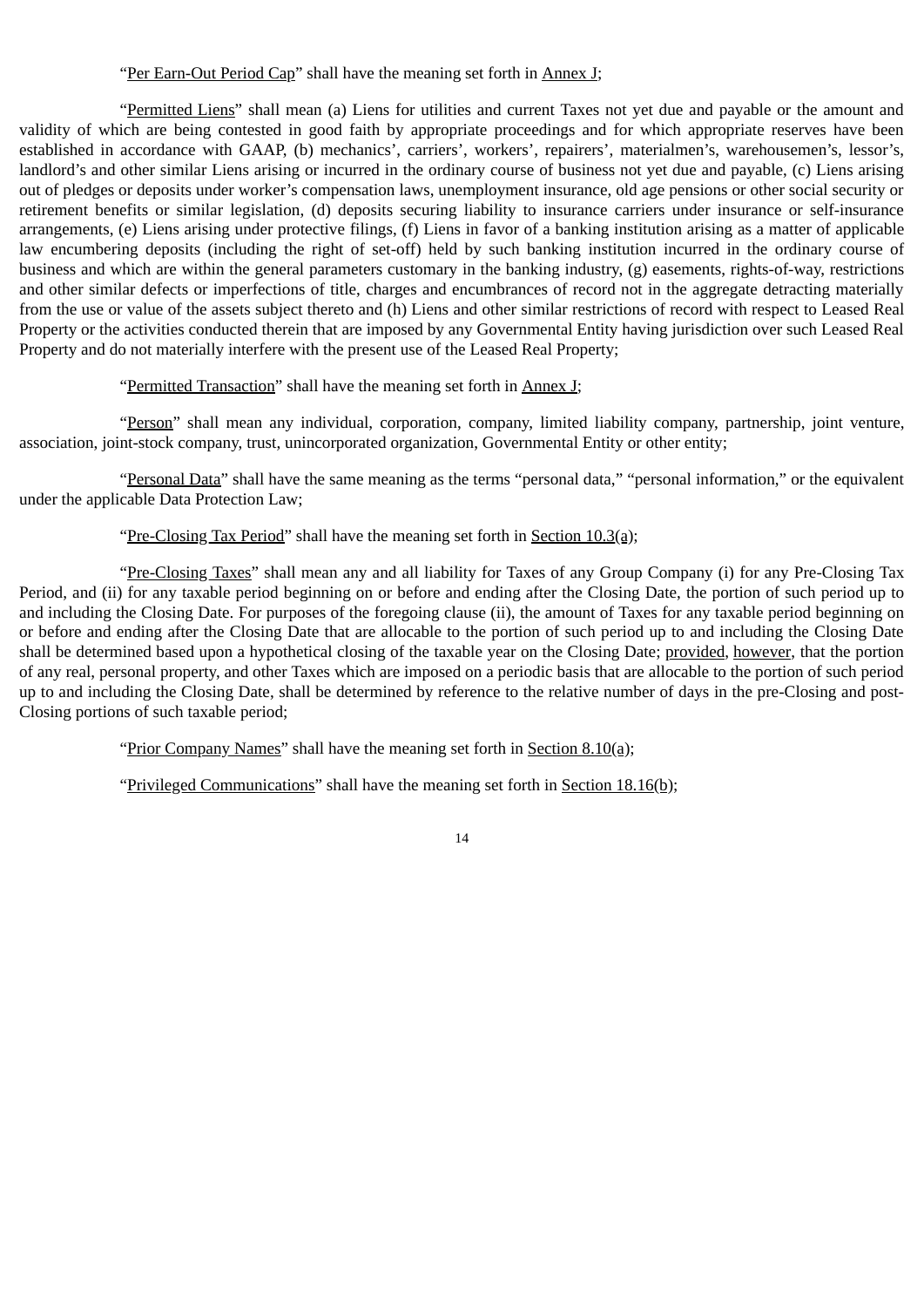"Per Earn-Out Period Cap" shall have the meaning set forth in Annex J;

"Permitted Liens" shall mean (a) Liens for utilities and current Taxes not yet due and payable or the amount and validity of which are being contested in good faith by appropriate proceedings and for which appropriate reserves have been established in accordance with GAAP, (b) mechanics', carriers', workers', repairers', materialmen's, warehousemen's, lessor's, landlord's and other similar Liens arising or incurred in the ordinary course of business not yet due and payable, (c) Liens arising out of pledges or deposits under worker's compensation laws, unemployment insurance, old age pensions or other social security or retirement benefits or similar legislation, (d) deposits securing liability to insurance carriers under insurance or self-insurance arrangements, (e) Liens arising under protective filings, (f) Liens in favor of a banking institution arising as a matter of applicable law encumbering deposits (including the right of set-off) held by such banking institution incurred in the ordinary course of business and which are within the general parameters customary in the banking industry, (g) easements, rights-of-way, restrictions and other similar defects or imperfections of title, charges and encumbrances of record not in the aggregate detracting materially from the use or value of the assets subject thereto and (h) Liens and other similar restrictions of record with respect to Leased Real Property or the activities conducted therein that are imposed by any Governmental Entity having jurisdiction over such Leased Real Property and do not materially interfere with the present use of the Leased Real Property;

"Permitted Transaction" shall have the meaning set forth in Annex J;

"Person" shall mean any individual, corporation, company, limited liability company, partnership, joint venture, association, joint-stock company, trust, unincorporated organization, Governmental Entity or other entity;

"Personal Data" shall have the same meaning as the terms "personal data," "personal information," or the equivalent under the applicable Data Protection Law;

"Pre-Closing Tax Period" shall have the meaning set forth in Section 10.3(a);

"Pre-Closing Taxes" shall mean any and all liability for Taxes of any Group Company (i) for any Pre-Closing Tax Period, and (ii) for any taxable period beginning on or before and ending after the Closing Date, the portion of such period up to and including the Closing Date. For purposes of the foregoing clause (ii), the amount of Taxes for any taxable period beginning on or before and ending after the Closing Date that are allocable to the portion of such period up to and including the Closing Date shall be determined based upon a hypothetical closing of the taxable year on the Closing Date; provided, however, that the portion of any real, personal property, and other Taxes which are imposed on a periodic basis that are allocable to the portion of such period up to and including the Closing Date, shall be determined by reference to the relative number of days in the pre-Closing and post-Closing portions of such taxable period;

"Prior Company Names" shall have the meaning set forth in Section 8.10(a);

"Privileged Communications" shall have the meaning set forth in Section 18.16(b);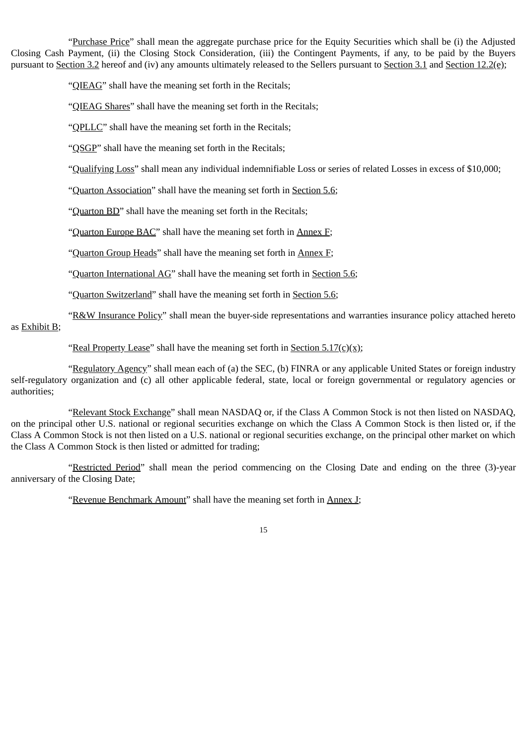"Purchase Price" shall mean the aggregate purchase price for the Equity Securities which shall be (i) the Adjusted Closing Cash Payment, (ii) the Closing Stock Consideration, (iii) the Contingent Payments, if any, to be paid by the Buyers pursuant to Section 3.2 hereof and (iv) any amounts ultimately released to the Sellers pursuant to Section 3.1 and Section 12.2(e);

"QIEAG" shall have the meaning set forth in the Recitals;

"QIEAG Shares" shall have the meaning set forth in the Recitals;

"QPLLC" shall have the meaning set forth in the Recitals;

"QSGP" shall have the meaning set forth in the Recitals;

"Qualifying Loss" shall mean any individual indemnifiable Loss or series of related Losses in excess of $10,000;

"Quarton Association" shall have the meaning set forth in Section 5.6;

"Quarton BD" shall have the meaning set forth in the Recitals;

"Quarton Europe BAC" shall have the meaning set forth in Annex F;

"Quarton Group Heads" shall have the meaning set forth in Annex F;

"Quarton International AG" shall have the meaning set forth in Section 5.6;

"Quarton Switzerland" shall have the meaning set forth in Section 5.6;

"R&W Insurance Policy" shall mean the buyer-side representations and warranties insurance policy attached hereto as Exhibit B;

"Real Property Lease" shall have the meaning set forth in Section 5.17(c)(x);

"Regulatory Agency" shall mean each of (a) the SEC, (b) FINRA or any applicable United States or foreign industry self-regulatory organization and (c) all other applicable federal, state, local or foreign governmental or regulatory agencies or authorities;

"Relevant Stock Exchange" shall mean NASDAQ or, if the Class A Common Stock is not then listed on NASDAQ, on the principal other U.S. national or regional securities exchange on which the Class A Common Stock is then listed or, if the Class A Common Stock is not then listed on a U.S. national or regional securities exchange, on the principal other market on which the Class A Common Stock is then listed or admitted for trading;

"Restricted Period" shall mean the period commencing on the Closing Date and ending on the three (3)-year anniversary of the Closing Date;

"Revenue Benchmark Amount" shall have the meaning set forth in Annex J;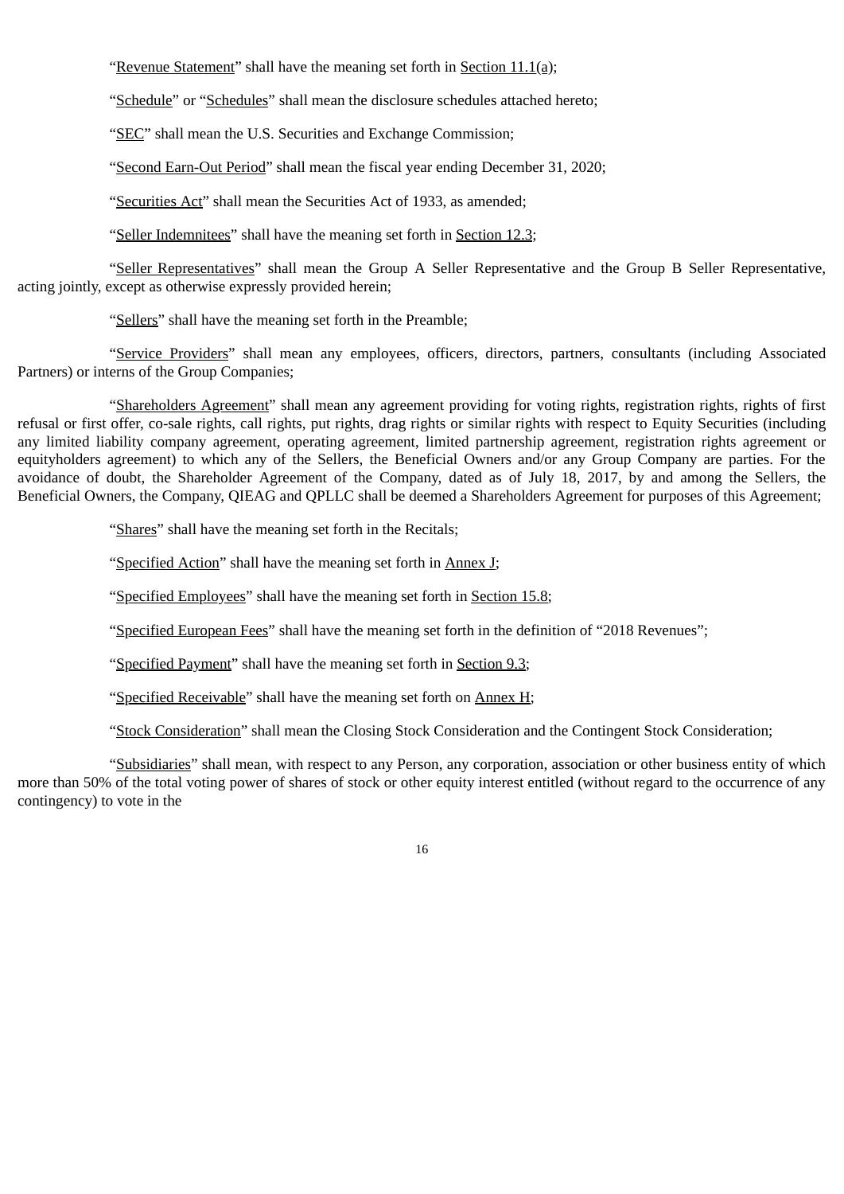"Revenue Statement" shall have the meaning set forth in Section 11.1(a);

"Schedule" or "Schedules" shall mean the disclosure schedules attached hereto;

"SEC" shall mean the U.S. Securities and Exchange Commission;

"Second Earn-Out Period" shall mean the fiscal year ending December 31, 2020;

"Securities Act" shall mean the Securities Act of 1933, as amended;

"Seller Indemnitees" shall have the meaning set forth in Section 12.3;

"Seller Representatives" shall mean the Group A Seller Representative and the Group B Seller Representative, acting jointly, except as otherwise expressly provided herein;

"Sellers" shall have the meaning set forth in the Preamble;

"Service Providers" shall mean any employees, officers, directors, partners, consultants (including Associated Partners) or interns of the Group Companies;

"Shareholders Agreement" shall mean any agreement providing for voting rights, registration rights, rights of first refusal or first offer, co-sale rights, call rights, put rights, drag rights or similar rights with respect to Equity Securities (including any limited liability company agreement, operating agreement, limited partnership agreement, registration rights agreement or equityholders agreement) to which any of the Sellers, the Beneficial Owners and/or any Group Company are parties. For the avoidance of doubt, the Shareholder Agreement of the Company, dated as of July 18, 2017, by and among the Sellers, the Beneficial Owners, the Company, QIEAG and QPLLC shall be deemed a Shareholders Agreement for purposes of this Agreement;

"Shares" shall have the meaning set forth in the Recitals;

"Specified Action" shall have the meaning set forth in Annex J;

"Specified Employees" shall have the meaning set forth in Section 15.8;

"Specified European Fees" shall have the meaning set forth in the definition of "2018 Revenues";

"Specified Payment" shall have the meaning set forth in Section 9.3;

"Specified Receivable" shall have the meaning set forth on Annex H;

"Stock Consideration" shall mean the Closing Stock Consideration and the Contingent Stock Consideration;

"Subsidiaries" shall mean, with respect to any Person, any corporation, association or other business entity of which more than 50% of the total voting power of shares of stock or other equity interest entitled (without regard to the occurrence of any contingency) to vote in the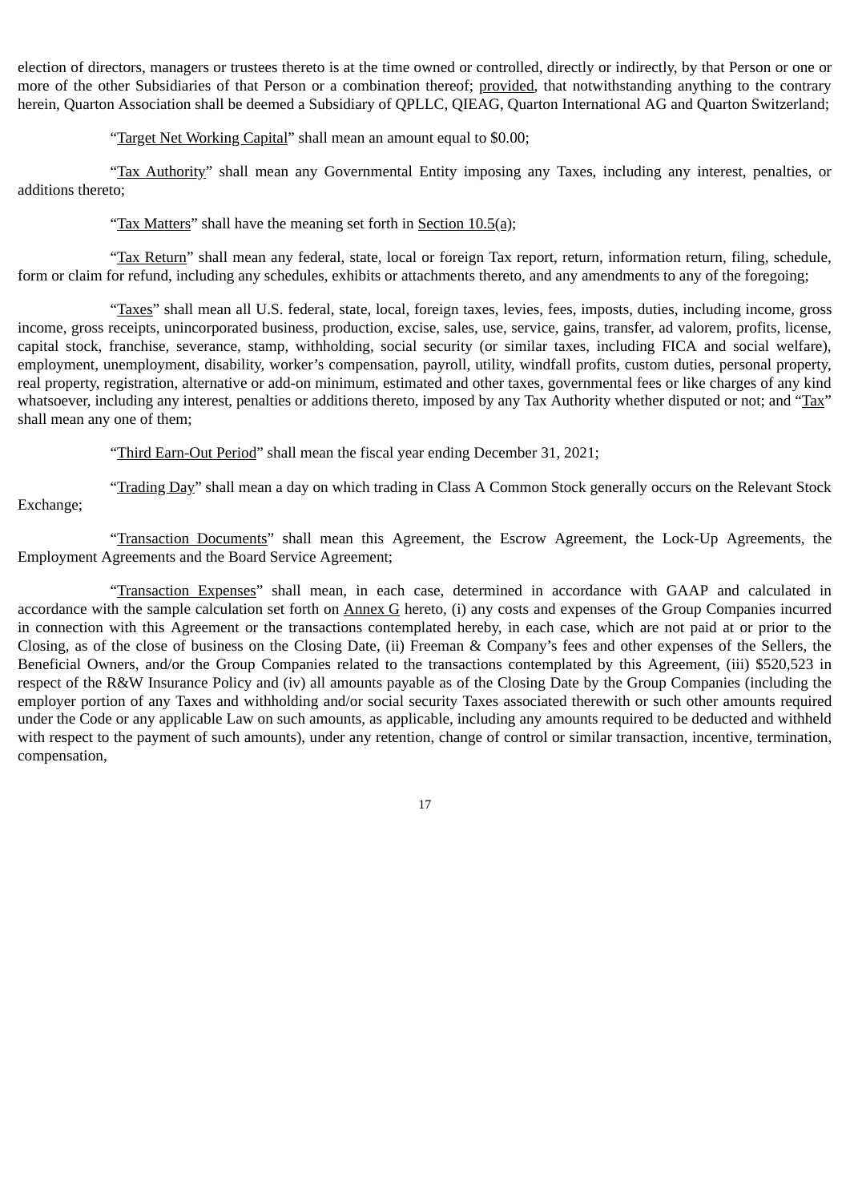election of directors, managers or trustees thereto is at the time owned or controlled, directly or indirectly, by that Person or one or more of the other Subsidiaries of that Person or a combination thereof; provided, that notwithstanding anything to the contrary herein, Quarton Association shall be deemed a Subsidiary of QPLLC, QIEAG, Quarton International AG and Quarton Switzerland;

"Target Net Working Capital" shall mean an amount equal to $0.00;

"Tax Authority" shall mean any Governmental Entity imposing any Taxes, including any interest, penalties, or additions thereto;

"Tax Matters" shall have the meaning set forth in Section 10.5(a);

"Tax Return" shall mean any federal, state, local or foreign Tax report, return, information return, filing, schedule, form or claim for refund, including any schedules, exhibits or attachments thereto, and any amendments to any of the foregoing;

"Taxes" shall mean all U.S. federal, state, local, foreign taxes, levies, fees, imposts, duties, including income, gross income, gross receipts, unincorporated business, production, excise, sales, use, service, gains, transfer, ad valorem, profits, license, capital stock, franchise, severance, stamp, withholding, social security (or similar taxes, including FICA and social welfare), employment, unemployment, disability, worker's compensation, payroll, utility, windfall profits, custom duties, personal property, real property, registration, alternative or add-on minimum, estimated and other taxes, governmental fees or like charges of any kind whatsoever, including any interest, penalties or additions thereto, imposed by any Tax Authority whether disputed or not; and "Tax" shall mean any one of them;

"Third Earn-Out Period" shall mean the fiscal year ending December 31, 2021;

"Trading Day" shall mean a day on which trading in Class A Common Stock generally occurs on the Relevant Stock Exchange;

"Transaction Documents" shall mean this Agreement, the Escrow Agreement, the Lock-Up Agreements, the Employment Agreements and the Board Service Agreement;

"Transaction Expenses" shall mean, in each case, determined in accordance with GAAP and calculated in accordance with the sample calculation set forth on Annex G hereto, (i) any costs and expenses of the Group Companies incurred in connection with this Agreement or the transactions contemplated hereby, in each case, which are not paid at or prior to the Closing, as of the close of business on the Closing Date, (ii) Freeman & Company's fees and other expenses of the Sellers, the Beneficial Owners, and/or the Group Companies related to the transactions contemplated by this Agreement, (iii) $520,523 in respect of the R&W Insurance Policy and (iv) all amounts payable as of the Closing Date by the Group Companies (including the employer portion of any Taxes and withholding and/or social security Taxes associated therewith or such other amounts required under the Code or any applicable Law on such amounts, as applicable, including any amounts required to be deducted and withheld with respect to the payment of such amounts), under any retention, change of control or similar transaction, incentive, termination, compensation,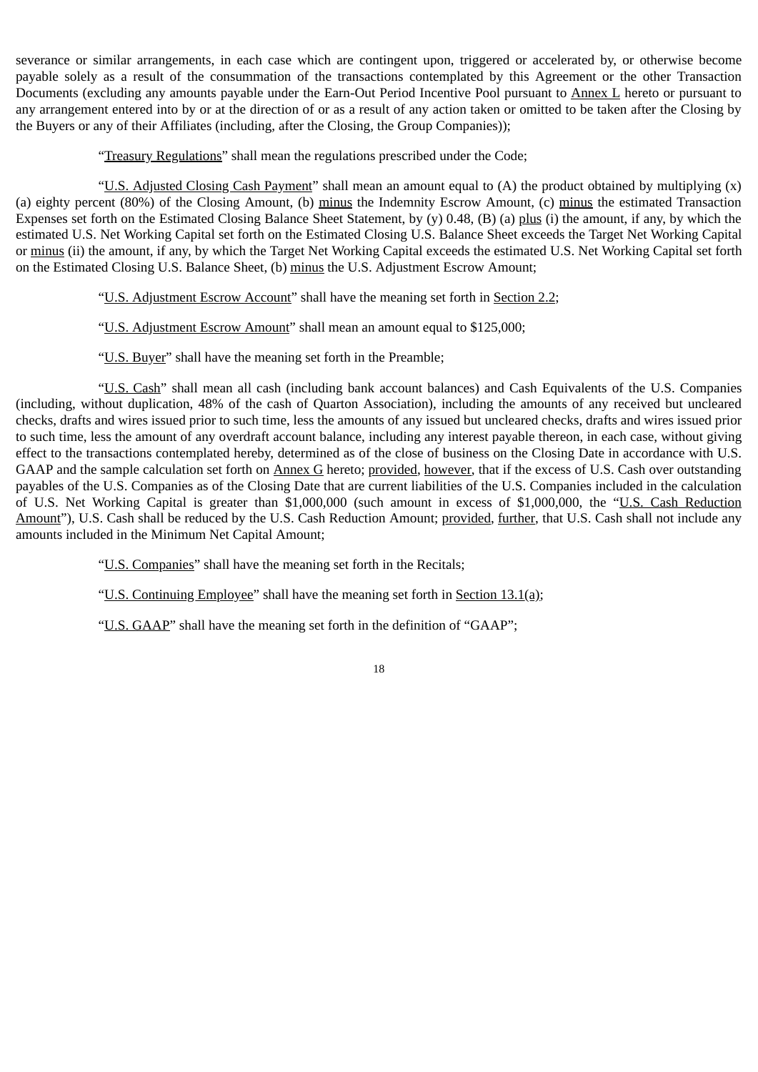severance or similar arrangements, in each case which are contingent upon, triggered or accelerated by, or otherwise become payable solely as a result of the consummation of the transactions contemplated by this Agreement or the other Transaction Documents (excluding any amounts payable under the Earn-Out Period Incentive Pool pursuant to Annex L hereto or pursuant to any arrangement entered into by or at the direction of or as a result of any action taken or omitted to be taken after the Closing by the Buyers or any of their Affiliates (including, after the Closing, the Group Companies));

"Treasury Regulations" shall mean the regulations prescribed under the Code;

"U.S. Adjusted Closing Cash Payment" shall mean an amount equal to (A) the product obtained by multiplying (x) (a) eighty percent (80%) of the Closing Amount, (b) minus the Indemnity Escrow Amount, (c) minus the estimated Transaction Expenses set forth on the Estimated Closing Balance Sheet Statement, by (y) 0.48, (B) (a) plus (i) the amount, if any, by which the estimated U.S. Net Working Capital set forth on the Estimated Closing U.S. Balance Sheet exceeds the Target Net Working Capital or minus (ii) the amount, if any, by which the Target Net Working Capital exceeds the estimated U.S. Net Working Capital set forth on the Estimated Closing U.S. Balance Sheet, (b) minus the U.S. Adjustment Escrow Amount;

"U.S. Adjustment Escrow Account" shall have the meaning set forth in Section 2.2;

"U.S. Adjustment Escrow Amount" shall mean an amount equal to $125,000;

"U.S. Buyer" shall have the meaning set forth in the Preamble;

"U.S. Cash" shall mean all cash (including bank account balances) and Cash Equivalents of the U.S. Companies (including, without duplication, 48% of the cash of Quarton Association), including the amounts of any received but uncleared checks, drafts and wires issued prior to such time, less the amounts of any issued but uncleared checks, drafts and wires issued prior to such time, less the amount of any overdraft account balance, including any interest payable thereon, in each case, without giving effect to the transactions contemplated hereby, determined as of the close of business on the Closing Date in accordance with U.S. GAAP and the sample calculation set forth on Annex G hereto; provided, however, that if the excess of U.S. Cash over outstanding payables of the U.S. Companies as of the Closing Date that are current liabilities of the U.S. Companies included in the calculation of U.S. Net Working Capital is greater than $1,000,000 (such amount in excess of $1,000,000, the "U.S. Cash Reduction Amount"), U.S. Cash shall be reduced by the U.S. Cash Reduction Amount; provided, further, that U.S. Cash shall not include any amounts included in the Minimum Net Capital Amount;

"U.S. Companies" shall have the meaning set forth in the Recitals;

"U.S. Continuing Employee" shall have the meaning set forth in Section 13.1(a);

"U.S. GAAP" shall have the meaning set forth in the definition of "GAAP";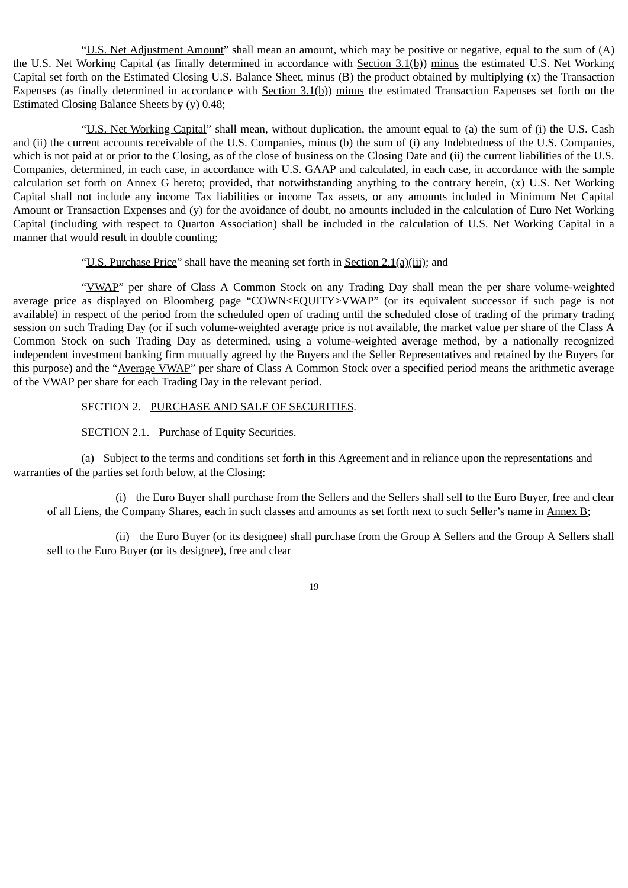"U.S. Net Adjustment Amount" shall mean an amount, which may be positive or negative, equal to the sum of (A) the U.S. Net Working Capital (as finally determined in accordance with Section 3.1(b)) minus the estimated U.S. Net Working Capital set forth on the Estimated Closing U.S. Balance Sheet, minus (B) the product obtained by multiplying (x) the Transaction Expenses (as finally determined in accordance with Section 3.1(b)) minus the estimated Transaction Expenses set forth on the Estimated Closing Balance Sheets by (y) 0.48;

"U.S. Net Working Capital" shall mean, without duplication, the amount equal to (a) the sum of (i) the U.S. Cash and (ii) the current accounts receivable of the U.S. Companies, minus (b) the sum of (i) any Indebtedness of the U.S. Companies, which is not paid at or prior to the Closing, as of the close of business on the Closing Date and (ii) the current liabilities of the U.S. Companies, determined, in each case, in accordance with U.S. GAAP and calculated, in each case, in accordance with the sample calculation set forth on Annex G hereto; provided, that notwithstanding anything to the contrary herein, (x) U.S. Net Working Capital shall not include any income Tax liabilities or income Tax assets, or any amounts included in Minimum Net Capital Amount or Transaction Expenses and (y) for the avoidance of doubt, no amounts included in the calculation of Euro Net Working Capital (including with respect to Quarton Association) shall be included in the calculation of U.S. Net Working Capital in a manner that would result in double counting;

"U.S. Purchase Price" shall have the meaning set forth in Section 2.1(a)(iii); and

"VWAP" per share of Class A Common Stock on any Trading Day shall mean the per share volume-weighted average price as displayed on Bloomberg page "COWN<EQUITY>VWAP" (or its equivalent successor if such page is not available) in respect of the period from the scheduled open of trading until the scheduled close of trading of the primary trading session on such Trading Day (or if such volume-weighted average price is not available, the market value per share of the Class A Common Stock on such Trading Day as determined, using a volume-weighted average method, by a nationally recognized independent investment banking firm mutually agreed by the Buyers and the Seller Representatives and retained by the Buyers for this purpose) and the "Average VWAP" per share of Class A Common Stock over a specified period means the arithmetic average of the VWAP per share for each Trading Day in the relevant period.

SECTION 2. PURCHASE AND SALE OF SECURITIES.

SECTION 2.1. Purchase of Equity Securities.

(a) Subject to the terms and conditions set forth in this Agreement and in reliance upon the representations and warranties of the parties set forth below, at the Closing:

(i) the Euro Buyer shall purchase from the Sellers and the Sellers shall sell to the Euro Buyer, free and clear of all Liens, the Company Shares, each in such classes and amounts as set forth next to such Seller's name in Annex B;

(ii) the Euro Buyer (or its designee) shall purchase from the Group A Sellers and the Group A Sellers shall sell to the Euro Buyer (or its designee), free and clear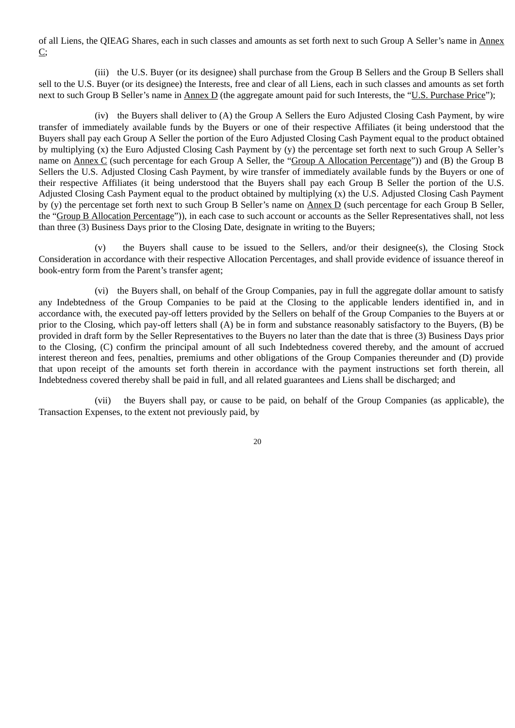of all Liens, the QIEAG Shares, each in such classes and amounts as set forth next to such Group A Seller's name in Annex C;

(iii) the U.S. Buyer (or its designee) shall purchase from the Group B Sellers and the Group B Sellers shall sell to the U.S. Buyer (or its designee) the Interests, free and clear of all Liens, each in such classes and amounts as set forth next to such Group B Seller's name in Annex D (the aggregate amount paid for such Interests, the "U.S. Purchase Price");

(iv) the Buyers shall deliver to (A) the Group A Sellers the Euro Adjusted Closing Cash Payment, by wire transfer of immediately available funds by the Buyers or one of their respective Affiliates (it being understood that the Buyers shall pay each Group A Seller the portion of the Euro Adjusted Closing Cash Payment equal to the product obtained by multiplying (x) the Euro Adjusted Closing Cash Payment by (y) the percentage set forth next to such Group A Seller's name on Annex C (such percentage for each Group A Seller, the "Group A Allocation Percentage")) and (B) the Group B Sellers the U.S. Adjusted Closing Cash Payment, by wire transfer of immediately available funds by the Buyers or one of their respective Affiliates (it being understood that the Buyers shall pay each Group B Seller the portion of the U.S. Adjusted Closing Cash Payment equal to the product obtained by multiplying (x) the U.S. Adjusted Closing Cash Payment by (y) the percentage set forth next to such Group B Seller's name on Annex D (such percentage for each Group B Seller, the "Group B Allocation Percentage")), in each case to such account or accounts as the Seller Representatives shall, not less than three (3) Business Days prior to the Closing Date, designate in writing to the Buyers;

(v) the Buyers shall cause to be issued to the Sellers, and/or their designee(s), the Closing Stock Consideration in accordance with their respective Allocation Percentages, and shall provide evidence of issuance thereof in book-entry form from the Parent's transfer agent;

(vi) the Buyers shall, on behalf of the Group Companies, pay in full the aggregate dollar amount to satisfy any Indebtedness of the Group Companies to be paid at the Closing to the applicable lenders identified in, and in accordance with, the executed pay-off letters provided by the Sellers on behalf of the Group Companies to the Buyers at or prior to the Closing, which pay-off letters shall (A) be in form and substance reasonably satisfactory to the Buyers, (B) be provided in draft form by the Seller Representatives to the Buyers no later than the date that is three (3) Business Days prior to the Closing, (C) confirm the principal amount of all such Indebtedness covered thereby, and the amount of accrued interest thereon and fees, penalties, premiums and other obligations of the Group Companies thereunder and (D) provide that upon receipt of the amounts set forth therein in accordance with the payment instructions set forth therein, all Indebtedness covered thereby shall be paid in full, and all related guarantees and Liens shall be discharged; and

(vii) the Buyers shall pay, or cause to be paid, on behalf of the Group Companies (as applicable), the Transaction Expenses, to the extent not previously paid, by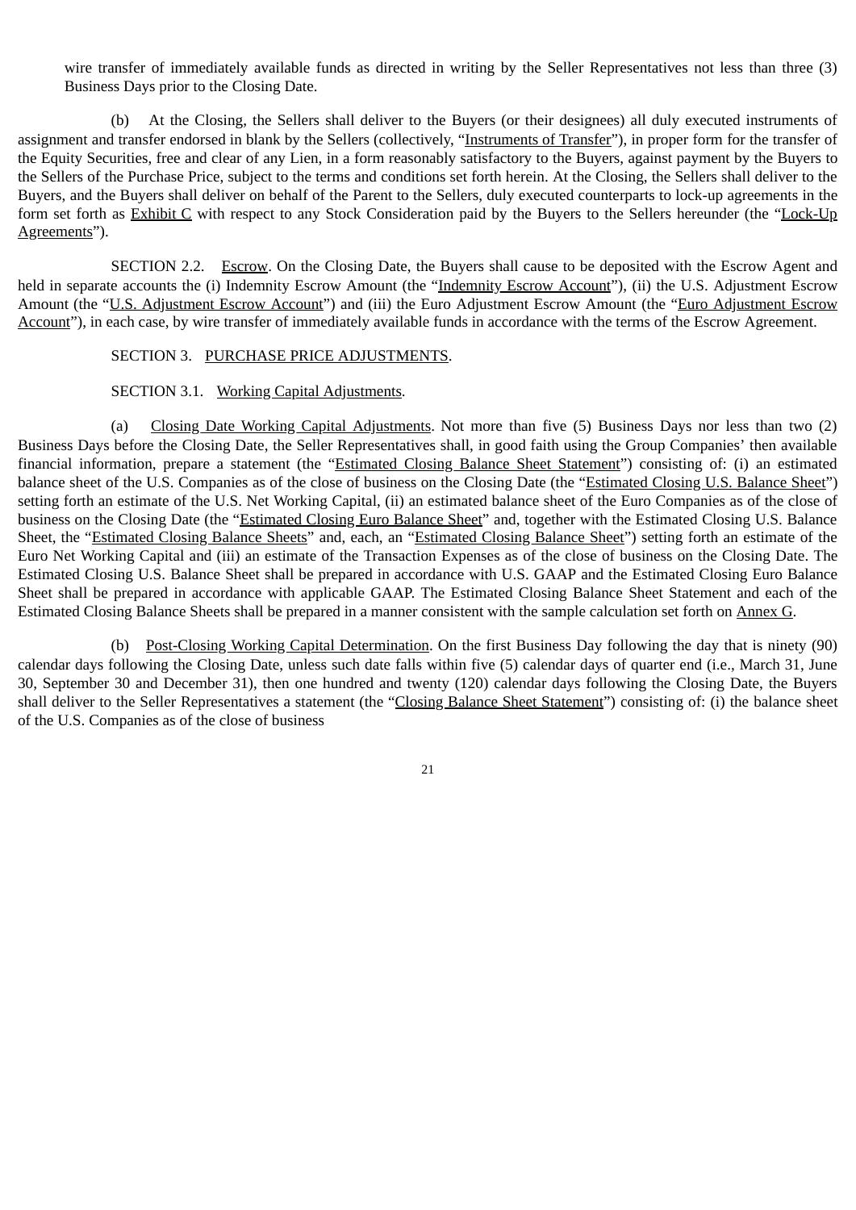wire transfer of immediately available funds as directed in writing by the Seller Representatives not less than three (3) Business Days prior to the Closing Date.

(b) At the Closing, the Sellers shall deliver to the Buyers (or their designees) all duly executed instruments of assignment and transfer endorsed in blank by the Sellers (collectively, "Instruments of Transfer"), in proper form for the transfer of the Equity Securities, free and clear of any Lien, in a form reasonably satisfactory to the Buyers, against payment by the Buyers to the Sellers of the Purchase Price, subject to the terms and conditions set forth herein. At the Closing, the Sellers shall deliver to the Buyers, and the Buyers shall deliver on behalf of the Parent to the Sellers, duly executed counterparts to lock-up agreements in the form set forth as Exhibit C with respect to any Stock Consideration paid by the Buyers to the Sellers hereunder (the "Lock-Up Agreements").

SECTION 2.2. Escrow. On the Closing Date, the Buyers shall cause to be deposited with the Escrow Agent and held in separate accounts the (i) Indemnity Escrow Amount (the "Indemnity Escrow Account"), (ii) the U.S. Adjustment Escrow Amount (the "U.S. Adjustment Escrow Account") and (iii) the Euro Adjustment Escrow Amount (the "Euro Adjustment Escrow Account"), in each case, by wire transfer of immediately available funds in accordance with the terms of the Escrow Agreement.

SECTION 3. PURCHASE PRICE ADJUSTMENTS.

SECTION 3.1. Working Capital Adjustments.

(a) Closing Date Working Capital Adjustments. Not more than five (5) Business Days nor less than two (2) Business Days before the Closing Date, the Seller Representatives shall, in good faith using the Group Companies' then available financial information, prepare a statement (the "Estimated Closing Balance Sheet Statement") consisting of: (i) an estimated balance sheet of the U.S. Companies as of the close of business on the Closing Date (the "Estimated Closing U.S. Balance Sheet") setting forth an estimate of the U.S. Net Working Capital, (ii) an estimated balance sheet of the Euro Companies as of the close of business on the Closing Date (the "Estimated Closing Euro Balance Sheet" and, together with the Estimated Closing U.S. Balance Sheet, the "Estimated Closing Balance Sheets" and, each, an "Estimated Closing Balance Sheet") setting forth an estimate of the Euro Net Working Capital and (iii) an estimate of the Transaction Expenses as of the close of business on the Closing Date. The Estimated Closing U.S. Balance Sheet shall be prepared in accordance with U.S. GAAP and the Estimated Closing Euro Balance Sheet shall be prepared in accordance with applicable GAAP. The Estimated Closing Balance Sheet Statement and each of the Estimated Closing Balance Sheets shall be prepared in a manner consistent with the sample calculation set forth on Annex G.

(b) Post-Closing Working Capital Determination. On the first Business Day following the day that is ninety (90) calendar days following the Closing Date, unless such date falls within five (5) calendar days of quarter end (i.e., March 31, June 30, September 30 and December 31), then one hundred and twenty (120) calendar days following the Closing Date, the Buyers shall deliver to the Seller Representatives a statement (the "Closing Balance Sheet Statement") consisting of: (i) the balance sheet of the U.S. Companies as of the close of business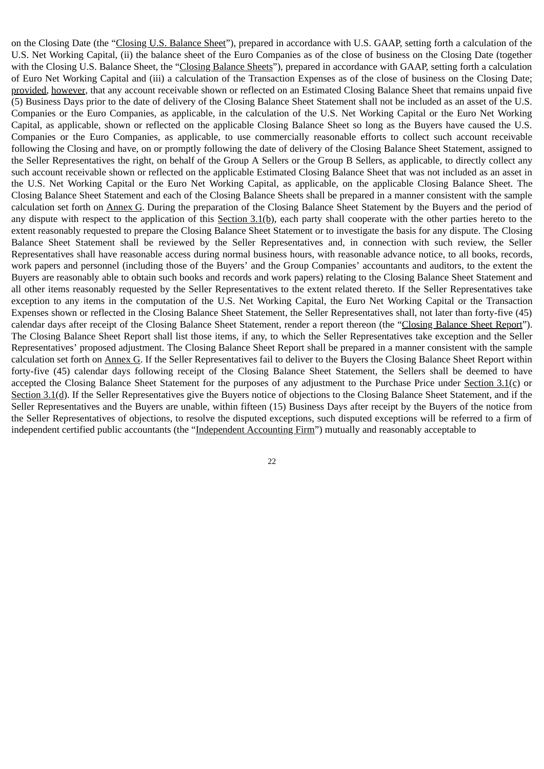on the Closing Date (the "Closing U.S. Balance Sheet"), prepared in accordance with U.S. GAAP, setting forth a calculation of the U.S. Net Working Capital, (ii) the balance sheet of the Euro Companies as of the close of business on the Closing Date (together with the Closing U.S. Balance Sheet, the "Closing Balance Sheets"), prepared in accordance with GAAP, setting forth a calculation of Euro Net Working Capital and (iii) a calculation of the Transaction Expenses as of the close of business on the Closing Date; provided, however, that any account receivable shown or reflected on an Estimated Closing Balance Sheet that remains unpaid five (5) Business Days prior to the date of delivery of the Closing Balance Sheet Statement shall not be included as an asset of the U.S. Companies or the Euro Companies, as applicable, in the calculation of the U.S. Net Working Capital or the Euro Net Working Capital, as applicable, shown or reflected on the applicable Closing Balance Sheet so long as the Buyers have caused the U.S. Companies or the Euro Companies, as applicable, to use commercially reasonable efforts to collect such account receivable following the Closing and have, on or promptly following the date of delivery of the Closing Balance Sheet Statement, assigned to the Seller Representatives the right, on behalf of the Group A Sellers or the Group B Sellers, as applicable, to directly collect any such account receivable shown or reflected on the applicable Estimated Closing Balance Sheet that was not included as an asset in the U.S. Net Working Capital or the Euro Net Working Capital, as applicable, on the applicable Closing Balance Sheet. The Closing Balance Sheet Statement and each of the Closing Balance Sheets shall be prepared in a manner consistent with the sample calculation set forth on Annex G. During the preparation of the Closing Balance Sheet Statement by the Buyers and the period of any dispute with respect to the application of this Section 3.1(b), each party shall cooperate with the other parties hereto to the extent reasonably requested to prepare the Closing Balance Sheet Statement or to investigate the basis for any dispute. The Closing Balance Sheet Statement shall be reviewed by the Seller Representatives and, in connection with such review, the Seller Representatives shall have reasonable access during normal business hours, with reasonable advance notice, to all books, records, work papers and personnel (including those of the Buyers' and the Group Companies' accountants and auditors, to the extent the Buyers are reasonably able to obtain such books and records and work papers) relating to the Closing Balance Sheet Statement and all other items reasonably requested by the Seller Representatives to the extent related thereto. If the Seller Representatives take exception to any items in the computation of the U.S. Net Working Capital, the Euro Net Working Capital or the Transaction Expenses shown or reflected in the Closing Balance Sheet Statement, the Seller Representatives shall, not later than forty-five (45) calendar days after receipt of the Closing Balance Sheet Statement, render a report thereon (the "Closing Balance Sheet Report"). The Closing Balance Sheet Report shall list those items, if any, to which the Seller Representatives take exception and the Seller Representatives' proposed adjustment. The Closing Balance Sheet Report shall be prepared in a manner consistent with the sample calculation set forth on Annex G. If the Seller Representatives fail to deliver to the Buyers the Closing Balance Sheet Report within forty-five (45) calendar days following receipt of the Closing Balance Sheet Statement, the Sellers shall be deemed to have accepted the Closing Balance Sheet Statement for the purposes of any adjustment to the Purchase Price under Section 3.1(c) or Section 3.1(d). If the Seller Representatives give the Buyers notice of objections to the Closing Balance Sheet Statement, and if the Seller Representatives and the Buyers are unable, within fifteen (15) Business Days after receipt by the Buyers of the notice from the Seller Representatives of objections, to resolve the disputed exceptions, such disputed exceptions will be referred to a firm of independent certified public accountants (the "Independent Accounting Firm") mutually and reasonably acceptable to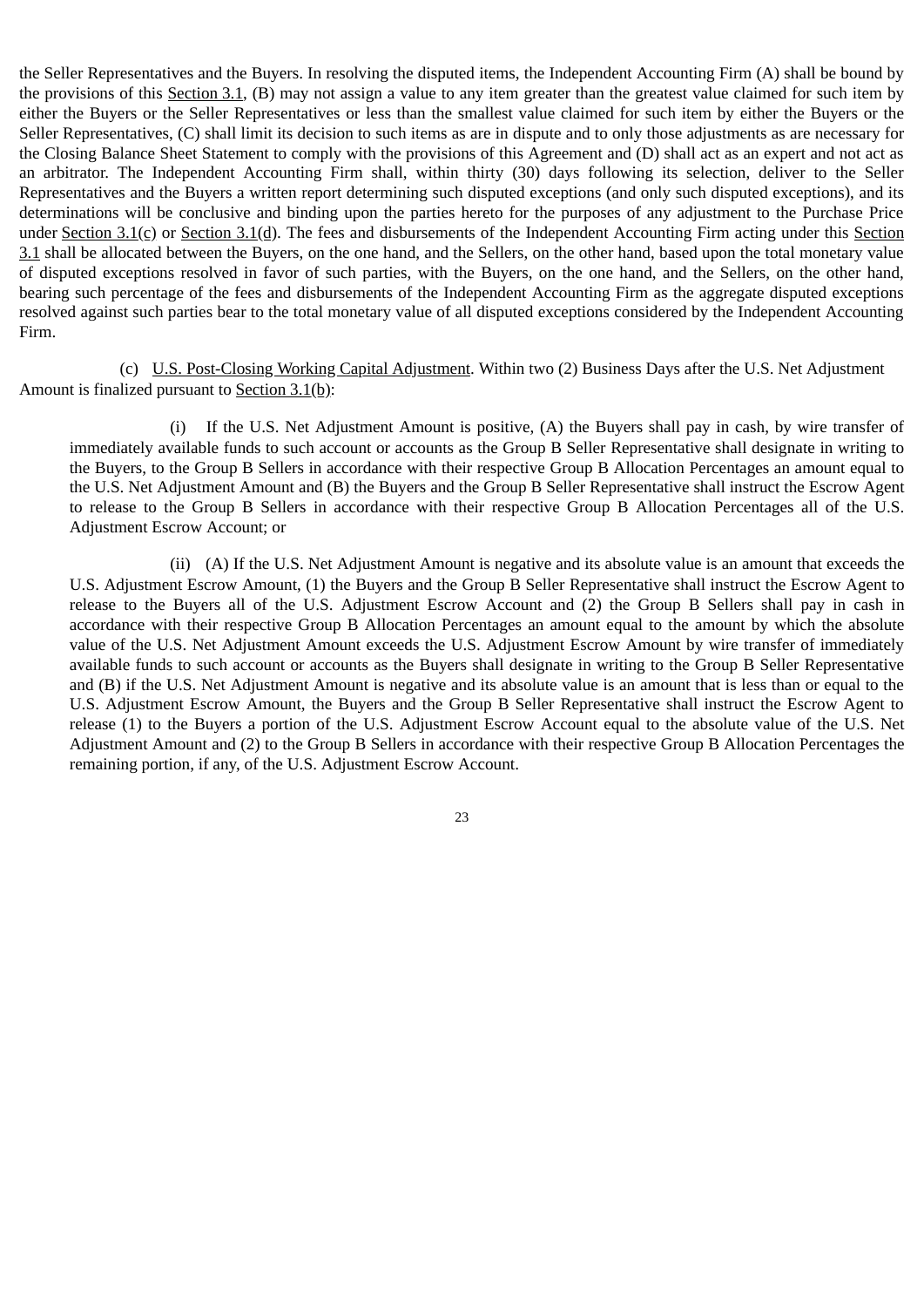the Seller Representatives and the Buyers. In resolving the disputed items, the Independent Accounting Firm (A) shall be bound by the provisions of this Section 3.1, (B) may not assign a value to any item greater than the greatest value claimed for such item by either the Buyers or the Seller Representatives or less than the smallest value claimed for such item by either the Buyers or the Seller Representatives, (C) shall limit its decision to such items as are in dispute and to only those adjustments as are necessary for the Closing Balance Sheet Statement to comply with the provisions of this Agreement and (D) shall act as an expert and not act as an arbitrator. The Independent Accounting Firm shall, within thirty (30) days following its selection, deliver to the Seller Representatives and the Buyers a written report determining such disputed exceptions (and only such disputed exceptions), and its determinations will be conclusive and binding upon the parties hereto for the purposes of any adjustment to the Purchase Price under Section 3.1(c) or Section 3.1(d). The fees and disbursements of the Independent Accounting Firm acting under this Section 3.1 shall be allocated between the Buyers, on the one hand, and the Sellers, on the other hand, based upon the total monetary value of disputed exceptions resolved in favor of such parties, with the Buyers, on the one hand, and the Sellers, on the other hand, bearing such percentage of the fees and disbursements of the Independent Accounting Firm as the aggregate disputed exceptions resolved against such parties bear to the total monetary value of all disputed exceptions considered by the Independent Accounting Firm.

(c) U.S. Post-Closing Working Capital Adjustment. Within two (2) Business Days after the U.S. Net Adjustment Amount is finalized pursuant to Section 3.1(b):

(i) If the U.S. Net Adjustment Amount is positive, (A) the Buyers shall pay in cash, by wire transfer of immediately available funds to such account or accounts as the Group B Seller Representative shall designate in writing to the Buyers, to the Group B Sellers in accordance with their respective Group B Allocation Percentages an amount equal to the U.S. Net Adjustment Amount and (B) the Buyers and the Group B Seller Representative shall instruct the Escrow Agent to release to the Group B Sellers in accordance with their respective Group B Allocation Percentages all of the U.S. Adjustment Escrow Account; or

(ii) (A) If the U.S. Net Adjustment Amount is negative and its absolute value is an amount that exceeds the U.S. Adjustment Escrow Amount, (1) the Buyers and the Group B Seller Representative shall instruct the Escrow Agent to release to the Buyers all of the U.S. Adjustment Escrow Account and (2) the Group B Sellers shall pay in cash in accordance with their respective Group B Allocation Percentages an amount equal to the amount by which the absolute value of the U.S. Net Adjustment Amount exceeds the U.S. Adjustment Escrow Amount by wire transfer of immediately available funds to such account or accounts as the Buyers shall designate in writing to the Group B Seller Representative and (B) if the U.S. Net Adjustment Amount is negative and its absolute value is an amount that is less than or equal to the U.S. Adjustment Escrow Amount, the Buyers and the Group B Seller Representative shall instruct the Escrow Agent to release (1) to the Buyers a portion of the U.S. Adjustment Escrow Account equal to the absolute value of the U.S. Net Adjustment Amount and (2) to the Group B Sellers in accordance with their respective Group B Allocation Percentages the remaining portion, if any, of the U.S. Adjustment Escrow Account.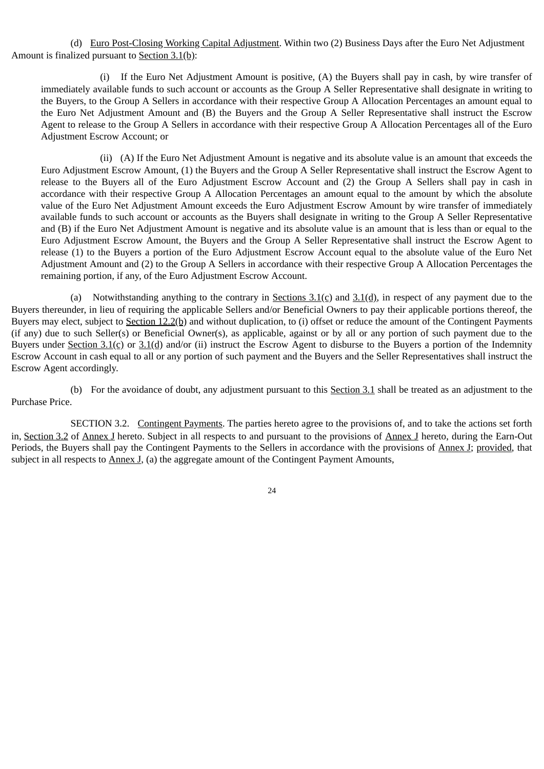(d) Euro Post-Closing Working Capital Adjustment. Within two (2) Business Days after the Euro Net Adjustment Amount is finalized pursuant to Section 3.1(b):

(i) If the Euro Net Adjustment Amount is positive, (A) the Buyers shall pay in cash, by wire transfer of immediately available funds to such account or accounts as the Group A Seller Representative shall designate in writing to the Buyers, to the Group A Sellers in accordance with their respective Group A Allocation Percentages an amount equal to the Euro Net Adjustment Amount and (B) the Buyers and the Group A Seller Representative shall instruct the Escrow Agent to release to the Group A Sellers in accordance with their respective Group A Allocation Percentages all of the Euro Adjustment Escrow Account; or

(ii) (A) If the Euro Net Adjustment Amount is negative and its absolute value is an amount that exceeds the Euro Adjustment Escrow Amount, (1) the Buyers and the Group A Seller Representative shall instruct the Escrow Agent to release to the Buyers all of the Euro Adjustment Escrow Account and (2) the Group A Sellers shall pay in cash in accordance with their respective Group A Allocation Percentages an amount equal to the amount by which the absolute value of the Euro Net Adjustment Amount exceeds the Euro Adjustment Escrow Amount by wire transfer of immediately available funds to such account or accounts as the Buyers shall designate in writing to the Group A Seller Representative and (B) if the Euro Net Adjustment Amount is negative and its absolute value is an amount that is less than or equal to the Euro Adjustment Escrow Amount, the Buyers and the Group A Seller Representative shall instruct the Escrow Agent to release (1) to the Buyers a portion of the Euro Adjustment Escrow Account equal to the absolute value of the Euro Net Adjustment Amount and (2) to the Group A Sellers in accordance with their respective Group A Allocation Percentages the remaining portion, if any, of the Euro Adjustment Escrow Account.

(a) Notwithstanding anything to the contrary in Sections 3.1(c) and 3.1(d), in respect of any payment due to the Buyers thereunder, in lieu of requiring the applicable Sellers and/or Beneficial Owners to pay their applicable portions thereof, the Buyers may elect, subject to Section 12.2(b) and without duplication, to (i) offset or reduce the amount of the Contingent Payments (if any) due to such Seller(s) or Beneficial Owner(s), as applicable, against or by all or any portion of such payment due to the Buyers under Section 3.1(c) or 3.1(d) and/or (ii) instruct the Escrow Agent to disburse to the Buyers a portion of the Indemnity Escrow Account in cash equal to all or any portion of such payment and the Buyers and the Seller Representatives shall instruct the Escrow Agent accordingly.

(b) For the avoidance of doubt, any adjustment pursuant to this Section 3.1 shall be treated as an adjustment to the Purchase Price.

SECTION 3.2. Contingent Payments. The parties hereto agree to the provisions of, and to take the actions set forth in, Section 3.2 of Annex J hereto. Subject in all respects to and pursuant to the provisions of Annex J hereto, during the Earn-Out Periods, the Buyers shall pay the Contingent Payments to the Sellers in accordance with the provisions of Annex J; provided, that subject in all respects to Annex J, (a) the aggregate amount of the Contingent Payment Amounts,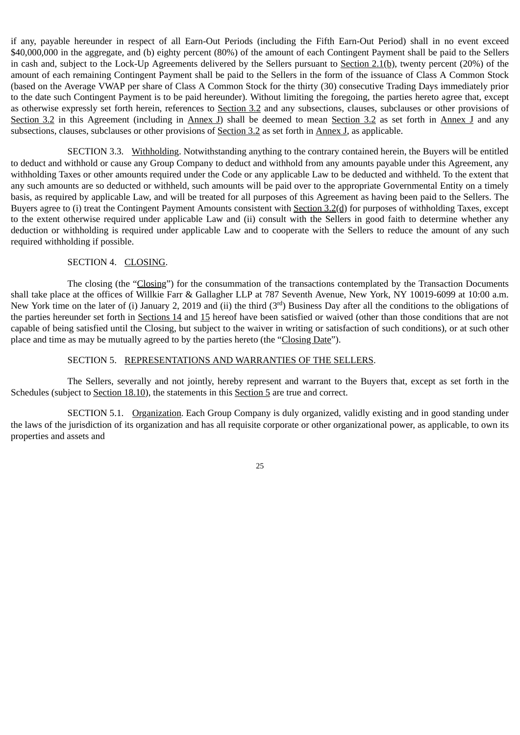if any, payable hereunder in respect of all Earn-Out Periods (including the Fifth Earn-Out Period) shall in no event exceed $40,000,000 in the aggregate, and (b) eighty percent (80%) of the amount of each Contingent Payment shall be paid to the Sellers in cash and, subject to the Lock-Up Agreements delivered by the Sellers pursuant to Section 2.1(b), twenty percent (20%) of the amount of each remaining Contingent Payment shall be paid to the Sellers in the form of the issuance of Class A Common Stock (based on the Average VWAP per share of Class A Common Stock for the thirty (30) consecutive Trading Days immediately prior to the date such Contingent Payment is to be paid hereunder). Without limiting the foregoing, the parties hereto agree that, except as otherwise expressly set forth herein, references to Section 3.2 and any subsections, clauses, subclauses or other provisions of Section 3.2 in this Agreement (including in Annex J) shall be deemed to mean Section 3.2 as set forth in Annex J and any subsections, clauses, subclauses or other provisions of Section 3.2 as set forth in Annex J, as applicable.

SECTION 3.3. Withholding. Notwithstanding anything to the contrary contained herein, the Buyers will be entitled to deduct and withhold or cause any Group Company to deduct and withhold from any amounts payable under this Agreement, any withholding Taxes or other amounts required under the Code or any applicable Law to be deducted and withheld. To the extent that any such amounts are so deducted or withheld, such amounts will be paid over to the appropriate Governmental Entity on a timely basis, as required by applicable Law, and will be treated for all purposes of this Agreement as having been paid to the Sellers. The Buyers agree to (i) treat the Contingent Payment Amounts consistent with Section 3.2(d) for purposes of withholding Taxes, except to the extent otherwise required under applicable Law and (ii) consult with the Sellers in good faith to determine whether any deduction or withholding is required under applicable Law and to cooperate with the Sellers to reduce the amount of any such required withholding if possible.

SECTION 4. CLOSING.

The closing (the "Closing") for the consummation of the transactions contemplated by the Transaction Documents shall take place at the offices of Willkie Farr & Gallagher LLP at 787 Seventh Avenue, New York, NY 10019-6099 at 10:00 a.m. New York time on the later of (i) January 2, 2019 and (ii) the third (3rd) Business Day after all the conditions to the obligations of the parties hereunder set forth in Sections 14 and 15 hereof have been satisfied or waived (other than those conditions that are not capable of being satisfied until the Closing, but subject to the waiver in writing or satisfaction of such conditions), or at such other place and time as may be mutually agreed to by the parties hereto (the "Closing Date").

SECTION 5. REPRESENTATIONS AND WARRANTIES OF THE SELLERS.

The Sellers, severally and not jointly, hereby represent and warrant to the Buyers that, except as set forth in the Schedules (subject to Section 18.10), the statements in this Section 5 are true and correct.

SECTION 5.1. Organization. Each Group Company is duly organized, validly existing and in good standing under the laws of the jurisdiction of its organization and has all requisite corporate or other organizational power, as applicable, to own its properties and assets and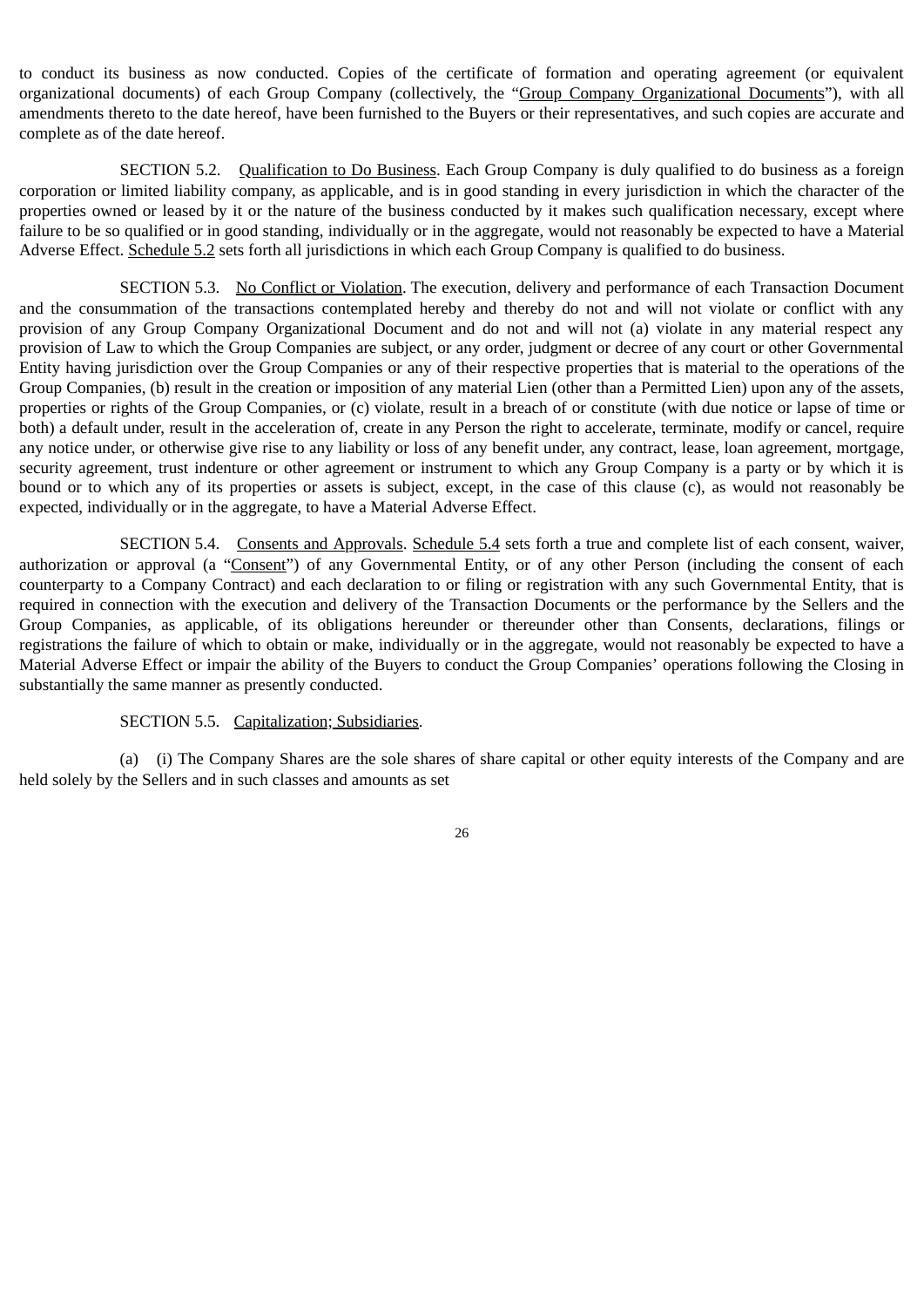to conduct its business as now conducted. Copies of the certificate of formation and operating agreement (or equivalent organizational documents) of each Group Company (collectively, the "Group Company Organizational Documents"), with all amendments thereto to the date hereof, have been furnished to the Buyers or their representatives, and such copies are accurate and complete as of the date hereof.

SECTION 5.2. Qualification to Do Business. Each Group Company is duly qualified to do business as a foreign corporation or limited liability company, as applicable, and is in good standing in every jurisdiction in which the character of the properties owned or leased by it or the nature of the business conducted by it makes such qualification necessary, except where failure to be so qualified or in good standing, individually or in the aggregate, would not reasonably be expected to have a Material Adverse Effect. Schedule 5.2 sets forth all jurisdictions in which each Group Company is qualified to do business.

SECTION 5.3. No Conflict or Violation. The execution, delivery and performance of each Transaction Document and the consummation of the transactions contemplated hereby and thereby do not and will not violate or conflict with any provision of any Group Company Organizational Document and do not and will not (a) violate in any material respect any provision of Law to which the Group Companies are subject, or any order, judgment or decree of any court or other Governmental Entity having jurisdiction over the Group Companies or any of their respective properties that is material to the operations of the Group Companies, (b) result in the creation or imposition of any material Lien (other than a Permitted Lien) upon any of the assets, properties or rights of the Group Companies, or (c) violate, result in a breach of or constitute (with due notice or lapse of time or both) a default under, result in the acceleration of, create in any Person the right to accelerate, terminate, modify or cancel, require any notice under, or otherwise give rise to any liability or loss of any benefit under, any contract, lease, loan agreement, mortgage, security agreement, trust indenture or other agreement or instrument to which any Group Company is a party or by which it is bound or to which any of its properties or assets is subject, except, in the case of this clause (c), as would not reasonably be expected, individually or in the aggregate, to have a Material Adverse Effect.

SECTION 5.4. Consents and Approvals. Schedule 5.4 sets forth a true and complete list of each consent, waiver, authorization or approval (a "Consent") of any Governmental Entity, or of any other Person (including the consent of each counterparty to a Company Contract) and each declaration to or filing or registration with any such Governmental Entity, that is required in connection with the execution and delivery of the Transaction Documents or the performance by the Sellers and the Group Companies, as applicable, of its obligations hereunder or thereunder other than Consents, declarations, filings or registrations the failure of which to obtain or make, individually or in the aggregate, would not reasonably be expected to have a Material Adverse Effect or impair the ability of the Buyers to conduct the Group Companies' operations following the Closing in substantially the same manner as presently conducted.

SECTION 5.5. Capitalization; Subsidiaries.

(a) (i) The Company Shares are the sole shares of share capital or other equity interests of the Company and are held solely by the Sellers and in such classes and amounts as set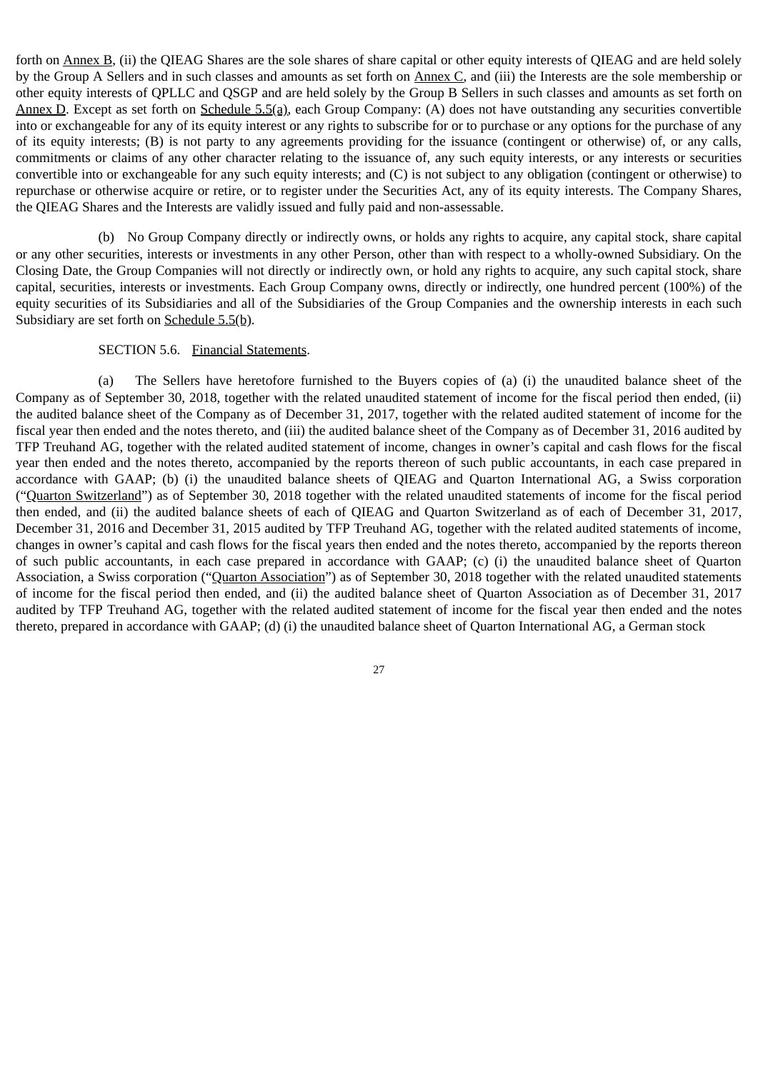forth on Annex B, (ii) the QIEAG Shares are the sole shares of share capital or other equity interests of QIEAG and are held solely by the Group A Sellers and in such classes and amounts as set forth on Annex C, and (iii) the Interests are the sole membership or other equity interests of QPLLC and QSGP and are held solely by the Group B Sellers in such classes and amounts as set forth on Annex D. Except as set forth on Schedule 5.5(a), each Group Company: (A) does not have outstanding any securities convertible into or exchangeable for any of its equity interest or any rights to subscribe for or to purchase or any options for the purchase of any of its equity interests; (B) is not party to any agreements providing for the issuance (contingent or otherwise) of, or any calls, commitments or claims of any other character relating to the issuance of, any such equity interests, or any interests or securities convertible into or exchangeable for any such equity interests; and (C) is not subject to any obligation (contingent or otherwise) to repurchase or otherwise acquire or retire, or to register under the Securities Act, any of its equity interests. The Company Shares, the QIEAG Shares and the Interests are validly issued and fully paid and non-assessable.

(b) No Group Company directly or indirectly owns, or holds any rights to acquire, any capital stock, share capital or any other securities, interests or investments in any other Person, other than with respect to a wholly-owned Subsidiary. On the Closing Date, the Group Companies will not directly or indirectly own, or hold any rights to acquire, any such capital stock, share capital, securities, interests or investments. Each Group Company owns, directly or indirectly, one hundred percent (100%) of the equity securities of its Subsidiaries and all of the Subsidiaries of the Group Companies and the ownership interests in each such Subsidiary are set forth on Schedule 5.5(b).

SECTION 5.6. Financial Statements.

(a) The Sellers have heretofore furnished to the Buyers copies of (a) (i) the unaudited balance sheet of the Company as of September 30, 2018, together with the related unaudited statement of income for the fiscal period then ended, (ii) the audited balance sheet of the Company as of December 31, 2017, together with the related audited statement of income for the fiscal year then ended and the notes thereto, and (iii) the audited balance sheet of the Company as of December 31, 2016 audited by TFP Treuhand AG, together with the related audited statement of income, changes in owner's capital and cash flows for the fiscal year then ended and the notes thereto, accompanied by the reports thereon of such public accountants, in each case prepared in accordance with GAAP; (b) (i) the unaudited balance sheets of QIEAG and Quarton International AG, a Swiss corporation ("Quarton Switzerland") as of September 30, 2018 together with the related unaudited statements of income for the fiscal period then ended, and (ii) the audited balance sheets of each of QIEAG and Quarton Switzerland as of each of December 31, 2017, December 31, 2016 and December 31, 2015 audited by TFP Treuhand AG, together with the related audited statements of income, changes in owner's capital and cash flows for the fiscal years then ended and the notes thereto, accompanied by the reports thereon of such public accountants, in each case prepared in accordance with GAAP; (c) (i) the unaudited balance sheet of Quarton Association, a Swiss corporation ("Quarton Association") as of September 30, 2018 together with the related unaudited statements of income for the fiscal period then ended, and (ii) the audited balance sheet of Quarton Association as of December 31, 2017 audited by TFP Treuhand AG, together with the related audited statement of income for the fiscal year then ended and the notes thereto, prepared in accordance with GAAP; (d) (i) the unaudited balance sheet of Quarton International AG, a German stock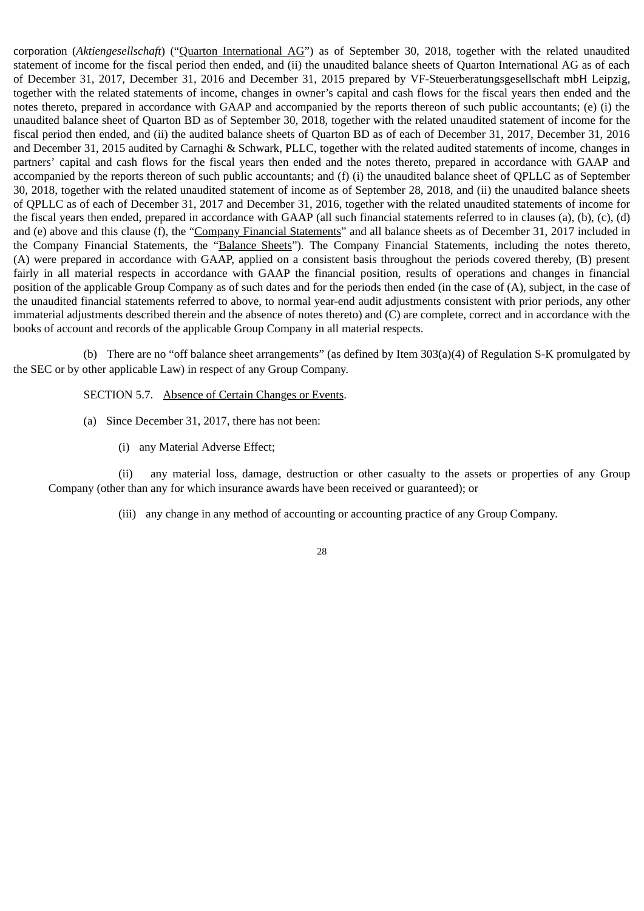corporation (*Aktiengesellschaft*) ("Quarton International AG") as of September 30, 2018, together with the related unaudited statement of income for the fiscal period then ended, and (ii) the unaudited balance sheets of Quarton International AG as of each of December 31, 2017, December 31, 2016 and December 31, 2015 prepared by VF-Steuerberatungsgesellschaft mbH Leipzig, together with the related statements of income, changes in owner's capital and cash flows for the fiscal years then ended and the notes thereto, prepared in accordance with GAAP and accompanied by the reports thereon of such public accountants; (e) (i) the unaudited balance sheet of Quarton BD as of September 30, 2018, together with the related unaudited statement of income for the fiscal period then ended, and (ii) the audited balance sheets of Quarton BD as of each of December 31, 2017, December 31, 2016 and December 31, 2015 audited by Carnaghi & Schwark, PLLC, together with the related audited statements of income, changes in partners' capital and cash flows for the fiscal years then ended and the notes thereto, prepared in accordance with GAAP and accompanied by the reports thereon of such public accountants; and (f) (i) the unaudited balance sheet of QPLLC as of September 30, 2018, together with the related unaudited statement of income as of September 28, 2018, and (ii) the unaudited balance sheets of QPLLC as of each of December 31, 2017 and December 31, 2016, together with the related unaudited statements of income for the fiscal years then ended, prepared in accordance with GAAP (all such financial statements referred to in clauses (a), (b), (c), (d) and (e) above and this clause (f), the "Company Financial Statements" and all balance sheets as of December 31, 2017 included in the Company Financial Statements, the "Balance Sheets"). The Company Financial Statements, including the notes thereto, (A) were prepared in accordance with GAAP, applied on a consistent basis throughout the periods covered thereby, (B) present fairly in all material respects in accordance with GAAP the financial position, results of operations and changes in financial position of the applicable Group Company as of such dates and for the periods then ended (in the case of (A), subject, in the case of the unaudited financial statements referred to above, to normal year-end audit adjustments consistent with prior periods, any other immaterial adjustments described therein and the absence of notes thereto) and (C) are complete, correct and in accordance with the books of account and records of the applicable Group Company in all material respects.

(b) There are no "off balance sheet arrangements" (as defined by Item 303(a)(4) of Regulation S-K promulgated by the SEC or by other applicable Law) in respect of any Group Company.

SECTION 5.7. Absence of Certain Changes or Events.

(a) Since December 31, 2017, there has not been:

(i) any Material Adverse Effect;

(ii) any material loss, damage, destruction or other casualty to the assets or properties of any Group Company (other than any for which insurance awards have been received or guaranteed); or

(iii) any change in any method of accounting or accounting practice of any Group Company.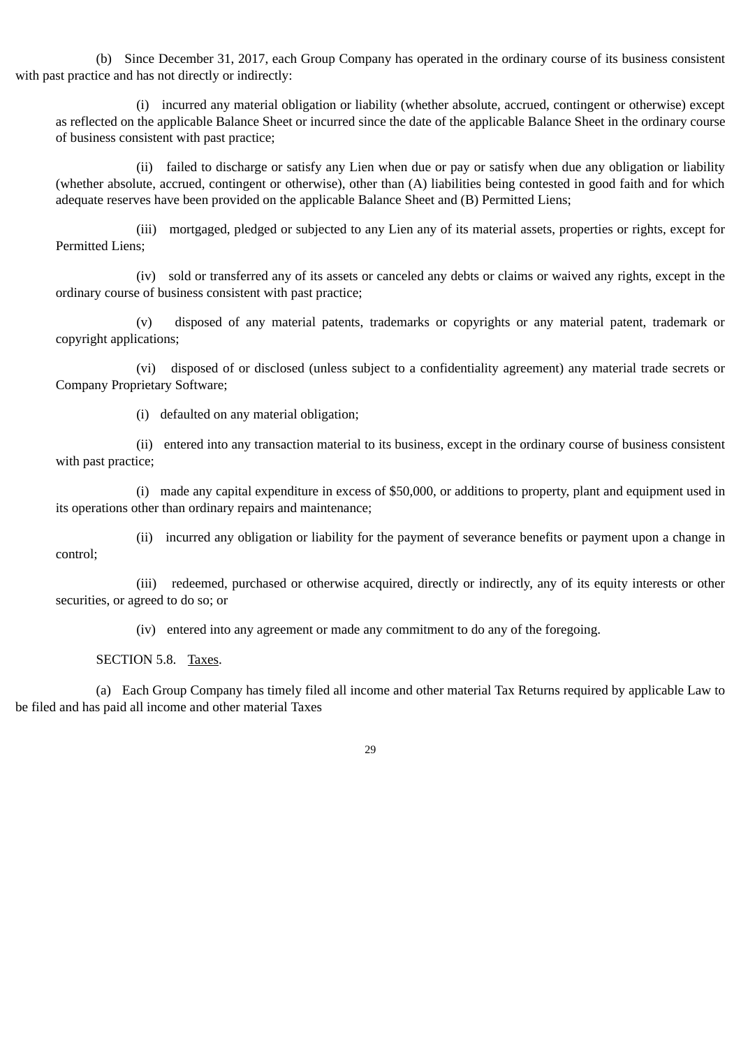(b) Since December 31, 2017, each Group Company has operated in the ordinary course of its business consistent with past practice and has not directly or indirectly:

(i) incurred any material obligation or liability (whether absolute, accrued, contingent or otherwise) except as reflected on the applicable Balance Sheet or incurred since the date of the applicable Balance Sheet in the ordinary course of business consistent with past practice;

(ii) failed to discharge or satisfy any Lien when due or pay or satisfy when due any obligation or liability (whether absolute, accrued, contingent or otherwise), other than (A) liabilities being contested in good faith and for which adequate reserves have been provided on the applicable Balance Sheet and (B) Permitted Liens;

(iii) mortgaged, pledged or subjected to any Lien any of its material assets, properties or rights, except for Permitted Liens;

(iv) sold or transferred any of its assets or canceled any debts or claims or waived any rights, except in the ordinary course of business consistent with past practice;

(v) disposed of any material patents, trademarks or copyrights or any material patent, trademark or copyright applications;

(vi) disposed of or disclosed (unless subject to a confidentiality agreement) any material trade secrets or Company Proprietary Software;

(i) defaulted on any material obligation;

(ii) entered into any transaction material to its business, except in the ordinary course of business consistent with past practice;

(i) made any capital expenditure in excess of $50,000, or additions to property, plant and equipment used in its operations other than ordinary repairs and maintenance;

(ii) incurred any obligation or liability for the payment of severance benefits or payment upon a change in control;

(iii) redeemed, purchased or otherwise acquired, directly or indirectly, any of its equity interests or other securities, or agreed to do so; or

(iv) entered into any agreement or made any commitment to do any of the foregoing.

SECTION 5.8. Taxes.

(a) Each Group Company has timely filed all income and other material Tax Returns required by applicable Law to be filed and has paid all income and other material Taxes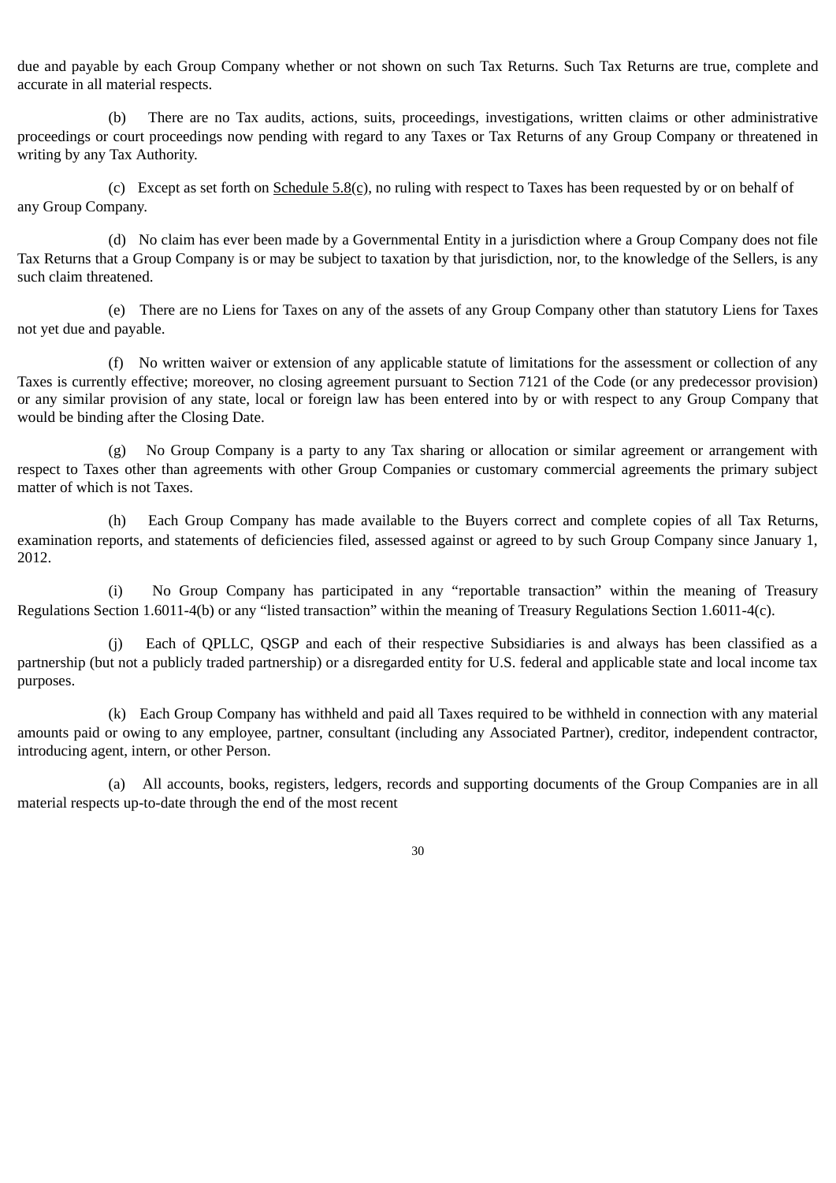due and payable by each Group Company whether or not shown on such Tax Returns. Such Tax Returns are true, complete and accurate in all material respects.

(b) There are no Tax audits, actions, suits, proceedings, investigations, written claims or other administrative proceedings or court proceedings now pending with regard to any Taxes or Tax Returns of any Group Company or threatened in writing by any Tax Authority.

(c) Except as set forth on Schedule 5.8(c), no ruling with respect to Taxes has been requested by or on behalf of any Group Company.

(d) No claim has ever been made by a Governmental Entity in a jurisdiction where a Group Company does not file Tax Returns that a Group Company is or may be subject to taxation by that jurisdiction, nor, to the knowledge of the Sellers, is any such claim threatened.

(e) There are no Liens for Taxes on any of the assets of any Group Company other than statutory Liens for Taxes not yet due and payable.

(f) No written waiver or extension of any applicable statute of limitations for the assessment or collection of any Taxes is currently effective; moreover, no closing agreement pursuant to Section 7121 of the Code (or any predecessor provision) or any similar provision of any state, local or foreign law has been entered into by or with respect to any Group Company that would be binding after the Closing Date.

(g) No Group Company is a party to any Tax sharing or allocation or similar agreement or arrangement with respect to Taxes other than agreements with other Group Companies or customary commercial agreements the primary subject matter of which is not Taxes.

(h) Each Group Company has made available to the Buyers correct and complete copies of all Tax Returns, examination reports, and statements of deficiencies filed, assessed against or agreed to by such Group Company since January 1, 2012.

(i) No Group Company has participated in any "reportable transaction" within the meaning of Treasury Regulations Section 1.6011-4(b) or any "listed transaction" within the meaning of Treasury Regulations Section 1.6011-4(c).

(j) Each of QPLLC, QSGP and each of their respective Subsidiaries is and always has been classified as a partnership (but not a publicly traded partnership) or a disregarded entity for U.S. federal and applicable state and local income tax purposes.

(k) Each Group Company has withheld and paid all Taxes required to be withheld in connection with any material amounts paid or owing to any employee, partner, consultant (including any Associated Partner), creditor, independent contractor, introducing agent, intern, or other Person.

(a) All accounts, books, registers, ledgers, records and supporting documents of the Group Companies are in all material respects up-to-date through the end of the most recent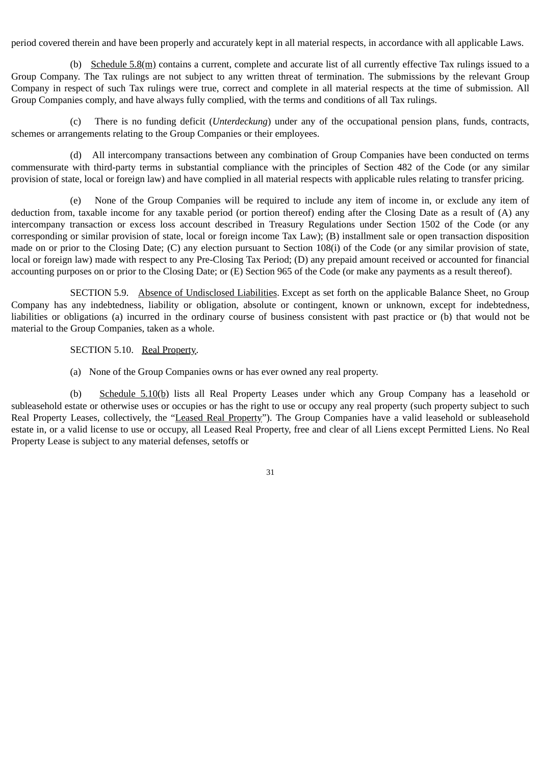period covered therein and have been properly and accurately kept in all material respects, in accordance with all applicable Laws.

(b) Schedule 5.8(m) contains a current, complete and accurate list of all currently effective Tax rulings issued to a Group Company. The Tax rulings are not subject to any written threat of termination. The submissions by the relevant Group Company in respect of such Tax rulings were true, correct and complete in all material respects at the time of submission. All Group Companies comply, and have always fully complied, with the terms and conditions of all Tax rulings.

(c) There is no funding deficit (*Unterdeckung*) under any of the occupational pension plans, funds, contracts, schemes or arrangements relating to the Group Companies or their employees.

(d) All intercompany transactions between any combination of Group Companies have been conducted on terms commensurate with third-party terms in substantial compliance with the principles of Section 482 of the Code (or any similar provision of state, local or foreign law) and have complied in all material respects with applicable rules relating to transfer pricing.

(e) None of the Group Companies will be required to include any item of income in, or exclude any item of deduction from, taxable income for any taxable period (or portion thereof) ending after the Closing Date as a result of (A) any intercompany transaction or excess loss account described in Treasury Regulations under Section 1502 of the Code (or any corresponding or similar provision of state, local or foreign income Tax Law); (B) installment sale or open transaction disposition made on or prior to the Closing Date; (C) any election pursuant to Section 108(i) of the Code (or any similar provision of state, local or foreign law) made with respect to any Pre-Closing Tax Period; (D) any prepaid amount received or accounted for financial accounting purposes on or prior to the Closing Date; or (E) Section 965 of the Code (or make any payments as a result thereof).

SECTION 5.9. Absence of Undisclosed Liabilities. Except as set forth on the applicable Balance Sheet, no Group Company has any indebtedness, liability or obligation, absolute or contingent, known or unknown, except for indebtedness, liabilities or obligations (a) incurred in the ordinary course of business consistent with past practice or (b) that would not be material to the Group Companies, taken as a whole.

SECTION 5.10. Real Property.

(a) None of the Group Companies owns or has ever owned any real property.

(b) Schedule 5.10(b) lists all Real Property Leases under which any Group Company has a leasehold or subleasehold estate or otherwise uses or occupies or has the right to use or occupy any real property (such property subject to such Real Property Leases, collectively, the "Leased Real Property"). The Group Companies have a valid leasehold or subleasehold estate in, or a valid license to use or occupy, all Leased Real Property, free and clear of all Liens except Permitted Liens. No Real Property Lease is subject to any material defenses, setoffs or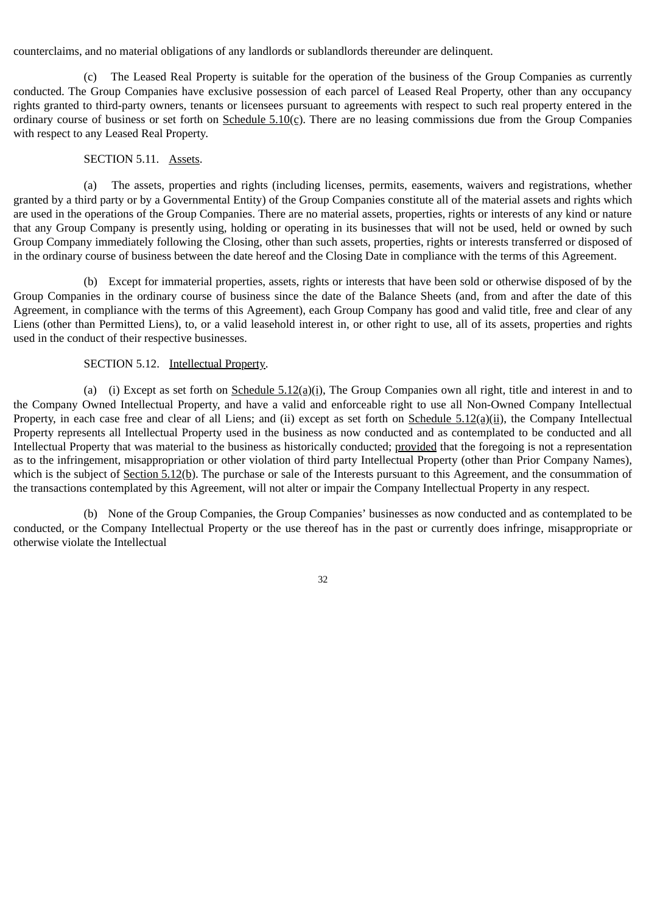counterclaims, and no material obligations of any landlords or sublandlords thereunder are delinquent.

(c) The Leased Real Property is suitable for the operation of the business of the Group Companies as currently conducted. The Group Companies have exclusive possession of each parcel of Leased Real Property, other than any occupancy rights granted to third-party owners, tenants or licensees pursuant to agreements with respect to such real property entered in the ordinary course of business or set forth on Schedule 5.10(c). There are no leasing commissions due from the Group Companies with respect to any Leased Real Property.

SECTION 5.11. Assets.

(a) The assets, properties and rights (including licenses, permits, easements, waivers and registrations, whether granted by a third party or by a Governmental Entity) of the Group Companies constitute all of the material assets and rights which are used in the operations of the Group Companies. There are no material assets, properties, rights or interests of any kind or nature that any Group Company is presently using, holding or operating in its businesses that will not be used, held or owned by such Group Company immediately following the Closing, other than such assets, properties, rights or interests transferred or disposed of in the ordinary course of business between the date hereof and the Closing Date in compliance with the terms of this Agreement.

(b) Except for immaterial properties, assets, rights or interests that have been sold or otherwise disposed of by the Group Companies in the ordinary course of business since the date of the Balance Sheets (and, from and after the date of this Agreement, in compliance with the terms of this Agreement), each Group Company has good and valid title, free and clear of any Liens (other than Permitted Liens), to, or a valid leasehold interest in, or other right to use, all of its assets, properties and rights used in the conduct of their respective businesses.

SECTION 5.12. Intellectual Property.

(a) (i) Except as set forth on Schedule 5.12(a)(i), The Group Companies own all right, title and interest in and to the Company Owned Intellectual Property, and have a valid and enforceable right to use all Non-Owned Company Intellectual Property, in each case free and clear of all Liens; and (ii) except as set forth on Schedule 5.12(a)(ii), the Company Intellectual Property represents all Intellectual Property used in the business as now conducted and as contemplated to be conducted and all Intellectual Property that was material to the business as historically conducted; provided that the foregoing is not a representation as to the infringement, misappropriation or other violation of third party Intellectual Property (other than Prior Company Names), which is the subject of Section 5.12(b). The purchase or sale of the Interests pursuant to this Agreement, and the consummation of the transactions contemplated by this Agreement, will not alter or impair the Company Intellectual Property in any respect.

(b) None of the Group Companies, the Group Companies' businesses as now conducted and as contemplated to be conducted, or the Company Intellectual Property or the use thereof has in the past or currently does infringe, misappropriate or otherwise violate the Intellectual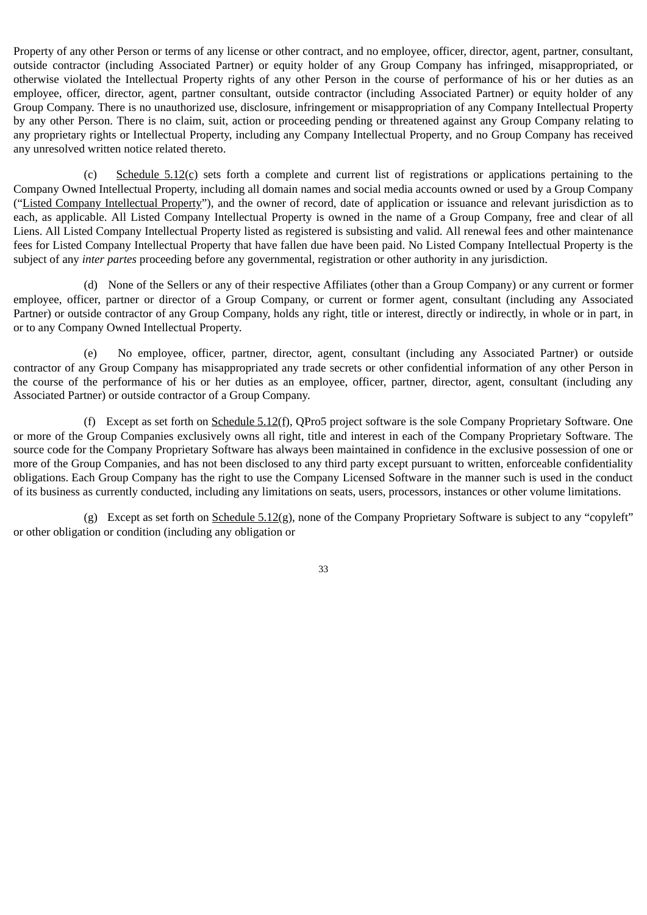Property of any other Person or terms of any license or other contract, and no employee, officer, director, agent, partner, consultant, outside contractor (including Associated Partner) or equity holder of any Group Company has infringed, misappropriated, or otherwise violated the Intellectual Property rights of any other Person in the course of performance of his or her duties as an employee, officer, director, agent, partner consultant, outside contractor (including Associated Partner) or equity holder of any Group Company. There is no unauthorized use, disclosure, infringement or misappropriation of any Company Intellectual Property by any other Person. There is no claim, suit, action or proceeding pending or threatened against any Group Company relating to any proprietary rights or Intellectual Property, including any Company Intellectual Property, and no Group Company has received any unresolved written notice related thereto.

(c) Schedule 5.12(c) sets forth a complete and current list of registrations or applications pertaining to the Company Owned Intellectual Property, including all domain names and social media accounts owned or used by a Group Company ("Listed Company Intellectual Property"), and the owner of record, date of application or issuance and relevant jurisdiction as to each, as applicable. All Listed Company Intellectual Property is owned in the name of a Group Company, free and clear of all Liens. All Listed Company Intellectual Property listed as registered is subsisting and valid. All renewal fees and other maintenance fees for Listed Company Intellectual Property that have fallen due have been paid. No Listed Company Intellectual Property is the subject of any *inter partes* proceeding before any governmental, registration or other authority in any jurisdiction.

(d) None of the Sellers or any of their respective Affiliates (other than a Group Company) or any current or former employee, officer, partner or director of a Group Company, or current or former agent, consultant (including any Associated Partner) or outside contractor of any Group Company, holds any right, title or interest, directly or indirectly, in whole or in part, in or to any Company Owned Intellectual Property.

(e) No employee, officer, partner, director, agent, consultant (including any Associated Partner) or outside contractor of any Group Company has misappropriated any trade secrets or other confidential information of any other Person in the course of the performance of his or her duties as an employee, officer, partner, director, agent, consultant (including any Associated Partner) or outside contractor of a Group Company.

(f) Except as set forth on Schedule 5.12(f), QPro5 project software is the sole Company Proprietary Software. One or more of the Group Companies exclusively owns all right, title and interest in each of the Company Proprietary Software. The source code for the Company Proprietary Software has always been maintained in confidence in the exclusive possession of one or more of the Group Companies, and has not been disclosed to any third party except pursuant to written, enforceable confidentiality obligations. Each Group Company has the right to use the Company Licensed Software in the manner such is used in the conduct of its business as currently conducted, including any limitations on seats, users, processors, instances or other volume limitations.

(g) Except as set forth on Schedule 5.12(g), none of the Company Proprietary Software is subject to any "copyleft" or other obligation or condition (including any obligation or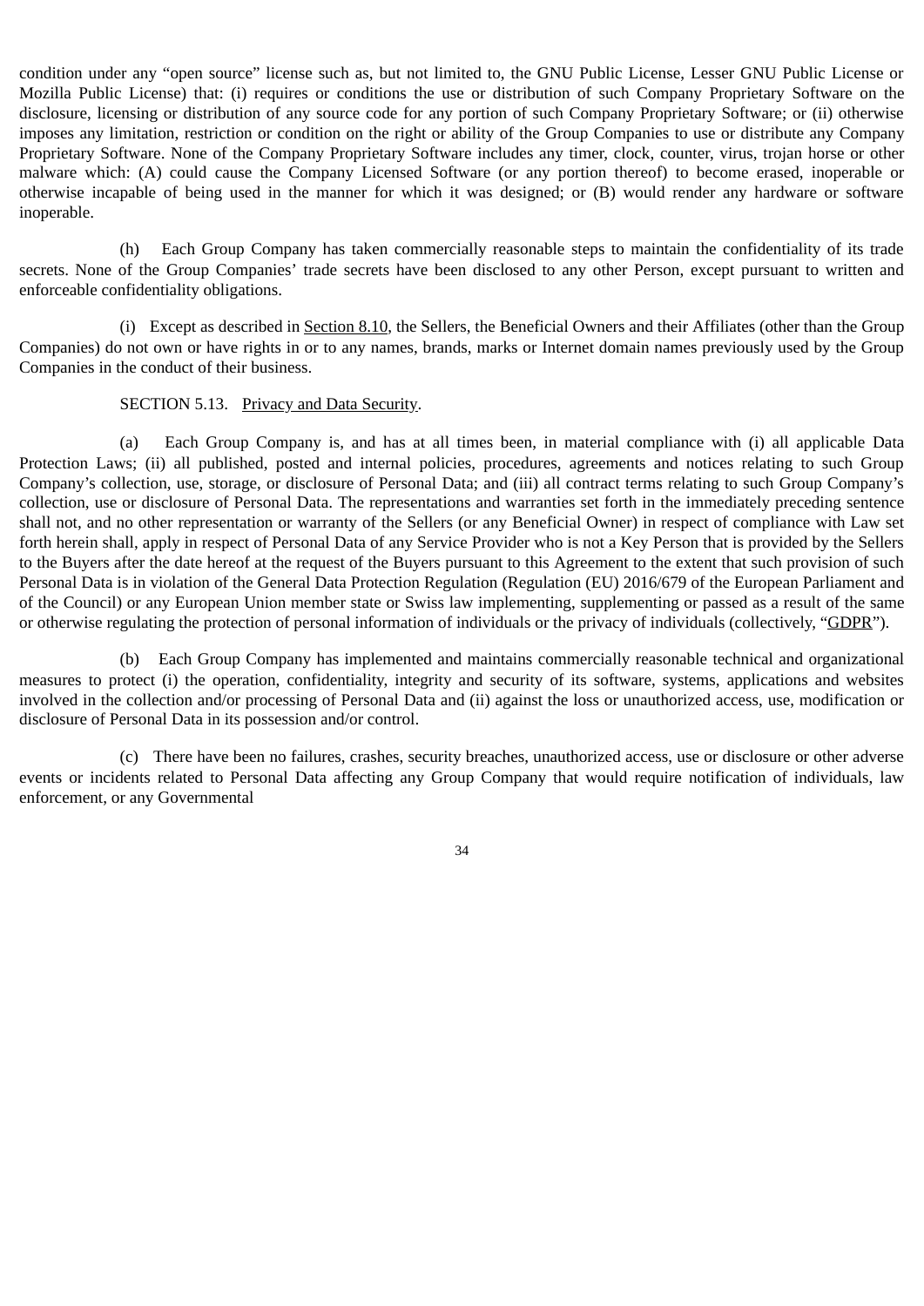condition under any “open source” license such as, but not limited to, the GNU Public License, Lesser GNU Public License or Mozilla Public License) that: (i) requires or conditions the use or distribution of such Company Proprietary Software on the disclosure, licensing or distribution of any source code for any portion of such Company Proprietary Software; or (ii) otherwise imposes any limitation, restriction or condition on the right or ability of the Group Companies to use or distribute any Company Proprietary Software. None of the Company Proprietary Software includes any timer, clock, counter, virus, trojan horse or other malware which: (A) could cause the Company Licensed Software (or any portion thereof) to become erased, inoperable or otherwise incapable of being used in the manner for which it was designed; or (B) would render any hardware or software inoperable.

(h) Each Group Company has taken commercially reasonable steps to maintain the confidentiality of its trade secrets. None of the Group Companies’ trade secrets have been disclosed to any other Person, except pursuant to written and enforceable confidentiality obligations.

(i) Except as described in Section 8.10, the Sellers, the Beneficial Owners and their Affiliates (other than the Group Companies) do not own or have rights in or to any names, brands, marks or Internet domain names previously used by the Group Companies in the conduct of their business.

SECTION 5.13. Privacy and Data Security.

(a) Each Group Company is, and has at all times been, in material compliance with (i) all applicable Data Protection Laws; (ii) all published, posted and internal policies, procedures, agreements and notices relating to such Group Company’s collection, use, storage, or disclosure of Personal Data; and (iii) all contract terms relating to such Group Company’s collection, use or disclosure of Personal Data. The representations and warranties set forth in the immediately preceding sentence shall not, and no other representation or warranty of the Sellers (or any Beneficial Owner) in respect of compliance with Law set forth herein shall, apply in respect of Personal Data of any Service Provider who is not a Key Person that is provided by the Sellers to the Buyers after the date hereof at the request of the Buyers pursuant to this Agreement to the extent that such provision of such Personal Data is in violation of the General Data Protection Regulation (Regulation (EU) 2016/679 of the European Parliament and of the Council) or any European Union member state or Swiss law implementing, supplementing or passed as a result of the same or otherwise regulating the protection of personal information of individuals or the privacy of individuals (collectively, “GDPR”).

(b) Each Group Company has implemented and maintains commercially reasonable technical and organizational measures to protect (i) the operation, confidentiality, integrity and security of its software, systems, applications and websites involved in the collection and/or processing of Personal Data and (ii) against the loss or unauthorized access, use, modification or disclosure of Personal Data in its possession and/or control.

(c) There have been no failures, crashes, security breaches, unauthorized access, use or disclosure or other adverse events or incidents related to Personal Data affecting any Group Company that would require notification of individuals, law enforcement, or any Governmental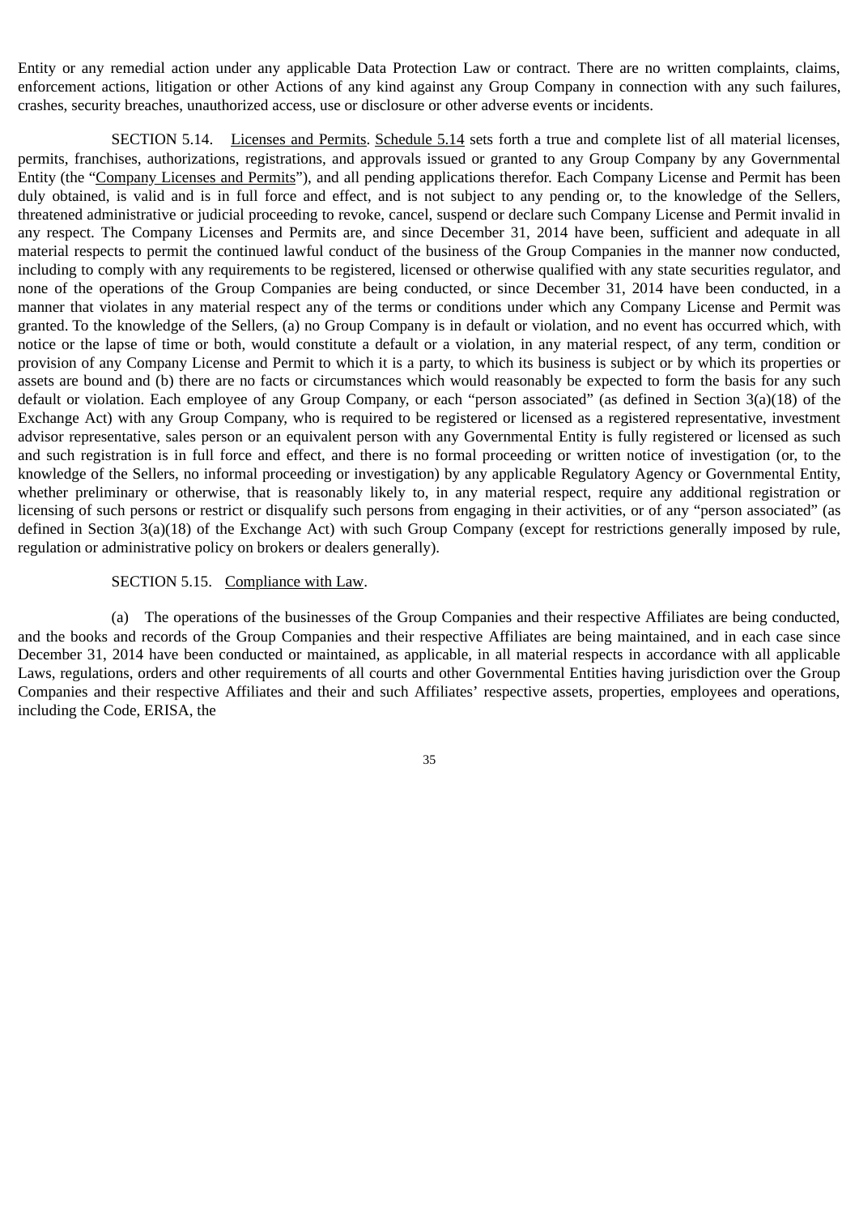Entity or any remedial action under any applicable Data Protection Law or contract. There are no written complaints, claims, enforcement actions, litigation or other Actions of any kind against any Group Company in connection with any such failures, crashes, security breaches, unauthorized access, use or disclosure or other adverse events or incidents.

SECTION 5.14. Licenses and Permits. Schedule 5.14 sets forth a true and complete list of all material licenses, permits, franchises, authorizations, registrations, and approvals issued or granted to any Group Company by any Governmental Entity (the "Company Licenses and Permits"), and all pending applications therefor. Each Company License and Permit has been duly obtained, is valid and is in full force and effect, and is not subject to any pending or, to the knowledge of the Sellers, threatened administrative or judicial proceeding to revoke, cancel, suspend or declare such Company License and Permit invalid in any respect. The Company Licenses and Permits are, and since December 31, 2014 have been, sufficient and adequate in all material respects to permit the continued lawful conduct of the business of the Group Companies in the manner now conducted, including to comply with any requirements to be registered, licensed or otherwise qualified with any state securities regulator, and none of the operations of the Group Companies are being conducted, or since December 31, 2014 have been conducted, in a manner that violates in any material respect any of the terms or conditions under which any Company License and Permit was granted. To the knowledge of the Sellers, (a) no Group Company is in default or violation, and no event has occurred which, with notice or the lapse of time or both, would constitute a default or a violation, in any material respect, of any term, condition or provision of any Company License and Permit to which it is a party, to which its business is subject or by which its properties or assets are bound and (b) there are no facts or circumstances which would reasonably be expected to form the basis for any such default or violation. Each employee of any Group Company, or each "person associated" (as defined in Section 3(a)(18) of the Exchange Act) with any Group Company, who is required to be registered or licensed as a registered representative, investment advisor representative, sales person or an equivalent person with any Governmental Entity is fully registered or licensed as such and such registration is in full force and effect, and there is no formal proceeding or written notice of investigation (or, to the knowledge of the Sellers, no informal proceeding or investigation) by any applicable Regulatory Agency or Governmental Entity, whether preliminary or otherwise, that is reasonably likely to, in any material respect, require any additional registration or licensing of such persons or restrict or disqualify such persons from engaging in their activities, or of any "person associated" (as defined in Section 3(a)(18) of the Exchange Act) with such Group Company (except for restrictions generally imposed by rule, regulation or administrative policy on brokers or dealers generally).

SECTION 5.15. Compliance with Law.

(a) The operations of the businesses of the Group Companies and their respective Affiliates are being conducted, and the books and records of the Group Companies and their respective Affiliates are being maintained, and in each case since December 31, 2014 have been conducted or maintained, as applicable, in all material respects in accordance with all applicable Laws, regulations, orders and other requirements of all courts and other Governmental Entities having jurisdiction over the Group Companies and their respective Affiliates and their and such Affiliates' respective assets, properties, employees and operations, including the Code, ERISA, the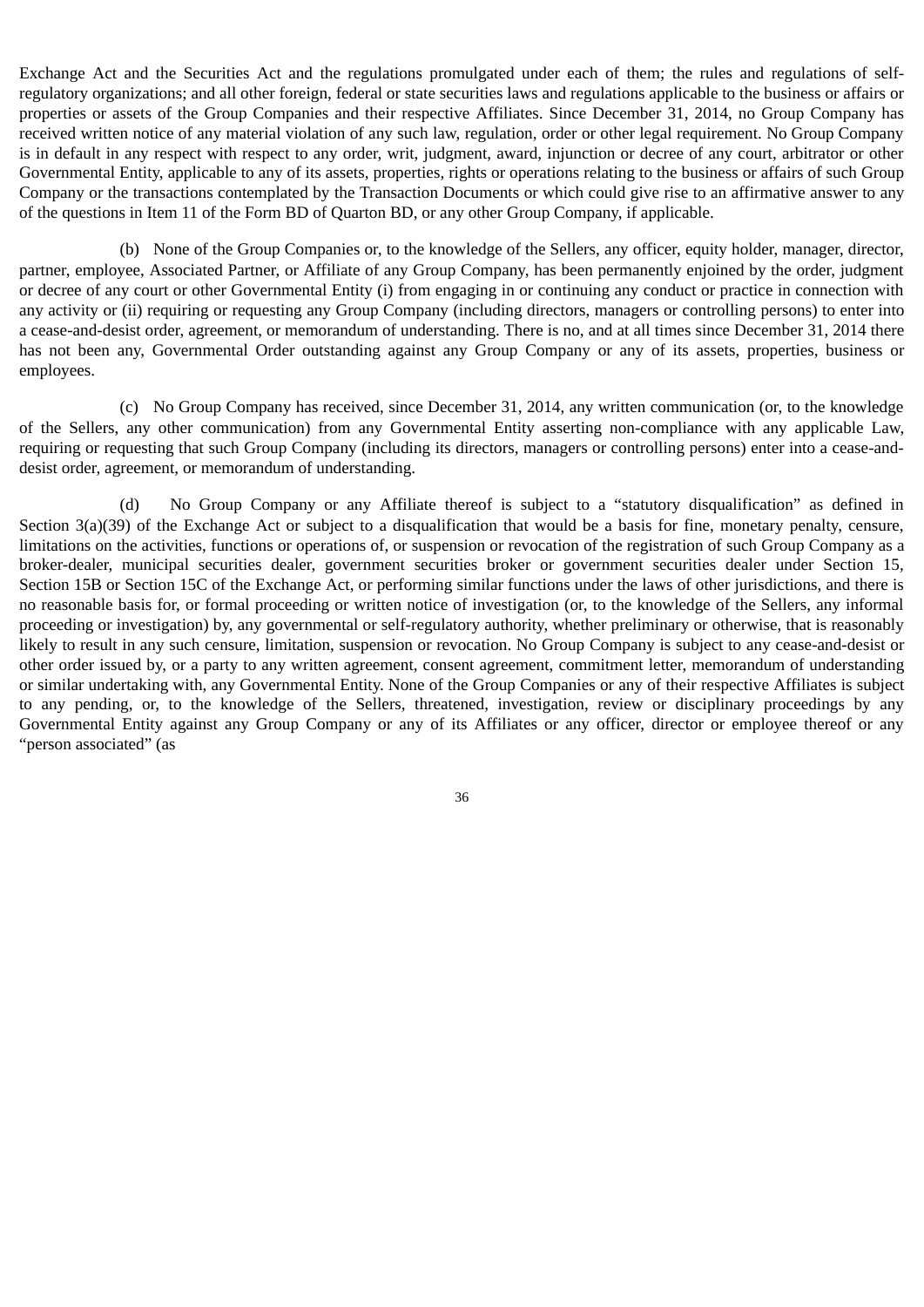Exchange Act and the Securities Act and the regulations promulgated under each of them; the rules and regulations of self-regulatory organizations; and all other foreign, federal or state securities laws and regulations applicable to the business or affairs or properties or assets of the Group Companies and their respective Affiliates. Since December 31, 2014, no Group Company has received written notice of any material violation of any such law, regulation, order or other legal requirement. No Group Company is in default in any respect with respect to any order, writ, judgment, award, injunction or decree of any court, arbitrator or other Governmental Entity, applicable to any of its assets, properties, rights or operations relating to the business or affairs of such Group Company or the transactions contemplated by the Transaction Documents or which could give rise to an affirmative answer to any of the questions in Item 11 of the Form BD of Quarton BD, or any other Group Company, if applicable.

(b) None of the Group Companies or, to the knowledge of the Sellers, any officer, equity holder, manager, director, partner, employee, Associated Partner, or Affiliate of any Group Company, has been permanently enjoined by the order, judgment or decree of any court or other Governmental Entity (i) from engaging in or continuing any conduct or practice in connection with any activity or (ii) requiring or requesting any Group Company (including directors, managers or controlling persons) to enter into a cease-and-desist order, agreement, or memorandum of understanding. There is no, and at all times since December 31, 2014 there has not been any, Governmental Order outstanding against any Group Company or any of its assets, properties, business or employees.

(c) No Group Company has received, since December 31, 2014, any written communication (or, to the knowledge of the Sellers, any other communication) from any Governmental Entity asserting non-compliance with any applicable Law, requiring or requesting that such Group Company (including its directors, managers or controlling persons) enter into a cease-and-desist order, agreement, or memorandum of understanding.

(d) No Group Company or any Affiliate thereof is subject to a "statutory disqualification" as defined in Section 3(a)(39) of the Exchange Act or subject to a disqualification that would be a basis for fine, monetary penalty, censure, limitations on the activities, functions or operations of, or suspension or revocation of the registration of such Group Company as a broker-dealer, municipal securities dealer, government securities broker or government securities dealer under Section 15, Section 15B or Section 15C of the Exchange Act, or performing similar functions under the laws of other jurisdictions, and there is no reasonable basis for, or formal proceeding or written notice of investigation (or, to the knowledge of the Sellers, any informal proceeding or investigation) by, any governmental or self-regulatory authority, whether preliminary or otherwise, that is reasonably likely to result in any such censure, limitation, suspension or revocation. No Group Company is subject to any cease-and-desist or other order issued by, or a party to any written agreement, consent agreement, commitment letter, memorandum of understanding or similar undertaking with, any Governmental Entity. None of the Group Companies or any of their respective Affiliates is subject to any pending, or, to the knowledge of the Sellers, threatened, investigation, review or disciplinary proceedings by any Governmental Entity against any Group Company or any of its Affiliates or any officer, director or employee thereof or any "person associated" (as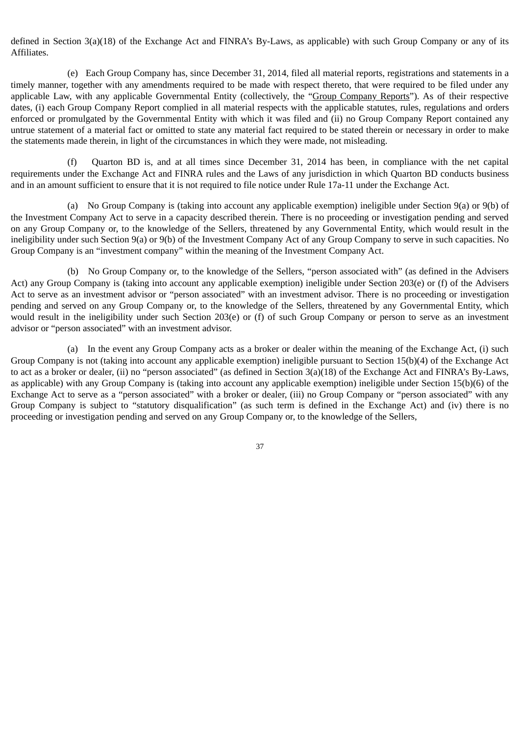defined in Section 3(a)(18) of the Exchange Act and FINRA's By-Laws, as applicable) with such Group Company or any of its Affiliates.

(e) Each Group Company has, since December 31, 2014, filed all material reports, registrations and statements in a timely manner, together with any amendments required to be made with respect thereto, that were required to be filed under any applicable Law, with any applicable Governmental Entity (collectively, the "Group Company Reports"). As of their respective dates, (i) each Group Company Report complied in all material respects with the applicable statutes, rules, regulations and orders enforced or promulgated by the Governmental Entity with which it was filed and (ii) no Group Company Report contained any untrue statement of a material fact or omitted to state any material fact required to be stated therein or necessary in order to make the statements made therein, in light of the circumstances in which they were made, not misleading.

(f) Quarton BD is, and at all times since December 31, 2014 has been, in compliance with the net capital requirements under the Exchange Act and FINRA rules and the Laws of any jurisdiction in which Quarton BD conducts business and in an amount sufficient to ensure that it is not required to file notice under Rule 17a-11 under the Exchange Act.

(a) No Group Company is (taking into account any applicable exemption) ineligible under Section 9(a) or 9(b) of the Investment Company Act to serve in a capacity described therein. There is no proceeding or investigation pending and served on any Group Company or, to the knowledge of the Sellers, threatened by any Governmental Entity, which would result in the ineligibility under such Section 9(a) or 9(b) of the Investment Company Act of any Group Company to serve in such capacities. No Group Company is an "investment company" within the meaning of the Investment Company Act.

(b) No Group Company or, to the knowledge of the Sellers, "person associated with" (as defined in the Advisers Act) any Group Company is (taking into account any applicable exemption) ineligible under Section 203(e) or (f) of the Advisers Act to serve as an investment advisor or "person associated" with an investment advisor. There is no proceeding or investigation pending and served on any Group Company or, to the knowledge of the Sellers, threatened by any Governmental Entity, which would result in the ineligibility under such Section 203(e) or (f) of such Group Company or person to serve as an investment advisor or "person associated" with an investment advisor.

(a) In the event any Group Company acts as a broker or dealer within the meaning of the Exchange Act, (i) such Group Company is not (taking into account any applicable exemption) ineligible pursuant to Section 15(b)(4) of the Exchange Act to act as a broker or dealer, (ii) no "person associated" (as defined in Section 3(a)(18) of the Exchange Act and FINRA's By-Laws, as applicable) with any Group Company is (taking into account any applicable exemption) ineligible under Section 15(b)(6) of the Exchange Act to serve as a "person associated" with a broker or dealer, (iii) no Group Company or "person associated" with any Group Company is subject to "statutory disqualification" (as such term is defined in the Exchange Act) and (iv) there is no proceeding or investigation pending and served on any Group Company or, to the knowledge of the Sellers,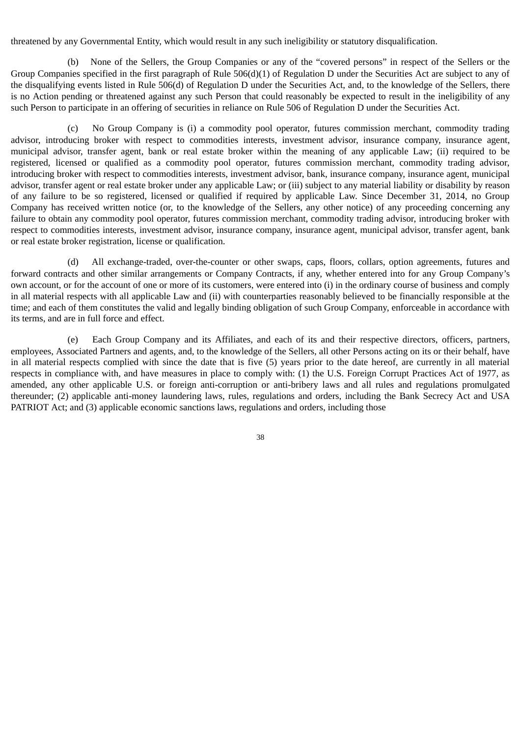threatened by any Governmental Entity, which would result in any such ineligibility or statutory disqualification.

(b) None of the Sellers, the Group Companies or any of the "covered persons" in respect of the Sellers or the Group Companies specified in the first paragraph of Rule 506(d)(1) of Regulation D under the Securities Act are subject to any of the disqualifying events listed in Rule 506(d) of Regulation D under the Securities Act, and, to the knowledge of the Sellers, there is no Action pending or threatened against any such Person that could reasonably be expected to result in the ineligibility of any such Person to participate in an offering of securities in reliance on Rule 506 of Regulation D under the Securities Act.

(c) No Group Company is (i) a commodity pool operator, futures commission merchant, commodity trading advisor, introducing broker with respect to commodities interests, investment advisor, insurance company, insurance agent, municipal advisor, transfer agent, bank or real estate broker within the meaning of any applicable Law; (ii) required to be registered, licensed or qualified as a commodity pool operator, futures commission merchant, commodity trading advisor, introducing broker with respect to commodities interests, investment advisor, bank, insurance company, insurance agent, municipal advisor, transfer agent or real estate broker under any applicable Law; or (iii) subject to any material liability or disability by reason of any failure to be so registered, licensed or qualified if required by applicable Law. Since December 31, 2014, no Group Company has received written notice (or, to the knowledge of the Sellers, any other notice) of any proceeding concerning any failure to obtain any commodity pool operator, futures commission merchant, commodity trading advisor, introducing broker with respect to commodities interests, investment advisor, insurance company, insurance agent, municipal advisor, transfer agent, bank or real estate broker registration, license or qualification.

(d) All exchange-traded, over-the-counter or other swaps, caps, floors, collars, option agreements, futures and forward contracts and other similar arrangements or Company Contracts, if any, whether entered into for any Group Company's own account, or for the account of one or more of its customers, were entered into (i) in the ordinary course of business and comply in all material respects with all applicable Law and (ii) with counterparties reasonably believed to be financially responsible at the time; and each of them constitutes the valid and legally binding obligation of such Group Company, enforceable in accordance with its terms, and are in full force and effect.

(e) Each Group Company and its Affiliates, and each of its and their respective directors, officers, partners, employees, Associated Partners and agents, and, to the knowledge of the Sellers, all other Persons acting on its or their behalf, have in all material respects complied with since the date that is five (5) years prior to the date hereof, are currently in all material respects in compliance with, and have measures in place to comply with: (1) the U.S. Foreign Corrupt Practices Act of 1977, as amended, any other applicable U.S. or foreign anti-corruption or anti-bribery laws and all rules and regulations promulgated thereunder; (2) applicable anti-money laundering laws, rules, regulations and orders, including the Bank Secrecy Act and USA PATRIOT Act; and (3) applicable economic sanctions laws, regulations and orders, including those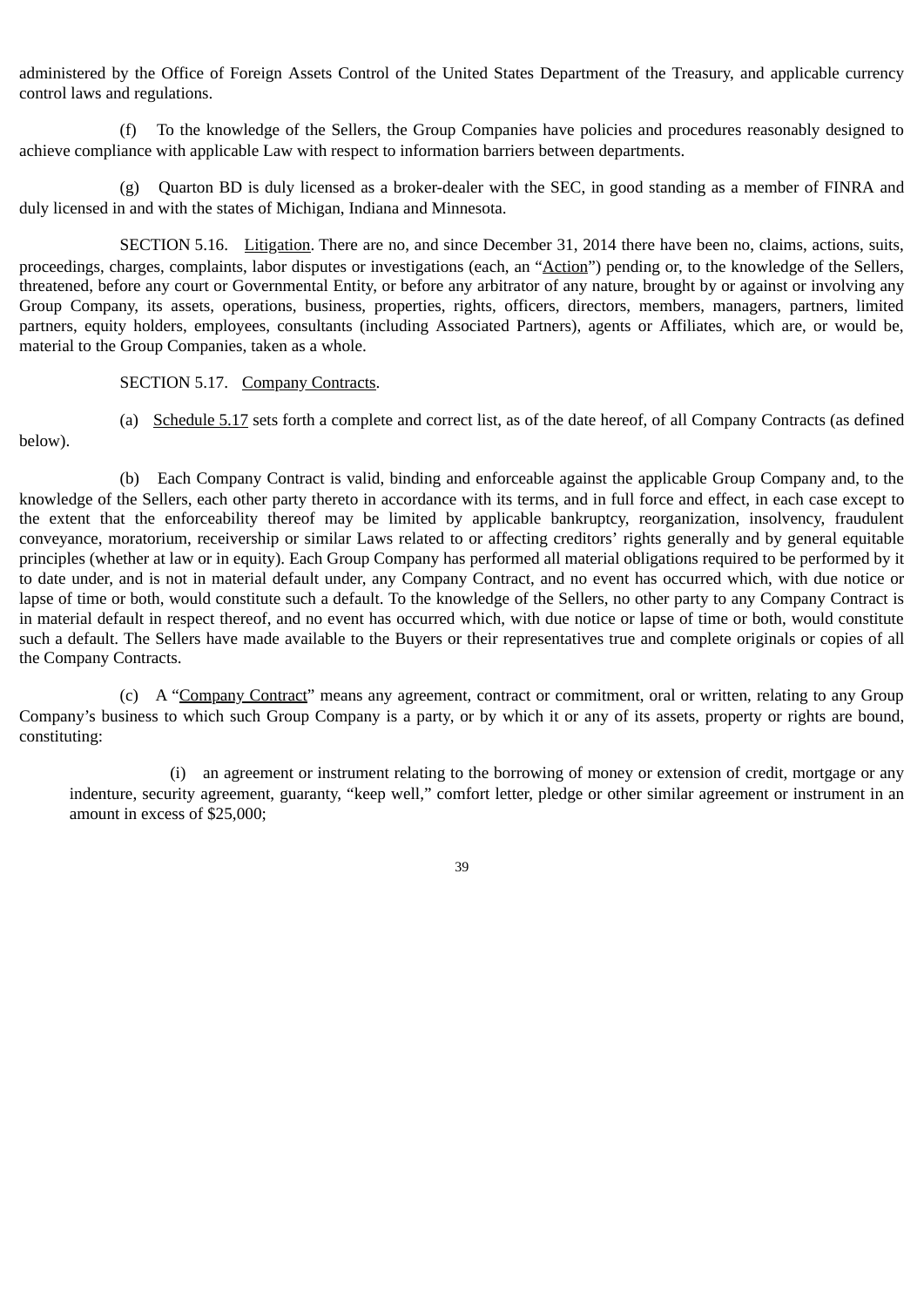administered by the Office of Foreign Assets Control of the United States Department of the Treasury, and applicable currency control laws and regulations.

(f) To the knowledge of the Sellers, the Group Companies have policies and procedures reasonably designed to achieve compliance with applicable Law with respect to information barriers between departments.

(g) Quarton BD is duly licensed as a broker-dealer with the SEC, in good standing as a member of FINRA and duly licensed in and with the states of Michigan, Indiana and Minnesota.

SECTION 5.16. Litigation. There are no, and since December 31, 2014 there have been no, claims, actions, suits, proceedings, charges, complaints, labor disputes or investigations (each, an "Action") pending or, to the knowledge of the Sellers, threatened, before any court or Governmental Entity, or before any arbitrator of any nature, brought by or against or involving any Group Company, its assets, operations, business, properties, rights, officers, directors, members, managers, partners, limited partners, equity holders, employees, consultants (including Associated Partners), agents or Affiliates, which are, or would be, material to the Group Companies, taken as a whole.

SECTION 5.17. Company Contracts.

(a) Schedule 5.17 sets forth a complete and correct list, as of the date hereof, of all Company Contracts (as defined below).

(b) Each Company Contract is valid, binding and enforceable against the applicable Group Company and, to the knowledge of the Sellers, each other party thereto in accordance with its terms, and in full force and effect, in each case except to the extent that the enforceability thereof may be limited by applicable bankruptcy, reorganization, insolvency, fraudulent conveyance, moratorium, receivership or similar Laws related to or affecting creditors' rights generally and by general equitable principles (whether at law or in equity). Each Group Company has performed all material obligations required to be performed by it to date under, and is not in material default under, any Company Contract, and no event has occurred which, with due notice or lapse of time or both, would constitute such a default. To the knowledge of the Sellers, no other party to any Company Contract is in material default in respect thereof, and no event has occurred which, with due notice or lapse of time or both, would constitute such a default. The Sellers have made available to the Buyers or their representatives true and complete originals or copies of all the Company Contracts.

(c) A "Company Contract" means any agreement, contract or commitment, oral or written, relating to any Group Company's business to which such Group Company is a party, or by which it or any of its assets, property or rights are bound, constituting:

(i) an agreement or instrument relating to the borrowing of money or extension of credit, mortgage or any indenture, security agreement, guaranty, "keep well," comfort letter, pledge or other similar agreement or instrument in an amount in excess of $25,000;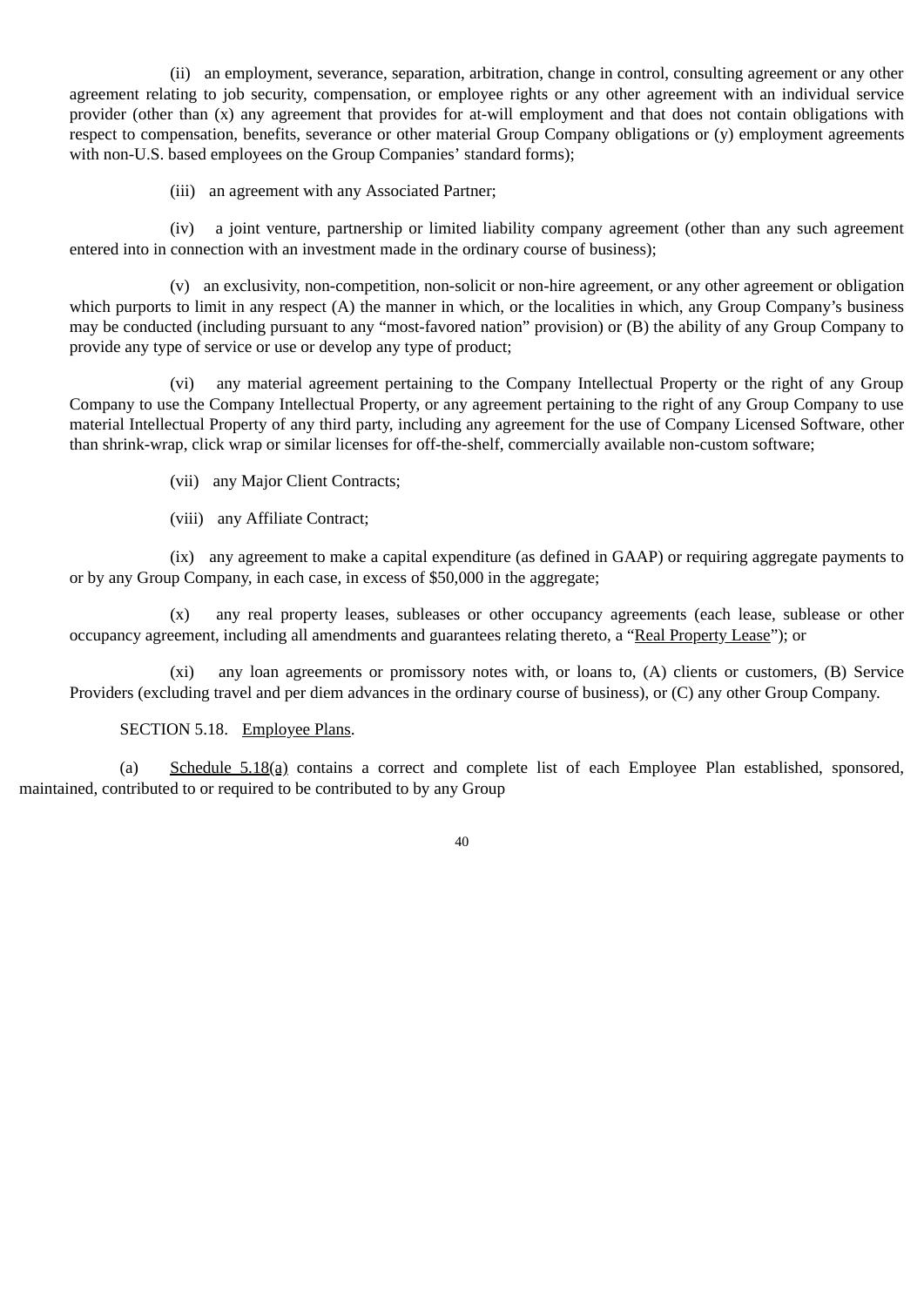(ii) an employment, severance, separation, arbitration, change in control, consulting agreement or any other agreement relating to job security, compensation, or employee rights or any other agreement with an individual service provider (other than (x) any agreement that provides for at-will employment and that does not contain obligations with respect to compensation, benefits, severance or other material Group Company obligations or (y) employment agreements with non-U.S. based employees on the Group Companies' standard forms);

(iii) an agreement with any Associated Partner;

(iv) a joint venture, partnership or limited liability company agreement (other than any such agreement entered into in connection with an investment made in the ordinary course of business);

(v) an exclusivity, non-competition, non-solicit or non-hire agreement, or any other agreement or obligation which purports to limit in any respect (A) the manner in which, or the localities in which, any Group Company's business may be conducted (including pursuant to any "most-favored nation" provision) or (B) the ability of any Group Company to provide any type of service or use or develop any type of product;

(vi) any material agreement pertaining to the Company Intellectual Property or the right of any Group Company to use the Company Intellectual Property, or any agreement pertaining to the right of any Group Company to use material Intellectual Property of any third party, including any agreement for the use of Company Licensed Software, other than shrink-wrap, click wrap or similar licenses for off-the-shelf, commercially available non-custom software;

(vii) any Major Client Contracts;

(viii) any Affiliate Contract;

(ix) any agreement to make a capital expenditure (as defined in GAAP) or requiring aggregate payments to or by any Group Company, in each case, in excess of $50,000 in the aggregate;

(x) any real property leases, subleases or other occupancy agreements (each lease, sublease or other occupancy agreement, including all amendments and guarantees relating thereto, a "Real Property Lease"); or

(xi) any loan agreements or promissory notes with, or loans to, (A) clients or customers, (B) Service Providers (excluding travel and per diem advances in the ordinary course of business), or (C) any other Group Company.

SECTION 5.18. Employee Plans.

(a) Schedule 5.18(a) contains a correct and complete list of each Employee Plan established, sponsored, maintained, contributed to or required to be contributed to by any Group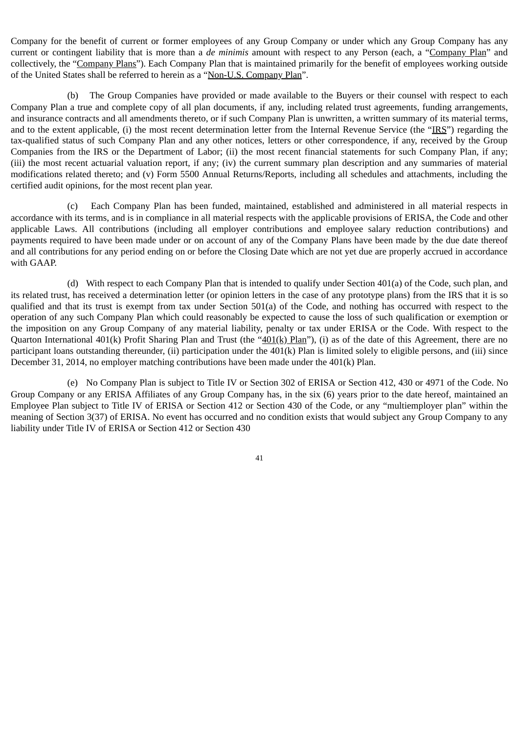Company for the benefit of current or former employees of any Group Company or under which any Group Company has any current or contingent liability that is more than a *de minimis* amount with respect to any Person (each, a "Company Plan" and collectively, the "Company Plans"). Each Company Plan that is maintained primarily for the benefit of employees working outside of the United States shall be referred to herein as a "Non-U.S. Company Plan".

(b) The Group Companies have provided or made available to the Buyers or their counsel with respect to each Company Plan a true and complete copy of all plan documents, if any, including related trust agreements, funding arrangements, and insurance contracts and all amendments thereto, or if such Company Plan is unwritten, a written summary of its material terms, and to the extent applicable, (i) the most recent determination letter from the Internal Revenue Service (the "IRS") regarding the tax-qualified status of such Company Plan and any other notices, letters or other correspondence, if any, received by the Group Companies from the IRS or the Department of Labor; (ii) the most recent financial statements for such Company Plan, if any; (iii) the most recent actuarial valuation report, if any; (iv) the current summary plan description and any summaries of material modifications related thereto; and (v) Form 5500 Annual Returns/Reports, including all schedules and attachments, including the certified audit opinions, for the most recent plan year.

(c) Each Company Plan has been funded, maintained, established and administered in all material respects in accordance with its terms, and is in compliance in all material respects with the applicable provisions of ERISA, the Code and other applicable Laws. All contributions (including all employer contributions and employee salary reduction contributions) and payments required to have been made under or on account of any of the Company Plans have been made by the due date thereof and all contributions for any period ending on or before the Closing Date which are not yet due are properly accrued in accordance with GAAP.

(d) With respect to each Company Plan that is intended to qualify under Section 401(a) of the Code, such plan, and its related trust, has received a determination letter (or opinion letters in the case of any prototype plans) from the IRS that it is so qualified and that its trust is exempt from tax under Section 501(a) of the Code, and nothing has occurred with respect to the operation of any such Company Plan which could reasonably be expected to cause the loss of such qualification or exemption or the imposition on any Group Company of any material liability, penalty or tax under ERISA or the Code. With respect to the Quarton International 401(k) Profit Sharing Plan and Trust (the "401(k) Plan"), (i) as of the date of this Agreement, there are no participant loans outstanding thereunder, (ii) participation under the 401(k) Plan is limited solely to eligible persons, and (iii) since December 31, 2014, no employer matching contributions have been made under the 401(k) Plan.

(e) No Company Plan is subject to Title IV or Section 302 of ERISA or Section 412, 430 or 4971 of the Code. No Group Company or any ERISA Affiliates of any Group Company has, in the six (6) years prior to the date hereof, maintained an Employee Plan subject to Title IV of ERISA or Section 412 or Section 430 of the Code, or any "multiemployer plan" within the meaning of Section 3(37) of ERISA. No event has occurred and no condition exists that would subject any Group Company to any liability under Title IV of ERISA or Section 412 or Section 430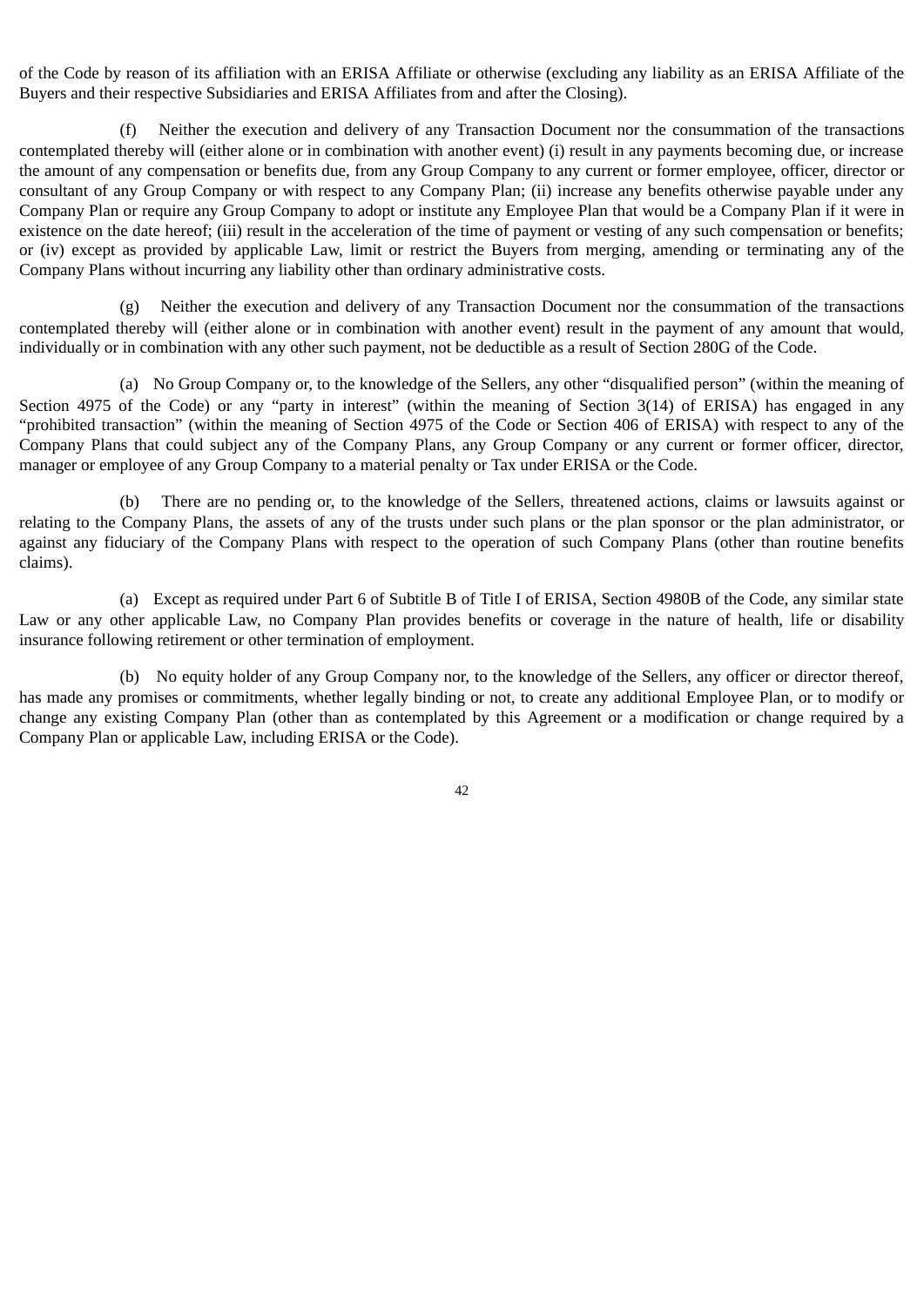of the Code by reason of its affiliation with an ERISA Affiliate or otherwise (excluding any liability as an ERISA Affiliate of the Buyers and their respective Subsidiaries and ERISA Affiliates from and after the Closing).

(f) Neither the execution and delivery of any Transaction Document nor the consummation of the transactions contemplated thereby will (either alone or in combination with another event) (i) result in any payments becoming due, or increase the amount of any compensation or benefits due, from any Group Company to any current or former employee, officer, director or consultant of any Group Company or with respect to any Company Plan; (ii) increase any benefits otherwise payable under any Company Plan or require any Group Company to adopt or institute any Employee Plan that would be a Company Plan if it were in existence on the date hereof; (iii) result in the acceleration of the time of payment or vesting of any such compensation or benefits; or (iv) except as provided by applicable Law, limit or restrict the Buyers from merging, amending or terminating any of the Company Plans without incurring any liability other than ordinary administrative costs.

(g) Neither the execution and delivery of any Transaction Document nor the consummation of the transactions contemplated thereby will (either alone or in combination with another event) result in the payment of any amount that would, individually or in combination with any other such payment, not be deductible as a result of Section 280G of the Code.

(a) No Group Company or, to the knowledge of the Sellers, any other "disqualified person" (within the meaning of Section 4975 of the Code) or any "party in interest" (within the meaning of Section 3(14) of ERISA) has engaged in any "prohibited transaction" (within the meaning of Section 4975 of the Code or Section 406 of ERISA) with respect to any of the Company Plans that could subject any of the Company Plans, any Group Company or any current or former officer, director, manager or employee of any Group Company to a material penalty or Tax under ERISA or the Code.

(b) There are no pending or, to the knowledge of the Sellers, threatened actions, claims or lawsuits against or relating to the Company Plans, the assets of any of the trusts under such plans or the plan sponsor or the plan administrator, or against any fiduciary of the Company Plans with respect to the operation of such Company Plans (other than routine benefits claims).

(a) Except as required under Part 6 of Subtitle B of Title I of ERISA, Section 4980B of the Code, any similar state Law or any other applicable Law, no Company Plan provides benefits or coverage in the nature of health, life or disability insurance following retirement or other termination of employment.

(b) No equity holder of any Group Company nor, to the knowledge of the Sellers, any officer or director thereof, has made any promises or commitments, whether legally binding or not, to create any additional Employee Plan, or to modify or change any existing Company Plan (other than as contemplated by this Agreement or a modification or change required by a Company Plan or applicable Law, including ERISA or the Code).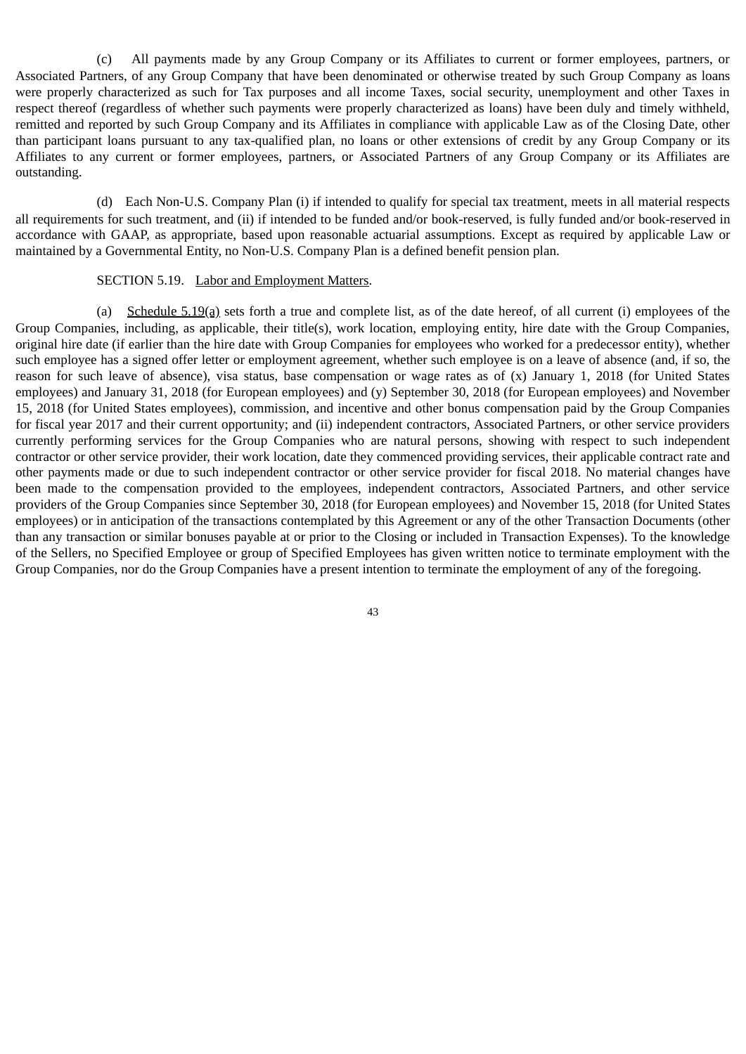(c) All payments made by any Group Company or its Affiliates to current or former employees, partners, or Associated Partners, of any Group Company that have been denominated or otherwise treated by such Group Company as loans were properly characterized as such for Tax purposes and all income Taxes, social security, unemployment and other Taxes in respect thereof (regardless of whether such payments were properly characterized as loans) have been duly and timely withheld, remitted and reported by such Group Company and its Affiliates in compliance with applicable Law as of the Closing Date, other than participant loans pursuant to any tax-qualified plan, no loans or other extensions of credit by any Group Company or its Affiliates to any current or former employees, partners, or Associated Partners of any Group Company or its Affiliates are outstanding.

(d) Each Non-U.S. Company Plan (i) if intended to qualify for special tax treatment, meets in all material respects all requirements for such treatment, and (ii) if intended to be funded and/or book-reserved, is fully funded and/or book-reserved in accordance with GAAP, as appropriate, based upon reasonable actuarial assumptions. Except as required by applicable Law or maintained by a Governmental Entity, no Non-U.S. Company Plan is a defined benefit pension plan.

SECTION 5.19. Labor and Employment Matters.

(a) Schedule 5.19(a) sets forth a true and complete list, as of the date hereof, of all current (i) employees of the Group Companies, including, as applicable, their title(s), work location, employing entity, hire date with the Group Companies, original hire date (if earlier than the hire date with Group Companies for employees who worked for a predecessor entity), whether such employee has a signed offer letter or employment agreement, whether such employee is on a leave of absence (and, if so, the reason for such leave of absence), visa status, base compensation or wage rates as of (x) January 1, 2018 (for United States employees) and January 31, 2018 (for European employees) and (y) September 30, 2018 (for European employees) and November 15, 2018 (for United States employees), commission, and incentive and other bonus compensation paid by the Group Companies for fiscal year 2017 and their current opportunity; and (ii) independent contractors, Associated Partners, or other service providers currently performing services for the Group Companies who are natural persons, showing with respect to such independent contractor or other service provider, their work location, date they commenced providing services, their applicable contract rate and other payments made or due to such independent contractor or other service provider for fiscal 2018. No material changes have been made to the compensation provided to the employees, independent contractors, Associated Partners, and other service providers of the Group Companies since September 30, 2018 (for European employees) and November 15, 2018 (for United States employees) or in anticipation of the transactions contemplated by this Agreement or any of the other Transaction Documents (other than any transaction or similar bonuses payable at or prior to the Closing or included in Transaction Expenses). To the knowledge of the Sellers, no Specified Employee or group of Specified Employees has given written notice to terminate employment with the Group Companies, nor do the Group Companies have a present intention to terminate the employment of any of the foregoing.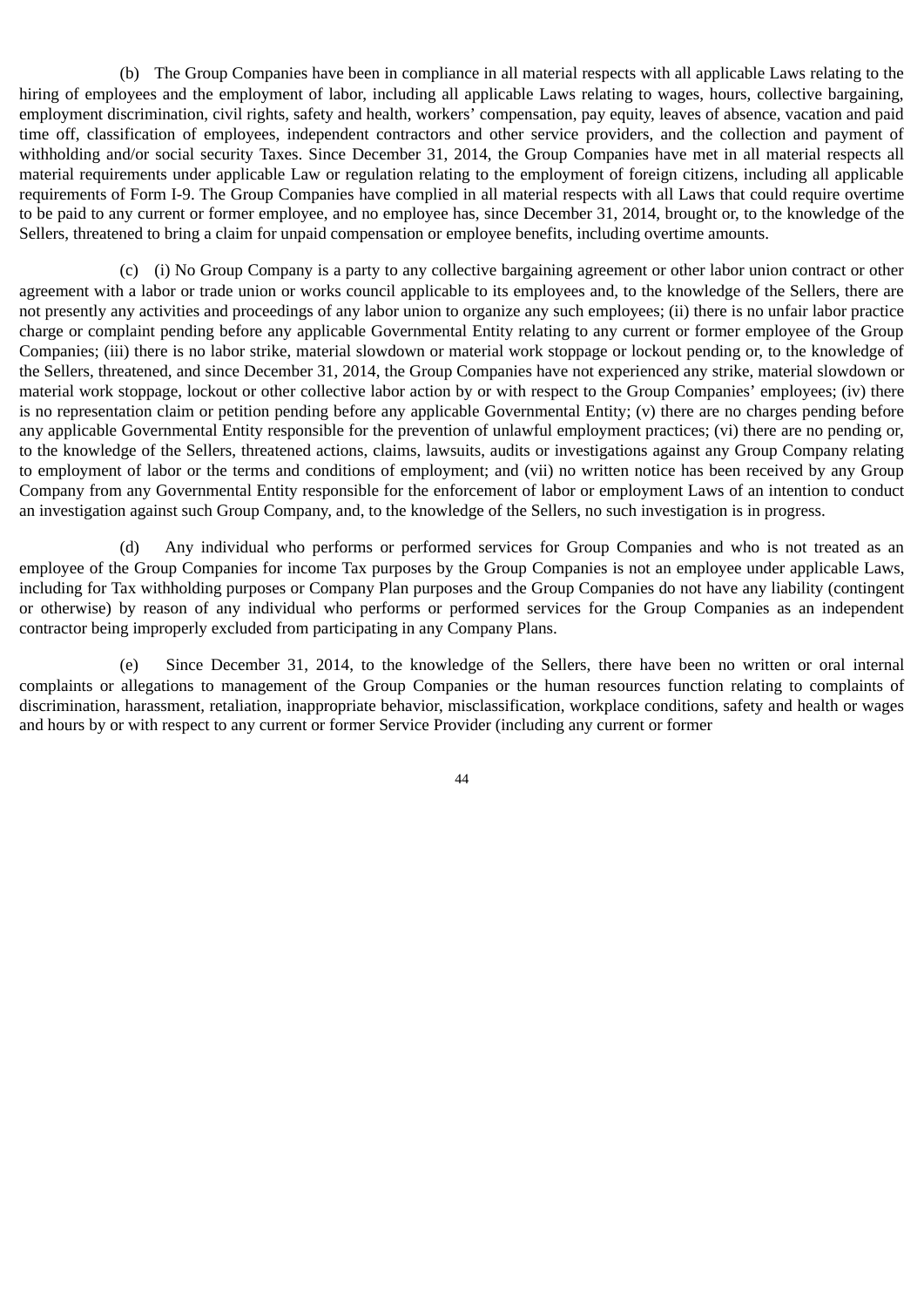(b) The Group Companies have been in compliance in all material respects with all applicable Laws relating to the hiring of employees and the employment of labor, including all applicable Laws relating to wages, hours, collective bargaining, employment discrimination, civil rights, safety and health, workers' compensation, pay equity, leaves of absence, vacation and paid time off, classification of employees, independent contractors and other service providers, and the collection and payment of withholding and/or social security Taxes. Since December 31, 2014, the Group Companies have met in all material respects all material requirements under applicable Law or regulation relating to the employment of foreign citizens, including all applicable requirements of Form I-9. The Group Companies have complied in all material respects with all Laws that could require overtime to be paid to any current or former employee, and no employee has, since December 31, 2014, brought or, to the knowledge of the Sellers, threatened to bring a claim for unpaid compensation or employee benefits, including overtime amounts.

(c) (i) No Group Company is a party to any collective bargaining agreement or other labor union contract or other agreement with a labor or trade union or works council applicable to its employees and, to the knowledge of the Sellers, there are not presently any activities and proceedings of any labor union to organize any such employees; (ii) there is no unfair labor practice charge or complaint pending before any applicable Governmental Entity relating to any current or former employee of the Group Companies; (iii) there is no labor strike, material slowdown or material work stoppage or lockout pending or, to the knowledge of the Sellers, threatened, and since December 31, 2014, the Group Companies have not experienced any strike, material slowdown or material work stoppage, lockout or other collective labor action by or with respect to the Group Companies' employees; (iv) there is no representation claim or petition pending before any applicable Governmental Entity; (v) there are no charges pending before any applicable Governmental Entity responsible for the prevention of unlawful employment practices; (vi) there are no pending or, to the knowledge of the Sellers, threatened actions, claims, lawsuits, audits or investigations against any Group Company relating to employment of labor or the terms and conditions of employment; and (vii) no written notice has been received by any Group Company from any Governmental Entity responsible for the enforcement of labor or employment Laws of an intention to conduct an investigation against such Group Company, and, to the knowledge of the Sellers, no such investigation is in progress.

(d) Any individual who performs or performed services for Group Companies and who is not treated as an employee of the Group Companies for income Tax purposes by the Group Companies is not an employee under applicable Laws, including for Tax withholding purposes or Company Plan purposes and the Group Companies do not have any liability (contingent or otherwise) by reason of any individual who performs or performed services for the Group Companies as an independent contractor being improperly excluded from participating in any Company Plans.

(e) Since December 31, 2014, to the knowledge of the Sellers, there have been no written or oral internal complaints or allegations to management of the Group Companies or the human resources function relating to complaints of discrimination, harassment, retaliation, inappropriate behavior, misclassification, workplace conditions, safety and health or wages and hours by or with respect to any current or former Service Provider (including any current or former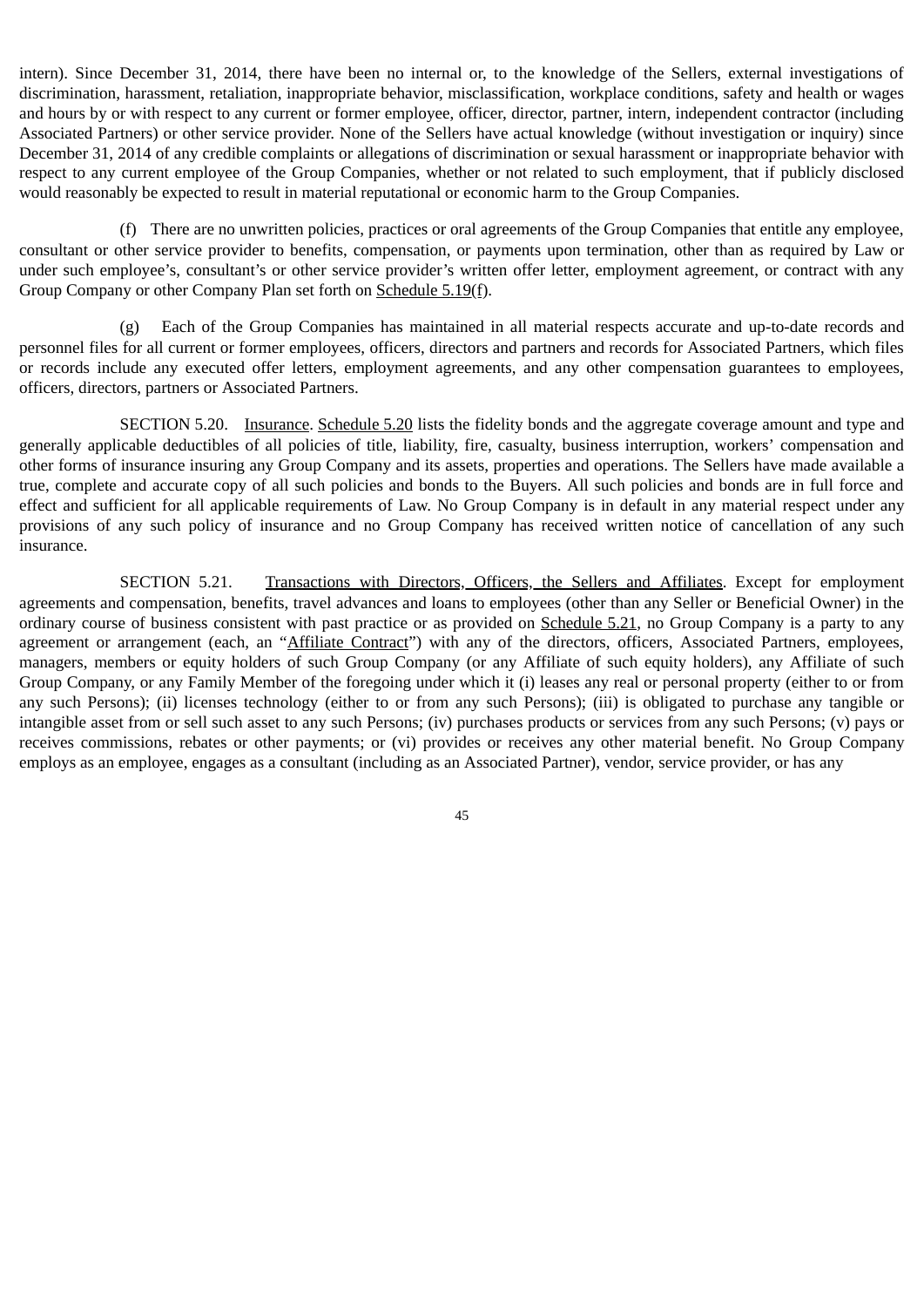intern). Since December 31, 2014, there have been no internal or, to the knowledge of the Sellers, external investigations of discrimination, harassment, retaliation, inappropriate behavior, misclassification, workplace conditions, safety and health or wages and hours by or with respect to any current or former employee, officer, director, partner, intern, independent contractor (including Associated Partners) or other service provider. None of the Sellers have actual knowledge (without investigation or inquiry) since December 31, 2014 of any credible complaints or allegations of discrimination or sexual harassment or inappropriate behavior with respect to any current employee of the Group Companies, whether or not related to such employment, that if publicly disclosed would reasonably be expected to result in material reputational or economic harm to the Group Companies.

(f) There are no unwritten policies, practices or oral agreements of the Group Companies that entitle any employee, consultant or other service provider to benefits, compensation, or payments upon termination, other than as required by Law or under such employee's, consultant's or other service provider's written offer letter, employment agreement, or contract with any Group Company or other Company Plan set forth on Schedule 5.19(f).

(g) Each of the Group Companies has maintained in all material respects accurate and up-to-date records and personnel files for all current or former employees, officers, directors and partners and records for Associated Partners, which files or records include any executed offer letters, employment agreements, and any other compensation guarantees to employees, officers, directors, partners or Associated Partners.

SECTION 5.20. Insurance. Schedule 5.20 lists the fidelity bonds and the aggregate coverage amount and type and generally applicable deductibles of all policies of title, liability, fire, casualty, business interruption, workers' compensation and other forms of insurance insuring any Group Company and its assets, properties and operations. The Sellers have made available a true, complete and accurate copy of all such policies and bonds to the Buyers. All such policies and bonds are in full force and effect and sufficient for all applicable requirements of Law. No Group Company is in default in any material respect under any provisions of any such policy of insurance and no Group Company has received written notice of cancellation of any such insurance.

SECTION 5.21. Transactions with Directors, Officers, the Sellers and Affiliates. Except for employment agreements and compensation, benefits, travel advances and loans to employees (other than any Seller or Beneficial Owner) in the ordinary course of business consistent with past practice or as provided on Schedule 5.21, no Group Company is a party to any agreement or arrangement (each, an "Affiliate Contract") with any of the directors, officers, Associated Partners, employees, managers, members or equity holders of such Group Company (or any Affiliate of such equity holders), any Affiliate of such Group Company, or any Family Member of the foregoing under which it (i) leases any real or personal property (either to or from any such Persons); (ii) licenses technology (either to or from any such Persons); (iii) is obligated to purchase any tangible or intangible asset from or sell such asset to any such Persons; (iv) purchases products or services from any such Persons; (v) pays or receives commissions, rebates or other payments; or (vi) provides or receives any other material benefit. No Group Company employs as an employee, engages as a consultant (including as an Associated Partner), vendor, service provider, or has any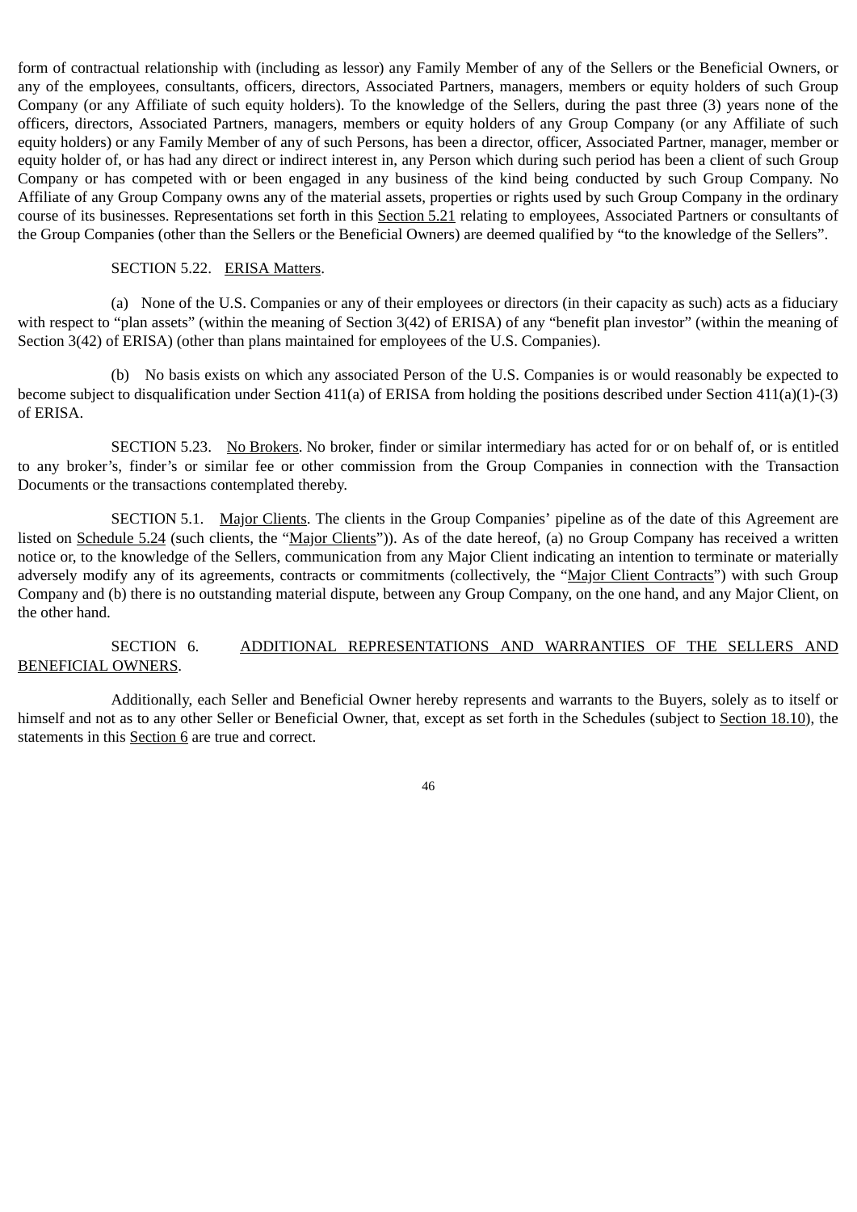form of contractual relationship with (including as lessor) any Family Member of any of the Sellers or the Beneficial Owners, or any of the employees, consultants, officers, directors, Associated Partners, managers, members or equity holders of such Group Company (or any Affiliate of such equity holders). To the knowledge of the Sellers, during the past three (3) years none of the officers, directors, Associated Partners, managers, members or equity holders of any Group Company (or any Affiliate of such equity holders) or any Family Member of any of such Persons, has been a director, officer, Associated Partner, manager, member or equity holder of, or has had any direct or indirect interest in, any Person which during such period has been a client of such Group Company or has competed with or been engaged in any business of the kind being conducted by such Group Company. No Affiliate of any Group Company owns any of the material assets, properties or rights used by such Group Company in the ordinary course of its businesses. Representations set forth in this Section 5.21 relating to employees, Associated Partners or consultants of the Group Companies (other than the Sellers or the Beneficial Owners) are deemed qualified by "to the knowledge of the Sellers".

SECTION 5.22. ERISA Matters.

(a) None of the U.S. Companies or any of their employees or directors (in their capacity as such) acts as a fiduciary with respect to "plan assets" (within the meaning of Section 3(42) of ERISA) of any "benefit plan investor" (within the meaning of Section 3(42) of ERISA) (other than plans maintained for employees of the U.S. Companies).

(b) No basis exists on which any associated Person of the U.S. Companies is or would reasonably be expected to become subject to disqualification under Section 411(a) of ERISA from holding the positions described under Section 411(a)(1)-(3) of ERISA.

SECTION 5.23. No Brokers. No broker, finder or similar intermediary has acted for or on behalf of, or is entitled to any broker's, finder's or similar fee or other commission from the Group Companies in connection with the Transaction Documents or the transactions contemplated thereby.

SECTION 5.1. Major Clients. The clients in the Group Companies' pipeline as of the date of this Agreement are listed on Schedule 5.24 (such clients, the "Major Clients")). As of the date hereof, (a) no Group Company has received a written notice or, to the knowledge of the Sellers, communication from any Major Client indicating an intention to terminate or materially adversely modify any of its agreements, contracts or commitments (collectively, the "Major Client Contracts") with such Group Company and (b) there is no outstanding material dispute, between any Group Company, on the one hand, and any Major Client, on the other hand.

SECTION 6. ADDITIONAL REPRESENTATIONS AND WARRANTIES OF THE SELLERS AND BENEFICIAL OWNERS.

Additionally, each Seller and Beneficial Owner hereby represents and warrants to the Buyers, solely as to itself or himself and not as to any other Seller or Beneficial Owner, that, except as set forth in the Schedules (subject to Section 18.10), the statements in this Section 6 are true and correct.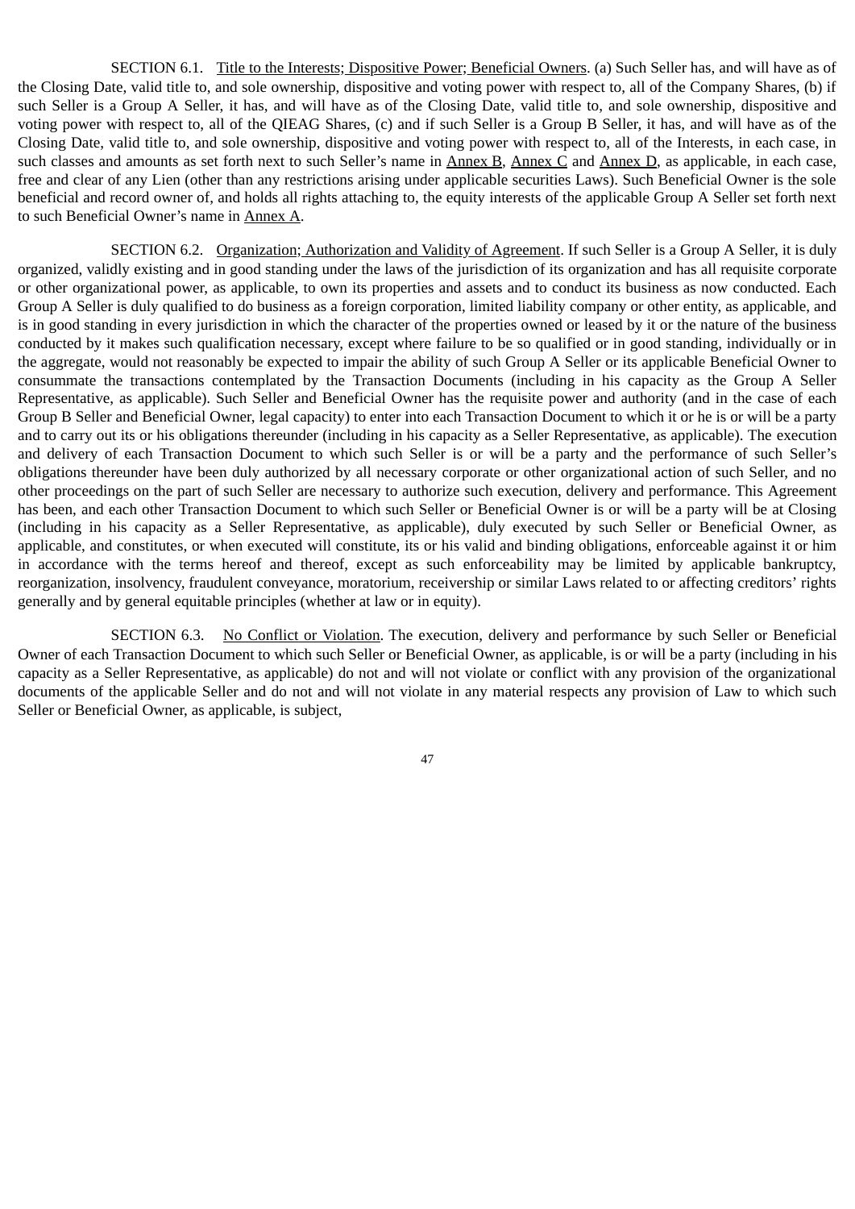SECTION 6.1. Title to the Interests; Dispositive Power; Beneficial Owners. (a) Such Seller has, and will have as of the Closing Date, valid title to, and sole ownership, dispositive and voting power with respect to, all of the Company Shares, (b) if such Seller is a Group A Seller, it has, and will have as of the Closing Date, valid title to, and sole ownership, dispositive and voting power with respect to, all of the QIEAG Shares, (c) and if such Seller is a Group B Seller, it has, and will have as of the Closing Date, valid title to, and sole ownership, dispositive and voting power with respect to, all of the Interests, in each case, in such classes and amounts as set forth next to such Seller's name in Annex B, Annex C and Annex D, as applicable, in each case, free and clear of any Lien (other than any restrictions arising under applicable securities Laws). Such Beneficial Owner is the sole beneficial and record owner of, and holds all rights attaching to, the equity interests of the applicable Group A Seller set forth next to such Beneficial Owner's name in Annex A.

SECTION 6.2. Organization; Authorization and Validity of Agreement. If such Seller is a Group A Seller, it is duly organized, validly existing and in good standing under the laws of the jurisdiction of its organization and has all requisite corporate or other organizational power, as applicable, to own its properties and assets and to conduct its business as now conducted. Each Group A Seller is duly qualified to do business as a foreign corporation, limited liability company or other entity, as applicable, and is in good standing in every jurisdiction in which the character of the properties owned or leased by it or the nature of the business conducted by it makes such qualification necessary, except where failure to be so qualified or in good standing, individually or in the aggregate, would not reasonably be expected to impair the ability of such Group A Seller or its applicable Beneficial Owner to consummate the transactions contemplated by the Transaction Documents (including in his capacity as the Group A Seller Representative, as applicable). Such Seller and Beneficial Owner has the requisite power and authority (and in the case of each Group B Seller and Beneficial Owner, legal capacity) to enter into each Transaction Document to which it or he is or will be a party and to carry out its or his obligations thereunder (including in his capacity as a Seller Representative, as applicable). The execution and delivery of each Transaction Document to which such Seller is or will be a party and the performance of such Seller's obligations thereunder have been duly authorized by all necessary corporate or other organizational action of such Seller, and no other proceedings on the part of such Seller are necessary to authorize such execution, delivery and performance. This Agreement has been, and each other Transaction Document to which such Seller or Beneficial Owner is or will be a party will be at Closing (including in his capacity as a Seller Representative, as applicable), duly executed by such Seller or Beneficial Owner, as applicable, and constitutes, or when executed will constitute, its or his valid and binding obligations, enforceable against it or him in accordance with the terms hereof and thereof, except as such enforceability may be limited by applicable bankruptcy, reorganization, insolvency, fraudulent conveyance, moratorium, receivership or similar Laws related to or affecting creditors' rights generally and by general equitable principles (whether at law or in equity).

SECTION 6.3. No Conflict or Violation. The execution, delivery and performance by such Seller or Beneficial Owner of each Transaction Document to which such Seller or Beneficial Owner, as applicable, is or will be a party (including in his capacity as a Seller Representative, as applicable) do not and will not violate or conflict with any provision of the organizational documents of the applicable Seller and do not and will not violate in any material respects any provision of Law to which such Seller or Beneficial Owner, as applicable, is subject,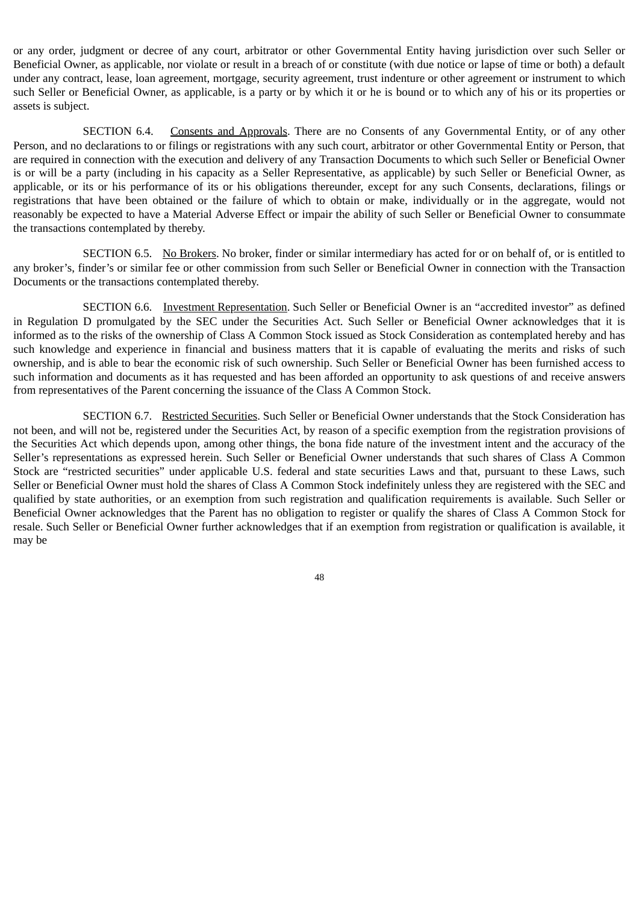or any order, judgment or decree of any court, arbitrator or other Governmental Entity having jurisdiction over such Seller or Beneficial Owner, as applicable, nor violate or result in a breach of or constitute (with due notice or lapse of time or both) a default under any contract, lease, loan agreement, mortgage, security agreement, trust indenture or other agreement or instrument to which such Seller or Beneficial Owner, as applicable, is a party or by which it or he is bound or to which any of his or its properties or assets is subject.

SECTION 6.4. Consents and Approvals. There are no Consents of any Governmental Entity, or of any other Person, and no declarations to or filings or registrations with any such court, arbitrator or other Governmental Entity or Person, that are required in connection with the execution and delivery of any Transaction Documents to which such Seller or Beneficial Owner is or will be a party (including in his capacity as a Seller Representative, as applicable) by such Seller or Beneficial Owner, as applicable, or its or his performance of its or his obligations thereunder, except for any such Consents, declarations, filings or registrations that have been obtained or the failure of which to obtain or make, individually or in the aggregate, would not reasonably be expected to have a Material Adverse Effect or impair the ability of such Seller or Beneficial Owner to consummate the transactions contemplated by thereby.

SECTION 6.5. No Brokers. No broker, finder or similar intermediary has acted for or on behalf of, or is entitled to any broker's, finder's or similar fee or other commission from such Seller or Beneficial Owner in connection with the Transaction Documents or the transactions contemplated thereby.

SECTION 6.6. Investment Representation. Such Seller or Beneficial Owner is an "accredited investor" as defined in Regulation D promulgated by the SEC under the Securities Act. Such Seller or Beneficial Owner acknowledges that it is informed as to the risks of the ownership of Class A Common Stock issued as Stock Consideration as contemplated hereby and has such knowledge and experience in financial and business matters that it is capable of evaluating the merits and risks of such ownership, and is able to bear the economic risk of such ownership. Such Seller or Beneficial Owner has been furnished access to such information and documents as it has requested and has been afforded an opportunity to ask questions of and receive answers from representatives of the Parent concerning the issuance of the Class A Common Stock.

SECTION 6.7. Restricted Securities. Such Seller or Beneficial Owner understands that the Stock Consideration has not been, and will not be, registered under the Securities Act, by reason of a specific exemption from the registration provisions of the Securities Act which depends upon, among other things, the bona fide nature of the investment intent and the accuracy of the Seller's representations as expressed herein. Such Seller or Beneficial Owner understands that such shares of Class A Common Stock are "restricted securities" under applicable U.S. federal and state securities Laws and that, pursuant to these Laws, such Seller or Beneficial Owner must hold the shares of Class A Common Stock indefinitely unless they are registered with the SEC and qualified by state authorities, or an exemption from such registration and qualification requirements is available. Such Seller or Beneficial Owner acknowledges that the Parent has no obligation to register or qualify the shares of Class A Common Stock for resale. Such Seller or Beneficial Owner further acknowledges that if an exemption from registration or qualification is available, it may be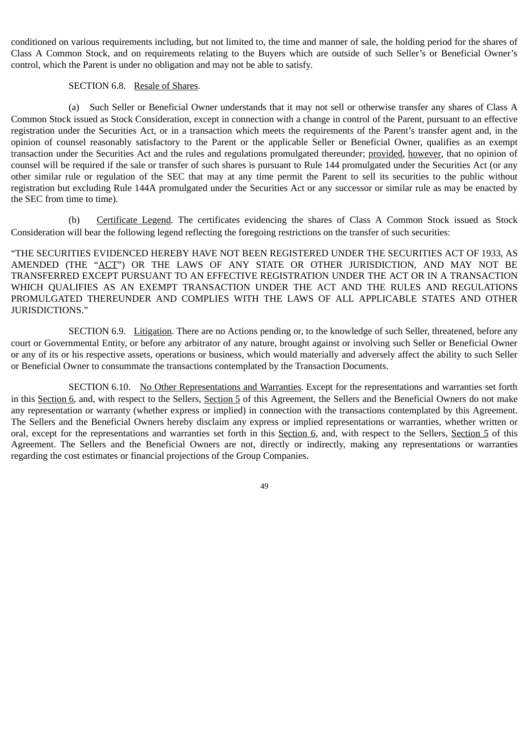conditioned on various requirements including, but not limited to, the time and manner of sale, the holding period for the shares of Class A Common Stock, and on requirements relating to the Buyers which are outside of such Seller's or Beneficial Owner's control, which the Parent is under no obligation and may not be able to satisfy.

SECTION 6.8. Resale of Shares.

(a) Such Seller or Beneficial Owner understands that it may not sell or otherwise transfer any shares of Class A Common Stock issued as Stock Consideration, except in connection with a change in control of the Parent, pursuant to an effective registration under the Securities Act, or in a transaction which meets the requirements of the Parent's transfer agent and, in the opinion of counsel reasonably satisfactory to the Parent or the applicable Seller or Beneficial Owner, qualifies as an exempt transaction under the Securities Act and the rules and regulations promulgated thereunder; provided, however, that no opinion of counsel will be required if the sale or transfer of such shares is pursuant to Rule 144 promulgated under the Securities Act (or any other similar rule or regulation of the SEC that may at any time permit the Parent to sell its securities to the public without registration but excluding Rule 144A promulgated under the Securities Act or any successor or similar rule as may be enacted by the SEC from time to time).

(b) Certificate Legend. The certificates evidencing the shares of Class A Common Stock issued as Stock Consideration will bear the following legend reflecting the foregoing restrictions on the transfer of such securities:

"THE SECURITIES EVIDENCED HEREBY HAVE NOT BEEN REGISTERED UNDER THE SECURITIES ACT OF 1933, AS AMENDED (THE "ACT") OR THE LAWS OF ANY STATE OR OTHER JURISDICTION, AND MAY NOT BE TRANSFERRED EXCEPT PURSUANT TO AN EFFECTIVE REGISTRATION UNDER THE ACT OR IN A TRANSACTION WHICH QUALIFIES AS AN EXEMPT TRANSACTION UNDER THE ACT AND THE RULES AND REGULATIONS PROMULGATED THEREUNDER AND COMPLIES WITH THE LAWS OF ALL APPLICABLE STATES AND OTHER JURISDICTIONS."

SECTION 6.9. Litigation. There are no Actions pending or, to the knowledge of such Seller, threatened, before any court or Governmental Entity, or before any arbitrator of any nature, brought against or involving such Seller or Beneficial Owner or any of its or his respective assets, operations or business, which would materially and adversely affect the ability to such Seller or Beneficial Owner to consummate the transactions contemplated by the Transaction Documents.

SECTION 6.10. No Other Representations and Warranties. Except for the representations and warranties set forth in this Section 6, and, with respect to the Sellers, Section 5 of this Agreement, the Sellers and the Beneficial Owners do not make any representation or warranty (whether express or implied) in connection with the transactions contemplated by this Agreement. The Sellers and the Beneficial Owners hereby disclaim any express or implied representations or warranties, whether written or oral, except for the representations and warranties set forth in this Section 6, and, with respect to the Sellers, Section 5 of this Agreement. The Sellers and the Beneficial Owners are not, directly or indirectly, making any representations or warranties regarding the cost estimates or financial projections of the Group Companies.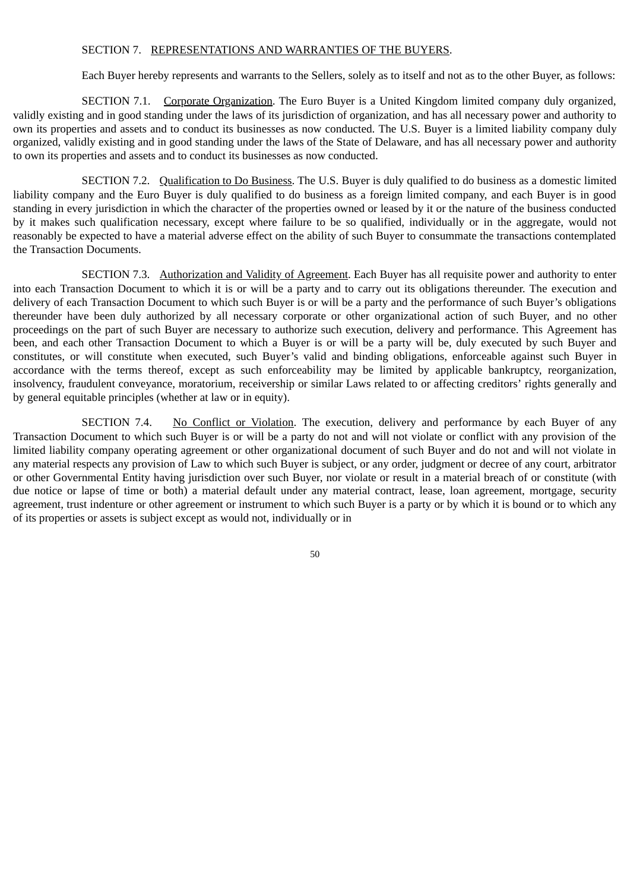SECTION 7. REPRESENTATIONS AND WARRANTIES OF THE BUYERS.

Each Buyer hereby represents and warrants to the Sellers, solely as to itself and not as to the other Buyer, as follows:

SECTION 7.1. Corporate Organization. The Euro Buyer is a United Kingdom limited company duly organized, validly existing and in good standing under the laws of its jurisdiction of organization, and has all necessary power and authority to own its properties and assets and to conduct its businesses as now conducted. The U.S. Buyer is a limited liability company duly organized, validly existing and in good standing under the laws of the State of Delaware, and has all necessary power and authority to own its properties and assets and to conduct its businesses as now conducted.

SECTION 7.2. Qualification to Do Business. The U.S. Buyer is duly qualified to do business as a domestic limited liability company and the Euro Buyer is duly qualified to do business as a foreign limited company, and each Buyer is in good standing in every jurisdiction in which the character of the properties owned or leased by it or the nature of the business conducted by it makes such qualification necessary, except where failure to be so qualified, individually or in the aggregate, would not reasonably be expected to have a material adverse effect on the ability of such Buyer to consummate the transactions contemplated the Transaction Documents.

SECTION 7.3. Authorization and Validity of Agreement. Each Buyer has all requisite power and authority to enter into each Transaction Document to which it is or will be a party and to carry out its obligations thereunder. The execution and delivery of each Transaction Document to which such Buyer is or will be a party and the performance of such Buyer's obligations thereunder have been duly authorized by all necessary corporate or other organizational action of such Buyer, and no other proceedings on the part of such Buyer are necessary to authorize such execution, delivery and performance. This Agreement has been, and each other Transaction Document to which a Buyer is or will be a party will be, duly executed by such Buyer and constitutes, or will constitute when executed, such Buyer's valid and binding obligations, enforceable against such Buyer in accordance with the terms thereof, except as such enforceability may be limited by applicable bankruptcy, reorganization, insolvency, fraudulent conveyance, moratorium, receivership or similar Laws related to or affecting creditors' rights generally and by general equitable principles (whether at law or in equity).

SECTION 7.4. No Conflict or Violation. The execution, delivery and performance by each Buyer of any Transaction Document to which such Buyer is or will be a party do not and will not violate or conflict with any provision of the limited liability company operating agreement or other organizational document of such Buyer and do not and will not violate in any material respects any provision of Law to which such Buyer is subject, or any order, judgment or decree of any court, arbitrator or other Governmental Entity having jurisdiction over such Buyer, nor violate or result in a material breach of or constitute (with due notice or lapse of time or both) a material default under any material contract, lease, loan agreement, mortgage, security agreement, trust indenture or other agreement or instrument to which such Buyer is a party or by which it is bound or to which any of its properties or assets is subject except as would not, individually or in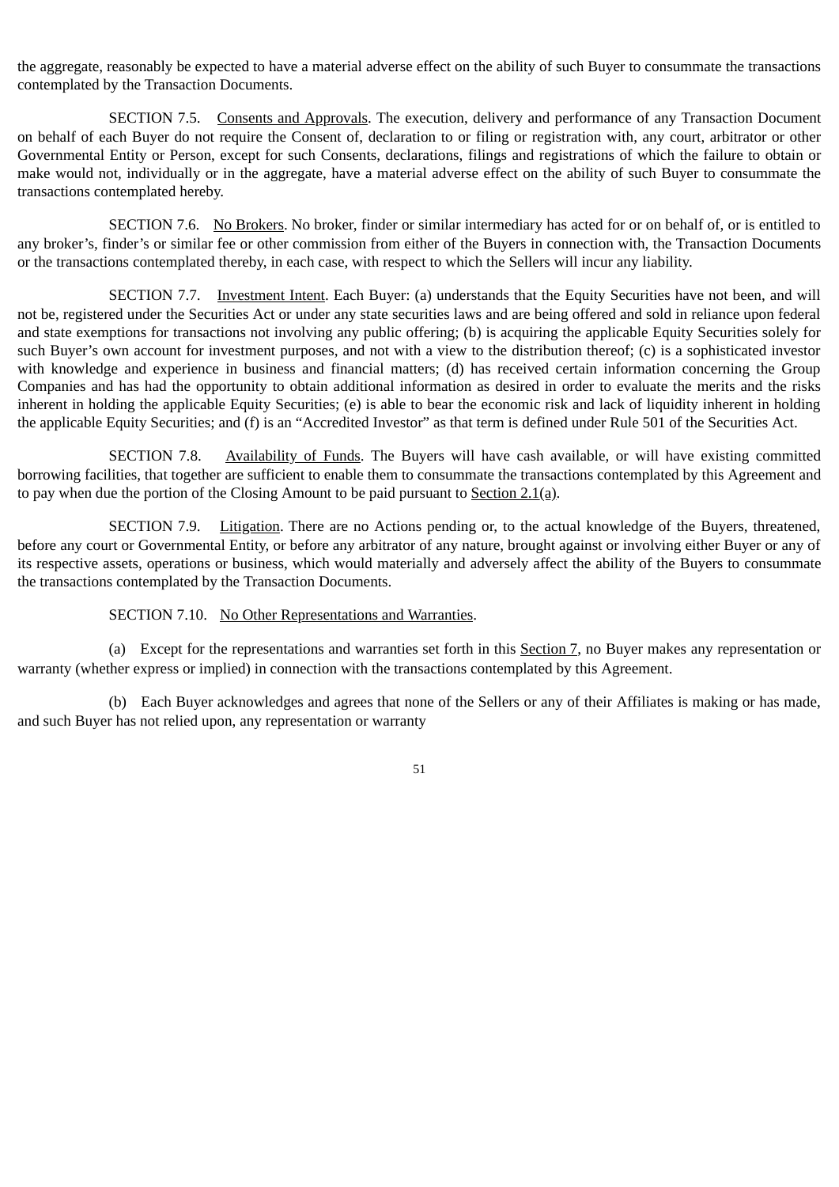the aggregate, reasonably be expected to have a material adverse effect on the ability of such Buyer to consummate the transactions contemplated by the Transaction Documents.

SECTION 7.5. Consents and Approvals. The execution, delivery and performance of any Transaction Document on behalf of each Buyer do not require the Consent of, declaration to or filing or registration with, any court, arbitrator or other Governmental Entity or Person, except for such Consents, declarations, filings and registrations of which the failure to obtain or make would not, individually or in the aggregate, have a material adverse effect on the ability of such Buyer to consummate the transactions contemplated hereby.

SECTION 7.6. No Brokers. No broker, finder or similar intermediary has acted for or on behalf of, or is entitled to any broker's, finder's or similar fee or other commission from either of the Buyers in connection with, the Transaction Documents or the transactions contemplated thereby, in each case, with respect to which the Sellers will incur any liability.

SECTION 7.7. Investment Intent. Each Buyer: (a) understands that the Equity Securities have not been, and will not be, registered under the Securities Act or under any state securities laws and are being offered and sold in reliance upon federal and state exemptions for transactions not involving any public offering; (b) is acquiring the applicable Equity Securities solely for such Buyer's own account for investment purposes, and not with a view to the distribution thereof; (c) is a sophisticated investor with knowledge and experience in business and financial matters; (d) has received certain information concerning the Group Companies and has had the opportunity to obtain additional information as desired in order to evaluate the merits and the risks inherent in holding the applicable Equity Securities; (e) is able to bear the economic risk and lack of liquidity inherent in holding the applicable Equity Securities; and (f) is an "Accredited Investor" as that term is defined under Rule 501 of the Securities Act.

SECTION 7.8. Availability of Funds. The Buyers will have cash available, or will have existing committed borrowing facilities, that together are sufficient to enable them to consummate the transactions contemplated by this Agreement and to pay when due the portion of the Closing Amount to be paid pursuant to Section 2.1(a).

SECTION 7.9. Litigation. There are no Actions pending or, to the actual knowledge of the Buyers, threatened, before any court or Governmental Entity, or before any arbitrator of any nature, brought against or involving either Buyer or any of its respective assets, operations or business, which would materially and adversely affect the ability of the Buyers to consummate the transactions contemplated by the Transaction Documents.

SECTION 7.10. No Other Representations and Warranties.

(a) Except for the representations and warranties set forth in this Section 7, no Buyer makes any representation or warranty (whether express or implied) in connection with the transactions contemplated by this Agreement.

(b) Each Buyer acknowledges and agrees that none of the Sellers or any of their Affiliates is making or has made, and such Buyer has not relied upon, any representation or warranty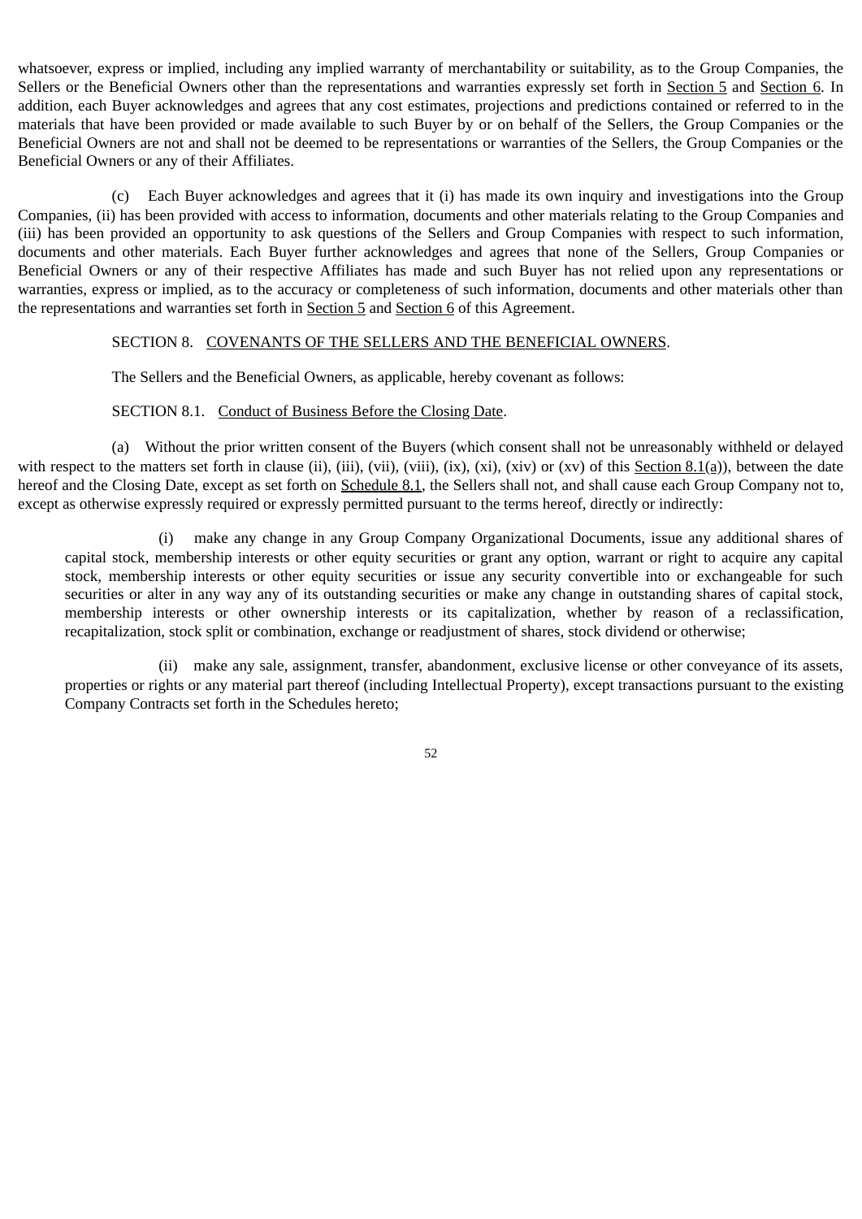whatsoever, express or implied, including any implied warranty of merchantability or suitability, as to the Group Companies, the Sellers or the Beneficial Owners other than the representations and warranties expressly set forth in Section 5 and Section 6. In addition, each Buyer acknowledges and agrees that any cost estimates, projections and predictions contained or referred to in the materials that have been provided or made available to such Buyer by or on behalf of the Sellers, the Group Companies or the Beneficial Owners are not and shall not be deemed to be representations or warranties of the Sellers, the Group Companies or the Beneficial Owners or any of their Affiliates.

(c) Each Buyer acknowledges and agrees that it (i) has made its own inquiry and investigations into the Group Companies, (ii) has been provided with access to information, documents and other materials relating to the Group Companies and (iii) has been provided an opportunity to ask questions of the Sellers and Group Companies with respect to such information, documents and other materials. Each Buyer further acknowledges and agrees that none of the Sellers, Group Companies or Beneficial Owners or any of their respective Affiliates has made and such Buyer has not relied upon any representations or warranties, express or implied, as to the accuracy or completeness of such information, documents and other materials other than the representations and warranties set forth in Section 5 and Section 6 of this Agreement.

SECTION 8. COVENANTS OF THE SELLERS AND THE BENEFICIAL OWNERS.

The Sellers and the Beneficial Owners, as applicable, hereby covenant as follows:

SECTION 8.1. Conduct of Business Before the Closing Date.

(a) Without the prior written consent of the Buyers (which consent shall not be unreasonably withheld or delayed with respect to the matters set forth in clause (ii), (iii), (vii), (viii), (ix), (xi), (xiv) or (xv) of this Section 8.1(a)), between the date hereof and the Closing Date, except as set forth on Schedule 8.1, the Sellers shall not, and shall cause each Group Company not to, except as otherwise expressly required or expressly permitted pursuant to the terms hereof, directly or indirectly:

(i) make any change in any Group Company Organizational Documents, issue any additional shares of capital stock, membership interests or other equity securities or grant any option, warrant or right to acquire any capital stock, membership interests or other equity securities or issue any security convertible into or exchangeable for such securities or alter in any way any of its outstanding securities or make any change in outstanding shares of capital stock, membership interests or other ownership interests or its capitalization, whether by reason of a reclassification, recapitalization, stock split or combination, exchange or readjustment of shares, stock dividend or otherwise;

(ii) make any sale, assignment, transfer, abandonment, exclusive license or other conveyance of its assets, properties or rights or any material part thereof (including Intellectual Property), except transactions pursuant to the existing Company Contracts set forth in the Schedules hereto;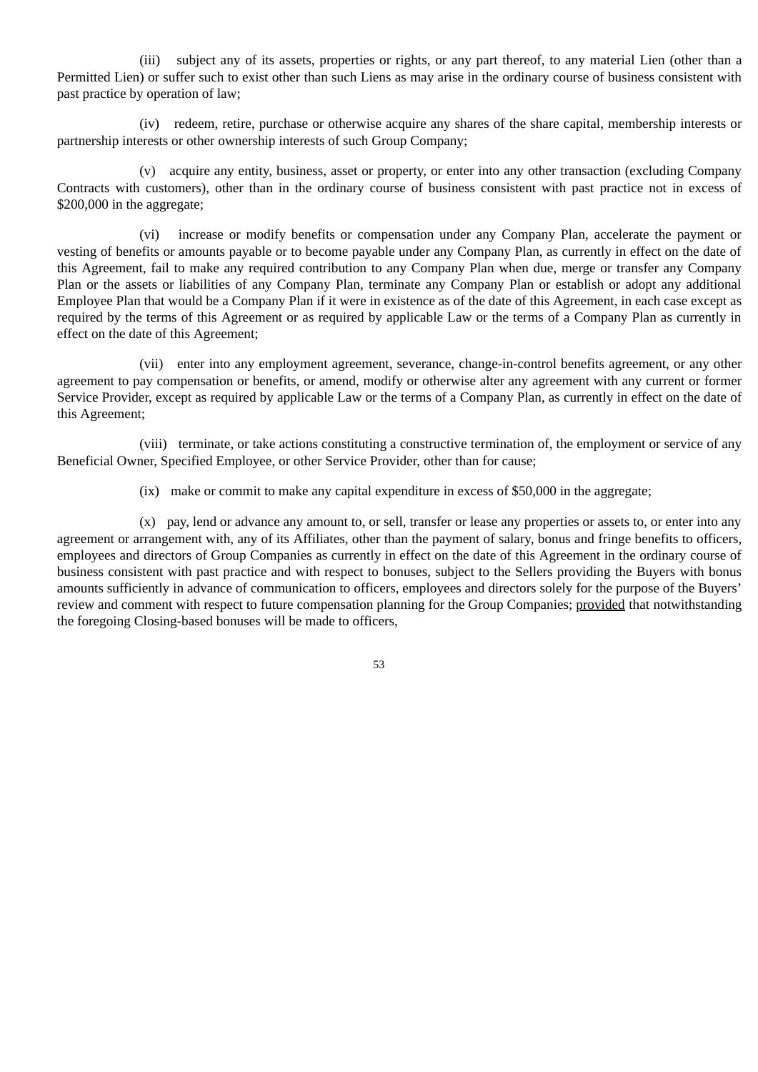(iii) subject any of its assets, properties or rights, or any part thereof, to any material Lien (other than a Permitted Lien) or suffer such to exist other than such Liens as may arise in the ordinary course of business consistent with past practice by operation of law;

(iv) redeem, retire, purchase or otherwise acquire any shares of the share capital, membership interests or partnership interests or other ownership interests of such Group Company;

(v) acquire any entity, business, asset or property, or enter into any other transaction (excluding Company Contracts with customers), other than in the ordinary course of business consistent with past practice not in excess of $200,000 in the aggregate;

(vi) increase or modify benefits or compensation under any Company Plan, accelerate the payment or vesting of benefits or amounts payable or to become payable under any Company Plan, as currently in effect on the date of this Agreement, fail to make any required contribution to any Company Plan when due, merge or transfer any Company Plan or the assets or liabilities of any Company Plan, terminate any Company Plan or establish or adopt any additional Employee Plan that would be a Company Plan if it were in existence as of the date of this Agreement, in each case except as required by the terms of this Agreement or as required by applicable Law or the terms of a Company Plan as currently in effect on the date of this Agreement;

(vii) enter into any employment agreement, severance, change-in-control benefits agreement, or any other agreement to pay compensation or benefits, or amend, modify or otherwise alter any agreement with any current or former Service Provider, except as required by applicable Law or the terms of a Company Plan, as currently in effect on the date of this Agreement;

(viii) terminate, or take actions constituting a constructive termination of, the employment or service of any Beneficial Owner, Specified Employee, or other Service Provider, other than for cause;

(ix) make or commit to make any capital expenditure in excess of $50,000 in the aggregate;

(x) pay, lend or advance any amount to, or sell, transfer or lease any properties or assets to, or enter into any agreement or arrangement with, any of its Affiliates, other than the payment of salary, bonus and fringe benefits to officers, employees and directors of Group Companies as currently in effect on the date of this Agreement in the ordinary course of business consistent with past practice and with respect to bonuses, subject to the Sellers providing the Buyers with bonus amounts sufficiently in advance of communication to officers, employees and directors solely for the purpose of the Buyers' review and comment with respect to future compensation planning for the Group Companies; provided that notwithstanding the foregoing Closing-based bonuses will be made to officers,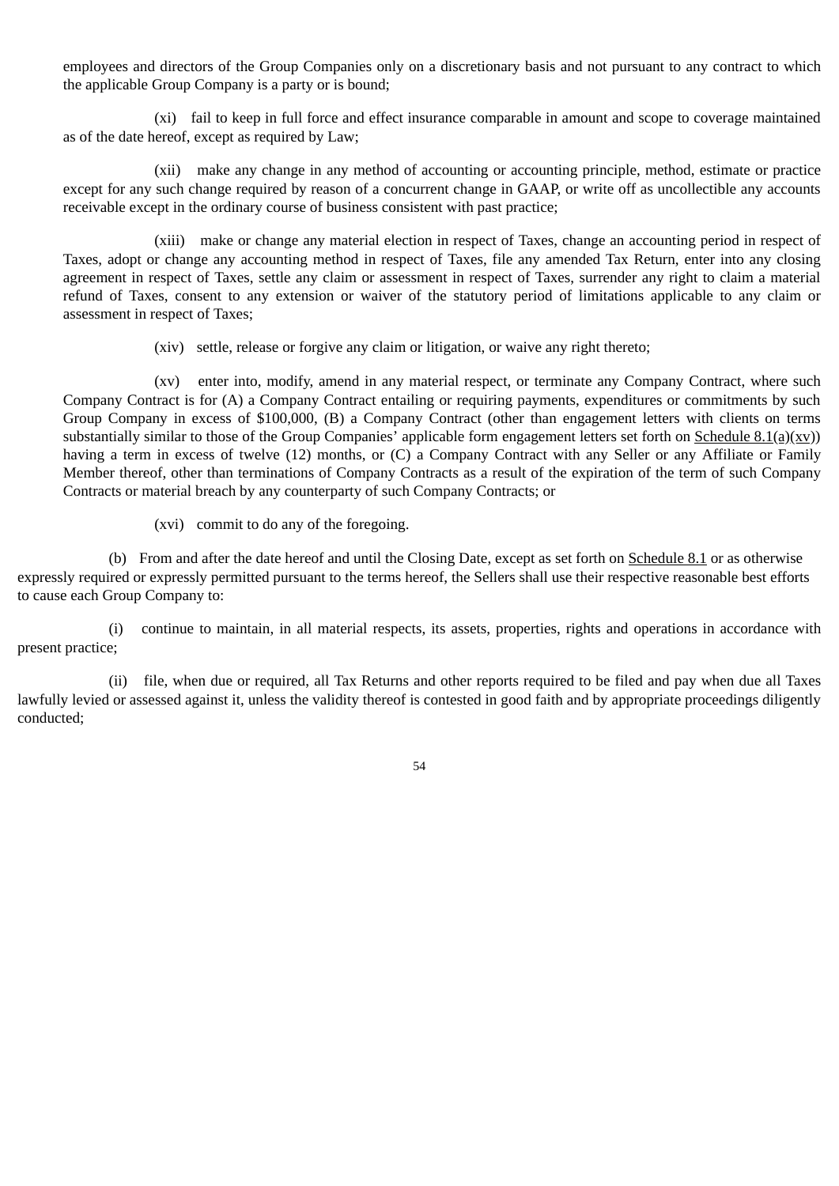employees and directors of the Group Companies only on a discretionary basis and not pursuant to any contract to which the applicable Group Company is a party or is bound;

(xi) fail to keep in full force and effect insurance comparable in amount and scope to coverage maintained as of the date hereof, except as required by Law;

(xii) make any change in any method of accounting or accounting principle, method, estimate or practice except for any such change required by reason of a concurrent change in GAAP, or write off as uncollectible any accounts receivable except in the ordinary course of business consistent with past practice;

(xiii) make or change any material election in respect of Taxes, change an accounting period in respect of Taxes, adopt or change any accounting method in respect of Taxes, file any amended Tax Return, enter into any closing agreement in respect of Taxes, settle any claim or assessment in respect of Taxes, surrender any right to claim a material refund of Taxes, consent to any extension or waiver of the statutory period of limitations applicable to any claim or assessment in respect of Taxes;

(xiv) settle, release or forgive any claim or litigation, or waive any right thereto;

(xv) enter into, modify, amend in any material respect, or terminate any Company Contract, where such Company Contract is for (A) a Company Contract entailing or requiring payments, expenditures or commitments by such Group Company in excess of $100,000, (B) a Company Contract (other than engagement letters with clients on terms substantially similar to those of the Group Companies' applicable form engagement letters set forth on Schedule 8.1(a)(xv)) having a term in excess of twelve (12) months, or (C) a Company Contract with any Seller or any Affiliate or Family Member thereof, other than terminations of Company Contracts as a result of the expiration of the term of such Company Contracts or material breach by any counterparty of such Company Contracts; or

(xvi) commit to do any of the foregoing.

(b) From and after the date hereof and until the Closing Date, except as set forth on Schedule 8.1 or as otherwise expressly required or expressly permitted pursuant to the terms hereof, the Sellers shall use their respective reasonable best efforts to cause each Group Company to:

(i) continue to maintain, in all material respects, its assets, properties, rights and operations in accordance with present practice;

(ii) file, when due or required, all Tax Returns and other reports required to be filed and pay when due all Taxes lawfully levied or assessed against it, unless the validity thereof is contested in good faith and by appropriate proceedings diligently conducted;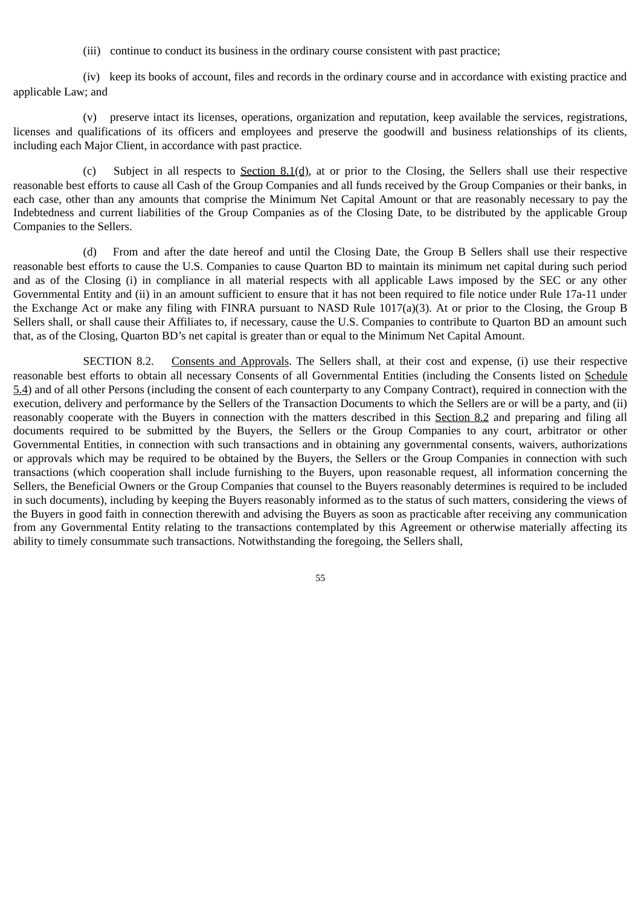(iii) continue to conduct its business in the ordinary course consistent with past practice;

(iv) keep its books of account, files and records in the ordinary course and in accordance with existing practice and applicable Law; and

(v) preserve intact its licenses, operations, organization and reputation, keep available the services, registrations, licenses and qualifications of its officers and employees and preserve the goodwill and business relationships of its clients, including each Major Client, in accordance with past practice.

(c) Subject in all respects to Section 8.1(d), at or prior to the Closing, the Sellers shall use their respective reasonable best efforts to cause all Cash of the Group Companies and all funds received by the Group Companies or their banks, in each case, other than any amounts that comprise the Minimum Net Capital Amount or that are reasonably necessary to pay the Indebtedness and current liabilities of the Group Companies as of the Closing Date, to be distributed by the applicable Group Companies to the Sellers.

(d) From and after the date hereof and until the Closing Date, the Group B Sellers shall use their respective reasonable best efforts to cause the U.S. Companies to cause Quarton BD to maintain its minimum net capital during such period and as of the Closing (i) in compliance in all material respects with all applicable Laws imposed by the SEC or any other Governmental Entity and (ii) in an amount sufficient to ensure that it has not been required to file notice under Rule 17a-11 under the Exchange Act or make any filing with FINRA pursuant to NASD Rule 1017(a)(3). At or prior to the Closing, the Group B Sellers shall, or shall cause their Affiliates to, if necessary, cause the U.S. Companies to contribute to Quarton BD an amount such that, as of the Closing, Quarton BD's net capital is greater than or equal to the Minimum Net Capital Amount.

SECTION 8.2. Consents and Approvals. The Sellers shall, at their cost and expense, (i) use their respective reasonable best efforts to obtain all necessary Consents of all Governmental Entities (including the Consents listed on Schedule 5.4) and of all other Persons (including the consent of each counterparty to any Company Contract), required in connection with the execution, delivery and performance by the Sellers of the Transaction Documents to which the Sellers are or will be a party, and (ii) reasonably cooperate with the Buyers in connection with the matters described in this Section 8.2 and preparing and filing all documents required to be submitted by the Buyers, the Sellers or the Group Companies to any court, arbitrator or other Governmental Entities, in connection with such transactions and in obtaining any governmental consents, waivers, authorizations or approvals which may be required to be obtained by the Buyers, the Sellers or the Group Companies in connection with such transactions (which cooperation shall include furnishing to the Buyers, upon reasonable request, all information concerning the Sellers, the Beneficial Owners or the Group Companies that counsel to the Buyers reasonably determines is required to be included in such documents), including by keeping the Buyers reasonably informed as to the status of such matters, considering the views of the Buyers in good faith in connection therewith and advising the Buyers as soon as practicable after receiving any communication from any Governmental Entity relating to the transactions contemplated by this Agreement or otherwise materially affecting its ability to timely consummate such transactions. Notwithstanding the foregoing, the Sellers shall,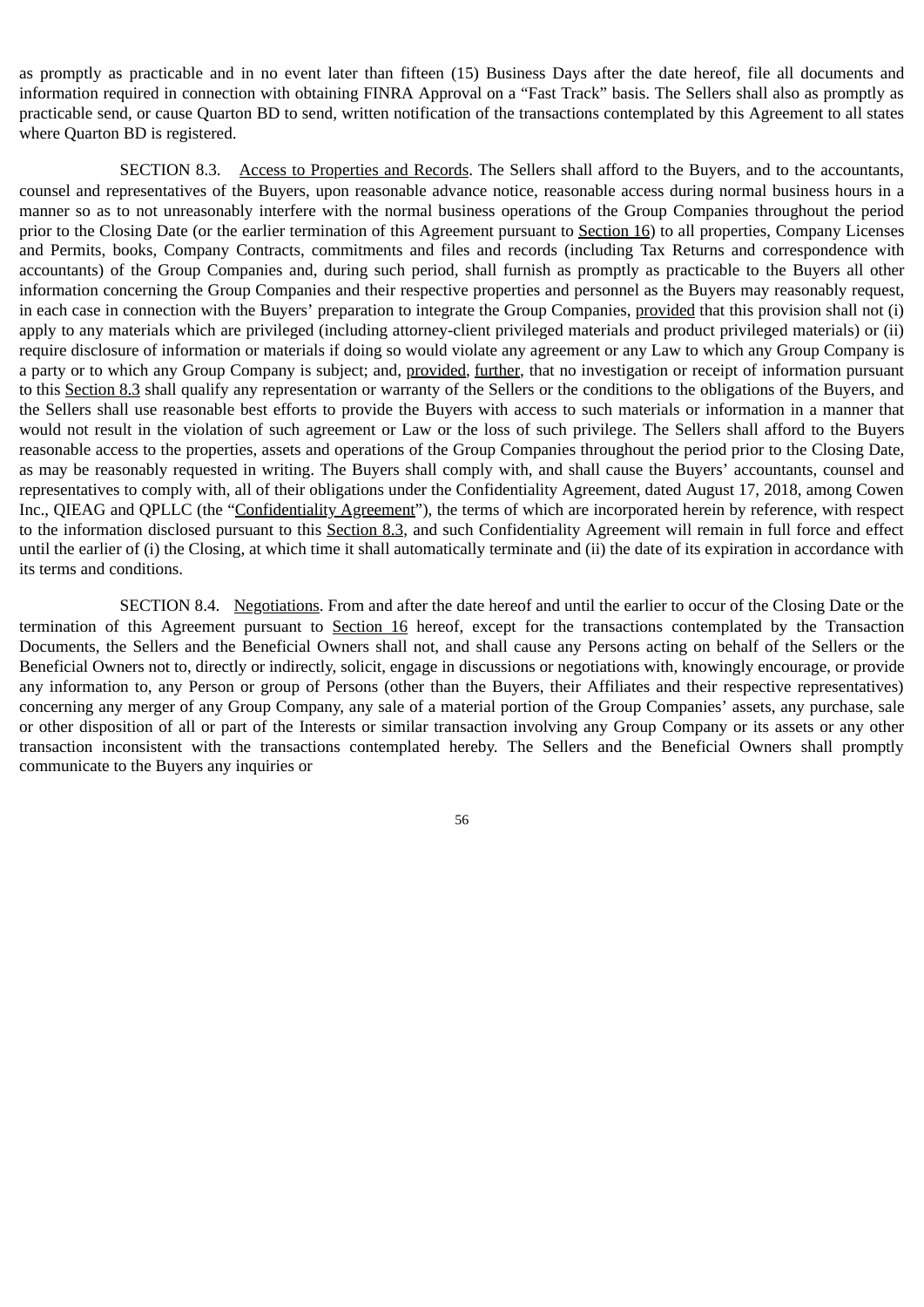as promptly as practicable and in no event later than fifteen (15) Business Days after the date hereof, file all documents and information required in connection with obtaining FINRA Approval on a "Fast Track" basis. The Sellers shall also as promptly as practicable send, or cause Quarton BD to send, written notification of the transactions contemplated by this Agreement to all states where Quarton BD is registered.

SECTION 8.3. Access to Properties and Records. The Sellers shall afford to the Buyers, and to the accountants, counsel and representatives of the Buyers, upon reasonable advance notice, reasonable access during normal business hours in a manner so as to not unreasonably interfere with the normal business operations of the Group Companies throughout the period prior to the Closing Date (or the earlier termination of this Agreement pursuant to Section 16) to all properties, Company Licenses and Permits, books, Company Contracts, commitments and files and records (including Tax Returns and correspondence with accountants) of the Group Companies and, during such period, shall furnish as promptly as practicable to the Buyers all other information concerning the Group Companies and their respective properties and personnel as the Buyers may reasonably request, in each case in connection with the Buyers' preparation to integrate the Group Companies, provided that this provision shall not (i) apply to any materials which are privileged (including attorney-client privileged materials and product privileged materials) or (ii) require disclosure of information or materials if doing so would violate any agreement or any Law to which any Group Company is a party or to which any Group Company is subject; and, provided, further, that no investigation or receipt of information pursuant to this Section 8.3 shall qualify any representation or warranty of the Sellers or the conditions to the obligations of the Buyers, and the Sellers shall use reasonable best efforts to provide the Buyers with access to such materials or information in a manner that would not result in the violation of such agreement or Law or the loss of such privilege. The Sellers shall afford to the Buyers reasonable access to the properties, assets and operations of the Group Companies throughout the period prior to the Closing Date, as may be reasonably requested in writing. The Buyers shall comply with, and shall cause the Buyers' accountants, counsel and representatives to comply with, all of their obligations under the Confidentiality Agreement, dated August 17, 2018, among Cowen Inc., QIEAG and QPLLC (the "Confidentiality Agreement"), the terms of which are incorporated herein by reference, with respect to the information disclosed pursuant to this Section 8.3, and such Confidentiality Agreement will remain in full force and effect until the earlier of (i) the Closing, at which time it shall automatically terminate and (ii) the date of its expiration in accordance with its terms and conditions.

SECTION 8.4. Negotiations. From and after the date hereof and until the earlier to occur of the Closing Date or the termination of this Agreement pursuant to Section 16 hereof, except for the transactions contemplated by the Transaction Documents, the Sellers and the Beneficial Owners shall not, and shall cause any Persons acting on behalf of the Sellers or the Beneficial Owners not to, directly or indirectly, solicit, engage in discussions or negotiations with, knowingly encourage, or provide any information to, any Person or group of Persons (other than the Buyers, their Affiliates and their respective representatives) concerning any merger of any Group Company, any sale of a material portion of the Group Companies' assets, any purchase, sale or other disposition of all or part of the Interests or similar transaction involving any Group Company or its assets or any other transaction inconsistent with the transactions contemplated hereby. The Sellers and the Beneficial Owners shall promptly communicate to the Buyers any inquiries or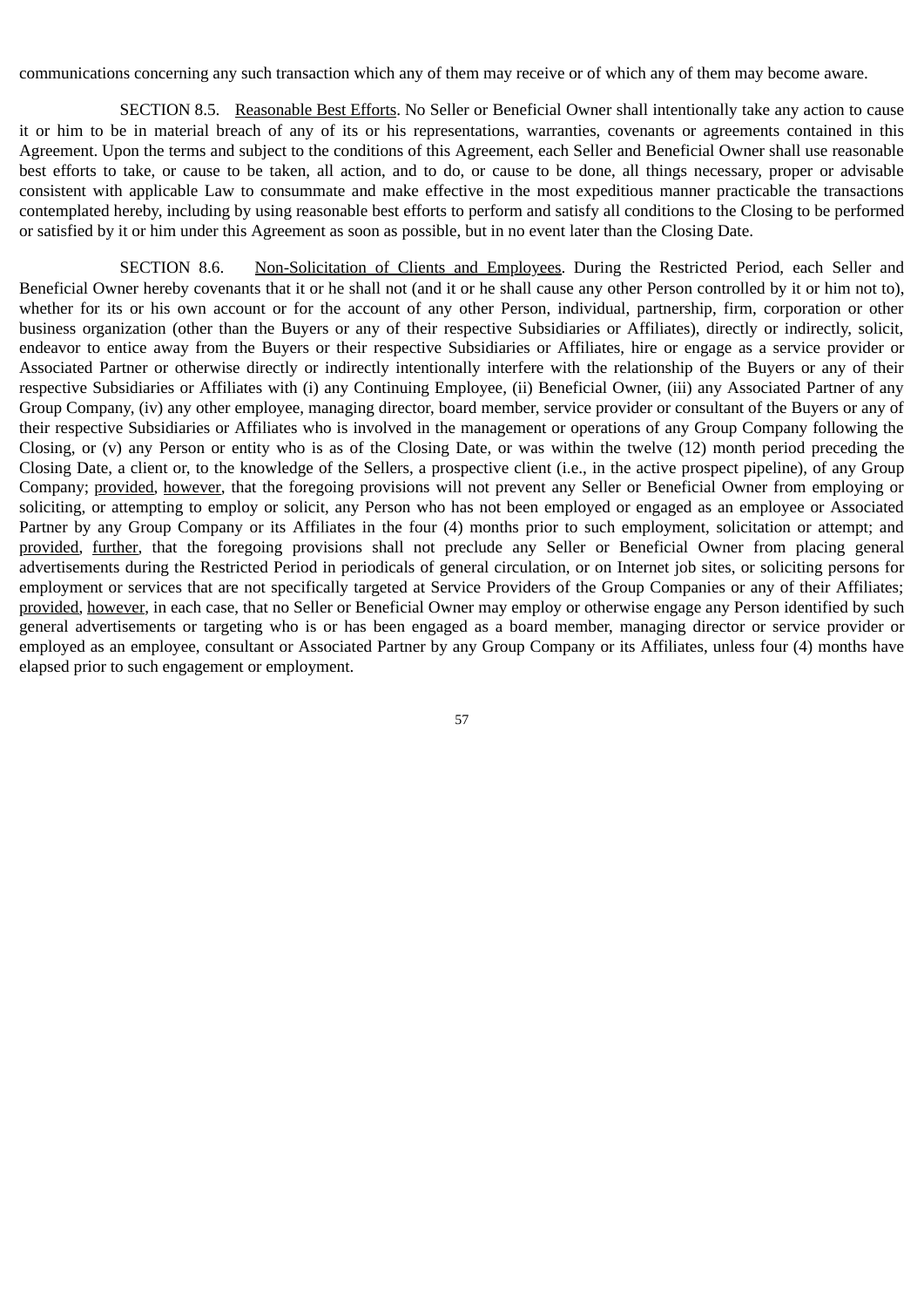communications concerning any such transaction which any of them may receive or of which any of them may become aware.

SECTION 8.5. Reasonable Best Efforts. No Seller or Beneficial Owner shall intentionally take any action to cause it or him to be in material breach of any of its or his representations, warranties, covenants or agreements contained in this Agreement. Upon the terms and subject to the conditions of this Agreement, each Seller and Beneficial Owner shall use reasonable best efforts to take, or cause to be taken, all action, and to do, or cause to be done, all things necessary, proper or advisable consistent with applicable Law to consummate and make effective in the most expeditious manner practicable the transactions contemplated hereby, including by using reasonable best efforts to perform and satisfy all conditions to the Closing to be performed or satisfied by it or him under this Agreement as soon as possible, but in no event later than the Closing Date.

SECTION 8.6. Non-Solicitation of Clients and Employees. During the Restricted Period, each Seller and Beneficial Owner hereby covenants that it or he shall not (and it or he shall cause any other Person controlled by it or him not to), whether for its or his own account or for the account of any other Person, individual, partnership, firm, corporation or other business organization (other than the Buyers or any of their respective Subsidiaries or Affiliates), directly or indirectly, solicit, endeavor to entice away from the Buyers or their respective Subsidiaries or Affiliates, hire or engage as a service provider or Associated Partner or otherwise directly or indirectly intentionally interfere with the relationship of the Buyers or any of their respective Subsidiaries or Affiliates with (i) any Continuing Employee, (ii) Beneficial Owner, (iii) any Associated Partner of any Group Company, (iv) any other employee, managing director, board member, service provider or consultant of the Buyers or any of their respective Subsidiaries or Affiliates who is involved in the management or operations of any Group Company following the Closing, or (v) any Person or entity who is as of the Closing Date, or was within the twelve (12) month period preceding the Closing Date, a client or, to the knowledge of the Sellers, a prospective client (i.e., in the active prospect pipeline), of any Group Company; provided, however, that the foregoing provisions will not prevent any Seller or Beneficial Owner from employing or soliciting, or attempting to employ or solicit, any Person who has not been employed or engaged as an employee or Associated Partner by any Group Company or its Affiliates in the four (4) months prior to such employment, solicitation or attempt; and provided, further, that the foregoing provisions shall not preclude any Seller or Beneficial Owner from placing general advertisements during the Restricted Period in periodicals of general circulation, or on Internet job sites, or soliciting persons for employment or services that are not specifically targeted at Service Providers of the Group Companies or any of their Affiliates; provided, however, in each case, that no Seller or Beneficial Owner may employ or otherwise engage any Person identified by such general advertisements or targeting who is or has been engaged as a board member, managing director or service provider or employed as an employee, consultant or Associated Partner by any Group Company or its Affiliates, unless four (4) months have elapsed prior to such engagement or employment.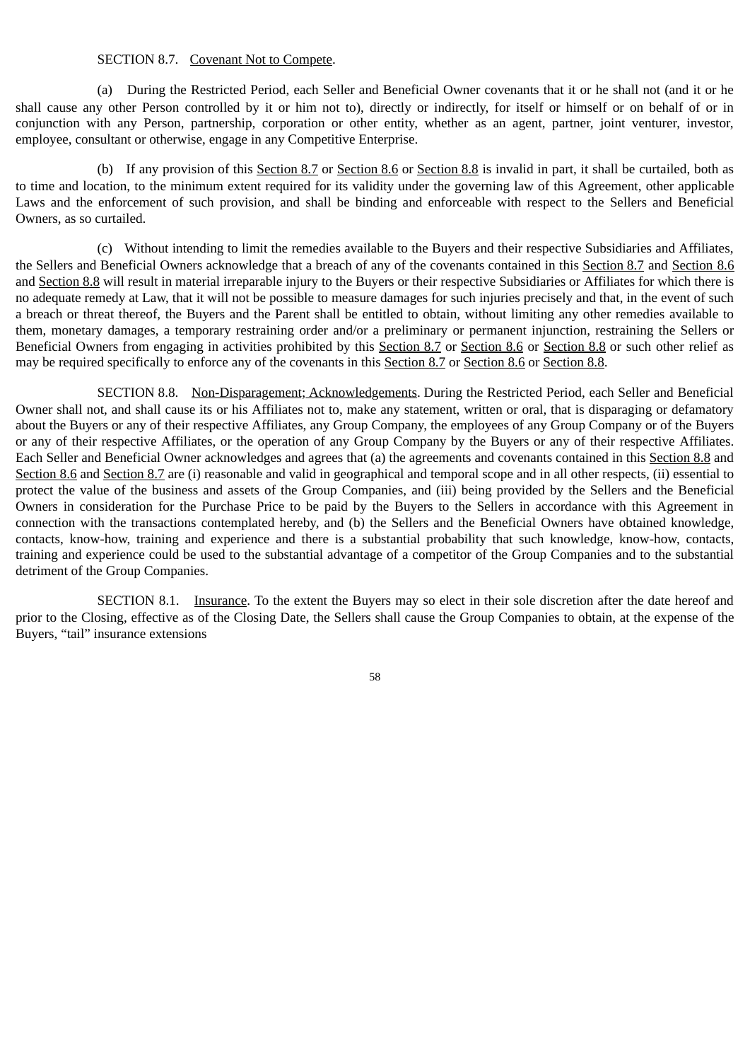SECTION 8.7. Covenant Not to Compete.

(a) During the Restricted Period, each Seller and Beneficial Owner covenants that it or he shall not (and it or he shall cause any other Person controlled by it or him not to), directly or indirectly, for itself or himself or on behalf of or in conjunction with any Person, partnership, corporation or other entity, whether as an agent, partner, joint venturer, investor, employee, consultant or otherwise, engage in any Competitive Enterprise.

(b) If any provision of this Section 8.7 or Section 8.6 or Section 8.8 is invalid in part, it shall be curtailed, both as to time and location, to the minimum extent required for its validity under the governing law of this Agreement, other applicable Laws and the enforcement of such provision, and shall be binding and enforceable with respect to the Sellers and Beneficial Owners, as so curtailed.

(c) Without intending to limit the remedies available to the Buyers and their respective Subsidiaries and Affiliates, the Sellers and Beneficial Owners acknowledge that a breach of any of the covenants contained in this Section 8.7 and Section 8.6 and Section 8.8 will result in material irreparable injury to the Buyers or their respective Subsidiaries or Affiliates for which there is no adequate remedy at Law, that it will not be possible to measure damages for such injuries precisely and that, in the event of such a breach or threat thereof, the Buyers and the Parent shall be entitled to obtain, without limiting any other remedies available to them, monetary damages, a temporary restraining order and/or a preliminary or permanent injunction, restraining the Sellers or Beneficial Owners from engaging in activities prohibited by this Section 8.7 or Section 8.6 or Section 8.8 or such other relief as may be required specifically to enforce any of the covenants in this Section 8.7 or Section 8.6 or Section 8.8.

SECTION 8.8. Non-Disparagement; Acknowledgements. During the Restricted Period, each Seller and Beneficial Owner shall not, and shall cause its or his Affiliates not to, make any statement, written or oral, that is disparaging or defamatory about the Buyers or any of their respective Affiliates, any Group Company, the employees of any Group Company or of the Buyers or any of their respective Affiliates, or the operation of any Group Company by the Buyers or any of their respective Affiliates. Each Seller and Beneficial Owner acknowledges and agrees that (a) the agreements and covenants contained in this Section 8.8 and Section 8.6 and Section 8.7 are (i) reasonable and valid in geographical and temporal scope and in all other respects, (ii) essential to protect the value of the business and assets of the Group Companies, and (iii) being provided by the Sellers and the Beneficial Owners in consideration for the Purchase Price to be paid by the Buyers to the Sellers in accordance with this Agreement in connection with the transactions contemplated hereby, and (b) the Sellers and the Beneficial Owners have obtained knowledge, contacts, know-how, training and experience and there is a substantial probability that such knowledge, know-how, contacts, training and experience could be used to the substantial advantage of a competitor of the Group Companies and to the substantial detriment of the Group Companies.

SECTION 8.1. Insurance. To the extent the Buyers may so elect in their sole discretion after the date hereof and prior to the Closing, effective as of the Closing Date, the Sellers shall cause the Group Companies to obtain, at the expense of the Buyers, "tail" insurance extensions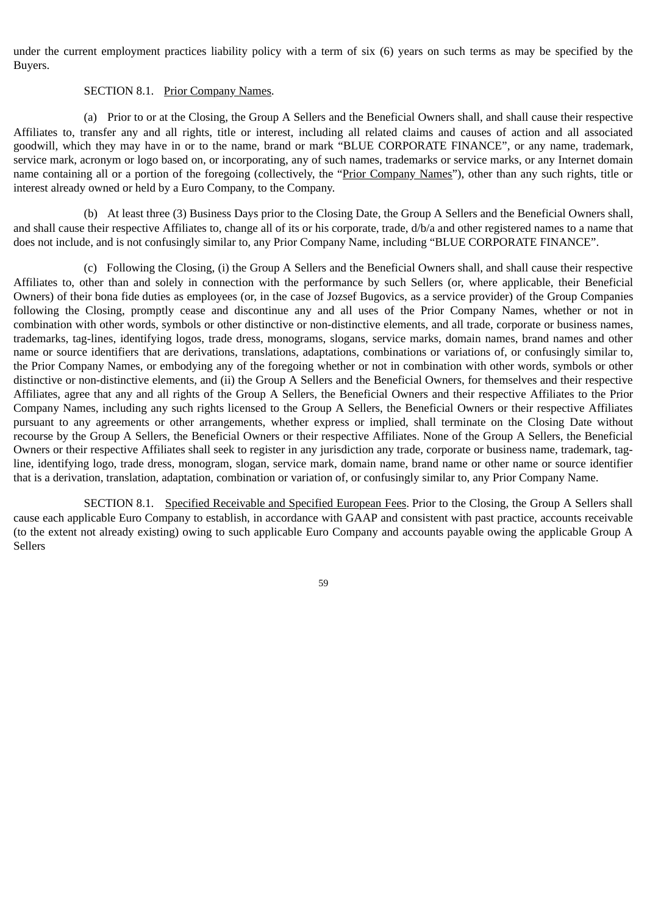under the current employment practices liability policy with a term of six (6) years on such terms as may be specified by the Buyers.

SECTION 8.1. Prior Company Names.

(a) Prior to or at the Closing, the Group A Sellers and the Beneficial Owners shall, and shall cause their respective Affiliates to, transfer any and all rights, title or interest, including all related claims and causes of action and all associated goodwill, which they may have in or to the name, brand or mark “BLUE CORPORATE FINANCE”, or any name, trademark, service mark, acronym or logo based on, or incorporating, any of such names, trademarks or service marks, or any Internet domain name containing all or a portion of the foregoing (collectively, the “Prior Company Names”), other than any such rights, title or interest already owned or held by a Euro Company, to the Company.

(b) At least three (3) Business Days prior to the Closing Date, the Group A Sellers and the Beneficial Owners shall, and shall cause their respective Affiliates to, change all of its or his corporate, trade, d/b/a and other registered names to a name that does not include, and is not confusingly similar to, any Prior Company Name, including “BLUE CORPORATE FINANCE”.

(c) Following the Closing, (i) the Group A Sellers and the Beneficial Owners shall, and shall cause their respective Affiliates to, other than and solely in connection with the performance by such Sellers (or, where applicable, their Beneficial Owners) of their bona fide duties as employees (or, in the case of Jozsef Bugovics, as a service provider) of the Group Companies following the Closing, promptly cease and discontinue any and all uses of the Prior Company Names, whether or not in combination with other words, symbols or other distinctive or non-distinctive elements, and all trade, corporate or business names, trademarks, tag-lines, identifying logos, trade dress, monograms, slogans, service marks, domain names, brand names and other name or source identifiers that are derivations, translations, adaptations, combinations or variations of, or confusingly similar to, the Prior Company Names, or embodying any of the foregoing whether or not in combination with other words, symbols or other distinctive or non-distinctive elements, and (ii) the Group A Sellers and the Beneficial Owners, for themselves and their respective Affiliates, agree that any and all rights of the Group A Sellers, the Beneficial Owners and their respective Affiliates to the Prior Company Names, including any such rights licensed to the Group A Sellers, the Beneficial Owners or their respective Affiliates pursuant to any agreements or other arrangements, whether express or implied, shall terminate on the Closing Date without recourse by the Group A Sellers, the Beneficial Owners or their respective Affiliates. None of the Group A Sellers, the Beneficial Owners or their respective Affiliates shall seek to register in any jurisdiction any trade, corporate or business name, trademark, tag-line, identifying logo, trade dress, monogram, slogan, service mark, domain name, brand name or other name or source identifier that is a derivation, translation, adaptation, combination or variation of, or confusingly similar to, any Prior Company Name.

SECTION 8.1. Specified Receivable and Specified European Fees. Prior to the Closing, the Group A Sellers shall cause each applicable Euro Company to establish, in accordance with GAAP and consistent with past practice, accounts receivable (to the extent not already existing) owing to such applicable Euro Company and accounts payable owing the applicable Group A Sellers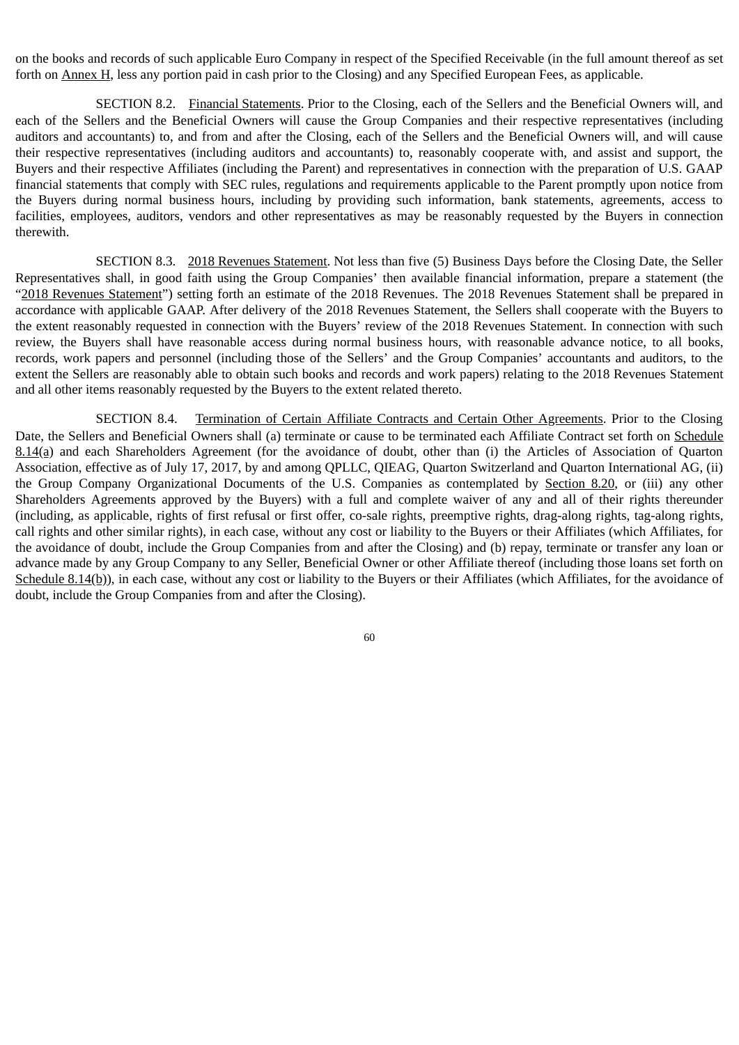on the books and records of such applicable Euro Company in respect of the Specified Receivable (in the full amount thereof as set forth on Annex H, less any portion paid in cash prior to the Closing) and any Specified European Fees, as applicable.

SECTION 8.2. Financial Statements. Prior to the Closing, each of the Sellers and the Beneficial Owners will, and each of the Sellers and the Beneficial Owners will cause the Group Companies and their respective representatives (including auditors and accountants) to, and from and after the Closing, each of the Sellers and the Beneficial Owners will, and will cause their respective representatives (including auditors and accountants) to, reasonably cooperate with, and assist and support, the Buyers and their respective Affiliates (including the Parent) and representatives in connection with the preparation of U.S. GAAP financial statements that comply with SEC rules, regulations and requirements applicable to the Parent promptly upon notice from the Buyers during normal business hours, including by providing such information, bank statements, agreements, access to facilities, employees, auditors, vendors and other representatives as may be reasonably requested by the Buyers in connection therewith.

SECTION 8.3. 2018 Revenues Statement. Not less than five (5) Business Days before the Closing Date, the Seller Representatives shall, in good faith using the Group Companies' then available financial information, prepare a statement (the "2018 Revenues Statement") setting forth an estimate of the 2018 Revenues. The 2018 Revenues Statement shall be prepared in accordance with applicable GAAP. After delivery of the 2018 Revenues Statement, the Sellers shall cooperate with the Buyers to the extent reasonably requested in connection with the Buyers' review of the 2018 Revenues Statement. In connection with such review, the Buyers shall have reasonable access during normal business hours, with reasonable advance notice, to all books, records, work papers and personnel (including those of the Sellers' and the Group Companies' accountants and auditors, to the extent the Sellers are reasonably able to obtain such books and records and work papers) relating to the 2018 Revenues Statement and all other items reasonably requested by the Buyers to the extent related thereto.

SECTION 8.4. Termination of Certain Affiliate Contracts and Certain Other Agreements. Prior to the Closing Date, the Sellers and Beneficial Owners shall (a) terminate or cause to be terminated each Affiliate Contract set forth on Schedule 8.14(a) and each Shareholders Agreement (for the avoidance of doubt, other than (i) the Articles of Association of Quarton Association, effective as of July 17, 2017, by and among QPLLC, QIEAG, Quarton Switzerland and Quarton International AG, (ii) the Group Company Organizational Documents of the U.S. Companies as contemplated by Section 8.20, or (iii) any other Shareholders Agreements approved by the Buyers) with a full and complete waiver of any and all of their rights thereunder (including, as applicable, rights of first refusal or first offer, co-sale rights, preemptive rights, drag-along rights, tag-along rights, call rights and other similar rights), in each case, without any cost or liability to the Buyers or their Affiliates (which Affiliates, for the avoidance of doubt, include the Group Companies from and after the Closing) and (b) repay, terminate or transfer any loan or advance made by any Group Company to any Seller, Beneficial Owner or other Affiliate thereof (including those loans set forth on Schedule 8.14(b)), in each case, without any cost or liability to the Buyers or their Affiliates (which Affiliates, for the avoidance of doubt, include the Group Companies from and after the Closing).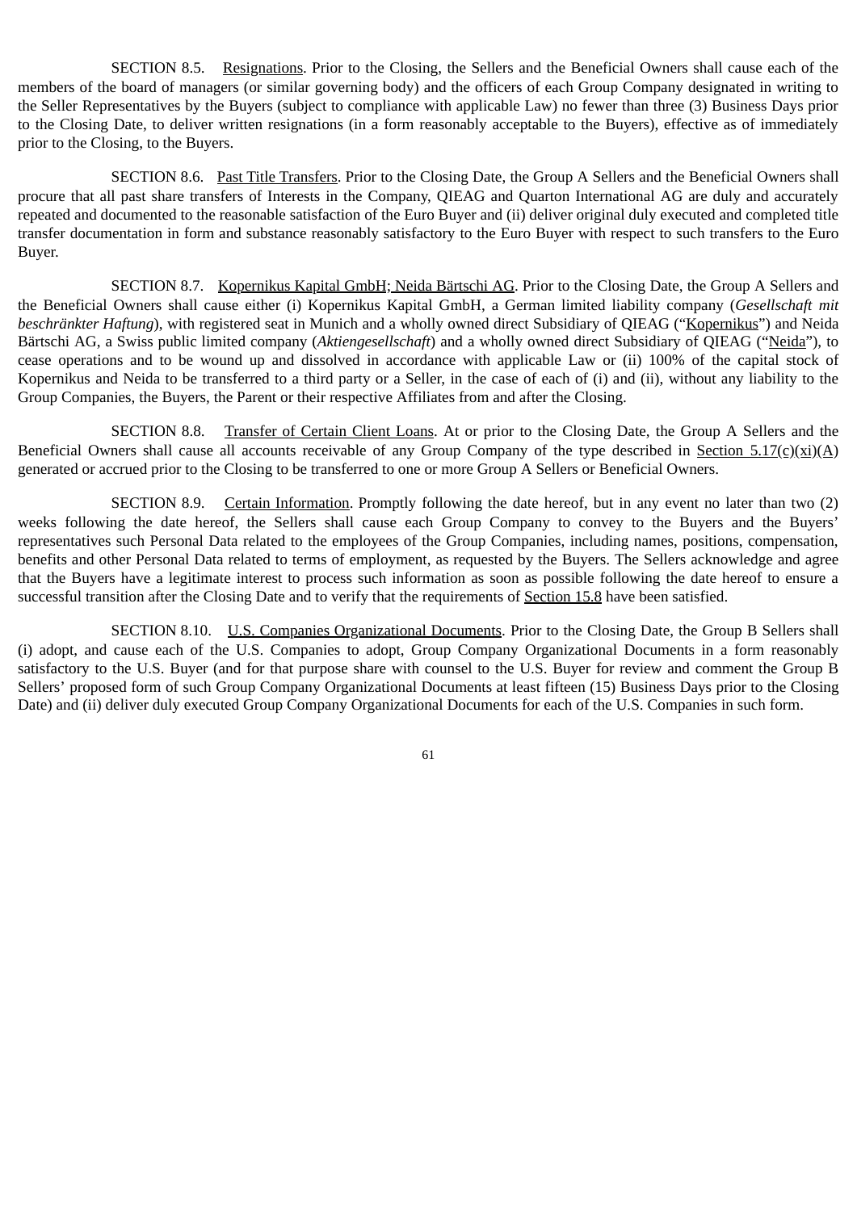SECTION 8.5. Resignations. Prior to the Closing, the Sellers and the Beneficial Owners shall cause each of the members of the board of managers (or similar governing body) and the officers of each Group Company designated in writing to the Seller Representatives by the Buyers (subject to compliance with applicable Law) no fewer than three (3) Business Days prior to the Closing Date, to deliver written resignations (in a form reasonably acceptable to the Buyers), effective as of immediately prior to the Closing, to the Buyers.

SECTION 8.6. Past Title Transfers. Prior to the Closing Date, the Group A Sellers and the Beneficial Owners shall procure that all past share transfers of Interests in the Company, QIEAG and Quarton International AG are duly and accurately repeated and documented to the reasonable satisfaction of the Euro Buyer and (ii) deliver original duly executed and completed title transfer documentation in form and substance reasonably satisfactory to the Euro Buyer with respect to such transfers to the Euro Buyer.

SECTION 8.7. Kopernikus Kapital GmbH; Neida Bärtschi AG. Prior to the Closing Date, the Group A Sellers and the Beneficial Owners shall cause either (i) Kopernikus Kapital GmbH, a German limited liability company (*Gesellschaft mit beschränkter Haftung*), with registered seat in Munich and a wholly owned direct Subsidiary of QIEAG ("Kopernikus") and Neida Bärtschi AG, a Swiss public limited company (*Aktiengesellschaft*) and a wholly owned direct Subsidiary of QIEAG ("Neida"), to cease operations and to be wound up and dissolved in accordance with applicable Law or (ii) 100% of the capital stock of Kopernikus and Neida to be transferred to a third party or a Seller, in the case of each of (i) and (ii), without any liability to the Group Companies, the Buyers, the Parent or their respective Affiliates from and after the Closing.

SECTION 8.8. Transfer of Certain Client Loans. At or prior to the Closing Date, the Group A Sellers and the Beneficial Owners shall cause all accounts receivable of any Group Company of the type described in Section 5.17(c)(xi)(A) generated or accrued prior to the Closing to be transferred to one or more Group A Sellers or Beneficial Owners.

SECTION 8.9. Certain Information. Promptly following the date hereof, but in any event no later than two (2) weeks following the date hereof, the Sellers shall cause each Group Company to convey to the Buyers and the Buyers' representatives such Personal Data related to the employees of the Group Companies, including names, positions, compensation, benefits and other Personal Data related to terms of employment, as requested by the Buyers. The Sellers acknowledge and agree that the Buyers have a legitimate interest to process such information as soon as possible following the date hereof to ensure a successful transition after the Closing Date and to verify that the requirements of Section 15.8 have been satisfied.

SECTION 8.10. U.S. Companies Organizational Documents. Prior to the Closing Date, the Group B Sellers shall (i) adopt, and cause each of the U.S. Companies to adopt, Group Company Organizational Documents in a form reasonably satisfactory to the U.S. Buyer (and for that purpose share with counsel to the U.S. Buyer for review and comment the Group B Sellers' proposed form of such Group Company Organizational Documents at least fifteen (15) Business Days prior to the Closing Date) and (ii) deliver duly executed Group Company Organizational Documents for each of the U.S. Companies in such form.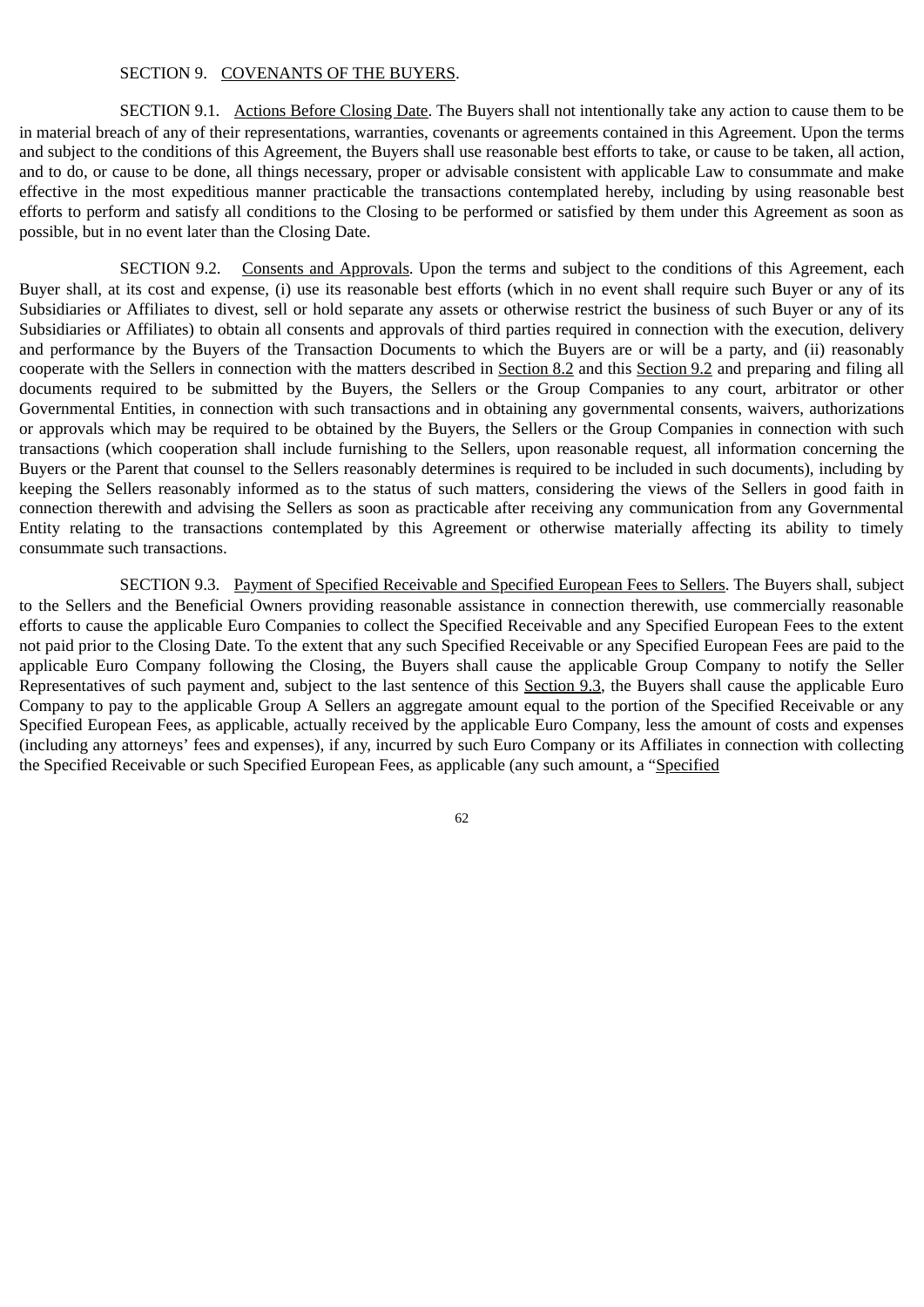SECTION 9. COVENANTS OF THE BUYERS.

SECTION 9.1. Actions Before Closing Date. The Buyers shall not intentionally take any action to cause them to be in material breach of any of their representations, warranties, covenants or agreements contained in this Agreement. Upon the terms and subject to the conditions of this Agreement, the Buyers shall use reasonable best efforts to take, or cause to be taken, all action, and to do, or cause to be done, all things necessary, proper or advisable consistent with applicable Law to consummate and make effective in the most expeditious manner practicable the transactions contemplated hereby, including by using reasonable best efforts to perform and satisfy all conditions to the Closing to be performed or satisfied by them under this Agreement as soon as possible, but in no event later than the Closing Date.

SECTION 9.2. Consents and Approvals. Upon the terms and subject to the conditions of this Agreement, each Buyer shall, at its cost and expense, (i) use its reasonable best efforts (which in no event shall require such Buyer or any of its Subsidiaries or Affiliates to divest, sell or hold separate any assets or otherwise restrict the business of such Buyer or any of its Subsidiaries or Affiliates) to obtain all consents and approvals of third parties required in connection with the execution, delivery and performance by the Buyers of the Transaction Documents to which the Buyers are or will be a party, and (ii) reasonably cooperate with the Sellers in connection with the matters described in Section 8.2 and this Section 9.2 and preparing and filing all documents required to be submitted by the Buyers, the Sellers or the Group Companies to any court, arbitrator or other Governmental Entities, in connection with such transactions and in obtaining any governmental consents, waivers, authorizations or approvals which may be required to be obtained by the Buyers, the Sellers or the Group Companies in connection with such transactions (which cooperation shall include furnishing to the Sellers, upon reasonable request, all information concerning the Buyers or the Parent that counsel to the Sellers reasonably determines is required to be included in such documents), including by keeping the Sellers reasonably informed as to the status of such matters, considering the views of the Sellers in good faith in connection therewith and advising the Sellers as soon as practicable after receiving any communication from any Governmental Entity relating to the transactions contemplated by this Agreement or otherwise materially affecting its ability to timely consummate such transactions.

SECTION 9.3. Payment of Specified Receivable and Specified European Fees to Sellers. The Buyers shall, subject to the Sellers and the Beneficial Owners providing reasonable assistance in connection therewith, use commercially reasonable efforts to cause the applicable Euro Companies to collect the Specified Receivable and any Specified European Fees to the extent not paid prior to the Closing Date. To the extent that any such Specified Receivable or any Specified European Fees are paid to the applicable Euro Company following the Closing, the Buyers shall cause the applicable Group Company to notify the Seller Representatives of such payment and, subject to the last sentence of this Section 9.3, the Buyers shall cause the applicable Euro Company to pay to the applicable Group A Sellers an aggregate amount equal to the portion of the Specified Receivable or any Specified European Fees, as applicable, actually received by the applicable Euro Company, less the amount of costs and expenses (including any attorneys' fees and expenses), if any, incurred by such Euro Company or its Affiliates in connection with collecting the Specified Receivable or such Specified European Fees, as applicable (any such amount, a "Specified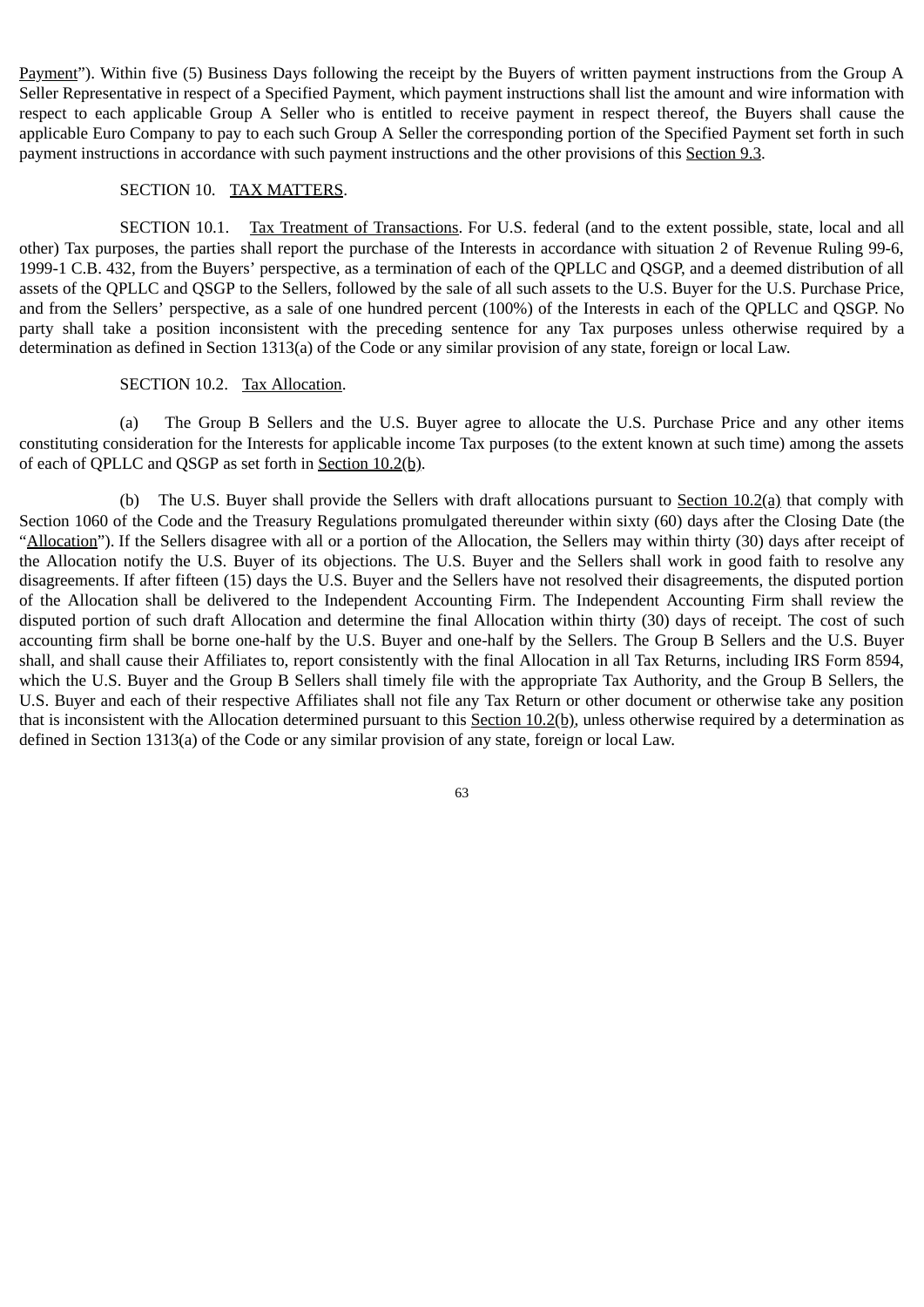Payment”). Within five (5) Business Days following the receipt by the Buyers of written payment instructions from the Group A Seller Representative in respect of a Specified Payment, which payment instructions shall list the amount and wire information with respect to each applicable Group A Seller who is entitled to receive payment in respect thereof, the Buyers shall cause the applicable Euro Company to pay to each such Group A Seller the corresponding portion of the Specified Payment set forth in such payment instructions in accordance with such payment instructions and the other provisions of this Section 9.3.

SECTION 10. TAX MATTERS.

SECTION 10.1. Tax Treatment of Transactions. For U.S. federal (and to the extent possible, state, local and all other) Tax purposes, the parties shall report the purchase of the Interests in accordance with situation 2 of Revenue Ruling 99-6, 1999-1 C.B. 432, from the Buyers’ perspective, as a termination of each of the QPLLC and QSGP, and a deemed distribution of all assets of the QPLLC and QSGP to the Sellers, followed by the sale of all such assets to the U.S. Buyer for the U.S. Purchase Price, and from the Sellers’ perspective, as a sale of one hundred percent (100%) of the Interests in each of the QPLLC and QSGP. No party shall take a position inconsistent with the preceding sentence for any Tax purposes unless otherwise required by a determination as defined in Section 1313(a) of the Code or any similar provision of any state, foreign or local Law.

SECTION 10.2. Tax Allocation.

(a) The Group B Sellers and the U.S. Buyer agree to allocate the U.S. Purchase Price and any other items constituting consideration for the Interests for applicable income Tax purposes (to the extent known at such time) among the assets of each of QPLLC and QSGP as set forth in Section 10.2(b).

(b) The U.S. Buyer shall provide the Sellers with draft allocations pursuant to Section 10.2(a) that comply with Section 1060 of the Code and the Treasury Regulations promulgated thereunder within sixty (60) days after the Closing Date (the “Allocation”). If the Sellers disagree with all or a portion of the Allocation, the Sellers may within thirty (30) days after receipt of the Allocation notify the U.S. Buyer of its objections. The U.S. Buyer and the Sellers shall work in good faith to resolve any disagreements. If after fifteen (15) days the U.S. Buyer and the Sellers have not resolved their disagreements, the disputed portion of the Allocation shall be delivered to the Independent Accounting Firm. The Independent Accounting Firm shall review the disputed portion of such draft Allocation and determine the final Allocation within thirty (30) days of receipt. The cost of such accounting firm shall be borne one-half by the U.S. Buyer and one-half by the Sellers. The Group B Sellers and the U.S. Buyer shall, and shall cause their Affiliates to, report consistently with the final Allocation in all Tax Returns, including IRS Form 8594, which the U.S. Buyer and the Group B Sellers shall timely file with the appropriate Tax Authority, and the Group B Sellers, the U.S. Buyer and each of their respective Affiliates shall not file any Tax Return or other document or otherwise take any position that is inconsistent with the Allocation determined pursuant to this Section 10.2(b), unless otherwise required by a determination as defined in Section 1313(a) of the Code or any similar provision of any state, foreign or local Law.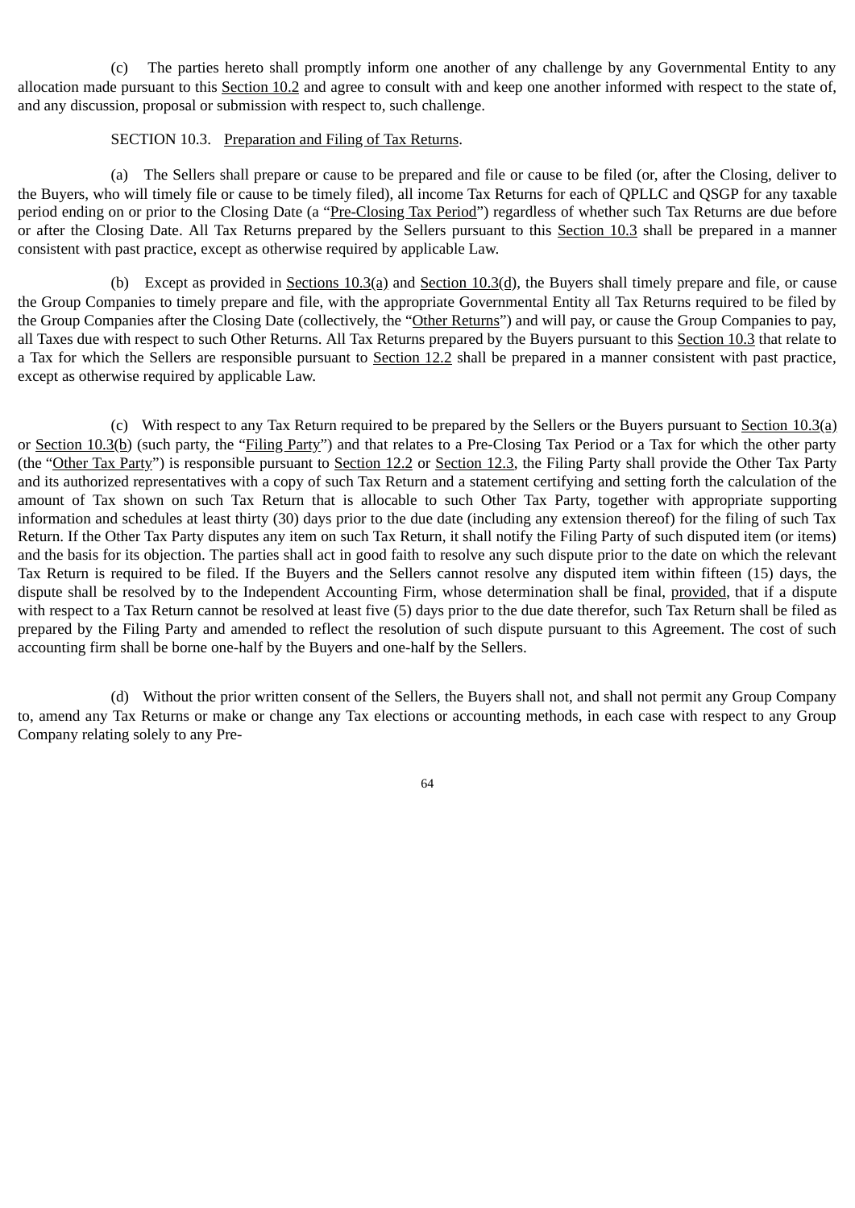(c) The parties hereto shall promptly inform one another of any challenge by any Governmental Entity to any allocation made pursuant to this Section 10.2 and agree to consult with and keep one another informed with respect to the state of, and any discussion, proposal or submission with respect to, such challenge.

SECTION 10.3. Preparation and Filing of Tax Returns.

(a) The Sellers shall prepare or cause to be prepared and file or cause to be filed (or, after the Closing, deliver to the Buyers, who will timely file or cause to be timely filed), all income Tax Returns for each of QPLLC and QSGP for any taxable period ending on or prior to the Closing Date (a "Pre-Closing Tax Period") regardless of whether such Tax Returns are due before or after the Closing Date. All Tax Returns prepared by the Sellers pursuant to this Section 10.3 shall be prepared in a manner consistent with past practice, except as otherwise required by applicable Law.

(b) Except as provided in Sections 10.3(a) and Section 10.3(d), the Buyers shall timely prepare and file, or cause the Group Companies to timely prepare and file, with the appropriate Governmental Entity all Tax Returns required to be filed by the Group Companies after the Closing Date (collectively, the "Other Returns") and will pay, or cause the Group Companies to pay, all Taxes due with respect to such Other Returns. All Tax Returns prepared by the Buyers pursuant to this Section 10.3 that relate to a Tax for which the Sellers are responsible pursuant to Section 12.2 shall be prepared in a manner consistent with past practice, except as otherwise required by applicable Law.

(c) With respect to any Tax Return required to be prepared by the Sellers or the Buyers pursuant to Section 10.3(a) or Section 10.3(b) (such party, the "Filing Party") and that relates to a Pre-Closing Tax Period or a Tax for which the other party (the "Other Tax Party") is responsible pursuant to Section 12.2 or Section 12.3, the Filing Party shall provide the Other Tax Party and its authorized representatives with a copy of such Tax Return and a statement certifying and setting forth the calculation of the amount of Tax shown on such Tax Return that is allocable to such Other Tax Party, together with appropriate supporting information and schedules at least thirty (30) days prior to the due date (including any extension thereof) for the filing of such Tax Return. If the Other Tax Party disputes any item on such Tax Return, it shall notify the Filing Party of such disputed item (or items) and the basis for its objection. The parties shall act in good faith to resolve any such dispute prior to the date on which the relevant Tax Return is required to be filed. If the Buyers and the Sellers cannot resolve any disputed item within fifteen (15) days, the dispute shall be resolved by to the Independent Accounting Firm, whose determination shall be final, provided, that if a dispute with respect to a Tax Return cannot be resolved at least five (5) days prior to the due date therefor, such Tax Return shall be filed as prepared by the Filing Party and amended to reflect the resolution of such dispute pursuant to this Agreement. The cost of such accounting firm shall be borne one-half by the Buyers and one-half by the Sellers.

(d) Without the prior written consent of the Sellers, the Buyers shall not, and shall not permit any Group Company to, amend any Tax Returns or make or change any Tax elections or accounting methods, in each case with respect to any Group Company relating solely to any Pre-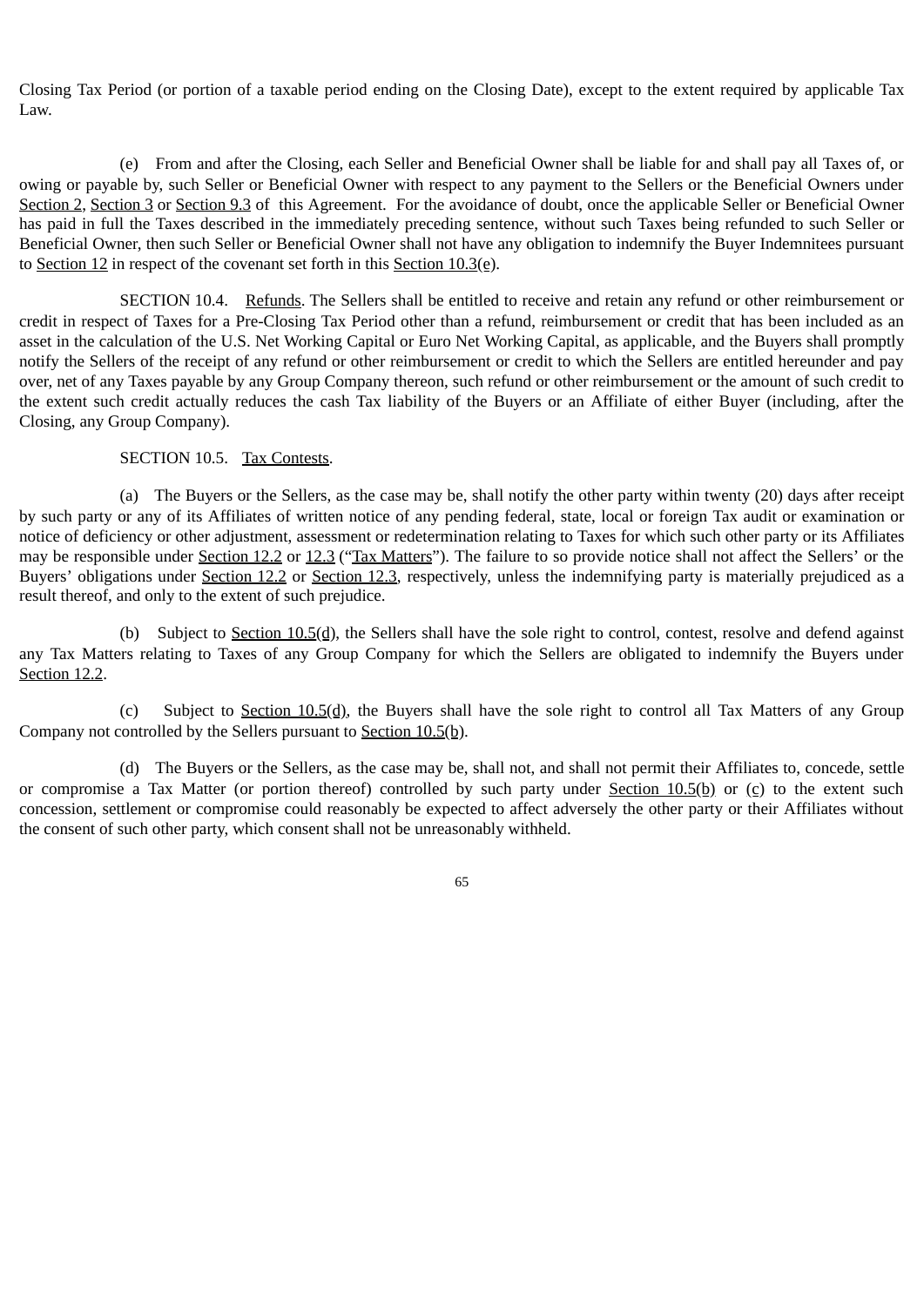Closing Tax Period (or portion of a taxable period ending on the Closing Date), except to the extent required by applicable Tax Law.

(e) From and after the Closing, each Seller and Beneficial Owner shall be liable for and shall pay all Taxes of, or owing or payable by, such Seller or Beneficial Owner with respect to any payment to the Sellers or the Beneficial Owners under Section 2, Section 3 or Section 9.3 of this Agreement. For the avoidance of doubt, once the applicable Seller or Beneficial Owner has paid in full the Taxes described in the immediately preceding sentence, without such Taxes being refunded to such Seller or Beneficial Owner, then such Seller or Beneficial Owner shall not have any obligation to indemnify the Buyer Indemnitees pursuant to Section 12 in respect of the covenant set forth in this Section 10.3(e).

SECTION 10.4. Refunds. The Sellers shall be entitled to receive and retain any refund or other reimbursement or credit in respect of Taxes for a Pre-Closing Tax Period other than a refund, reimbursement or credit that has been included as an asset in the calculation of the U.S. Net Working Capital or Euro Net Working Capital, as applicable, and the Buyers shall promptly notify the Sellers of the receipt of any refund or other reimbursement or credit to which the Sellers are entitled hereunder and pay over, net of any Taxes payable by any Group Company thereon, such refund or other reimbursement or the amount of such credit to the extent such credit actually reduces the cash Tax liability of the Buyers or an Affiliate of either Buyer (including, after the Closing, any Group Company).

SECTION 10.5. Tax Contests.

(a) The Buyers or the Sellers, as the case may be, shall notify the other party within twenty (20) days after receipt by such party or any of its Affiliates of written notice of any pending federal, state, local or foreign Tax audit or examination or notice of deficiency or other adjustment, assessment or redetermination relating to Taxes for which such other party or its Affiliates may be responsible under Section 12.2 or 12.3 ("Tax Matters"). The failure to so provide notice shall not affect the Sellers' or the Buyers' obligations under Section 12.2 or Section 12.3, respectively, unless the indemnifying party is materially prejudiced as a result thereof, and only to the extent of such prejudice.

(b) Subject to Section 10.5(d), the Sellers shall have the sole right to control, contest, resolve and defend against any Tax Matters relating to Taxes of any Group Company for which the Sellers are obligated to indemnify the Buyers under Section 12.2.

(c) Subject to Section 10.5(d), the Buyers shall have the sole right to control all Tax Matters of any Group Company not controlled by the Sellers pursuant to Section 10.5(b).

(d) The Buyers or the Sellers, as the case may be, shall not, and shall not permit their Affiliates to, concede, settle or compromise a Tax Matter (or portion thereof) controlled by such party under Section 10.5(b) or (c) to the extent such concession, settlement or compromise could reasonably be expected to affect adversely the other party or their Affiliates without the consent of such other party, which consent shall not be unreasonably withheld.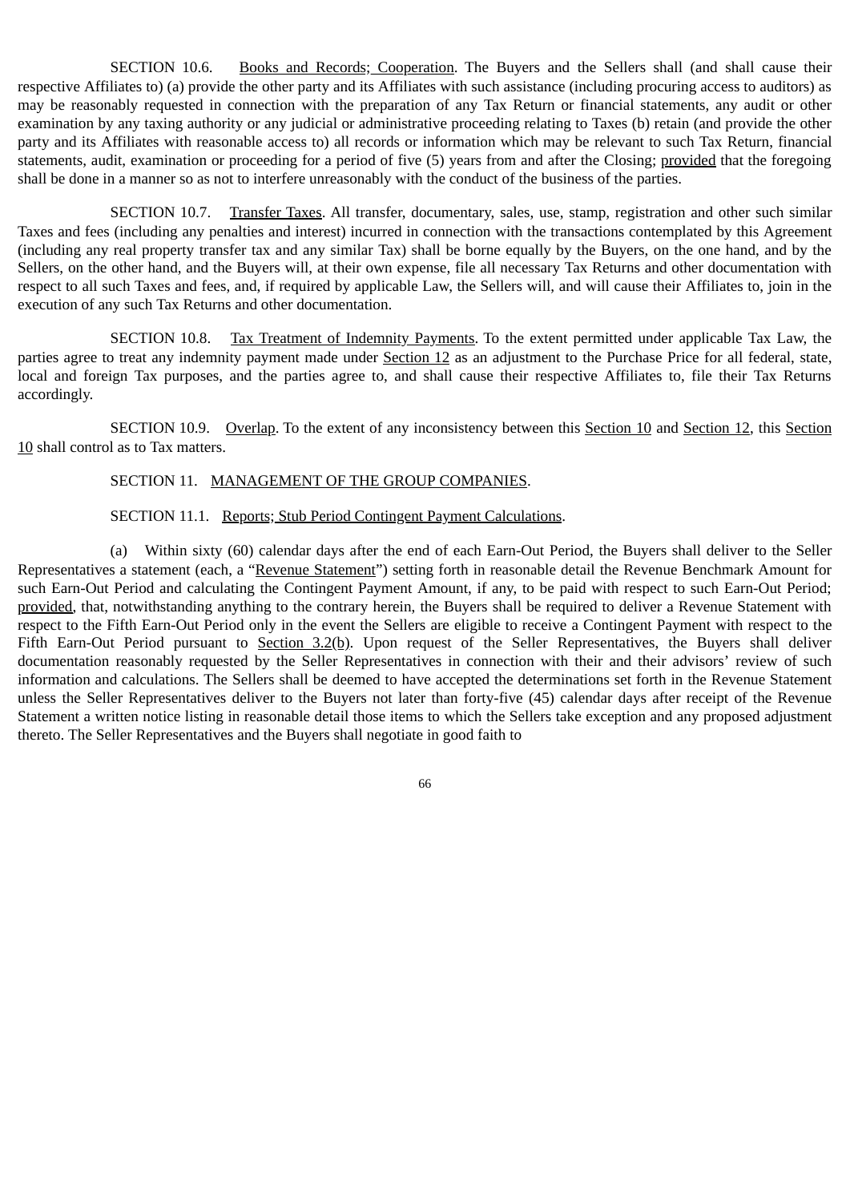SECTION 10.6. Books and Records; Cooperation. The Buyers and the Sellers shall (and shall cause their respective Affiliates to) (a) provide the other party and its Affiliates with such assistance (including procuring access to auditors) as may be reasonably requested in connection with the preparation of any Tax Return or financial statements, any audit or other examination by any taxing authority or any judicial or administrative proceeding relating to Taxes (b) retain (and provide the other party and its Affiliates with reasonable access to) all records or information which may be relevant to such Tax Return, financial statements, audit, examination or proceeding for a period of five (5) years from and after the Closing; provided that the foregoing shall be done in a manner so as not to interfere unreasonably with the conduct of the business of the parties.

SECTION 10.7. Transfer Taxes. All transfer, documentary, sales, use, stamp, registration and other such similar Taxes and fees (including any penalties and interest) incurred in connection with the transactions contemplated by this Agreement (including any real property transfer tax and any similar Tax) shall be borne equally by the Buyers, on the one hand, and by the Sellers, on the other hand, and the Buyers will, at their own expense, file all necessary Tax Returns and other documentation with respect to all such Taxes and fees, and, if required by applicable Law, the Sellers will, and will cause their Affiliates to, join in the execution of any such Tax Returns and other documentation.

SECTION 10.8. Tax Treatment of Indemnity Payments. To the extent permitted under applicable Tax Law, the parties agree to treat any indemnity payment made under Section 12 as an adjustment to the Purchase Price for all federal, state, local and foreign Tax purposes, and the parties agree to, and shall cause their respective Affiliates to, file their Tax Returns accordingly.

SECTION 10.9. Overlap. To the extent of any inconsistency between this Section 10 and Section 12, this Section 10 shall control as to Tax matters.

SECTION 11. MANAGEMENT OF THE GROUP COMPANIES.

SECTION 11.1. Reports; Stub Period Contingent Payment Calculations.

(a) Within sixty (60) calendar days after the end of each Earn-Out Period, the Buyers shall deliver to the Seller Representatives a statement (each, a "Revenue Statement") setting forth in reasonable detail the Revenue Benchmark Amount for such Earn-Out Period and calculating the Contingent Payment Amount, if any, to be paid with respect to such Earn-Out Period; provided, that, notwithstanding anything to the contrary herein, the Buyers shall be required to deliver a Revenue Statement with respect to the Fifth Earn-Out Period only in the event the Sellers are eligible to receive a Contingent Payment with respect to the Fifth Earn-Out Period pursuant to Section 3.2(b). Upon request of the Seller Representatives, the Buyers shall deliver documentation reasonably requested by the Seller Representatives in connection with their and their advisors' review of such information and calculations. The Sellers shall be deemed to have accepted the determinations set forth in the Revenue Statement unless the Seller Representatives deliver to the Buyers not later than forty-five (45) calendar days after receipt of the Revenue Statement a written notice listing in reasonable detail those items to which the Sellers take exception and any proposed adjustment thereto. The Seller Representatives and the Buyers shall negotiate in good faith to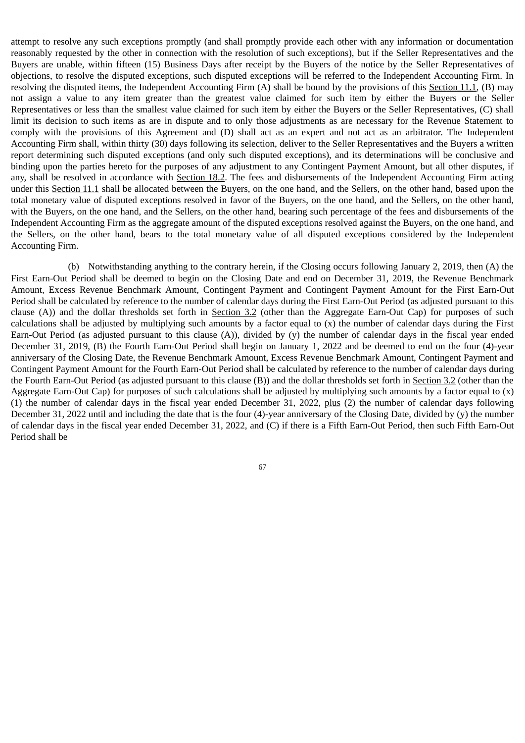attempt to resolve any such exceptions promptly (and shall promptly provide each other with any information or documentation reasonably requested by the other in connection with the resolution of such exceptions), but if the Seller Representatives and the Buyers are unable, within fifteen (15) Business Days after receipt by the Buyers of the notice by the Seller Representatives of objections, to resolve the disputed exceptions, such disputed exceptions will be referred to the Independent Accounting Firm. In resolving the disputed items, the Independent Accounting Firm (A) shall be bound by the provisions of this Section 11.1, (B) may not assign a value to any item greater than the greatest value claimed for such item by either the Buyers or the Seller Representatives or less than the smallest value claimed for such item by either the Buyers or the Seller Representatives, (C) shall limit its decision to such items as are in dispute and to only those adjustments as are necessary for the Revenue Statement to comply with the provisions of this Agreement and (D) shall act as an expert and not act as an arbitrator. The Independent Accounting Firm shall, within thirty (30) days following its selection, deliver to the Seller Representatives and the Buyers a written report determining such disputed exceptions (and only such disputed exceptions), and its determinations will be conclusive and binding upon the parties hereto for the purposes of any adjustment to any Contingent Payment Amount, but all other disputes, if any, shall be resolved in accordance with Section 18.2. The fees and disbursements of the Independent Accounting Firm acting under this Section 11.1 shall be allocated between the Buyers, on the one hand, and the Sellers, on the other hand, based upon the total monetary value of disputed exceptions resolved in favor of the Buyers, on the one hand, and the Sellers, on the other hand, with the Buyers, on the one hand, and the Sellers, on the other hand, bearing such percentage of the fees and disbursements of the Independent Accounting Firm as the aggregate amount of the disputed exceptions resolved against the Buyers, on the one hand, and the Sellers, on the other hand, bears to the total monetary value of all disputed exceptions considered by the Independent Accounting Firm.

(b) Notwithstanding anything to the contrary herein, if the Closing occurs following January 2, 2019, then (A) the First Earn-Out Period shall be deemed to begin on the Closing Date and end on December 31, 2019, the Revenue Benchmark Amount, Excess Revenue Benchmark Amount, Contingent Payment and Contingent Payment Amount for the First Earn-Out Period shall be calculated by reference to the number of calendar days during the First Earn-Out Period (as adjusted pursuant to this clause (A)) and the dollar thresholds set forth in Section 3.2 (other than the Aggregate Earn-Out Cap) for purposes of such calculations shall be adjusted by multiplying such amounts by a factor equal to (x) the number of calendar days during the First Earn-Out Period (as adjusted pursuant to this clause (A)), divided by (y) the number of calendar days in the fiscal year ended December 31, 2019, (B) the Fourth Earn-Out Period shall begin on January 1, 2022 and be deemed to end on the four (4)-year anniversary of the Closing Date, the Revenue Benchmark Amount, Excess Revenue Benchmark Amount, Contingent Payment and Contingent Payment Amount for the Fourth Earn-Out Period shall be calculated by reference to the number of calendar days during the Fourth Earn-Out Period (as adjusted pursuant to this clause (B)) and the dollar thresholds set forth in Section 3.2 (other than the Aggregate Earn-Out Cap) for purposes of such calculations shall be adjusted by multiplying such amounts by a factor equal to (x) (1) the number of calendar days in the fiscal year ended December 31, 2022, plus (2) the number of calendar days following December 31, 2022 until and including the date that is the four (4)-year anniversary of the Closing Date, divided by (y) the number of calendar days in the fiscal year ended December 31, 2022, and (C) if there is a Fifth Earn-Out Period, then such Fifth Earn-Out Period shall be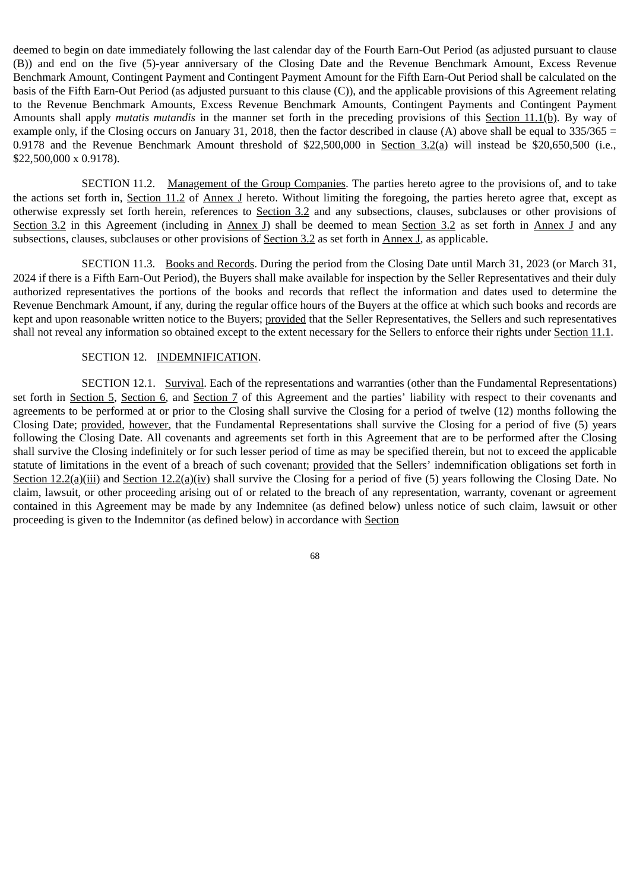deemed to begin on date immediately following the last calendar day of the Fourth Earn-Out Period (as adjusted pursuant to clause (B)) and end on the five (5)-year anniversary of the Closing Date and the Revenue Benchmark Amount, Excess Revenue Benchmark Amount, Contingent Payment and Contingent Payment Amount for the Fifth Earn-Out Period shall be calculated on the basis of the Fifth Earn-Out Period (as adjusted pursuant to this clause (C)), and the applicable provisions of this Agreement relating to the Revenue Benchmark Amounts, Excess Revenue Benchmark Amounts, Contingent Payments and Contingent Payment Amounts shall apply *mutatis mutandis* in the manner set forth in the preceding provisions of this Section 11.1(b). By way of example only, if the Closing occurs on January 31, 2018, then the factor described in clause (A) above shall be equal to 335/365 = 0.9178 and the Revenue Benchmark Amount threshold of $22,500,000 in Section 3.2(a) will instead be $20,650,500 (i.e., $22,500,000 x 0.9178).

SECTION 11.2. Management of the Group Companies. The parties hereto agree to the provisions of, and to take the actions set forth in, Section 11.2 of Annex J hereto. Without limiting the foregoing, the parties hereto agree that, except as otherwise expressly set forth herein, references to Section 3.2 and any subsections, clauses, subclauses or other provisions of Section 3.2 in this Agreement (including in Annex J) shall be deemed to mean Section 3.2 as set forth in Annex J and any subsections, clauses, subclauses or other provisions of Section 3.2 as set forth in Annex J, as applicable.

SECTION 11.3. Books and Records. During the period from the Closing Date until March 31, 2023 (or March 31, 2024 if there is a Fifth Earn-Out Period), the Buyers shall make available for inspection by the Seller Representatives and their duly authorized representatives the portions of the books and records that reflect the information and dates used to determine the Revenue Benchmark Amount, if any, during the regular office hours of the Buyers at the office at which such books and records are kept and upon reasonable written notice to the Buyers; provided that the Seller Representatives, the Sellers and such representatives shall not reveal any information so obtained except to the extent necessary for the Sellers to enforce their rights under Section 11.1.

SECTION 12. INDEMNIFICATION.

SECTION 12.1. Survival. Each of the representations and warranties (other than the Fundamental Representations) set forth in Section 5, Section 6, and Section 7 of this Agreement and the parties' liability with respect to their covenants and agreements to be performed at or prior to the Closing shall survive the Closing for a period of twelve (12) months following the Closing Date; provided, however, that the Fundamental Representations shall survive the Closing for a period of five (5) years following the Closing Date. All covenants and agreements set forth in this Agreement that are to be performed after the Closing shall survive the Closing indefinitely or for such lesser period of time as may be specified therein, but not to exceed the applicable statute of limitations in the event of a breach of such covenant; provided that the Sellers' indemnification obligations set forth in Section 12.2(a)(iii) and Section 12.2(a)(iv) shall survive the Closing for a period of five (5) years following the Closing Date. No claim, lawsuit, or other proceeding arising out of or related to the breach of any representation, warranty, covenant or agreement contained in this Agreement may be made by any Indemnitee (as defined below) unless notice of such claim, lawsuit or other proceeding is given to the Indemnitor (as defined below) in accordance with Section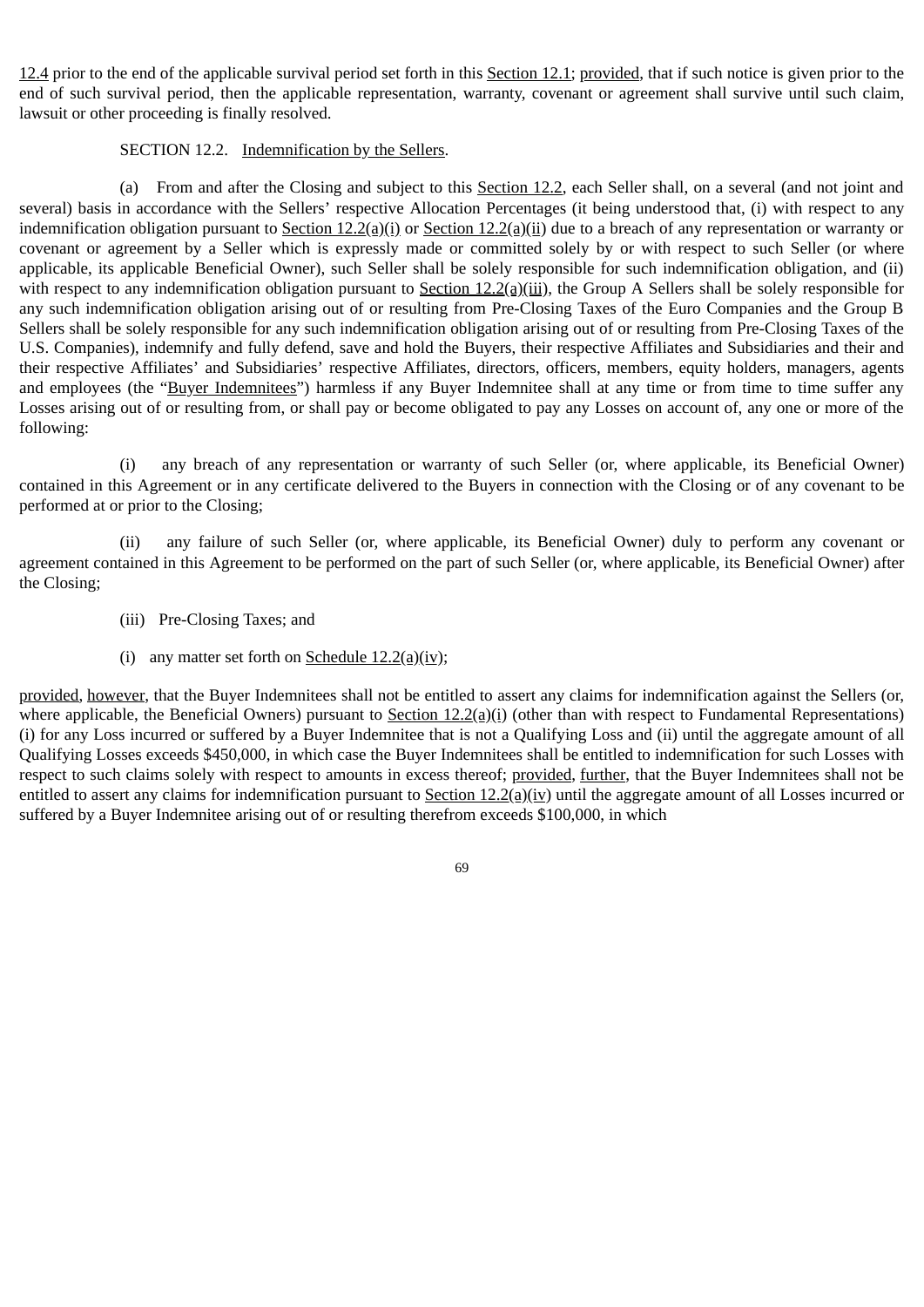12.4 prior to the end of the applicable survival period set forth in this Section 12.1; provided, that if such notice is given prior to the end of such survival period, then the applicable representation, warranty, covenant or agreement shall survive until such claim, lawsuit or other proceeding is finally resolved.

SECTION 12.2. Indemnification by the Sellers.

(a) From and after the Closing and subject to this Section 12.2, each Seller shall, on a several (and not joint and several) basis in accordance with the Sellers' respective Allocation Percentages (it being understood that, (i) with respect to any indemnification obligation pursuant to Section 12.2(a)(i) or Section 12.2(a)(ii) due to a breach of any representation or warranty or covenant or agreement by a Seller which is expressly made or committed solely by or with respect to such Seller (or where applicable, its applicable Beneficial Owner), such Seller shall be solely responsible for such indemnification obligation, and (ii) with respect to any indemnification obligation pursuant to Section 12.2(a)(iii), the Group A Sellers shall be solely responsible for any such indemnification obligation arising out of or resulting from Pre-Closing Taxes of the Euro Companies and the Group B Sellers shall be solely responsible for any such indemnification obligation arising out of or resulting from Pre-Closing Taxes of the U.S. Companies), indemnify and fully defend, save and hold the Buyers, their respective Affiliates and Subsidiaries and their and their respective Affiliates' and Subsidiaries' respective Affiliates, directors, officers, members, equity holders, managers, agents and employees (the "Buyer Indemnitees") harmless if any Buyer Indemnitee shall at any time or from time to time suffer any Losses arising out of or resulting from, or shall pay or become obligated to pay any Losses on account of, any one or more of the following:

(i) any breach of any representation or warranty of such Seller (or, where applicable, its Beneficial Owner) contained in this Agreement or in any certificate delivered to the Buyers in connection with the Closing or of any covenant to be performed at or prior to the Closing;

(ii) any failure of such Seller (or, where applicable, its Beneficial Owner) duly to perform any covenant or agreement contained in this Agreement to be performed on the part of such Seller (or, where applicable, its Beneficial Owner) after the Closing;

(iii) Pre-Closing Taxes; and

(i) any matter set forth on Schedule 12.2(a)(iv);

provided, however, that the Buyer Indemnitees shall not be entitled to assert any claims for indemnification against the Sellers (or, where applicable, the Beneficial Owners) pursuant to Section 12.2(a)(i) (other than with respect to Fundamental Representations) (i) for any Loss incurred or suffered by a Buyer Indemnitee that is not a Qualifying Loss and (ii) until the aggregate amount of all Qualifying Losses exceeds $450,000, in which case the Buyer Indemnitees shall be entitled to indemnification for such Losses with respect to such claims solely with respect to amounts in excess thereof; provided, further, that the Buyer Indemnitees shall not be entitled to assert any claims for indemnification pursuant to Section 12.2(a)(iv) until the aggregate amount of all Losses incurred or suffered by a Buyer Indemnitee arising out of or resulting therefrom exceeds $100,000, in which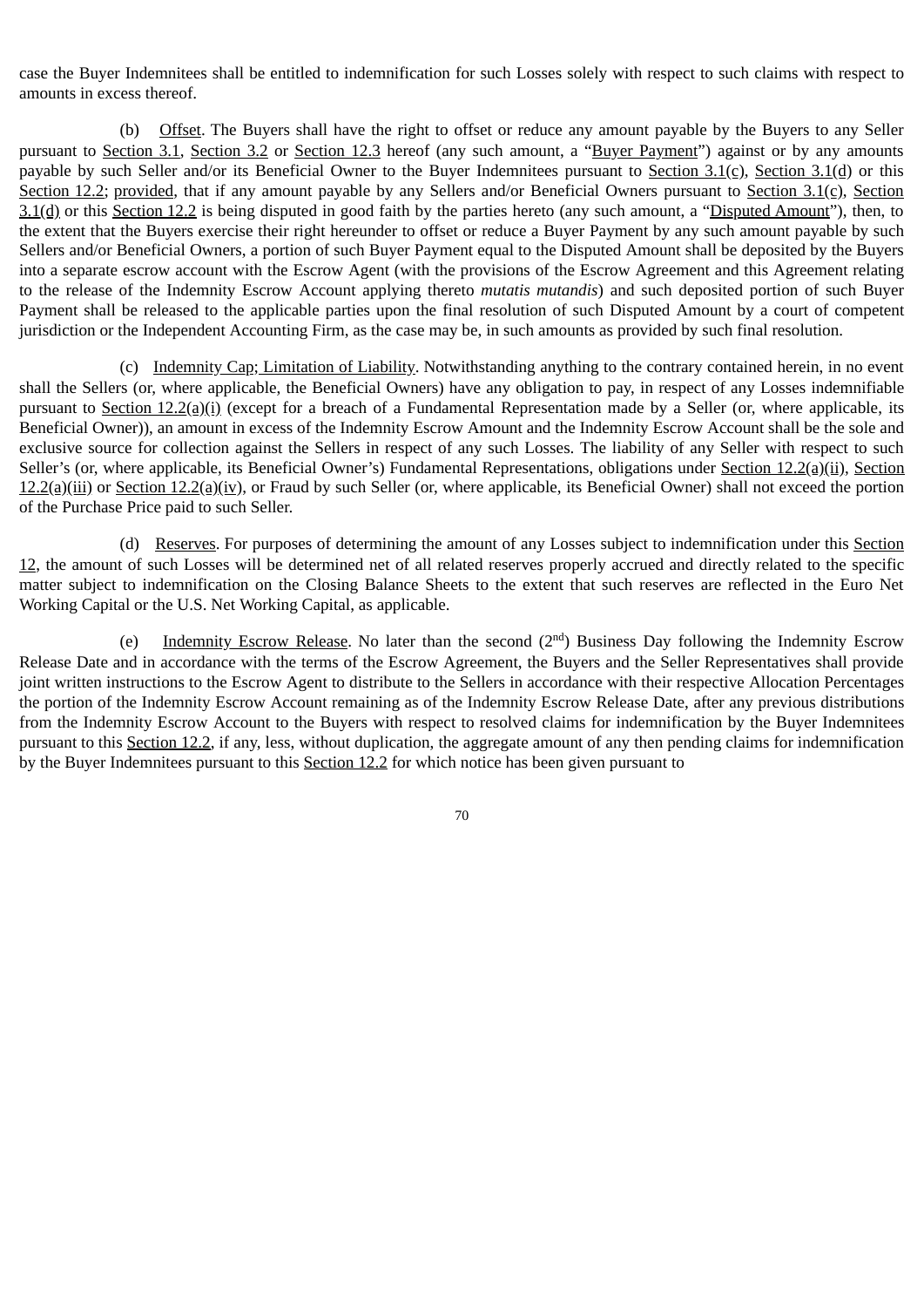case the Buyer Indemnitees shall be entitled to indemnification for such Losses solely with respect to such claims with respect to amounts in excess thereof.

(b) Offset. The Buyers shall have the right to offset or reduce any amount payable by the Buyers to any Seller pursuant to Section 3.1, Section 3.2 or Section 12.3 hereof (any such amount, a "Buyer Payment") against or by any amounts payable by such Seller and/or its Beneficial Owner to the Buyer Indemnitees pursuant to Section 3.1(c), Section 3.1(d) or this Section 12.2; provided, that if any amount payable by any Sellers and/or Beneficial Owners pursuant to Section 3.1(c), Section 3.1(d) or this Section 12.2 is being disputed in good faith by the parties hereto (any such amount, a "Disputed Amount"), then, to the extent that the Buyers exercise their right hereunder to offset or reduce a Buyer Payment by any such amount payable by such Sellers and/or Beneficial Owners, a portion of such Buyer Payment equal to the Disputed Amount shall be deposited by the Buyers into a separate escrow account with the Escrow Agent (with the provisions of the Escrow Agreement and this Agreement relating to the release of the Indemnity Escrow Account applying thereto *mutatis mutandis*) and such deposited portion of such Buyer Payment shall be released to the applicable parties upon the final resolution of such Disputed Amount by a court of competent jurisdiction or the Independent Accounting Firm, as the case may be, in such amounts as provided by such final resolution.

(c) Indemnity Cap; Limitation of Liability. Notwithstanding anything to the contrary contained herein, in no event shall the Sellers (or, where applicable, the Beneficial Owners) have any obligation to pay, in respect of any Losses indemnifiable pursuant to Section 12.2(a)(i) (except for a breach of a Fundamental Representation made by a Seller (or, where applicable, its Beneficial Owner)), an amount in excess of the Indemnity Escrow Amount and the Indemnity Escrow Account shall be the sole and exclusive source for collection against the Sellers in respect of any such Losses. The liability of any Seller with respect to such Seller's (or, where applicable, its Beneficial Owner's) Fundamental Representations, obligations under Section 12.2(a)(ii), Section 12.2(a)(iii) or Section 12.2(a)(iv), or Fraud by such Seller (or, where applicable, its Beneficial Owner) shall not exceed the portion of the Purchase Price paid to such Seller.

(d) Reserves. For purposes of determining the amount of any Losses subject to indemnification under this Section 12, the amount of such Losses will be determined net of all related reserves properly accrued and directly related to the specific matter subject to indemnification on the Closing Balance Sheets to the extent that such reserves are reflected in the Euro Net Working Capital or the U.S. Net Working Capital, as applicable.

(e) Indemnity Escrow Release. No later than the second (2nd) Business Day following the Indemnity Escrow Release Date and in accordance with the terms of the Escrow Agreement, the Buyers and the Seller Representatives shall provide joint written instructions to the Escrow Agent to distribute to the Sellers in accordance with their respective Allocation Percentages the portion of the Indemnity Escrow Account remaining as of the Indemnity Escrow Release Date, after any previous distributions from the Indemnity Escrow Account to the Buyers with respect to resolved claims for indemnification by the Buyer Indemnitees pursuant to this Section 12.2, if any, less, without duplication, the aggregate amount of any then pending claims for indemnification by the Buyer Indemnitees pursuant to this Section 12.2 for which notice has been given pursuant to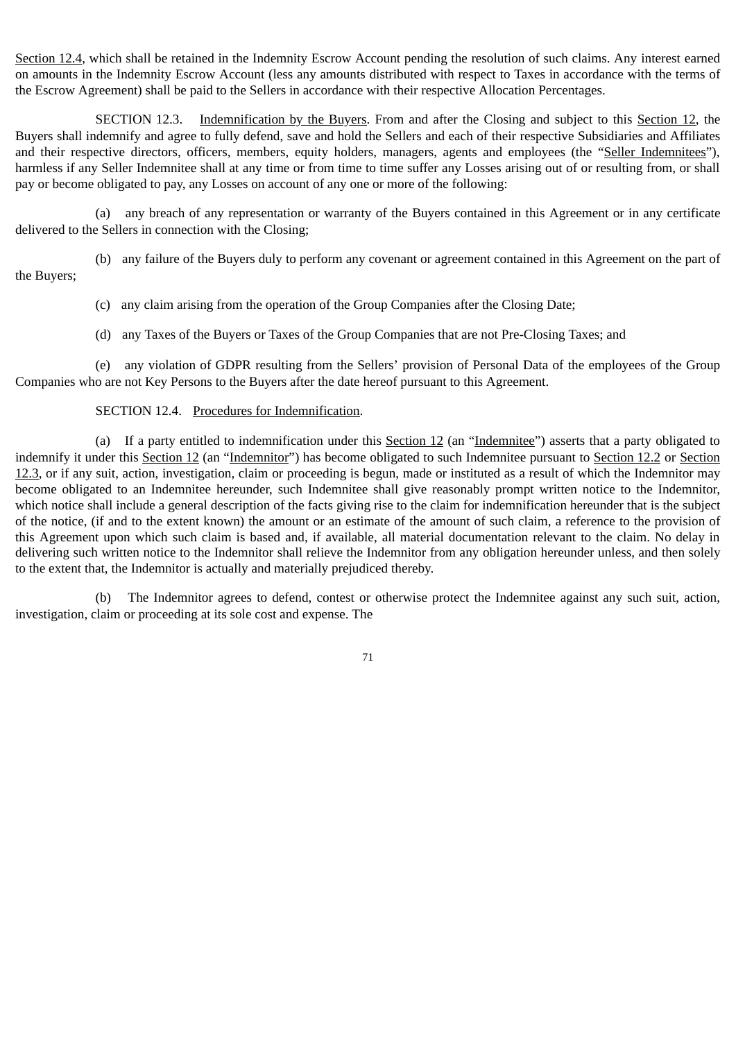Section 12.4, which shall be retained in the Indemnity Escrow Account pending the resolution of such claims. Any interest earned on amounts in the Indemnity Escrow Account (less any amounts distributed with respect to Taxes in accordance with the terms of the Escrow Agreement) shall be paid to the Sellers in accordance with their respective Allocation Percentages.

SECTION 12.3. Indemnification by the Buyers. From and after the Closing and subject to this Section 12, the Buyers shall indemnify and agree to fully defend, save and hold the Sellers and each of their respective Subsidiaries and Affiliates and their respective directors, officers, members, equity holders, managers, agents and employees (the "Seller Indemnitees"), harmless if any Seller Indemnitee shall at any time or from time to time suffer any Losses arising out of or resulting from, or shall pay or become obligated to pay, any Losses on account of any one or more of the following:

(a) any breach of any representation or warranty of the Buyers contained in this Agreement or in any certificate delivered to the Sellers in connection with the Closing;

(b) any failure of the Buyers duly to perform any covenant or agreement contained in this Agreement on the part of the Buyers;

(c) any claim arising from the operation of the Group Companies after the Closing Date;

(d) any Taxes of the Buyers or Taxes of the Group Companies that are not Pre-Closing Taxes; and

(e) any violation of GDPR resulting from the Sellers' provision of Personal Data of the employees of the Group Companies who are not Key Persons to the Buyers after the date hereof pursuant to this Agreement.

SECTION 12.4. Procedures for Indemnification.

(a) If a party entitled to indemnification under this Section 12 (an "Indemnitee") asserts that a party obligated to indemnify it under this Section 12 (an "Indemnitor") has become obligated to such Indemnitee pursuant to Section 12.2 or Section 12.3, or if any suit, action, investigation, claim or proceeding is begun, made or instituted as a result of which the Indemnitor may become obligated to an Indemnitee hereunder, such Indemnitee shall give reasonably prompt written notice to the Indemnitor, which notice shall include a general description of the facts giving rise to the claim for indemnification hereunder that is the subject of the notice, (if and to the extent known) the amount or an estimate of the amount of such claim, a reference to the provision of this Agreement upon which such claim is based and, if available, all material documentation relevant to the claim. No delay in delivering such written notice to the Indemnitor shall relieve the Indemnitor from any obligation hereunder unless, and then solely to the extent that, the Indemnitor is actually and materially prejudiced thereby.

(b) The Indemnitor agrees to defend, contest or otherwise protect the Indemnitee against any such suit, action, investigation, claim or proceeding at its sole cost and expense. The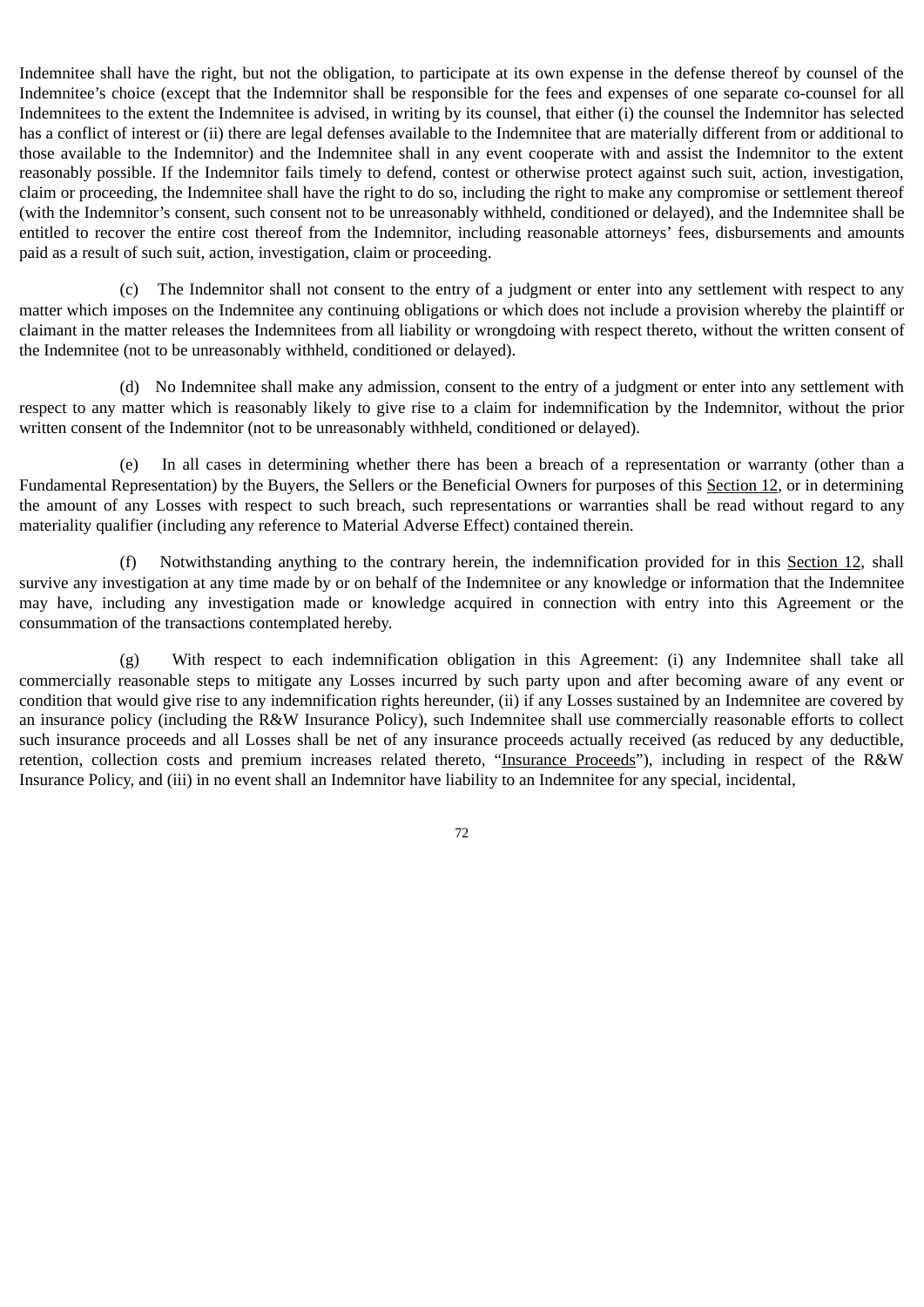Indemnitee shall have the right, but not the obligation, to participate at its own expense in the defense thereof by counsel of the Indemnitee's choice (except that the Indemnitor shall be responsible for the fees and expenses of one separate co-counsel for all Indemnitees to the extent the Indemnitee is advised, in writing by its counsel, that either (i) the counsel the Indemnitor has selected has a conflict of interest or (ii) there are legal defenses available to the Indemnitee that are materially different from or additional to those available to the Indemnitor) and the Indemnitee shall in any event cooperate with and assist the Indemnitor to the extent reasonably possible. If the Indemnitor fails timely to defend, contest or otherwise protect against such suit, action, investigation, claim or proceeding, the Indemnitee shall have the right to do so, including the right to make any compromise or settlement thereof (with the Indemnitor's consent, such consent not to be unreasonably withheld, conditioned or delayed), and the Indemnitee shall be entitled to recover the entire cost thereof from the Indemnitor, including reasonable attorneys' fees, disbursements and amounts paid as a result of such suit, action, investigation, claim or proceeding.

(c) The Indemnitor shall not consent to the entry of a judgment or enter into any settlement with respect to any matter which imposes on the Indemnitee any continuing obligations or which does not include a provision whereby the plaintiff or claimant in the matter releases the Indemnitees from all liability or wrongdoing with respect thereto, without the written consent of the Indemnitee (not to be unreasonably withheld, conditioned or delayed).

(d) No Indemnitee shall make any admission, consent to the entry of a judgment or enter into any settlement with respect to any matter which is reasonably likely to give rise to a claim for indemnification by the Indemnitor, without the prior written consent of the Indemnitor (not to be unreasonably withheld, conditioned or delayed).

(e) In all cases in determining whether there has been a breach of a representation or warranty (other than a Fundamental Representation) by the Buyers, the Sellers or the Beneficial Owners for purposes of this Section 12, or in determining the amount of any Losses with respect to such breach, such representations or warranties shall be read without regard to any materiality qualifier (including any reference to Material Adverse Effect) contained therein.

(f) Notwithstanding anything to the contrary herein, the indemnification provided for in this Section 12, shall survive any investigation at any time made by or on behalf of the Indemnitee or any knowledge or information that the Indemnitee may have, including any investigation made or knowledge acquired in connection with entry into this Agreement or the consummation of the transactions contemplated hereby.

(g) With respect to each indemnification obligation in this Agreement: (i) any Indemnitee shall take all commercially reasonable steps to mitigate any Losses incurred by such party upon and after becoming aware of any event or condition that would give rise to any indemnification rights hereunder, (ii) if any Losses sustained by an Indemnitee are covered by an insurance policy (including the R&W Insurance Policy), such Indemnitee shall use commercially reasonable efforts to collect such insurance proceeds and all Losses shall be net of any insurance proceeds actually received (as reduced by any deductible, retention, collection costs and premium increases related thereto, "Insurance Proceeds"), including in respect of the R&W Insurance Policy, and (iii) in no event shall an Indemnitor have liability to an Indemnitee for any special, incidental,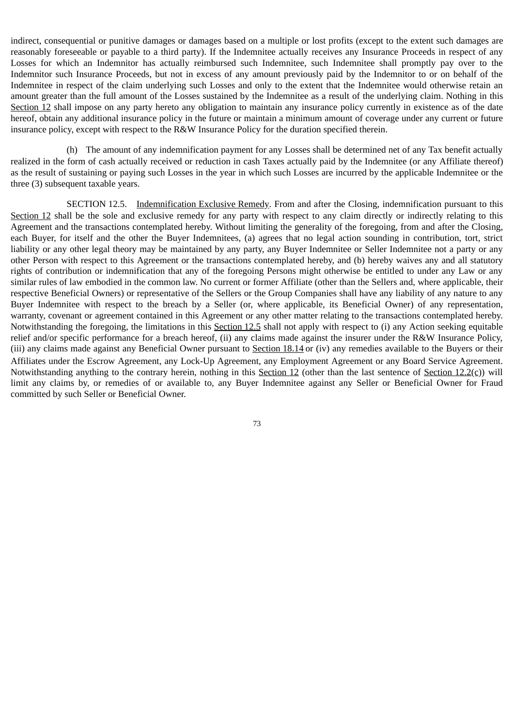indirect, consequential or punitive damages or damages based on a multiple or lost profits (except to the extent such damages are reasonably foreseeable or payable to a third party). If the Indemnitee actually receives any Insurance Proceeds in respect of any Losses for which an Indemnitor has actually reimbursed such Indemnitee, such Indemnitee shall promptly pay over to the Indemnitor such Insurance Proceeds, but not in excess of any amount previously paid by the Indemnitor to or on behalf of the Indemnitee in respect of the claim underlying such Losses and only to the extent that the Indemnitee would otherwise retain an amount greater than the full amount of the Losses sustained by the Indemnitee as a result of the underlying claim. Nothing in this Section 12 shall impose on any party hereto any obligation to maintain any insurance policy currently in existence as of the date hereof, obtain any additional insurance policy in the future or maintain a minimum amount of coverage under any current or future insurance policy, except with respect to the R&W Insurance Policy for the duration specified therein.

(h) The amount of any indemnification payment for any Losses shall be determined net of any Tax benefit actually realized in the form of cash actually received or reduction in cash Taxes actually paid by the Indemnitee (or any Affiliate thereof) as the result of sustaining or paying such Losses in the year in which such Losses are incurred by the applicable Indemnitee or the three (3) subsequent taxable years.

SECTION 12.5. Indemnification Exclusive Remedy. From and after the Closing, indemnification pursuant to this Section 12 shall be the sole and exclusive remedy for any party with respect to any claim directly or indirectly relating to this Agreement and the transactions contemplated hereby. Without limiting the generality of the foregoing, from and after the Closing, each Buyer, for itself and the other the Buyer Indemnitees, (a) agrees that no legal action sounding in contribution, tort, strict liability or any other legal theory may be maintained by any party, any Buyer Indemnitee or Seller Indemnitee not a party or any other Person with respect to this Agreement or the transactions contemplated hereby, and (b) hereby waives any and all statutory rights of contribution or indemnification that any of the foregoing Persons might otherwise be entitled to under any Law or any similar rules of law embodied in the common law. No current or former Affiliate (other than the Sellers and, where applicable, their respective Beneficial Owners) or representative of the Sellers or the Group Companies shall have any liability of any nature to any Buyer Indemnitee with respect to the breach by a Seller (or, where applicable, its Beneficial Owner) of any representation, warranty, covenant or agreement contained in this Agreement or any other matter relating to the transactions contemplated hereby. Notwithstanding the foregoing, the limitations in this Section 12.5 shall not apply with respect to (i) any Action seeking equitable relief and/or specific performance for a breach hereof, (ii) any claims made against the insurer under the R&W Insurance Policy, (iii) any claims made against any Beneficial Owner pursuant to Section 18.14 or (iv) any remedies available to the Buyers or their Affiliates under the Escrow Agreement, any Lock-Up Agreement, any Employment Agreement or any Board Service Agreement. Notwithstanding anything to the contrary herein, nothing in this Section 12 (other than the last sentence of Section 12.2(c)) will limit any claims by, or remedies of or available to, any Buyer Indemnitee against any Seller or Beneficial Owner for Fraud committed by such Seller or Beneficial Owner.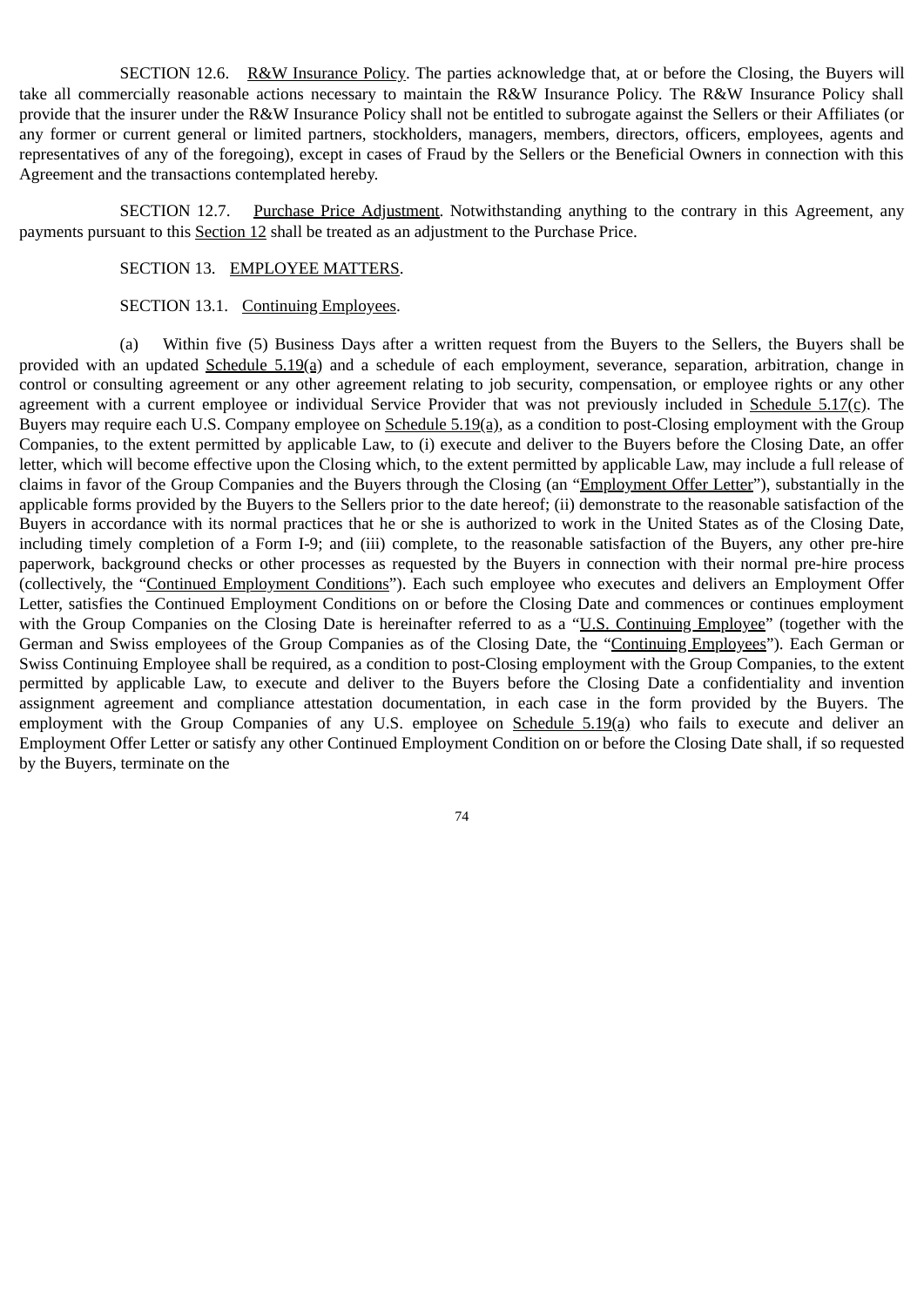SECTION 12.6. R&W Insurance Policy. The parties acknowledge that, at or before the Closing, the Buyers will take all commercially reasonable actions necessary to maintain the R&W Insurance Policy. The R&W Insurance Policy shall provide that the insurer under the R&W Insurance Policy shall not be entitled to subrogate against the Sellers or their Affiliates (or any former or current general or limited partners, stockholders, managers, members, directors, officers, employees, agents and representatives of any of the foregoing), except in cases of Fraud by the Sellers or the Beneficial Owners in connection with this Agreement and the transactions contemplated hereby.

SECTION 12.7. Purchase Price Adjustment. Notwithstanding anything to the contrary in this Agreement, any payments pursuant to this Section 12 shall be treated as an adjustment to the Purchase Price.

SECTION 13. EMPLOYEE MATTERS.

SECTION 13.1. Continuing Employees.

(a) Within five (5) Business Days after a written request from the Buyers to the Sellers, the Buyers shall be provided with an updated Schedule 5.19(a) and a schedule of each employment, severance, separation, arbitration, change in control or consulting agreement or any other agreement relating to job security, compensation, or employee rights or any other agreement with a current employee or individual Service Provider that was not previously included in Schedule 5.17(c). The Buyers may require each U.S. Company employee on Schedule 5.19(a), as a condition to post-Closing employment with the Group Companies, to the extent permitted by applicable Law, to (i) execute and deliver to the Buyers before the Closing Date, an offer letter, which will become effective upon the Closing which, to the extent permitted by applicable Law, may include a full release of claims in favor of the Group Companies and the Buyers through the Closing (an "Employment Offer Letter"), substantially in the applicable forms provided by the Buyers to the Sellers prior to the date hereof; (ii) demonstrate to the reasonable satisfaction of the Buyers in accordance with its normal practices that he or she is authorized to work in the United States as of the Closing Date, including timely completion of a Form I-9; and (iii) complete, to the reasonable satisfaction of the Buyers, any other pre-hire paperwork, background checks or other processes as requested by the Buyers in connection with their normal pre-hire process (collectively, the "Continued Employment Conditions"). Each such employee who executes and delivers an Employment Offer Letter, satisfies the Continued Employment Conditions on or before the Closing Date and commences or continues employment with the Group Companies on the Closing Date is hereinafter referred to as a "U.S. Continuing Employee" (together with the German and Swiss employees of the Group Companies as of the Closing Date, the "Continuing Employees"). Each German or Swiss Continuing Employee shall be required, as a condition to post-Closing employment with the Group Companies, to the extent permitted by applicable Law, to execute and deliver to the Buyers before the Closing Date a confidentiality and invention assignment agreement and compliance attestation documentation, in each case in the form provided by the Buyers. The employment with the Group Companies of any U.S. employee on Schedule 5.19(a) who fails to execute and deliver an Employment Offer Letter or satisfy any other Continued Employment Condition on or before the Closing Date shall, if so requested by the Buyers, terminate on the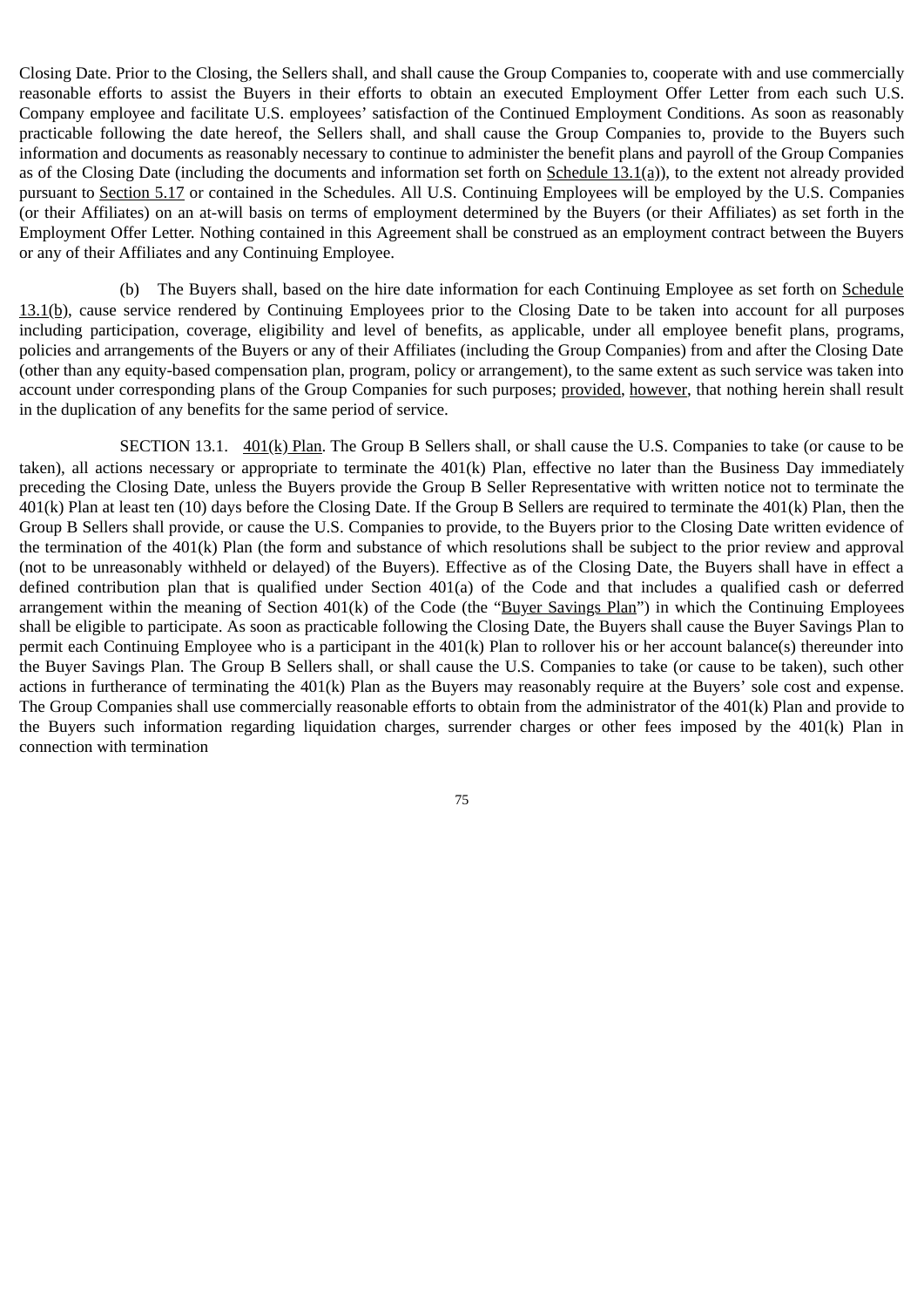Closing Date. Prior to the Closing, the Sellers shall, and shall cause the Group Companies to, cooperate with and use commercially reasonable efforts to assist the Buyers in their efforts to obtain an executed Employment Offer Letter from each such U.S. Company employee and facilitate U.S. employees' satisfaction of the Continued Employment Conditions. As soon as reasonably practicable following the date hereof, the Sellers shall, and shall cause the Group Companies to, provide to the Buyers such information and documents as reasonably necessary to continue to administer the benefit plans and payroll of the Group Companies as of the Closing Date (including the documents and information set forth on Schedule 13.1(a)), to the extent not already provided pursuant to Section 5.17 or contained in the Schedules. All U.S. Continuing Employees will be employed by the U.S. Companies (or their Affiliates) on an at-will basis on terms of employment determined by the Buyers (or their Affiliates) as set forth in the Employment Offer Letter. Nothing contained in this Agreement shall be construed as an employment contract between the Buyers or any of their Affiliates and any Continuing Employee.

(b) The Buyers shall, based on the hire date information for each Continuing Employee as set forth on Schedule 13.1(b), cause service rendered by Continuing Employees prior to the Closing Date to be taken into account for all purposes including participation, coverage, eligibility and level of benefits, as applicable, under all employee benefit plans, programs, policies and arrangements of the Buyers or any of their Affiliates (including the Group Companies) from and after the Closing Date (other than any equity-based compensation plan, program, policy or arrangement), to the same extent as such service was taken into account under corresponding plans of the Group Companies for such purposes; provided, however, that nothing herein shall result in the duplication of any benefits for the same period of service.

SECTION 13.1. 401(k) Plan. The Group B Sellers shall, or shall cause the U.S. Companies to take (or cause to be taken), all actions necessary or appropriate to terminate the 401(k) Plan, effective no later than the Business Day immediately preceding the Closing Date, unless the Buyers provide the Group B Seller Representative with written notice not to terminate the 401(k) Plan at least ten (10) days before the Closing Date. If the Group B Sellers are required to terminate the 401(k) Plan, then the Group B Sellers shall provide, or cause the U.S. Companies to provide, to the Buyers prior to the Closing Date written evidence of the termination of the 401(k) Plan (the form and substance of which resolutions shall be subject to the prior review and approval (not to be unreasonably withheld or delayed) of the Buyers). Effective as of the Closing Date, the Buyers shall have in effect a defined contribution plan that is qualified under Section 401(a) of the Code and that includes a qualified cash or deferred arrangement within the meaning of Section 401(k) of the Code (the "Buyer Savings Plan") in which the Continuing Employees shall be eligible to participate. As soon as practicable following the Closing Date, the Buyers shall cause the Buyer Savings Plan to permit each Continuing Employee who is a participant in the 401(k) Plan to rollover his or her account balance(s) thereunder into the Buyer Savings Plan. The Group B Sellers shall, or shall cause the U.S. Companies to take (or cause to be taken), such other actions in furtherance of terminating the 401(k) Plan as the Buyers may reasonably require at the Buyers' sole cost and expense. The Group Companies shall use commercially reasonable efforts to obtain from the administrator of the 401(k) Plan and provide to the Buyers such information regarding liquidation charges, surrender charges or other fees imposed by the 401(k) Plan in connection with termination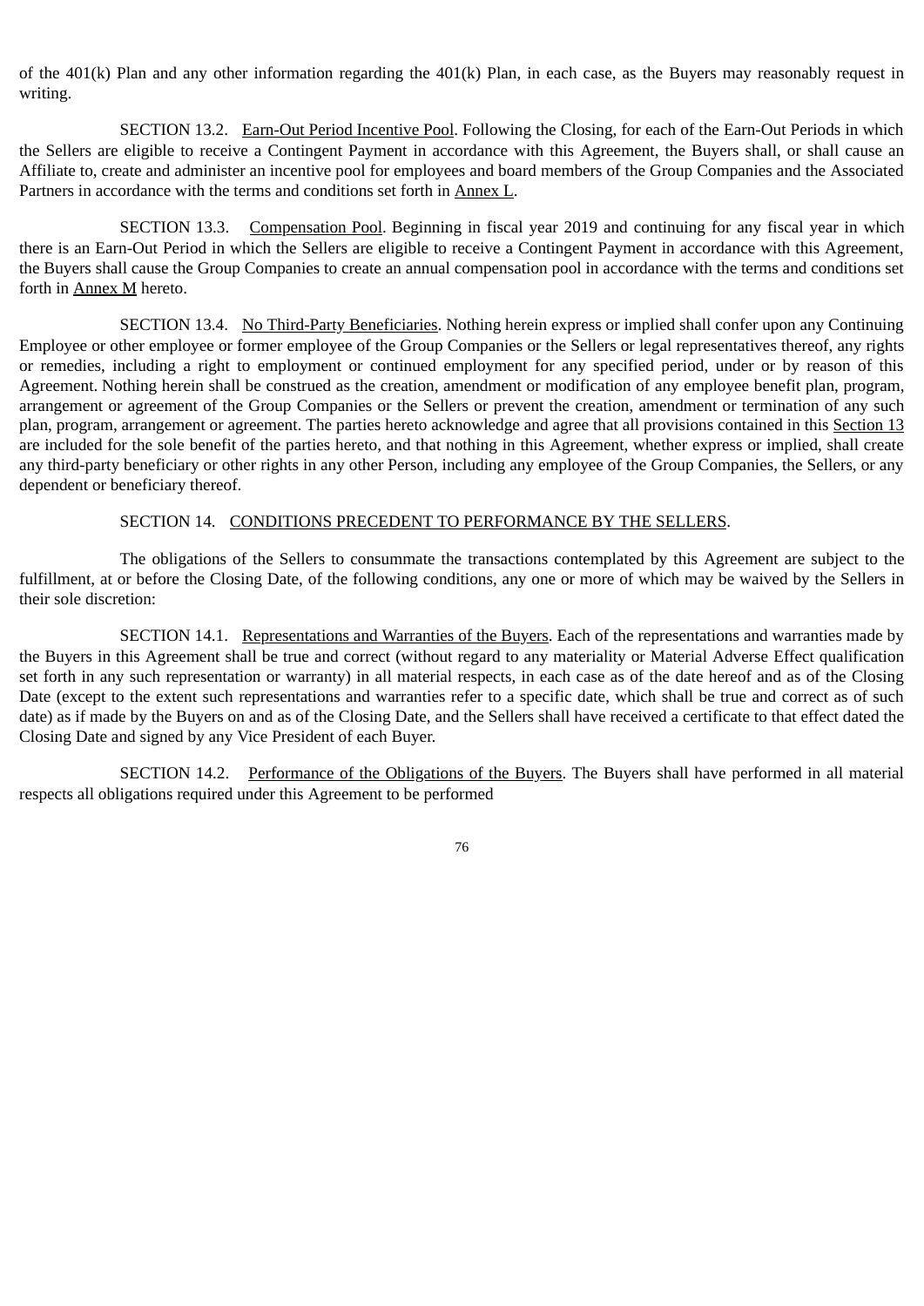of the 401(k) Plan and any other information regarding the 401(k) Plan, in each case, as the Buyers may reasonably request in writing.

SECTION 13.2. Earn-Out Period Incentive Pool. Following the Closing, for each of the Earn-Out Periods in which the Sellers are eligible to receive a Contingent Payment in accordance with this Agreement, the Buyers shall, or shall cause an Affiliate to, create and administer an incentive pool for employees and board members of the Group Companies and the Associated Partners in accordance with the terms and conditions set forth in Annex L.

SECTION 13.3. Compensation Pool. Beginning in fiscal year 2019 and continuing for any fiscal year in which there is an Earn-Out Period in which the Sellers are eligible to receive a Contingent Payment in accordance with this Agreement, the Buyers shall cause the Group Companies to create an annual compensation pool in accordance with the terms and conditions set forth in Annex M hereto.

SECTION 13.4. No Third-Party Beneficiaries. Nothing herein express or implied shall confer upon any Continuing Employee or other employee or former employee of the Group Companies or the Sellers or legal representatives thereof, any rights or remedies, including a right to employment or continued employment for any specified period, under or by reason of this Agreement. Nothing herein shall be construed as the creation, amendment or modification of any employee benefit plan, program, arrangement or agreement of the Group Companies or the Sellers or prevent the creation, amendment or termination of any such plan, program, arrangement or agreement. The parties hereto acknowledge and agree that all provisions contained in this Section 13 are included for the sole benefit of the parties hereto, and that nothing in this Agreement, whether express or implied, shall create any third-party beneficiary or other rights in any other Person, including any employee of the Group Companies, the Sellers, or any dependent or beneficiary thereof.

SECTION 14. CONDITIONS PRECEDENT TO PERFORMANCE BY THE SELLERS.

The obligations of the Sellers to consummate the transactions contemplated by this Agreement are subject to the fulfillment, at or before the Closing Date, of the following conditions, any one or more of which may be waived by the Sellers in their sole discretion:

SECTION 14.1. Representations and Warranties of the Buyers. Each of the representations and warranties made by the Buyers in this Agreement shall be true and correct (without regard to any materiality or Material Adverse Effect qualification set forth in any such representation or warranty) in all material respects, in each case as of the date hereof and as of the Closing Date (except to the extent such representations and warranties refer to a specific date, which shall be true and correct as of such date) as if made by the Buyers on and as of the Closing Date, and the Sellers shall have received a certificate to that effect dated the Closing Date and signed by any Vice President of each Buyer.

SECTION 14.2. Performance of the Obligations of the Buyers. The Buyers shall have performed in all material respects all obligations required under this Agreement to be performed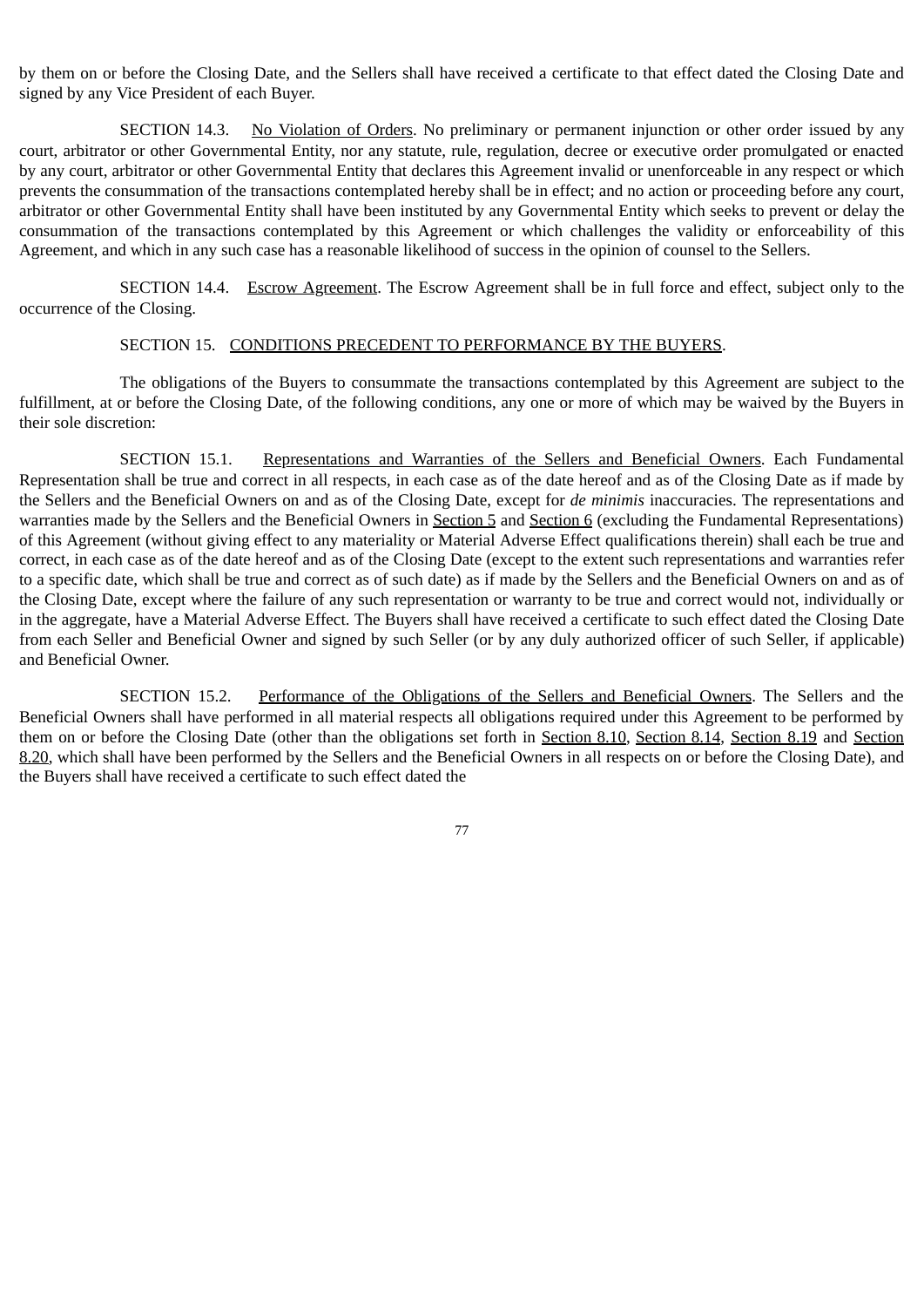by them on or before the Closing Date, and the Sellers shall have received a certificate to that effect dated the Closing Date and signed by any Vice President of each Buyer.

SECTION 14.3. <u>No Violation of Orders</u>. No preliminary or permanent injunction or other order issued by any court, arbitrator or other Governmental Entity, nor any statute, rule, regulation, decree or executive order promulgated or enacted by any court, arbitrator or other Governmental Entity that declares this Agreement invalid or unenforceable in any respect or which prevents the consummation of the transactions contemplated hereby shall be in effect; and no action or proceeding before any court, arbitrator or other Governmental Entity shall have been instituted by any Governmental Entity which seeks to prevent or delay the consummation of the transactions contemplated by this Agreement or which challenges the validity or enforceability of this Agreement, and which in any such case has a reasonable likelihood of success in the opinion of counsel to the Sellers.

SECTION 14.4. <u>Escrow Agreement</u>. The Escrow Agreement shall be in full force and effect, subject only to the occurrence of the Closing.

SECTION 15. <u>CONDITIONS PRECEDENT TO PERFORMANCE BY THE BUYERS</u>.

The obligations of the Buyers to consummate the transactions contemplated by this Agreement are subject to the fulfillment, at or before the Closing Date, of the following conditions, any one or more of which may be waived by the Buyers in their sole discretion:

SECTION 15.1. <u>Representations and Warranties of the Sellers and Beneficial Owners</u>. Each Fundamental Representation shall be true and correct in all respects, in each case as of the date hereof and as of the Closing Date as if made by the Sellers and the Beneficial Owners on and as of the Closing Date, except for *de minimis* inaccuracies. The representations and warranties made by the Sellers and the Beneficial Owners in <u>Section 5</u> and <u>Section 6</u> (excluding the Fundamental Representations) of this Agreement (without giving effect to any materiality or Material Adverse Effect qualifications therein) shall each be true and correct, in each case as of the date hereof and as of the Closing Date (except to the extent such representations and warranties refer to a specific date, which shall be true and correct as of such date) as if made by the Sellers and the Beneficial Owners on and as of the Closing Date, except where the failure of any such representation or warranty to be true and correct would not, individually or in the aggregate, have a Material Adverse Effect. The Buyers shall have received a certificate to such effect dated the Closing Date from each Seller and Beneficial Owner and signed by such Seller (or by any duly authorized officer of such Seller, if applicable) and Beneficial Owner.

SECTION 15.2. <u>Performance of the Obligations of the Sellers and Beneficial Owners</u>. The Sellers and the Beneficial Owners shall have performed in all material respects all obligations required under this Agreement to be performed by them on or before the Closing Date (other than the obligations set forth in <u>Section 8.10</u>, <u>Section 8.14</u>, <u>Section 8.19</u> and <u>Section 8.20</u>, which shall have been performed by the Sellers and the Beneficial Owners in all respects on or before the Closing Date), and the Buyers shall have received a certificate to such effect dated the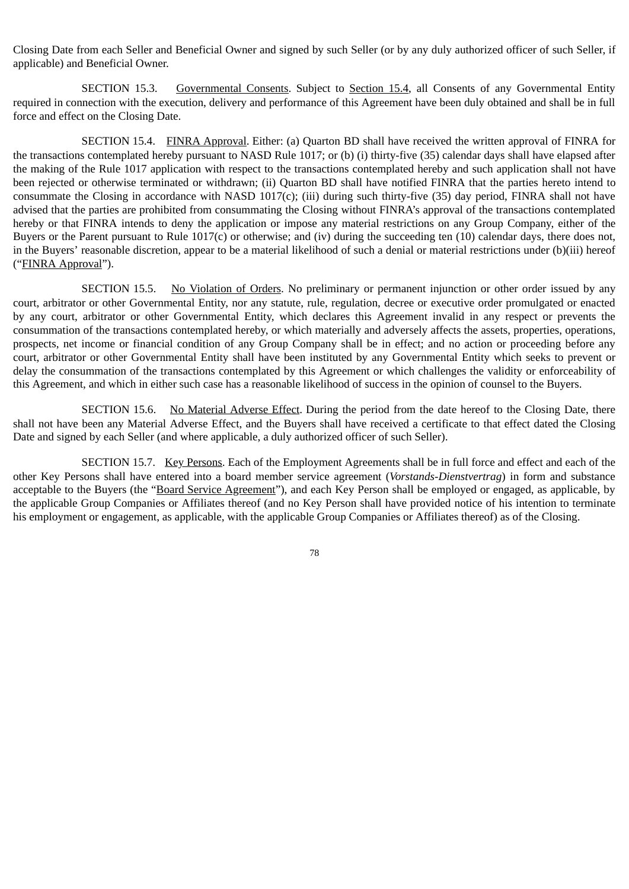Closing Date from each Seller and Beneficial Owner and signed by such Seller (or by any duly authorized officer of such Seller, if applicable) and Beneficial Owner.

SECTION 15.3. Governmental Consents. Subject to Section 15.4, all Consents of any Governmental Entity required in connection with the execution, delivery and performance of this Agreement have been duly obtained and shall be in full force and effect on the Closing Date.

SECTION 15.4. FINRA Approval. Either: (a) Quarton BD shall have received the written approval of FINRA for the transactions contemplated hereby pursuant to NASD Rule 1017; or (b) (i) thirty-five (35) calendar days shall have elapsed after the making of the Rule 1017 application with respect to the transactions contemplated hereby and such application shall not have been rejected or otherwise terminated or withdrawn; (ii) Quarton BD shall have notified FINRA that the parties hereto intend to consummate the Closing in accordance with NASD 1017(c); (iii) during such thirty-five (35) day period, FINRA shall not have advised that the parties are prohibited from consummating the Closing without FINRA's approval of the transactions contemplated hereby or that FINRA intends to deny the application or impose any material restrictions on any Group Company, either of the Buyers or the Parent pursuant to Rule 1017(c) or otherwise; and (iv) during the succeeding ten (10) calendar days, there does not, in the Buyers' reasonable discretion, appear to be a material likelihood of such a denial or material restrictions under (b)(iii) hereof ("FINRA Approval").

SECTION 15.5. No Violation of Orders. No preliminary or permanent injunction or other order issued by any court, arbitrator or other Governmental Entity, nor any statute, rule, regulation, decree or executive order promulgated or enacted by any court, arbitrator or other Governmental Entity, which declares this Agreement invalid in any respect or prevents the consummation of the transactions contemplated hereby, or which materially and adversely affects the assets, properties, operations, prospects, net income or financial condition of any Group Company shall be in effect; and no action or proceeding before any court, arbitrator or other Governmental Entity shall have been instituted by any Governmental Entity which seeks to prevent or delay the consummation of the transactions contemplated by this Agreement or which challenges the validity or enforceability of this Agreement, and which in either such case has a reasonable likelihood of success in the opinion of counsel to the Buyers.

SECTION 15.6. No Material Adverse Effect. During the period from the date hereof to the Closing Date, there shall not have been any Material Adverse Effect, and the Buyers shall have received a certificate to that effect dated the Closing Date and signed by each Seller (and where applicable, a duly authorized officer of such Seller).

SECTION 15.7. Key Persons. Each of the Employment Agreements shall be in full force and effect and each of the other Key Persons shall have entered into a board member service agreement (*Vorstands-Dienstvertrag*) in form and substance acceptable to the Buyers (the "Board Service Agreement"), and each Key Person shall be employed or engaged, as applicable, by the applicable Group Companies or Affiliates thereof (and no Key Person shall have provided notice of his intention to terminate his employment or engagement, as applicable, with the applicable Group Companies or Affiliates thereof) as of the Closing.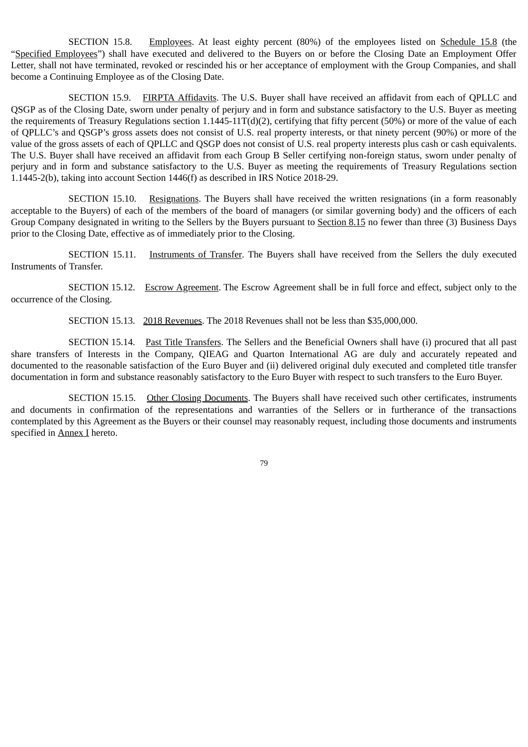SECTION 15.8. Employees. At least eighty percent (80%) of the employees listed on Schedule 15.8 (the "Specified Employees") shall have executed and delivered to the Buyers on or before the Closing Date an Employment Offer Letter, shall not have terminated, revoked or rescinded his or her acceptance of employment with the Group Companies, and shall become a Continuing Employee as of the Closing Date.

SECTION 15.9. FIRPTA Affidavits. The U.S. Buyer shall have received an affidavit from each of QPLLC and QSGP as of the Closing Date, sworn under penalty of perjury and in form and substance satisfactory to the U.S. Buyer as meeting the requirements of Treasury Regulations section 1.1445-11T(d)(2), certifying that fifty percent (50%) or more of the value of each of QPLLC's and QSGP's gross assets does not consist of U.S. real property interests, or that ninety percent (90%) or more of the value of the gross assets of each of QPLLC and QSGP does not consist of U.S. real property interests plus cash or cash equivalents. The U.S. Buyer shall have received an affidavit from each Group B Seller certifying non-foreign status, sworn under penalty of perjury and in form and substance satisfactory to the U.S. Buyer as meeting the requirements of Treasury Regulations section 1.1445-2(b), taking into account Section 1446(f) as described in IRS Notice 2018-29.

SECTION 15.10. Resignations. The Buyers shall have received the written resignations (in a form reasonably acceptable to the Buyers) of each of the members of the board of managers (or similar governing body) and the officers of each Group Company designated in writing to the Sellers by the Buyers pursuant to Section 8.15 no fewer than three (3) Business Days prior to the Closing Date, effective as of immediately prior to the Closing.

SECTION 15.11. Instruments of Transfer. The Buyers shall have received from the Sellers the duly executed Instruments of Transfer.

SECTION 15.12. Escrow Agreement. The Escrow Agreement shall be in full force and effect, subject only to the occurrence of the Closing.

SECTION 15.13. 2018 Revenues. The 2018 Revenues shall not be less than $35,000,000.

SECTION 15.14. Past Title Transfers. The Sellers and the Beneficial Owners shall have (i) procured that all past share transfers of Interests in the Company, QIEAG and Quarton International AG are duly and accurately repeated and documented to the reasonable satisfaction of the Euro Buyer and (ii) delivered original duly executed and completed title transfer documentation in form and substance reasonably satisfactory to the Euro Buyer with respect to such transfers to the Euro Buyer.

SECTION 15.15. Other Closing Documents. The Buyers shall have received such other certificates, instruments and documents in confirmation of the representations and warranties of the Sellers or in furtherance of the transactions contemplated by this Agreement as the Buyers or their counsel may reasonably request, including those documents and instruments specified in Annex I hereto.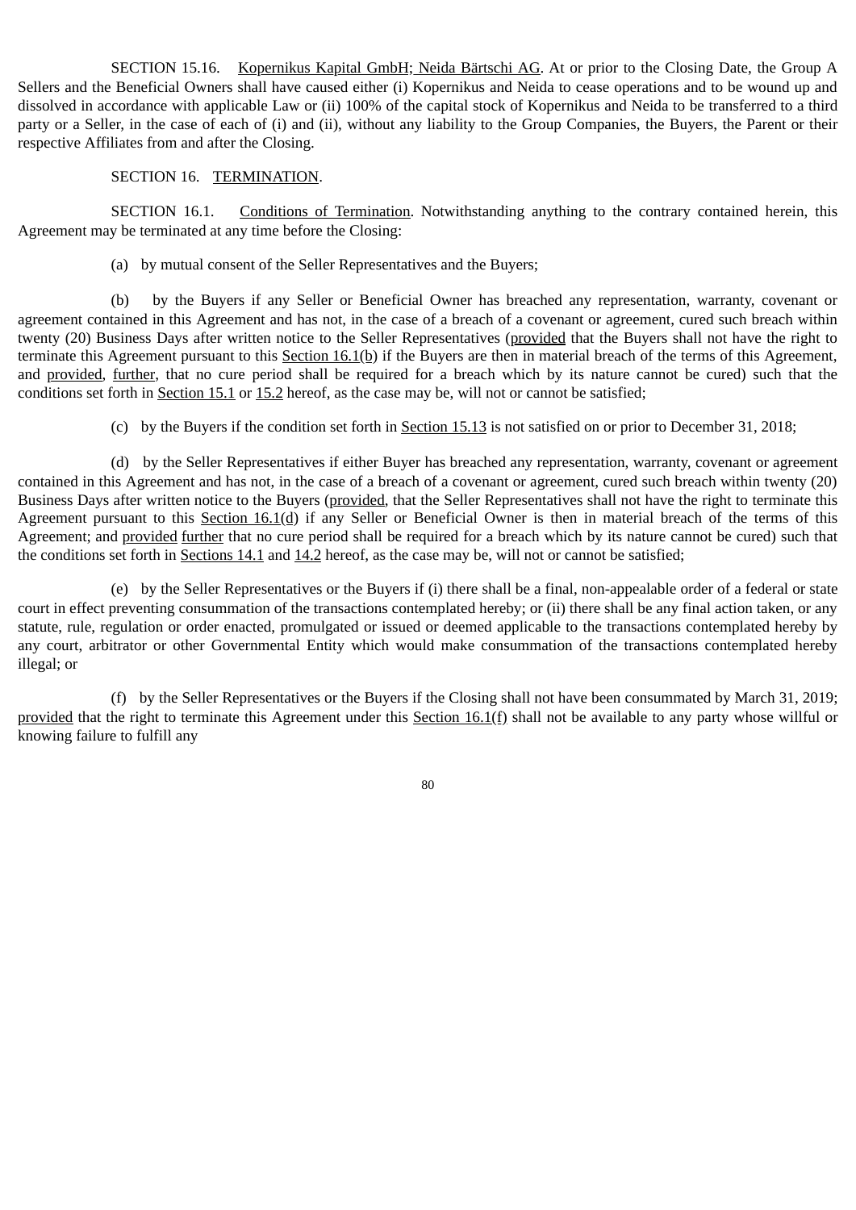SECTION 15.16. Kopernikus Kapital GmbH; Neida Bärtschi AG. At or prior to the Closing Date, the Group A Sellers and the Beneficial Owners shall have caused either (i) Kopernikus and Neida to cease operations and to be wound up and dissolved in accordance with applicable Law or (ii) 100% of the capital stock of Kopernikus and Neida to be transferred to a third party or a Seller, in the case of each of (i) and (ii), without any liability to the Group Companies, the Buyers, the Parent or their respective Affiliates from and after the Closing.

SECTION 16. TERMINATION.

SECTION 16.1. Conditions of Termination. Notwithstanding anything to the contrary contained herein, this Agreement may be terminated at any time before the Closing:

(a) by mutual consent of the Seller Representatives and the Buyers;

(b) by the Buyers if any Seller or Beneficial Owner has breached any representation, warranty, covenant or agreement contained in this Agreement and has not, in the case of a breach of a covenant or agreement, cured such breach within twenty (20) Business Days after written notice to the Seller Representatives (provided that the Buyers shall not have the right to terminate this Agreement pursuant to this Section 16.1(b) if the Buyers are then in material breach of the terms of this Agreement, and provided, further, that no cure period shall be required for a breach which by its nature cannot be cured) such that the conditions set forth in Section 15.1 or 15.2 hereof, as the case may be, will not or cannot be satisfied;

(c) by the Buyers if the condition set forth in Section 15.13 is not satisfied on or prior to December 31, 2018;

(d) by the Seller Representatives if either Buyer has breached any representation, warranty, covenant or agreement contained in this Agreement and has not, in the case of a breach of a covenant or agreement, cured such breach within twenty (20) Business Days after written notice to the Buyers (provided, that the Seller Representatives shall not have the right to terminate this Agreement pursuant to this Section 16.1(d) if any Seller or Beneficial Owner is then in material breach of the terms of this Agreement; and provided further that no cure period shall be required for a breach which by its nature cannot be cured) such that the conditions set forth in Sections 14.1 and 14.2 hereof, as the case may be, will not or cannot be satisfied;

(e) by the Seller Representatives or the Buyers if (i) there shall be a final, non-appealable order of a federal or state court in effect preventing consummation of the transactions contemplated hereby; or (ii) there shall be any final action taken, or any statute, rule, regulation or order enacted, promulgated or issued or deemed applicable to the transactions contemplated hereby by any court, arbitrator or other Governmental Entity which would make consummation of the transactions contemplated hereby illegal; or

(f) by the Seller Representatives or the Buyers if the Closing shall not have been consummated by March 31, 2019; provided that the right to terminate this Agreement under this Section 16.1(f) shall not be available to any party whose willful or knowing failure to fulfill any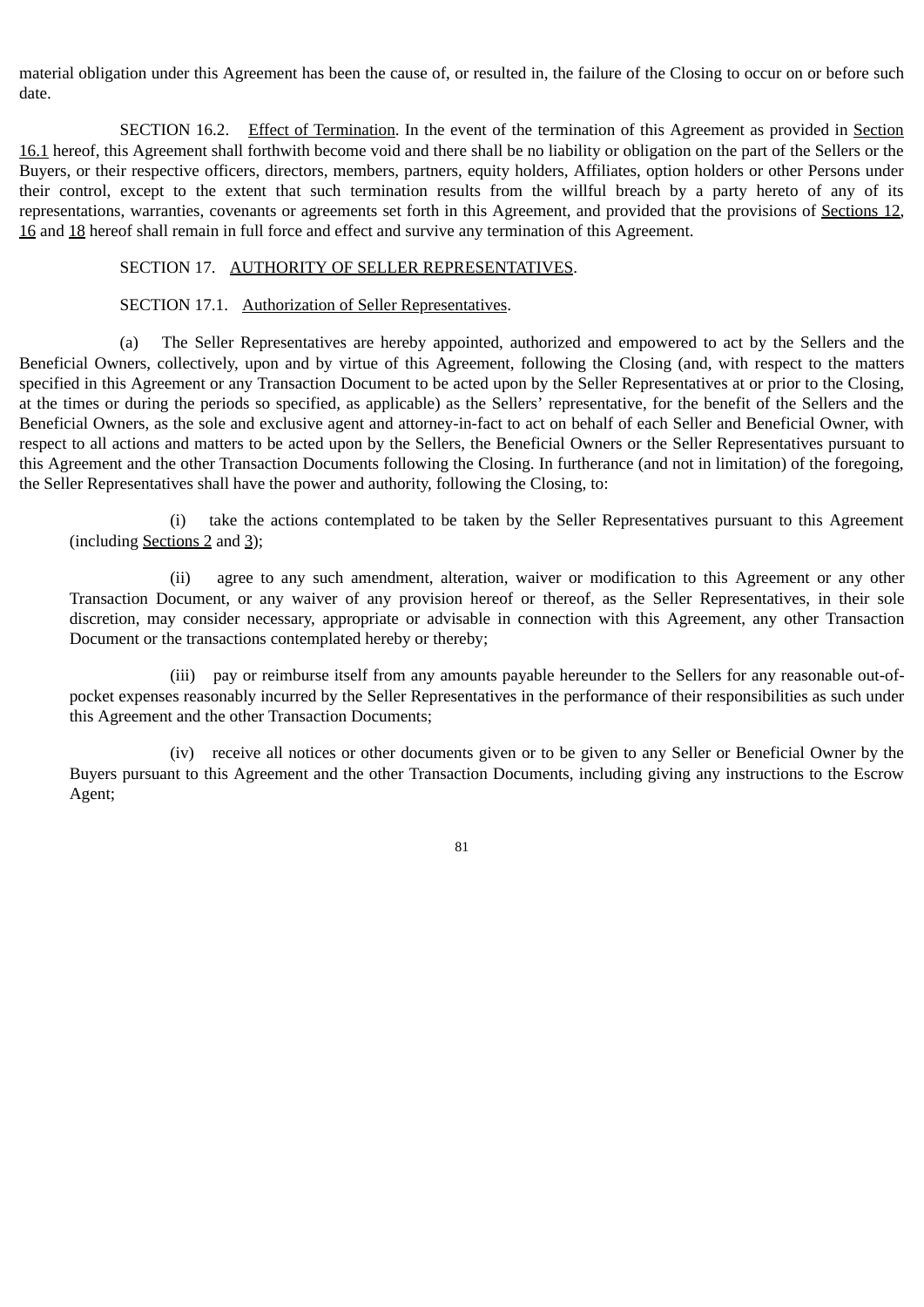material obligation under this Agreement has been the cause of, or resulted in, the failure of the Closing to occur on or before such date.

SECTION 16.2. Effect of Termination. In the event of the termination of this Agreement as provided in Section 16.1 hereof, this Agreement shall forthwith become void and there shall be no liability or obligation on the part of the Sellers or the Buyers, or their respective officers, directors, members, partners, equity holders, Affiliates, option holders or other Persons under their control, except to the extent that such termination results from the willful breach by a party hereto of any of its representations, warranties, covenants or agreements set forth in this Agreement, and provided that the provisions of Sections 12, 16 and 18 hereof shall remain in full force and effect and survive any termination of this Agreement.

SECTION 17. AUTHORITY OF SELLER REPRESENTATIVES.

SECTION 17.1. Authorization of Seller Representatives.

(a) The Seller Representatives are hereby appointed, authorized and empowered to act by the Sellers and the Beneficial Owners, collectively, upon and by virtue of this Agreement, following the Closing (and, with respect to the matters specified in this Agreement or any Transaction Document to be acted upon by the Seller Representatives at or prior to the Closing, at the times or during the periods so specified, as applicable) as the Sellers' representative, for the benefit of the Sellers and the Beneficial Owners, as the sole and exclusive agent and attorney-in-fact to act on behalf of each Seller and Beneficial Owner, with respect to all actions and matters to be acted upon by the Sellers, the Beneficial Owners or the Seller Representatives pursuant to this Agreement and the other Transaction Documents following the Closing. In furtherance (and not in limitation) of the foregoing, the Seller Representatives shall have the power and authority, following the Closing, to:

(i) take the actions contemplated to be taken by the Seller Representatives pursuant to this Agreement (including Sections 2 and 3);

(ii) agree to any such amendment, alteration, waiver or modification to this Agreement or any other Transaction Document, or any waiver of any provision hereof or thereof, as the Seller Representatives, in their sole discretion, may consider necessary, appropriate or advisable in connection with this Agreement, any other Transaction Document or the transactions contemplated hereby or thereby;

(iii) pay or reimburse itself from any amounts payable hereunder to the Sellers for any reasonable out-of-pocket expenses reasonably incurred by the Seller Representatives in the performance of their responsibilities as such under this Agreement and the other Transaction Documents;

(iv) receive all notices or other documents given or to be given to any Seller or Beneficial Owner by the Buyers pursuant to this Agreement and the other Transaction Documents, including giving any instructions to the Escrow Agent;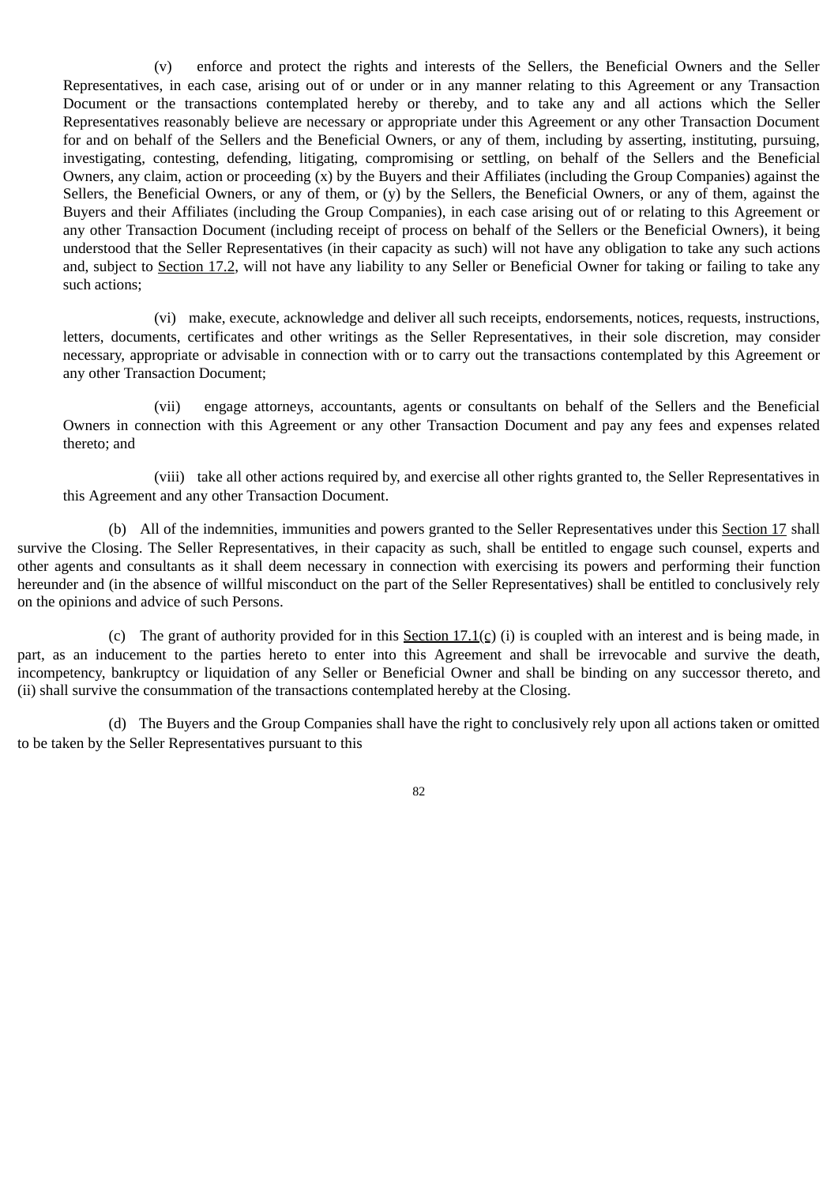(v) enforce and protect the rights and interests of the Sellers, the Beneficial Owners and the Seller Representatives, in each case, arising out of or under or in any manner relating to this Agreement or any Transaction Document or the transactions contemplated hereby or thereby, and to take any and all actions which the Seller Representatives reasonably believe are necessary or appropriate under this Agreement or any other Transaction Document for and on behalf of the Sellers and the Beneficial Owners, or any of them, including by asserting, instituting, pursuing, investigating, contesting, defending, litigating, compromising or settling, on behalf of the Sellers and the Beneficial Owners, any claim, action or proceeding (x) by the Buyers and their Affiliates (including the Group Companies) against the Sellers, the Beneficial Owners, or any of them, or (y) by the Sellers, the Beneficial Owners, or any of them, against the Buyers and their Affiliates (including the Group Companies), in each case arising out of or relating to this Agreement or any other Transaction Document (including receipt of process on behalf of the Sellers or the Beneficial Owners), it being understood that the Seller Representatives (in their capacity as such) will not have any obligation to take any such actions and, subject to Section 17.2, will not have any liability to any Seller or Beneficial Owner for taking or failing to take any such actions;

(vi) make, execute, acknowledge and deliver all such receipts, endorsements, notices, requests, instructions, letters, documents, certificates and other writings as the Seller Representatives, in their sole discretion, may consider necessary, appropriate or advisable in connection with or to carry out the transactions contemplated by this Agreement or any other Transaction Document;

(vii) engage attorneys, accountants, agents or consultants on behalf of the Sellers and the Beneficial Owners in connection with this Agreement or any other Transaction Document and pay any fees and expenses related thereto; and

(viii) take all other actions required by, and exercise all other rights granted to, the Seller Representatives in this Agreement and any other Transaction Document.

(b) All of the indemnities, immunities and powers granted to the Seller Representatives under this Section 17 shall survive the Closing. The Seller Representatives, in their capacity as such, shall be entitled to engage such counsel, experts and other agents and consultants as it shall deem necessary in connection with exercising its powers and performing their function hereunder and (in the absence of willful misconduct on the part of the Seller Representatives) shall be entitled to conclusively rely on the opinions and advice of such Persons.

(c) The grant of authority provided for in this Section 17.1(c) (i) is coupled with an interest and is being made, in part, as an inducement to the parties hereto to enter into this Agreement and shall be irrevocable and survive the death, incompetency, bankruptcy or liquidation of any Seller or Beneficial Owner and shall be binding on any successor thereto, and (ii) shall survive the consummation of the transactions contemplated hereby at the Closing.

(d) The Buyers and the Group Companies shall have the right to conclusively rely upon all actions taken or omitted to be taken by the Seller Representatives pursuant to this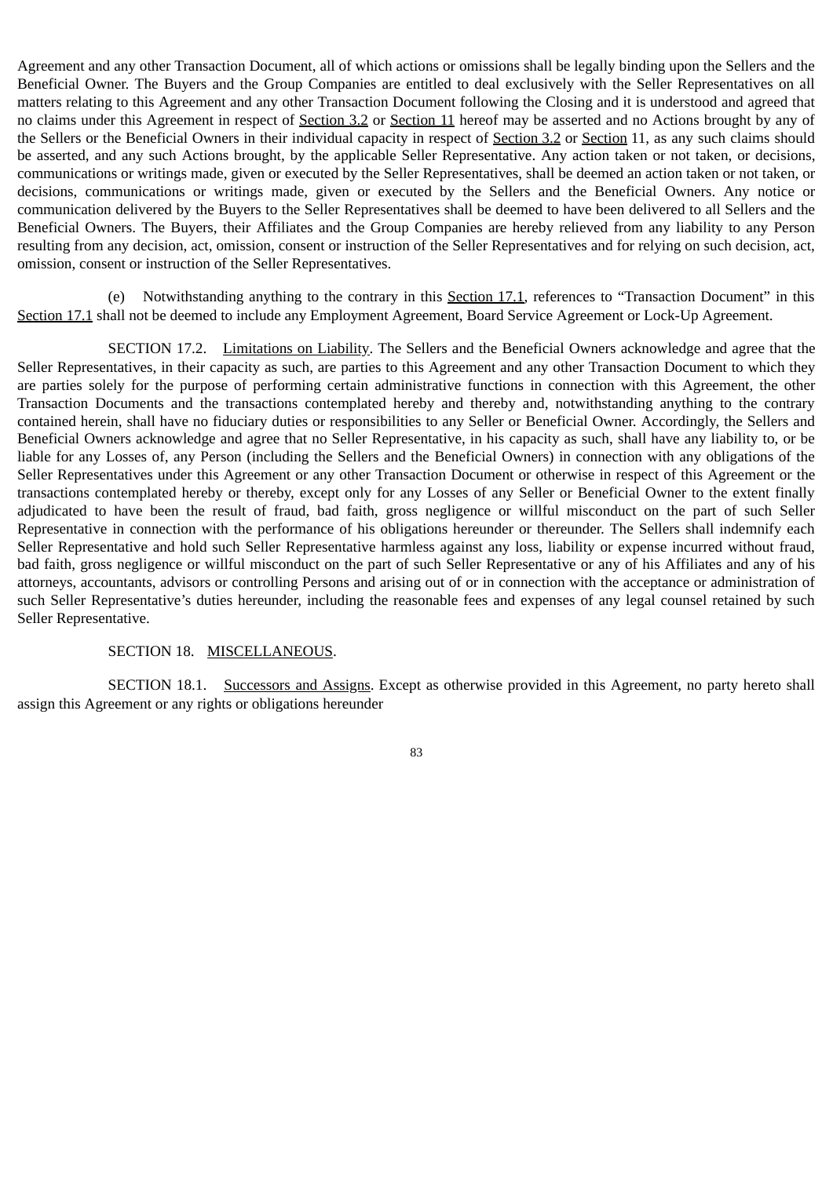Agreement and any other Transaction Document, all of which actions or omissions shall be legally binding upon the Sellers and the Beneficial Owner. The Buyers and the Group Companies are entitled to deal exclusively with the Seller Representatives on all matters relating to this Agreement and any other Transaction Document following the Closing and it is understood and agreed that no claims under this Agreement in respect of Section 3.2 or Section 11 hereof may be asserted and no Actions brought by any of the Sellers or the Beneficial Owners in their individual capacity in respect of Section 3.2 or Section 11, as any such claims should be asserted, and any such Actions brought, by the applicable Seller Representative. Any action taken or not taken, or decisions, communications or writings made, given or executed by the Seller Representatives, shall be deemed an action taken or not taken, or decisions, communications or writings made, given or executed by the Sellers and the Beneficial Owners. Any notice or communication delivered by the Buyers to the Seller Representatives shall be deemed to have been delivered to all Sellers and the Beneficial Owners. The Buyers, their Affiliates and the Group Companies are hereby relieved from any liability to any Person resulting from any decision, act, omission, consent or instruction of the Seller Representatives and for relying on such decision, act, omission, consent or instruction of the Seller Representatives.

(e) Notwithstanding anything to the contrary in this Section 17.1, references to "Transaction Document" in this Section 17.1 shall not be deemed to include any Employment Agreement, Board Service Agreement or Lock-Up Agreement.

SECTION 17.2. Limitations on Liability. The Sellers and the Beneficial Owners acknowledge and agree that the Seller Representatives, in their capacity as such, are parties to this Agreement and any other Transaction Document to which they are parties solely for the purpose of performing certain administrative functions in connection with this Agreement, the other Transaction Documents and the transactions contemplated hereby and thereby and, notwithstanding anything to the contrary contained herein, shall have no fiduciary duties or responsibilities to any Seller or Beneficial Owner. Accordingly, the Sellers and Beneficial Owners acknowledge and agree that no Seller Representative, in his capacity as such, shall have any liability to, or be liable for any Losses of, any Person (including the Sellers and the Beneficial Owners) in connection with any obligations of the Seller Representatives under this Agreement or any other Transaction Document or otherwise in respect of this Agreement or the transactions contemplated hereby or thereby, except only for any Losses of any Seller or Beneficial Owner to the extent finally adjudicated to have been the result of fraud, bad faith, gross negligence or willful misconduct on the part of such Seller Representative in connection with the performance of his obligations hereunder or thereunder. The Sellers shall indemnify each Seller Representative and hold such Seller Representative harmless against any loss, liability or expense incurred without fraud, bad faith, gross negligence or willful misconduct on the part of such Seller Representative or any of his Affiliates and any of his attorneys, accountants, advisors or controlling Persons and arising out of or in connection with the acceptance or administration of such Seller Representative's duties hereunder, including the reasonable fees and expenses of any legal counsel retained by such Seller Representative.

SECTION 18. MISCELLANEOUS.

SECTION 18.1. Successors and Assigns. Except as otherwise provided in this Agreement, no party hereto shall assign this Agreement or any rights or obligations hereunder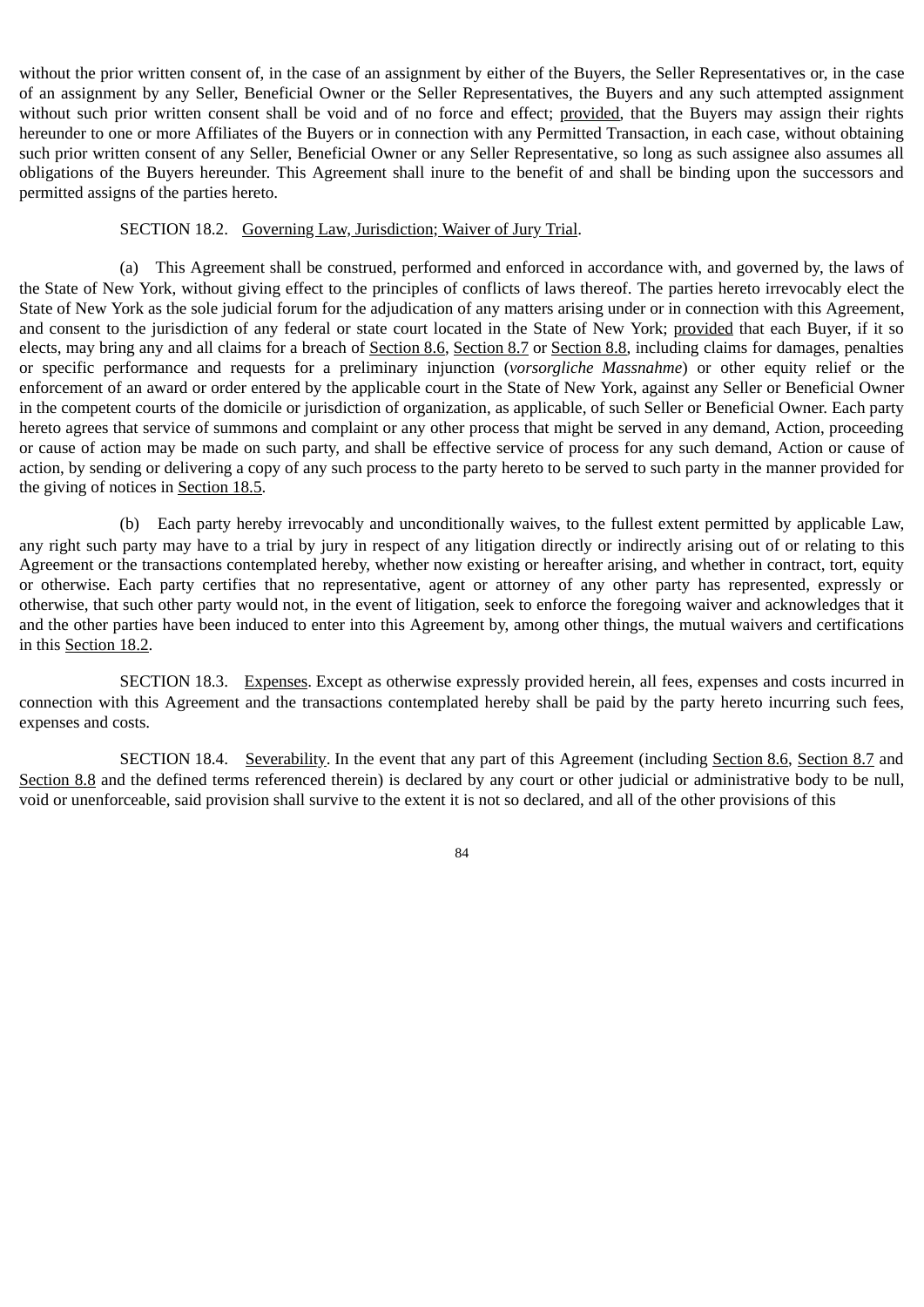without the prior written consent of, in the case of an assignment by either of the Buyers, the Seller Representatives or, in the case of an assignment by any Seller, Beneficial Owner or the Seller Representatives, the Buyers and any such attempted assignment without such prior written consent shall be void and of no force and effect; provided, that the Buyers may assign their rights hereunder to one or more Affiliates of the Buyers or in connection with any Permitted Transaction, in each case, without obtaining such prior written consent of any Seller, Beneficial Owner or any Seller Representative, so long as such assignee also assumes all obligations of the Buyers hereunder. This Agreement shall inure to the benefit of and shall be binding upon the successors and permitted assigns of the parties hereto.

SECTION 18.2. Governing Law, Jurisdiction; Waiver of Jury Trial.

(a) This Agreement shall be construed, performed and enforced in accordance with, and governed by, the laws of the State of New York, without giving effect to the principles of conflicts of laws thereof. The parties hereto irrevocably elect the State of New York as the sole judicial forum for the adjudication of any matters arising under or in connection with this Agreement, and consent to the jurisdiction of any federal or state court located in the State of New York; provided that each Buyer, if it so elects, may bring any and all claims for a breach of Section 8.6, Section 8.7 or Section 8.8, including claims for damages, penalties or specific performance and requests for a preliminary injunction (*vorsorgliche Massnahme*) or other equity relief or the enforcement of an award or order entered by the applicable court in the State of New York, against any Seller or Beneficial Owner in the competent courts of the domicile or jurisdiction of organization, as applicable, of such Seller or Beneficial Owner. Each party hereto agrees that service of summons and complaint or any other process that might be served in any demand, Action, proceeding or cause of action may be made on such party, and shall be effective service of process for any such demand, Action or cause of action, by sending or delivering a copy of any such process to the party hereto to be served to such party in the manner provided for the giving of notices in Section 18.5.

(b) Each party hereby irrevocably and unconditionally waives, to the fullest extent permitted by applicable Law, any right such party may have to a trial by jury in respect of any litigation directly or indirectly arising out of or relating to this Agreement or the transactions contemplated hereby, whether now existing or hereafter arising, and whether in contract, tort, equity or otherwise. Each party certifies that no representative, agent or attorney of any other party has represented, expressly or otherwise, that such other party would not, in the event of litigation, seek to enforce the foregoing waiver and acknowledges that it and the other parties have been induced to enter into this Agreement by, among other things, the mutual waivers and certifications in this Section 18.2.

SECTION 18.3. Expenses. Except as otherwise expressly provided herein, all fees, expenses and costs incurred in connection with this Agreement and the transactions contemplated hereby shall be paid by the party hereto incurring such fees, expenses and costs.

SECTION 18.4. Severability. In the event that any part of this Agreement (including Section 8.6, Section 8.7 and Section 8.8 and the defined terms referenced therein) is declared by any court or other judicial or administrative body to be null, void or unenforceable, said provision shall survive to the extent it is not so declared, and all of the other provisions of this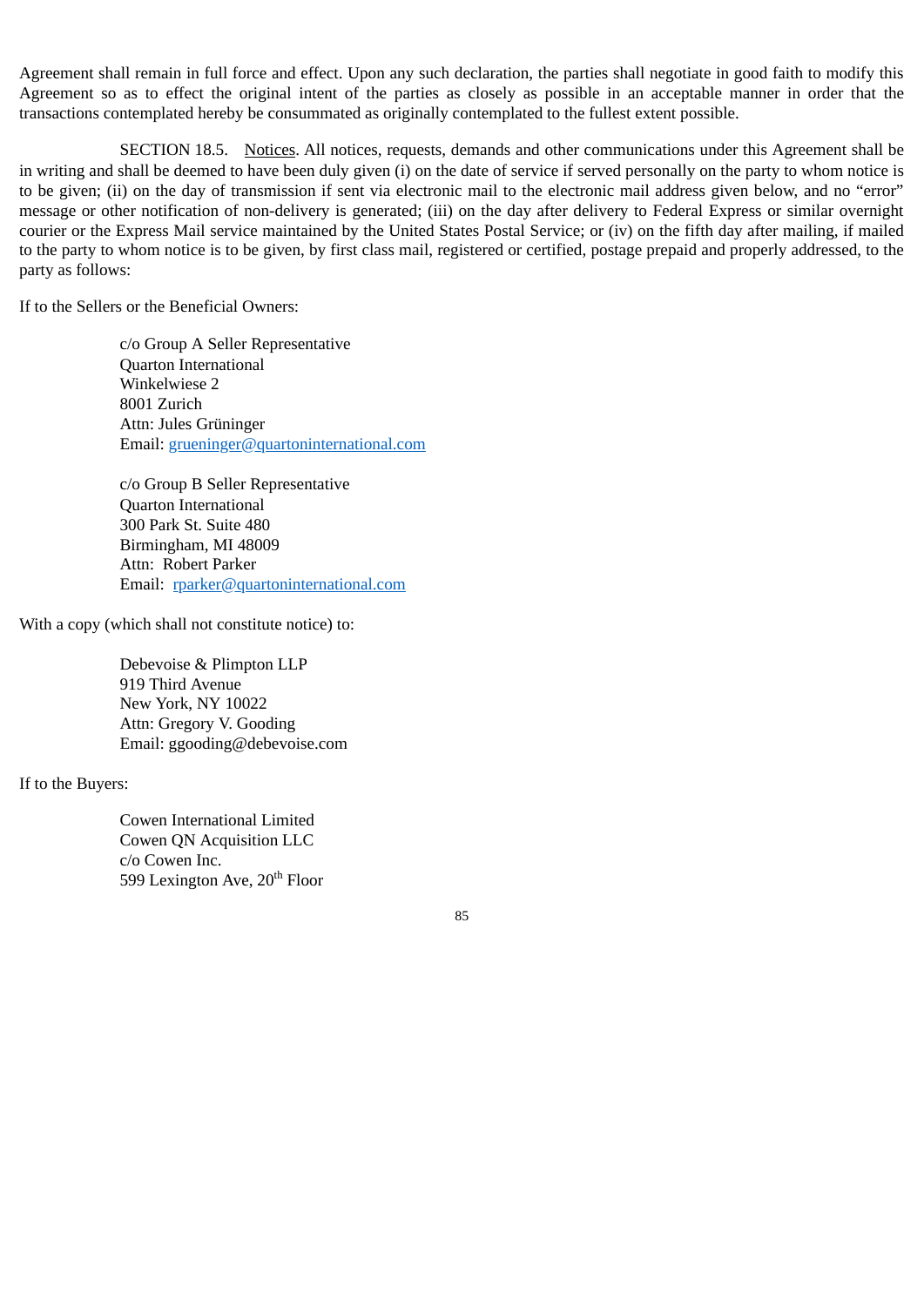Agreement shall remain in full force and effect. Upon any such declaration, the parties shall negotiate in good faith to modify this Agreement so as to effect the original intent of the parties as closely as possible in an acceptable manner in order that the transactions contemplated hereby be consummated as originally contemplated to the fullest extent possible.

SECTION 18.5. Notices. All notices, requests, demands and other communications under this Agreement shall be in writing and shall be deemed to have been duly given (i) on the date of service if served personally on the party to whom notice is to be given; (ii) on the day of transmission if sent via electronic mail to the electronic mail address given below, and no "error" message or other notification of non-delivery is generated; (iii) on the day after delivery to Federal Express or similar overnight courier or the Express Mail service maintained by the United States Postal Service; or (iv) on the fifth day after mailing, if mailed to the party to whom notice is to be given, by first class mail, registered or certified, postage prepaid and properly addressed, to the party as follows:

If to the Sellers or the Beneficial Owners:

c/o Group A Seller Representative
Quarton International
Winkelwiese 2
8001 Zurich
Attn: Jules Grüninger
Email: grueninger@quartoninternational.com

c/o Group B Seller Representative
Quarton International
300 Park St. Suite 480
Birmingham, MI 48009
Attn: Robert Parker
Email: rparker@quartoninternational.com

With a copy (which shall not constitute notice) to:

Debevoise & Plimpton LLP
919 Third Avenue
New York, NY 10022
Attn: Gregory V. Gooding
Email: ggooding@debevoise.com

If to the Buyers:

Cowen International Limited
Cowen QN Acquisition LLC
c/o Cowen Inc.
599 Lexington Ave, 20th Floor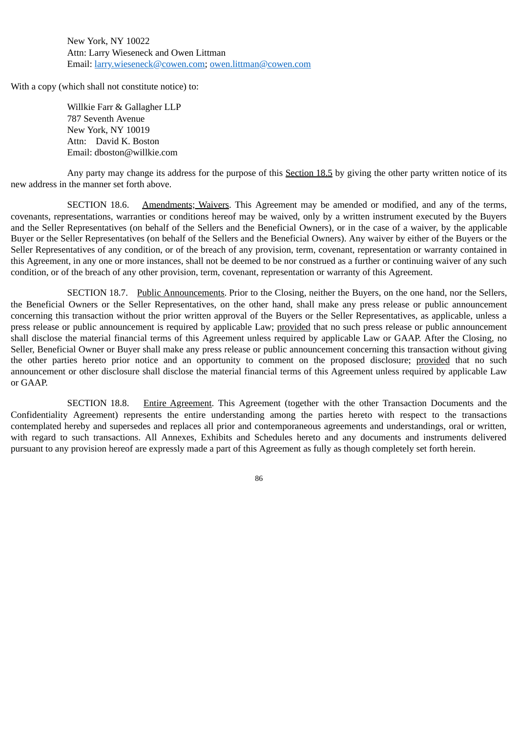New York, NY 10022
Attn: Larry Wieseneck and Owen Littman
Email: larry.wieseneck@cowen.com; owen.littman@cowen.com

With a copy (which shall not constitute notice) to:

Willkie Farr & Gallagher LLP
787 Seventh Avenue
New York, NY 10019
Attn: David K. Boston
Email: dboston@willkie.com

Any party may change its address for the purpose of this Section 18.5 by giving the other party written notice of its new address in the manner set forth above.

SECTION 18.6. Amendments; Waivers. This Agreement may be amended or modified, and any of the terms, covenants, representations, warranties or conditions hereof may be waived, only by a written instrument executed by the Buyers and the Seller Representatives (on behalf of the Sellers and the Beneficial Owners), or in the case of a waiver, by the applicable Buyer or the Seller Representatives (on behalf of the Sellers and the Beneficial Owners). Any waiver by either of the Buyers or the Seller Representatives of any condition, or of the breach of any provision, term, covenant, representation or warranty contained in this Agreement, in any one or more instances, shall not be deemed to be nor construed as a further or continuing waiver of any such condition, or of the breach of any other provision, term, covenant, representation or warranty of this Agreement.

SECTION 18.7. Public Announcements. Prior to the Closing, neither the Buyers, on the one hand, nor the Sellers, the Beneficial Owners or the Seller Representatives, on the other hand, shall make any press release or public announcement concerning this transaction without the prior written approval of the Buyers or the Seller Representatives, as applicable, unless a press release or public announcement is required by applicable Law; provided that no such press release or public announcement shall disclose the material financial terms of this Agreement unless required by applicable Law or GAAP. After the Closing, no Seller, Beneficial Owner or Buyer shall make any press release or public announcement concerning this transaction without giving the other parties hereto prior notice and an opportunity to comment on the proposed disclosure; provided that no such announcement or other disclosure shall disclose the material financial terms of this Agreement unless required by applicable Law or GAAP.

SECTION 18.8. Entire Agreement. This Agreement (together with the other Transaction Documents and the Confidentiality Agreement) represents the entire understanding among the parties hereto with respect to the transactions contemplated hereby and supersedes and replaces all prior and contemporaneous agreements and understandings, oral or written, with regard to such transactions. All Annexes, Exhibits and Schedules hereto and any documents and instruments delivered pursuant to any provision hereof are expressly made a part of this Agreement as fully as though completely set forth herein.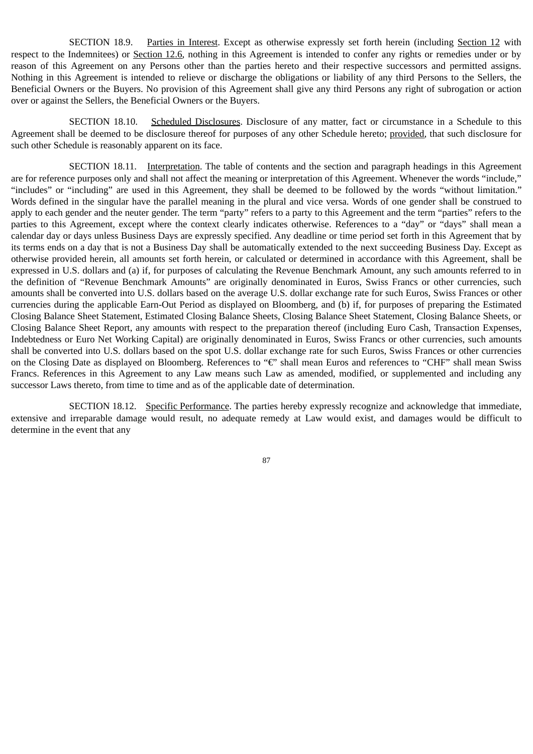SECTION 18.9. Parties in Interest. Except as otherwise expressly set forth herein (including Section 12 with respect to the Indemnitees) or Section 12.6, nothing in this Agreement is intended to confer any rights or remedies under or by reason of this Agreement on any Persons other than the parties hereto and their respective successors and permitted assigns. Nothing in this Agreement is intended to relieve or discharge the obligations or liability of any third Persons to the Sellers, the Beneficial Owners or the Buyers. No provision of this Agreement shall give any third Persons any right of subrogation or action over or against the Sellers, the Beneficial Owners or the Buyers.

SECTION 18.10. Scheduled Disclosures. Disclosure of any matter, fact or circumstance in a Schedule to this Agreement shall be deemed to be disclosure thereof for purposes of any other Schedule hereto; provided, that such disclosure for such other Schedule is reasonably apparent on its face.

SECTION 18.11. Interpretation. The table of contents and the section and paragraph headings in this Agreement are for reference purposes only and shall not affect the meaning or interpretation of this Agreement. Whenever the words "include," "includes" or "including" are used in this Agreement, they shall be deemed to be followed by the words "without limitation." Words defined in the singular have the parallel meaning in the plural and vice versa. Words of one gender shall be construed to apply to each gender and the neuter gender. The term "party" refers to a party to this Agreement and the term "parties" refers to the parties to this Agreement, except where the context clearly indicates otherwise. References to a "day" or "days" shall mean a calendar day or days unless Business Days are expressly specified. Any deadline or time period set forth in this Agreement that by its terms ends on a day that is not a Business Day shall be automatically extended to the next succeeding Business Day. Except as otherwise provided herein, all amounts set forth herein, or calculated or determined in accordance with this Agreement, shall be expressed in U.S. dollars and (a) if, for purposes of calculating the Revenue Benchmark Amount, any such amounts referred to in the definition of "Revenue Benchmark Amounts" are originally denominated in Euros, Swiss Francs or other currencies, such amounts shall be converted into U.S. dollars based on the average U.S. dollar exchange rate for such Euros, Swiss Frances or other currencies during the applicable Earn-Out Period as displayed on Bloomberg, and (b) if, for purposes of preparing the Estimated Closing Balance Sheet Statement, Estimated Closing Balance Sheets, Closing Balance Sheet Statement, Closing Balance Sheets, or Closing Balance Sheet Report, any amounts with respect to the preparation thereof (including Euro Cash, Transaction Expenses, Indebtedness or Euro Net Working Capital) are originally denominated in Euros, Swiss Francs or other currencies, such amounts shall be converted into U.S. dollars based on the spot U.S. dollar exchange rate for such Euros, Swiss Frances or other currencies on the Closing Date as displayed on Bloomberg. References to "€" shall mean Euros and references to "CHF" shall mean Swiss Francs. References in this Agreement to any Law means such Law as amended, modified, or supplemented and including any successor Laws thereto, from time to time and as of the applicable date of determination.

SECTION 18.12. Specific Performance. The parties hereby expressly recognize and acknowledge that immediate, extensive and irreparable damage would result, no adequate remedy at Law would exist, and damages would be difficult to determine in the event that any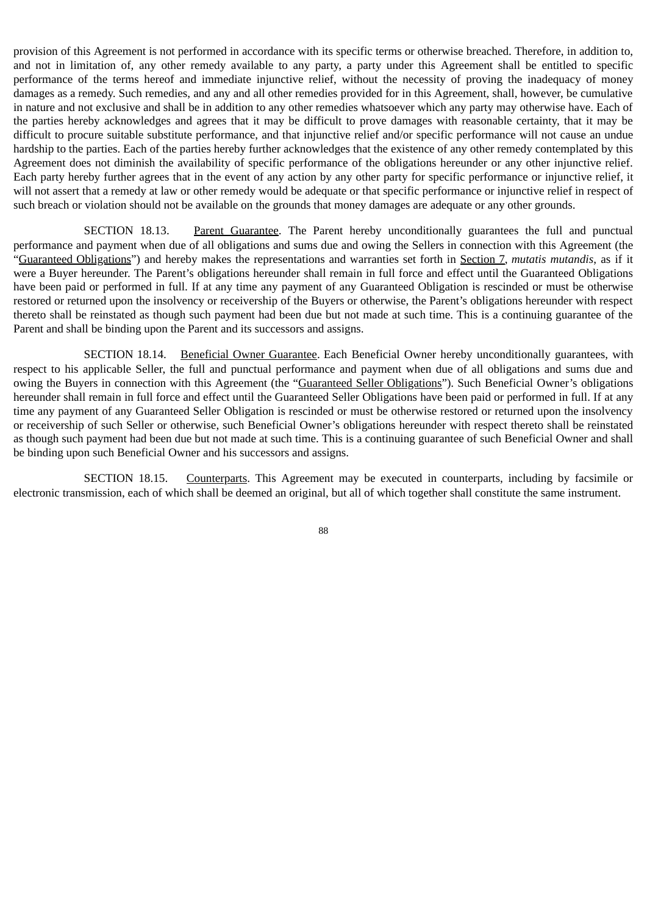provision of this Agreement is not performed in accordance with its specific terms or otherwise breached. Therefore, in addition to, and not in limitation of, any other remedy available to any party, a party under this Agreement shall be entitled to specific performance of the terms hereof and immediate injunctive relief, without the necessity of proving the inadequacy of money damages as a remedy. Such remedies, and any and all other remedies provided for in this Agreement, shall, however, be cumulative in nature and not exclusive and shall be in addition to any other remedies whatsoever which any party may otherwise have. Each of the parties hereby acknowledges and agrees that it may be difficult to prove damages with reasonable certainty, that it may be difficult to procure suitable substitute performance, and that injunctive relief and/or specific performance will not cause an undue hardship to the parties. Each of the parties hereby further acknowledges that the existence of any other remedy contemplated by this Agreement does not diminish the availability of specific performance of the obligations hereunder or any other injunctive relief. Each party hereby further agrees that in the event of any action by any other party for specific performance or injunctive relief, it will not assert that a remedy at law or other remedy would be adequate or that specific performance or injunctive relief in respect of such breach or violation should not be available on the grounds that money damages are adequate or any other grounds.

SECTION 18.13. Parent Guarantee. The Parent hereby unconditionally guarantees the full and punctual performance and payment when due of all obligations and sums due and owing the Sellers in connection with this Agreement (the "Guaranteed Obligations") and hereby makes the representations and warranties set forth in Section 7, *mutatis mutandis*, as if it were a Buyer hereunder. The Parent's obligations hereunder shall remain in full force and effect until the Guaranteed Obligations have been paid or performed in full. If at any time any payment of any Guaranteed Obligation is rescinded or must be otherwise restored or returned upon the insolvency or receivership of the Buyers or otherwise, the Parent's obligations hereunder with respect thereto shall be reinstated as though such payment had been due but not made at such time. This is a continuing guarantee of the Parent and shall be binding upon the Parent and its successors and assigns.

SECTION 18.14. Beneficial Owner Guarantee. Each Beneficial Owner hereby unconditionally guarantees, with respect to his applicable Seller, the full and punctual performance and payment when due of all obligations and sums due and owing the Buyers in connection with this Agreement (the "Guaranteed Seller Obligations"). Such Beneficial Owner's obligations hereunder shall remain in full force and effect until the Guaranteed Seller Obligations have been paid or performed in full. If at any time any payment of any Guaranteed Seller Obligation is rescinded or must be otherwise restored or returned upon the insolvency or receivership of such Seller or otherwise, such Beneficial Owner's obligations hereunder with respect thereto shall be reinstated as though such payment had been due but not made at such time. This is a continuing guarantee of such Beneficial Owner and shall be binding upon such Beneficial Owner and his successors and assigns.

SECTION 18.15. Counterparts. This Agreement may be executed in counterparts, including by facsimile or electronic transmission, each of which shall be deemed an original, but all of which together shall constitute the same instrument.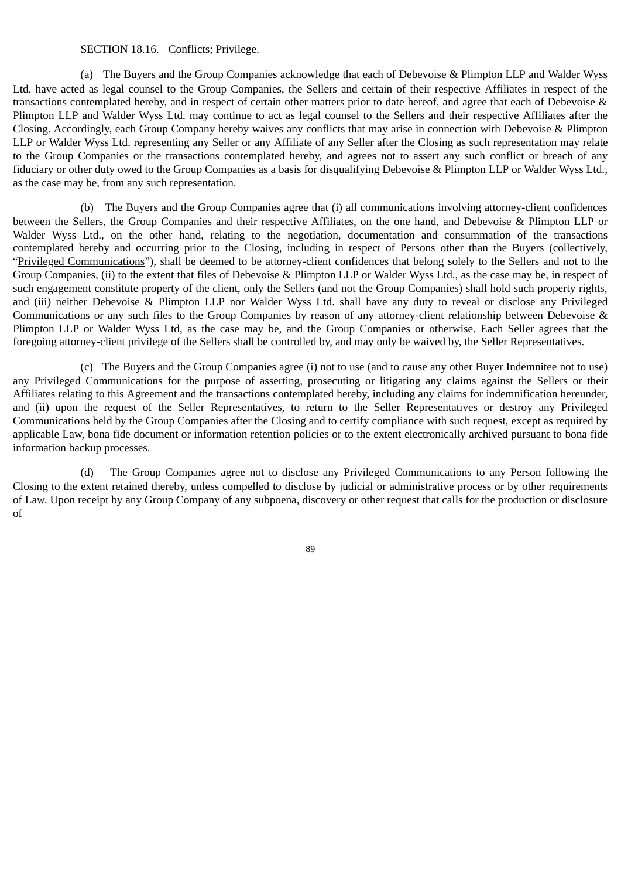SECTION 18.16. Conflicts; Privilege.

(a) The Buyers and the Group Companies acknowledge that each of Debevoise & Plimpton LLP and Walder Wyss Ltd. have acted as legal counsel to the Group Companies, the Sellers and certain of their respective Affiliates in respect of the transactions contemplated hereby, and in respect of certain other matters prior to date hereof, and agree that each of Debevoise & Plimpton LLP and Walder Wyss Ltd. may continue to act as legal counsel to the Sellers and their respective Affiliates after the Closing. Accordingly, each Group Company hereby waives any conflicts that may arise in connection with Debevoise & Plimpton LLP or Walder Wyss Ltd. representing any Seller or any Affiliate of any Seller after the Closing as such representation may relate to the Group Companies or the transactions contemplated hereby, and agrees not to assert any such conflict or breach of any fiduciary or other duty owed to the Group Companies as a basis for disqualifying Debevoise & Plimpton LLP or Walder Wyss Ltd., as the case may be, from any such representation.

(b) The Buyers and the Group Companies agree that (i) all communications involving attorney-client confidences between the Sellers, the Group Companies and their respective Affiliates, on the one hand, and Debevoise & Plimpton LLP or Walder Wyss Ltd., on the other hand, relating to the negotiation, documentation and consummation of the transactions contemplated hereby and occurring prior to the Closing, including in respect of Persons other than the Buyers (collectively, "Privileged Communications"), shall be deemed to be attorney-client confidences that belong solely to the Sellers and not to the Group Companies, (ii) to the extent that files of Debevoise & Plimpton LLP or Walder Wyss Ltd., as the case may be, in respect of such engagement constitute property of the client, only the Sellers (and not the Group Companies) shall hold such property rights, and (iii) neither Debevoise & Plimpton LLP nor Walder Wyss Ltd. shall have any duty to reveal or disclose any Privileged Communications or any such files to the Group Companies by reason of any attorney-client relationship between Debevoise & Plimpton LLP or Walder Wyss Ltd, as the case may be, and the Group Companies or otherwise. Each Seller agrees that the foregoing attorney-client privilege of the Sellers shall be controlled by, and may only be waived by, the Seller Representatives.

(c) The Buyers and the Group Companies agree (i) not to use (and to cause any other Buyer Indemnitee not to use) any Privileged Communications for the purpose of asserting, prosecuting or litigating any claims against the Sellers or their Affiliates relating to this Agreement and the transactions contemplated hereby, including any claims for indemnification hereunder, and (ii) upon the request of the Seller Representatives, to return to the Seller Representatives or destroy any Privileged Communications held by the Group Companies after the Closing and to certify compliance with such request, except as required by applicable Law, bona fide document or information retention policies or to the extent electronically archived pursuant to bona fide information backup processes.

(d) The Group Companies agree not to disclose any Privileged Communications to any Person following the Closing to the extent retained thereby, unless compelled to disclose by judicial or administrative process or by other requirements of Law. Upon receipt by any Group Company of any subpoena, discovery or other request that calls for the production or disclosure of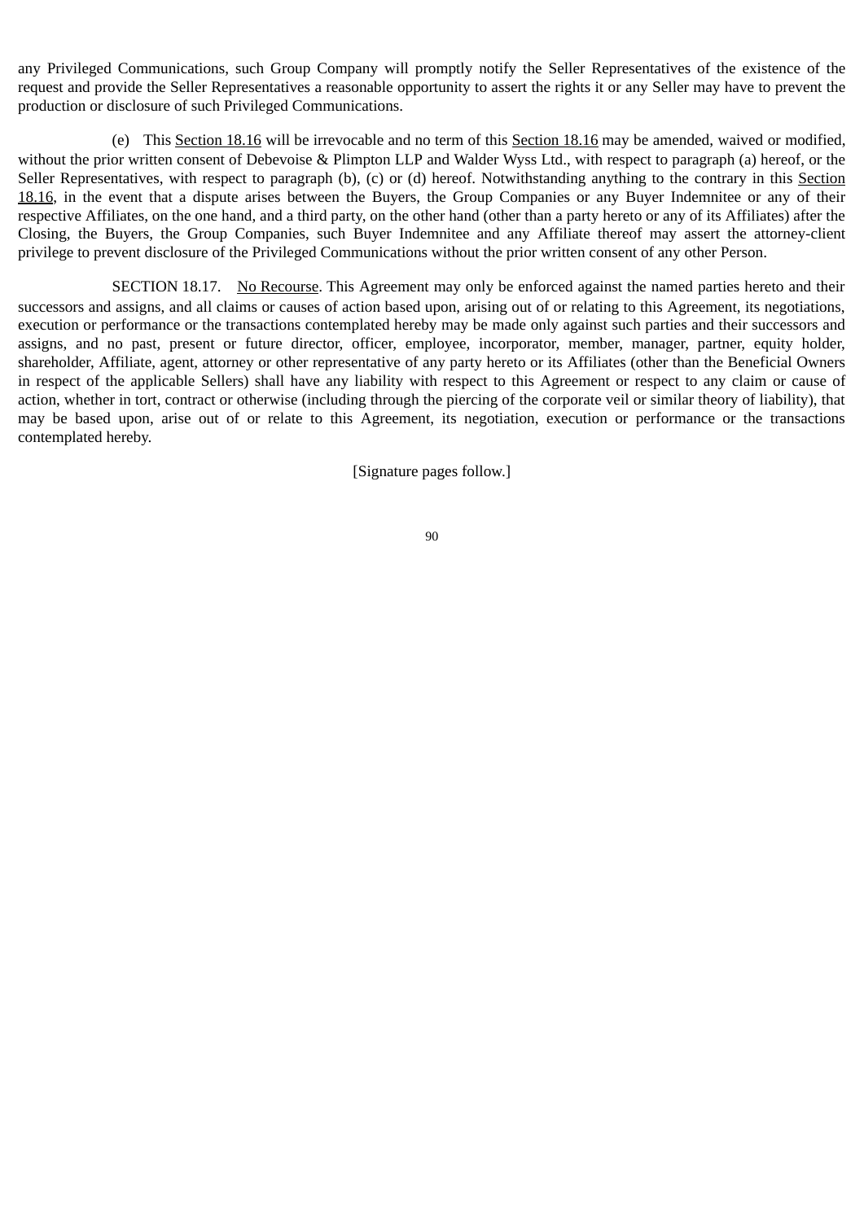any Privileged Communications, such Group Company will promptly notify the Seller Representatives of the existence of the request and provide the Seller Representatives a reasonable opportunity to assert the rights it or any Seller may have to prevent the production or disclosure of such Privileged Communications.

(e) This Section 18.16 will be irrevocable and no term of this Section 18.16 may be amended, waived or modified, without the prior written consent of Debevoise & Plimpton LLP and Walder Wyss Ltd., with respect to paragraph (a) hereof, or the Seller Representatives, with respect to paragraph (b), (c) or (d) hereof. Notwithstanding anything to the contrary in this Section 18.16, in the event that a dispute arises between the Buyers, the Group Companies or any Buyer Indemnitee or any of their respective Affiliates, on the one hand, and a third party, on the other hand (other than a party hereto or any of its Affiliates) after the Closing, the Buyers, the Group Companies, such Buyer Indemnitee and any Affiliate thereof may assert the attorney-client privilege to prevent disclosure of the Privileged Communications without the prior written consent of any other Person.

SECTION 18.17. No Recourse. This Agreement may only be enforced against the named parties hereto and their successors and assigns, and all claims or causes of action based upon, arising out of or relating to this Agreement, its negotiations, execution or performance or the transactions contemplated hereby may be made only against such parties and their successors and assigns, and no past, present or future director, officer, employee, incorporator, member, manager, partner, equity holder, shareholder, Affiliate, agent, attorney or other representative of any party hereto or its Affiliates (other than the Beneficial Owners in respect of the applicable Sellers) shall have any liability with respect to this Agreement or respect to any claim or cause of action, whether in tort, contract or otherwise (including through the piercing of the corporate veil or similar theory of liability), that may be based upon, arise out of or relate to this Agreement, its negotiation, execution or performance or the transactions contemplated hereby.

[Signature pages follow.]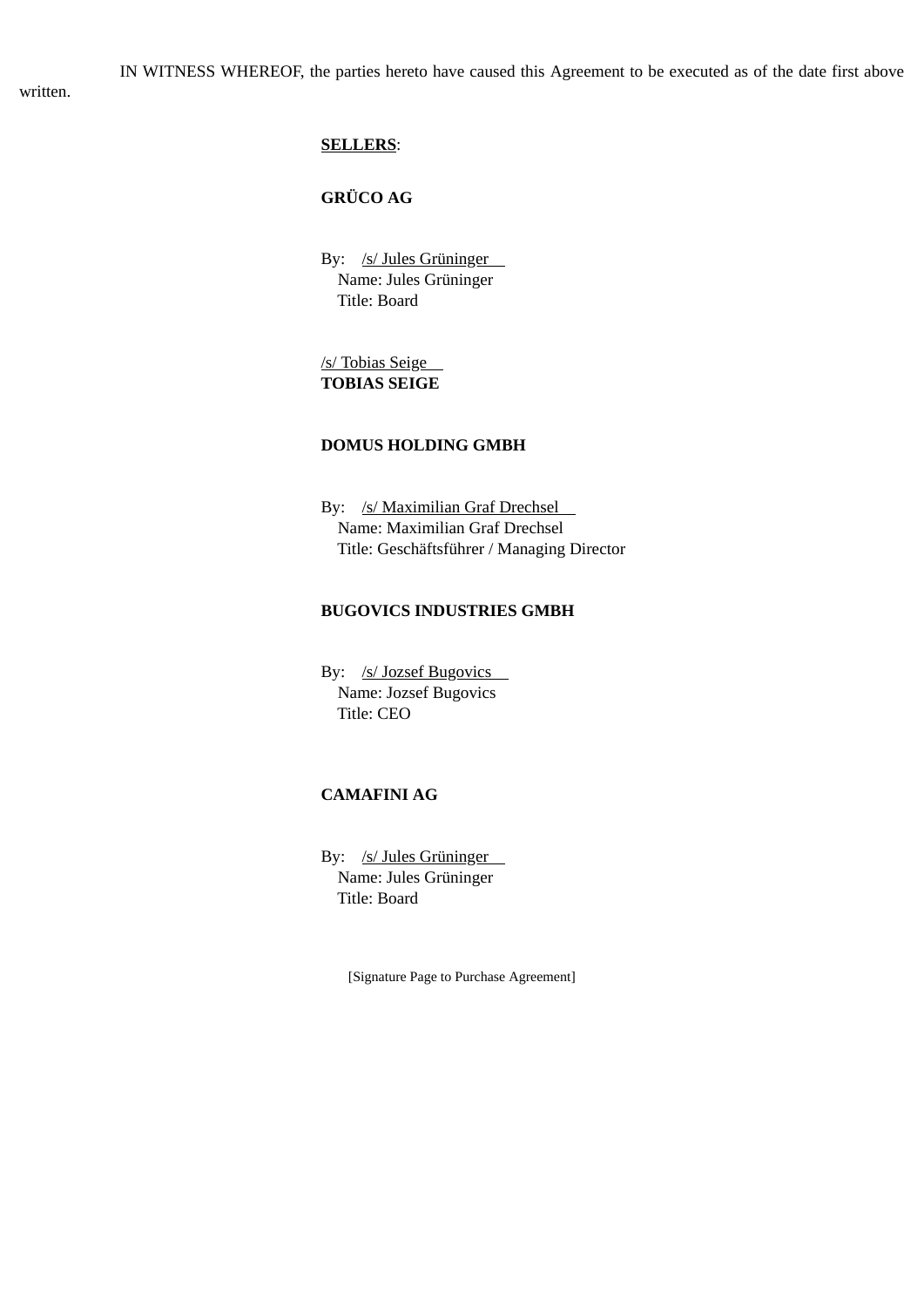IN WITNESS WHEREOF, the parties hereto have caused this Agreement to be executed as of the date first above written.

**SELLERS**:

**GRÜCO AG**

By: /s/ Jules Grüninger
Name: Jules Grüninger
Title: Board

/s/ Tobias Seige
**TOBIAS SEIGE**

**DOMUS HOLDING GMBH**

By: /s/ Maximilian Graf Drechsel
Name: Maximilian Graf Drechsel
Title: Geschäftsführer / Managing Director

**BUGOVICS INDUSTRIES GMBH**

By: /s/ Jozsef Bugovics
Name: Jozsef Bugovics
Title: CEO

**CAMAFINI AG**

By: /s/ Jules Grüninger
Name: Jules Grüninger
Title: Board

[Signature Page to Purchase Agreement]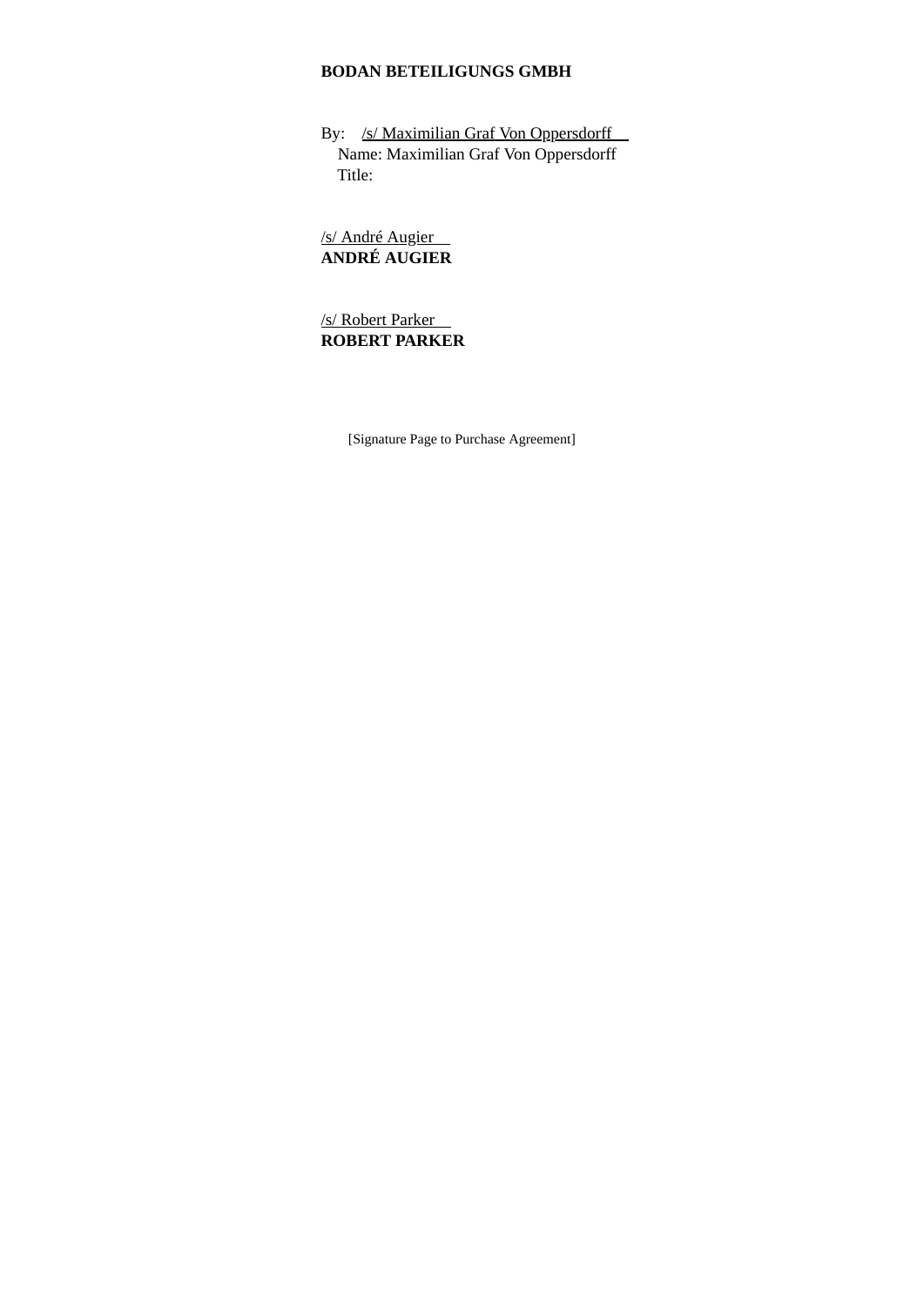**BODAN BETEILIGUNGS GMBH**

By: /s/ Maximilian Graf Von Oppersdorff
Name: Maximilian Graf Von Oppersdorff
Title:

/s/ André Augier
**ANDRÉ AUGIER**

/s/ Robert Parker
**ROBERT PARKER**

[Signature Page to Purchase Agreement]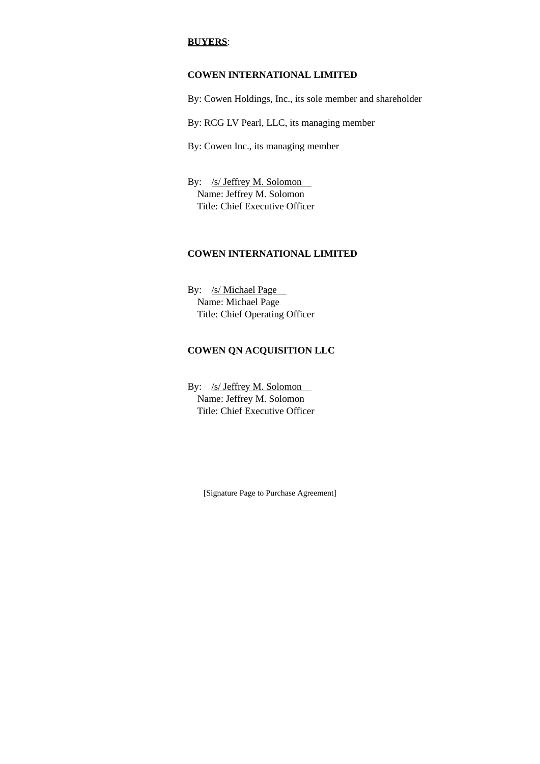**BUYERS**:

**COWEN INTERNATIONAL LIMITED**

By: Cowen Holdings, Inc., its sole member and shareholder

By: RCG LV Pearl, LLC, its managing member

By: Cowen Inc., its managing member

By: /s/ Jeffrey M. Solomon
Name: Jeffrey M. Solomon
Title: Chief Executive Officer

**COWEN INTERNATIONAL LIMITED**

By: /s/ Michael Page
Name: Michael Page
Title: Chief Operating Officer

**COWEN QN ACQUISITION LLC**

By: /s/ Jeffrey M. Solomon
Name: Jeffrey M. Solomon
Title: Chief Executive Officer

[Signature Page to Purchase Agreement]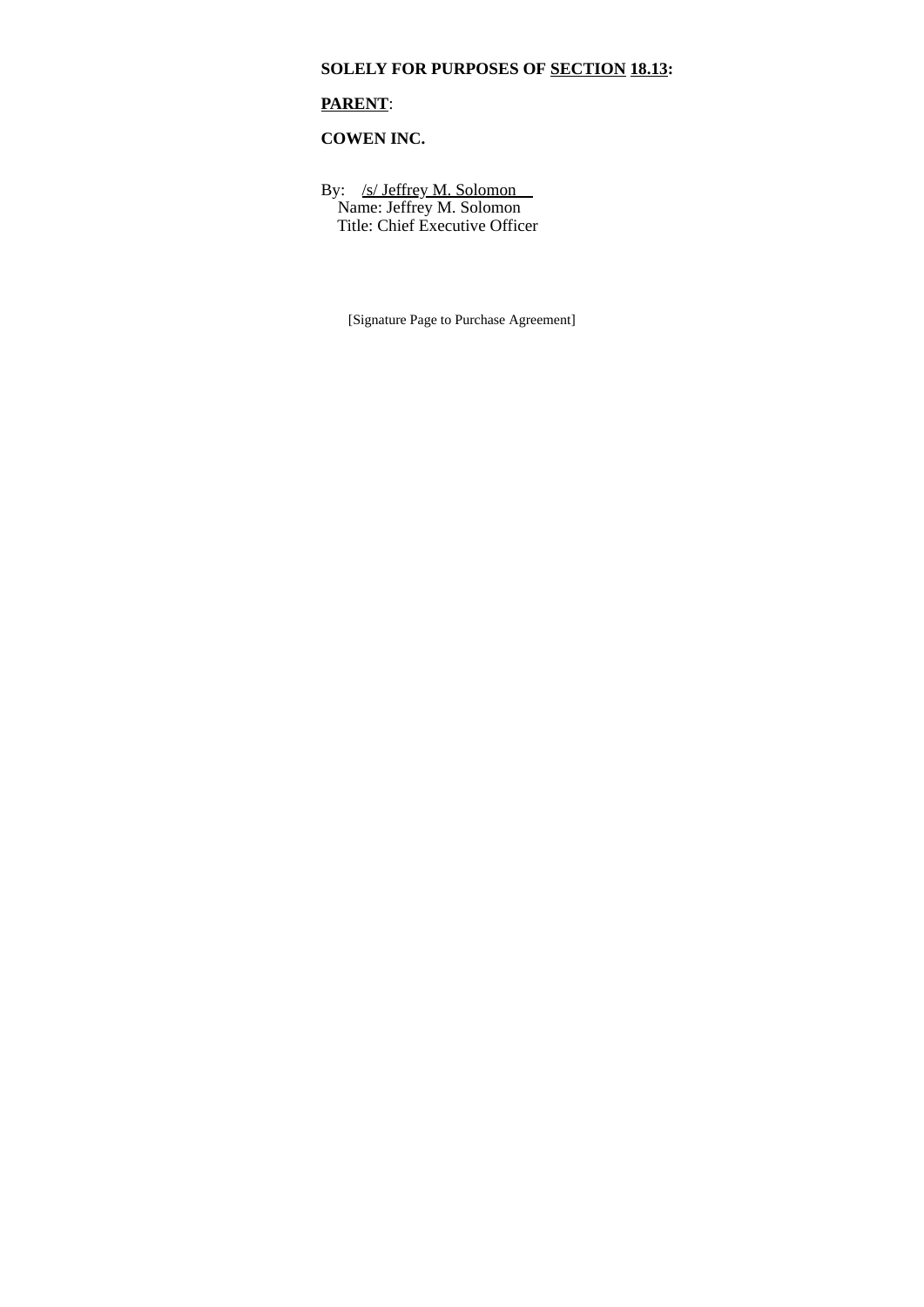**SOLELY FOR PURPOSES OF SECTION 18.13:**

**PARENT**:

**COWEN INC.**

By: /s/ Jeffrey M. Solomon
Name: Jeffrey M. Solomon
Title: Chief Executive Officer

[Signature Page to Purchase Agreement]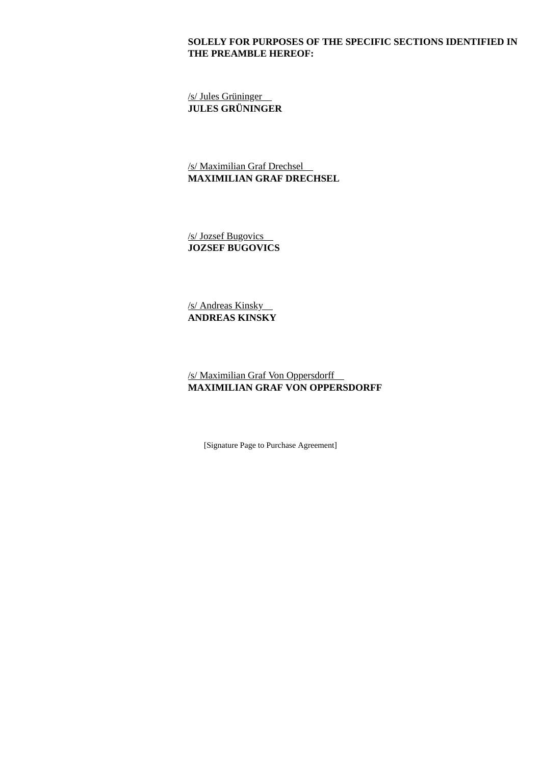**SOLELY FOR PURPOSES OF THE SPECIFIC SECTIONS IDENTIFIED IN THE PREAMBLE HEREOF:**

/s/ Jules Grüninger
**JULES GRÜNINGER**

/s/ Maximilian Graf Drechsel
**MAXIMILIAN GRAF DRECHSEL**

/s/ Jozsef Bugovics
**JOZSEF BUGOVICS**

/s/ Andreas Kinsky
**ANDREAS KINSKY**

/s/ Maximilian Graf Von Oppersdorff
**MAXIMILIAN GRAF VON OPPERSDORFF**

[Signature Page to Purchase Agreement]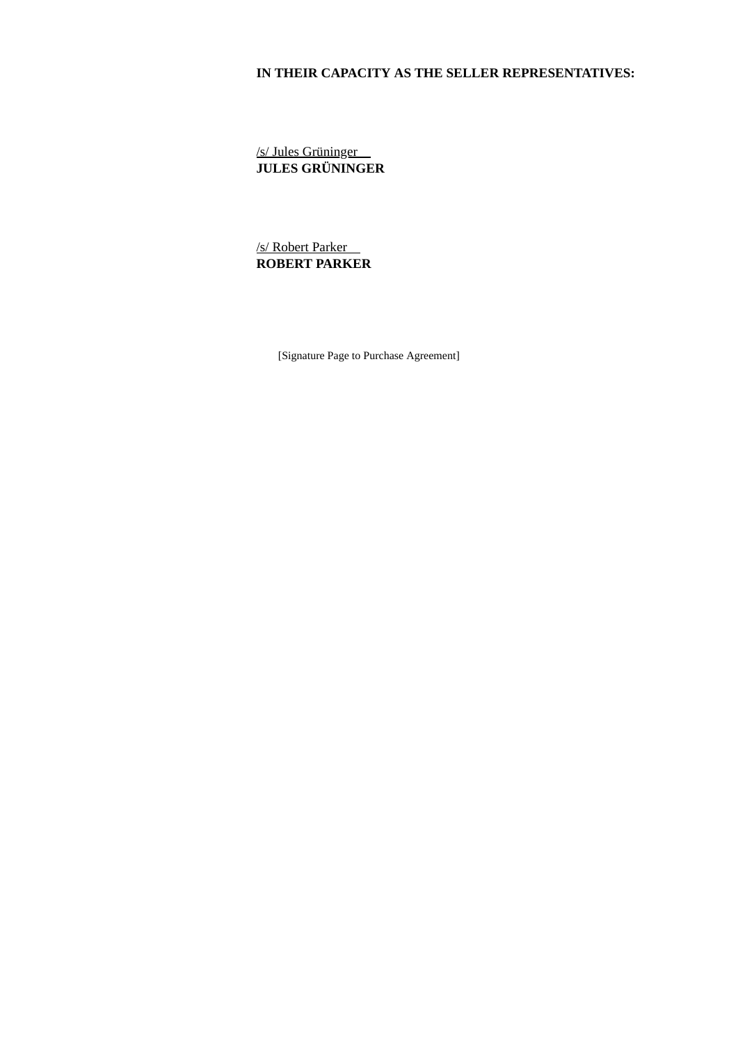**IN THEIR CAPACITY AS THE SELLER REPRESENTATIVES:**

/s/ Jules Grüninger
**JULES GRÜNINGER**

/s/ Robert Parker
**ROBERT PARKER**

[Signature Page to Purchase Agreement]